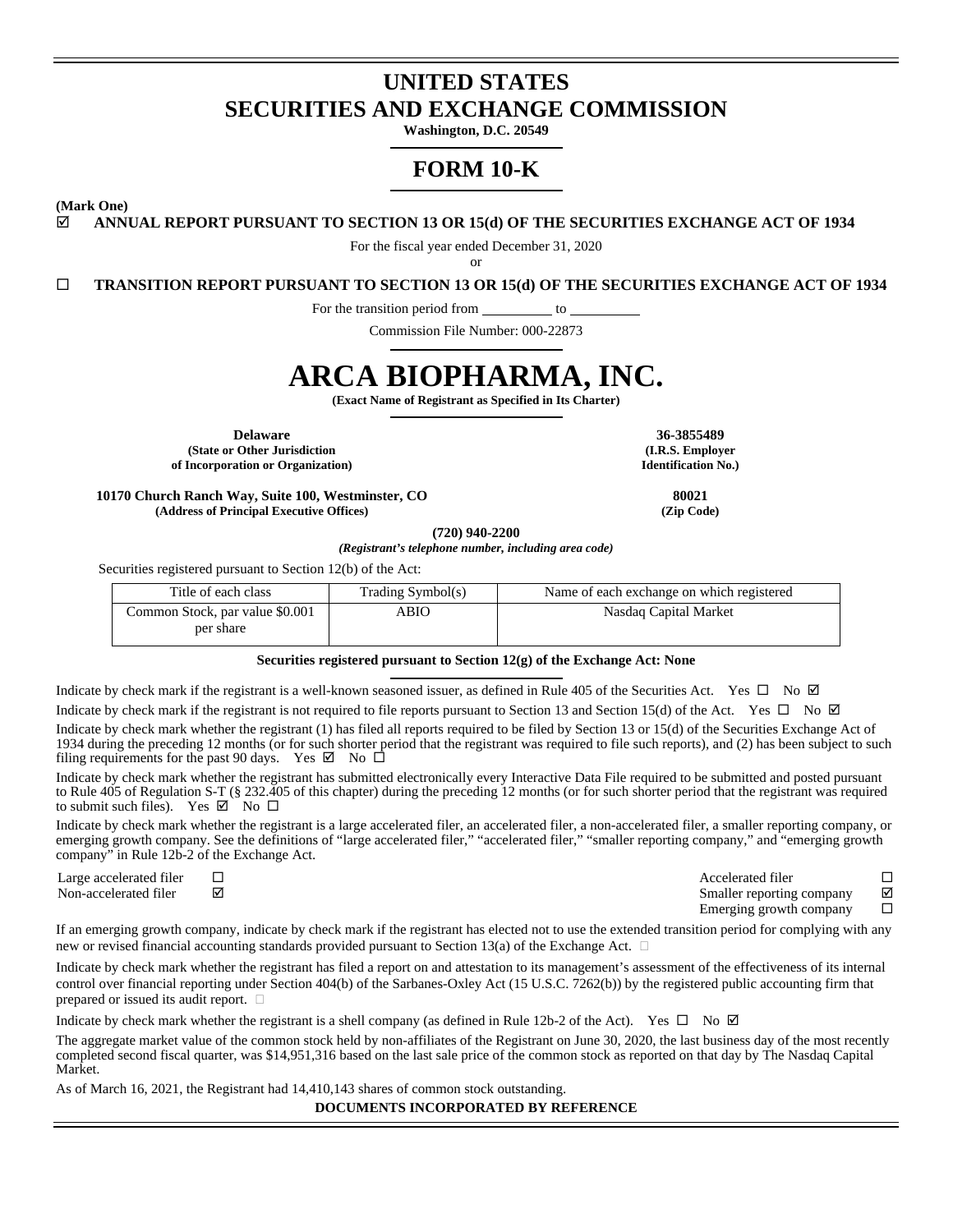# UNITED STATES
# SECURITIES AND EXCHANGE COMMISSION

**Washington, D.C. 20549**

# FORM 10-K

**(Mark One)**

☑ **ANNUAL REPORT PURSUANT TO SECTION 13 OR 15(d) OF THE SECURITIES EXCHANGE ACT OF 1934**

For the fiscal year ended December 31, 2020

or

☐ **TRANSITION REPORT PURSUANT TO SECTION 13 OR 15(d) OF THE SECURITIES EXCHANGE ACT OF 1934**

For the transition period from __________ to __________

Commission File Number: 000-22873

# ARCA BIOPHARMA, INC.

**(Exact Name of Registrant as Specified in Its Charter)**

| **Delaware** | **36-3855489** |
|---|---|
| **(State or Other Jurisdiction of Incorporation or Organization)** | **(I.R.S. Employer Identification No.)** |
| **10170 Church Ranch Way, Suite 100, Westminster, CO** | **80021** |
| **(Address of Principal Executive Offices)** | **(Zip Code)** |

**(720) 940-2200**

***(Registrant's telephone number, including area code)***

Securities registered pursuant to Section 12(b) of the Act:

| Title of each class | Trading Symbol(s) | Name of each exchange on which registered |
|---|---|---|
| Common Stock, par value $0.001 per share | ABIO | Nasdaq Capital Market |

**Securities registered pursuant to Section 12(g) of the Exchange Act: None**

Indicate by check mark if the registrant is a well-known seasoned issuer, as defined in Rule 405 of the Securities Act. Yes ☐ No ☑

Indicate by check mark if the registrant is not required to file reports pursuant to Section 13 and Section 15(d) of the Act. Yes ☐ No ☑

Indicate by check mark whether the registrant (1) has filed all reports required to be filed by Section 13 or 15(d) of the Securities Exchange Act of 1934 during the preceding 12 months (or for such shorter period that the registrant was required to file such reports), and (2) has been subject to such filing requirements for the past 90 days. Yes ☑ No ☐

Indicate by check mark whether the registrant has submitted electronically every Interactive Data File required to be submitted and posted pursuant to Rule 405 of Regulation S-T (§ 232.405 of this chapter) during the preceding 12 months (or for such shorter period that the registrant was required to submit such files). Yes ☑ No ☐

Indicate by check mark whether the registrant is a large accelerated filer, an accelerated filer, a non-accelerated filer, a smaller reporting company, or emerging growth company. See the definitions of "large accelerated filer," "accelerated filer," "smaller reporting company," and "emerging growth company" in Rule 12b-2 of the Exchange Act.

| | | | |
|---|---|---|---|
| Large accelerated filer | ☐ | Accelerated filer | ☐ |
| Non-accelerated filer | ☑ | Smaller reporting company | ☑ |
| | | Emerging growth company | ☐ |

If an emerging growth company, indicate by check mark if the registrant has elected not to use the extended transition period for complying with any new or revised financial accounting standards provided pursuant to Section 13(a) of the Exchange Act. ☐

Indicate by check mark whether the registrant has filed a report on and attestation to its management's assessment of the effectiveness of its internal control over financial reporting under Section 404(b) of the Sarbanes-Oxley Act (15 U.S.C. 7262(b)) by the registered public accounting firm that prepared or issued its audit report. ☐

Indicate by check mark whether the registrant is a shell company (as defined in Rule 12b-2 of the Act). Yes ☐ No ☑

The aggregate market value of the common stock held by non-affiliates of the Registrant on June 30, 2020, the last business day of the most recently completed second fiscal quarter, was $14,951,316 based on the last sale price of the common stock as reported on that day by The Nasdaq Capital Market.

As of March 16, 2021, the Registrant had 14,410,143 shares of common stock outstanding.

**DOCUMENTS INCORPORATED BY REFERENCE**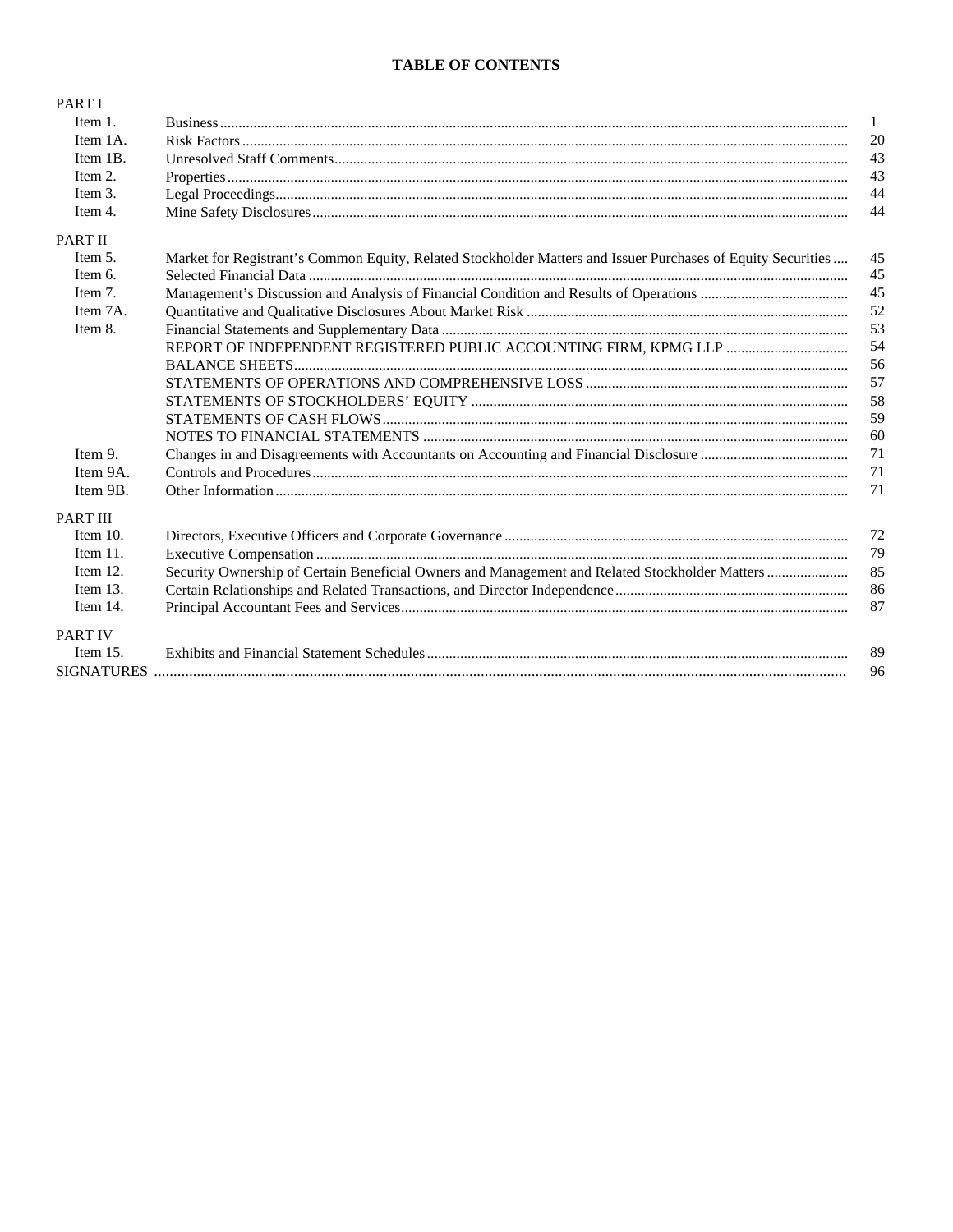# TABLE OF CONTENTS

| | | |
|---|---|---|
| PART I | | |
| Item 1. | Business | 1 |
| Item 1A. | Risk Factors | 20 |
| Item 1B. | Unresolved Staff Comments | 43 |
| Item 2. | Properties | 43 |
| Item 3. | Legal Proceedings | 44 |
| Item 4. | Mine Safety Disclosures | 44 |
| PART II | | |
| Item 5. | Market for Registrant's Common Equity, Related Stockholder Matters and Issuer Purchases of Equity Securities | 45 |
| Item 6. | Selected Financial Data | 45 |
| Item 7. | Management's Discussion and Analysis of Financial Condition and Results of Operations | 45 |
| Item 7A. | Quantitative and Qualitative Disclosures About Market Risk | 52 |
| Item 8. | Financial Statements and Supplementary Data | 53 |
| | REPORT OF INDEPENDENT REGISTERED PUBLIC ACCOUNTING FIRM, KPMG LLP | 54 |
| | BALANCE SHEETS | 56 |
| | STATEMENTS OF OPERATIONS AND COMPREHENSIVE LOSS | 57 |
| | STATEMENTS OF STOCKHOLDERS' EQUITY | 58 |
| | STATEMENTS OF CASH FLOWS | 59 |
| | NOTES TO FINANCIAL STATEMENTS | 60 |
| Item 9. | Changes in and Disagreements with Accountants on Accounting and Financial Disclosure | 71 |
| Item 9A. | Controls and Procedures | 71 |
| Item 9B. | Other Information | 71 |
| PART III | | |
| Item 10. | Directors, Executive Officers and Corporate Governance | 72 |
| Item 11. | Executive Compensation | 79 |
| Item 12. | Security Ownership of Certain Beneficial Owners and Management and Related Stockholder Matters | 85 |
| Item 13. | Certain Relationships and Related Transactions, and Director Independence | 86 |
| Item 14. | Principal Accountant Fees and Services | 87 |
| PART IV | | |
| Item 15. | Exhibits and Financial Statement Schedules | 89 |
| SIGNATURES | | 96 |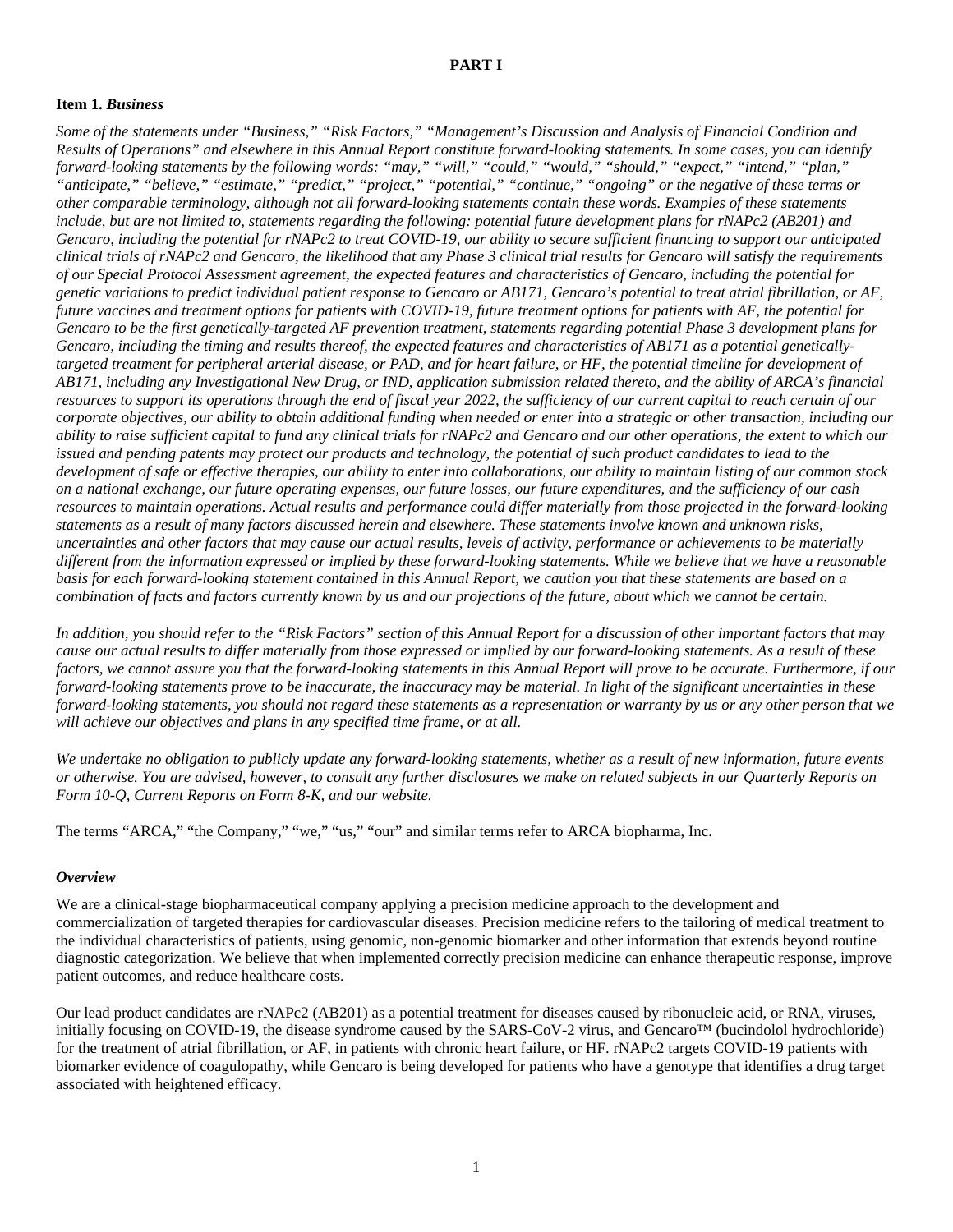# PART I

## Item 1. *Business*

*Some of the statements under "Business," "Risk Factors," "Management's Discussion and Analysis of Financial Condition and Results of Operations" and elsewhere in this Annual Report constitute forward-looking statements. In some cases, you can identify forward-looking statements by the following words: "may," "will," "could," "would," "should," "expect," "intend," "plan," "anticipate," "believe," "estimate," "predict," "project," "potential," "continue," "ongoing" or the negative of these terms or other comparable terminology, although not all forward-looking statements contain these words. Examples of these statements include, but are not limited to, statements regarding the following: potential future development plans for rNAPc2 (AB201) and Gencaro, including the potential for rNAPc2 to treat COVID-19, our ability to secure sufficient financing to support our anticipated clinical trials of rNAPc2 and Gencaro, the likelihood that any Phase 3 clinical trial results for Gencaro will satisfy the requirements of our Special Protocol Assessment agreement, the expected features and characteristics of Gencaro, including the potential for genetic variations to predict individual patient response to Gencaro or AB171, Gencaro's potential to treat atrial fibrillation, or AF, future vaccines and treatment options for patients with COVID-19, future treatment options for patients with AF, the potential for Gencaro to be the first genetically-targeted AF prevention treatment, statements regarding potential Phase 3 development plans for Gencaro, including the timing and results thereof, the expected features and characteristics of AB171 as a potential genetically-targeted treatment for peripheral arterial disease, or PAD, and for heart failure, or HF, the potential timeline for development of AB171, including any Investigational New Drug, or IND, application submission related thereto, and the ability of ARCA's financial resources to support its operations through the end of fiscal year 2022, the sufficiency of our current capital to reach certain of our corporate objectives, our ability to obtain additional funding when needed or enter into a strategic or other transaction, including our ability to raise sufficient capital to fund any clinical trials for rNAPc2 and Gencaro and our other operations, the extent to which our issued and pending patents may protect our products and technology, the potential of such product candidates to lead to the development of safe or effective therapies, our ability to enter into collaborations, our ability to maintain listing of our common stock on a national exchange, our future operating expenses, our future losses, our future expenditures, and the sufficiency of our cash resources to maintain operations. Actual results and performance could differ materially from those projected in the forward-looking statements as a result of many factors discussed herein and elsewhere. These statements involve known and unknown risks, uncertainties and other factors that may cause our actual results, levels of activity, performance or achievements to be materially different from the information expressed or implied by these forward-looking statements. While we believe that we have a reasonable basis for each forward-looking statement contained in this Annual Report, we caution you that these statements are based on a combination of facts and factors currently known by us and our projections of the future, about which we cannot be certain.*

*In addition, you should refer to the "Risk Factors" section of this Annual Report for a discussion of other important factors that may cause our actual results to differ materially from those expressed or implied by our forward-looking statements. As a result of these factors, we cannot assure you that the forward-looking statements in this Annual Report will prove to be accurate. Furthermore, if our forward-looking statements prove to be inaccurate, the inaccuracy may be material. In light of the significant uncertainties in these forward-looking statements, you should not regard these statements as a representation or warranty by us or any other person that we will achieve our objectives and plans in any specified time frame, or at all.*

*We undertake no obligation to publicly update any forward-looking statements, whether as a result of new information, future events or otherwise. You are advised, however, to consult any further disclosures we make on related subjects in our Quarterly Reports on Form 10-Q, Current Reports on Form 8-K, and our website.*

The terms "ARCA," "the Company," "we," "us," "our" and similar terms refer to ARCA biopharma, Inc.

### *Overview*

We are a clinical-stage biopharmaceutical company applying a precision medicine approach to the development and commercialization of targeted therapies for cardiovascular diseases. Precision medicine refers to the tailoring of medical treatment to the individual characteristics of patients, using genomic, non-genomic biomarker and other information that extends beyond routine diagnostic categorization. We believe that when implemented correctly precision medicine can enhance therapeutic response, improve patient outcomes, and reduce healthcare costs.

Our lead product candidates are rNAPc2 (AB201) as a potential treatment for diseases caused by ribonucleic acid, or RNA, viruses, initially focusing on COVID-19, the disease syndrome caused by the SARS-CoV-2 virus, and Gencaro™ (bucindolol hydrochloride) for the treatment of atrial fibrillation, or AF, in patients with chronic heart failure, or HF. rNAPc2 targets COVID-19 patients with biomarker evidence of coagulopathy, while Gencaro is being developed for patients who have a genotype that identifies a drug target associated with heightened efficacy.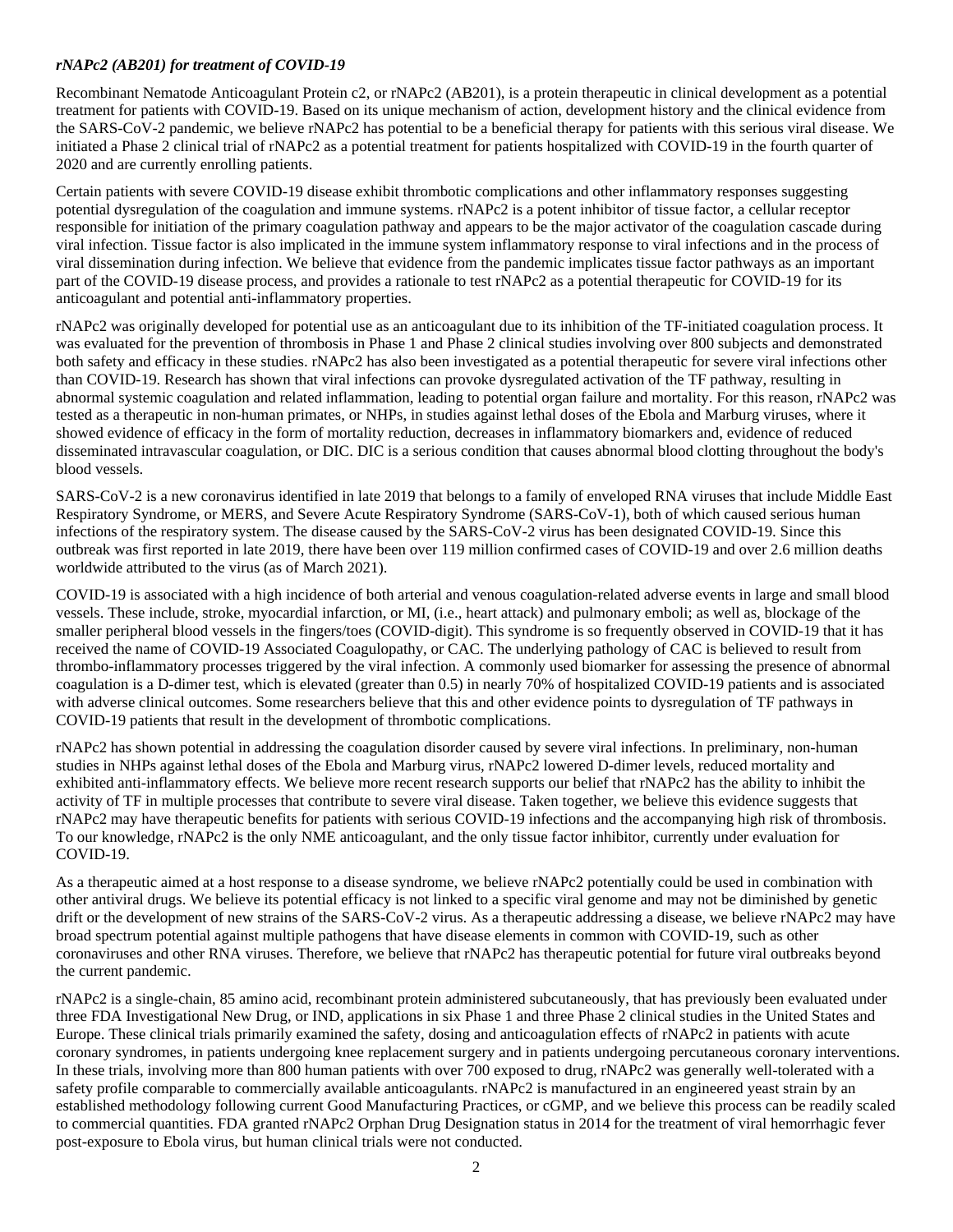***rNAPc2 (AB201) for treatment of COVID-19***

Recombinant Nematode Anticoagulant Protein c2, or rNAPc2 (AB201), is a protein therapeutic in clinical development as a potential treatment for patients with COVID-19. Based on its unique mechanism of action, development history and the clinical evidence from the SARS-CoV-2 pandemic, we believe rNAPc2 has potential to be a beneficial therapy for patients with this serious viral disease. We initiated a Phase 2 clinical trial of rNAPc2 as a potential treatment for patients hospitalized with COVID-19 in the fourth quarter of 2020 and are currently enrolling patients.

Certain patients with severe COVID-19 disease exhibit thrombotic complications and other inflammatory responses suggesting potential dysregulation of the coagulation and immune systems. rNAPc2 is a potent inhibitor of tissue factor, a cellular receptor responsible for initiation of the primary coagulation pathway and appears to be the major activator of the coagulation cascade during viral infection. Tissue factor is also implicated in the immune system inflammatory response to viral infections and in the process of viral dissemination during infection. We believe that evidence from the pandemic implicates tissue factor pathways as an important part of the COVID-19 disease process, and provides a rationale to test rNAPc2 as a potential therapeutic for COVID-19 for its anticoagulant and potential anti-inflammatory properties.

rNAPc2 was originally developed for potential use as an anticoagulant due to its inhibition of the TF-initiated coagulation process. It was evaluated for the prevention of thrombosis in Phase 1 and Phase 2 clinical studies involving over 800 subjects and demonstrated both safety and efficacy in these studies. rNAPc2 has also been investigated as a potential therapeutic for severe viral infections other than COVID-19. Research has shown that viral infections can provoke dysregulated activation of the TF pathway, resulting in abnormal systemic coagulation and related inflammation, leading to potential organ failure and mortality. For this reason, rNAPc2 was tested as a therapeutic in non-human primates, or NHPs, in studies against lethal doses of the Ebola and Marburg viruses, where it showed evidence of efficacy in the form of mortality reduction, decreases in inflammatory biomarkers and, evidence of reduced disseminated intravascular coagulation, or DIC. DIC is a serious condition that causes abnormal blood clotting throughout the body's blood vessels.

SARS-CoV-2 is a new coronavirus identified in late 2019 that belongs to a family of enveloped RNA viruses that include Middle East Respiratory Syndrome, or MERS, and Severe Acute Respiratory Syndrome (SARS-CoV-1), both of which caused serious human infections of the respiratory system. The disease caused by the SARS-CoV-2 virus has been designated COVID-19. Since this outbreak was first reported in late 2019, there have been over 119 million confirmed cases of COVID-19 and over 2.6 million deaths worldwide attributed to the virus (as of March 2021).

COVID-19 is associated with a high incidence of both arterial and venous coagulation-related adverse events in large and small blood vessels. These include, stroke, myocardial infarction, or MI, (i.e., heart attack) and pulmonary emboli; as well as, blockage of the smaller peripheral blood vessels in the fingers/toes (COVID-digit). This syndrome is so frequently observed in COVID-19 that it has received the name of COVID-19 Associated Coagulopathy, or CAC. The underlying pathology of CAC is believed to result from thrombo-inflammatory processes triggered by the viral infection. A commonly used biomarker for assessing the presence of abnormal coagulation is a D-dimer test, which is elevated (greater than 0.5) in nearly 70% of hospitalized COVID-19 patients and is associated with adverse clinical outcomes. Some researchers believe that this and other evidence points to dysregulation of TF pathways in COVID-19 patients that result in the development of thrombotic complications.

rNAPc2 has shown potential in addressing the coagulation disorder caused by severe viral infections. In preliminary, non-human studies in NHPs against lethal doses of the Ebola and Marburg virus, rNAPc2 lowered D-dimer levels, reduced mortality and exhibited anti-inflammatory effects. We believe more recent research supports our belief that rNAPc2 has the ability to inhibit the activity of TF in multiple processes that contribute to severe viral disease. Taken together, we believe this evidence suggests that rNAPc2 may have therapeutic benefits for patients with serious COVID-19 infections and the accompanying high risk of thrombosis. To our knowledge, rNAPc2 is the only NME anticoagulant, and the only tissue factor inhibitor, currently under evaluation for COVID-19.

As a therapeutic aimed at a host response to a disease syndrome, we believe rNAPc2 potentially could be used in combination with other antiviral drugs. We believe its potential efficacy is not linked to a specific viral genome and may not be diminished by genetic drift or the development of new strains of the SARS-CoV-2 virus. As a therapeutic addressing a disease, we believe rNAPc2 may have broad spectrum potential against multiple pathogens that have disease elements in common with COVID-19, such as other coronaviruses and other RNA viruses. Therefore, we believe that rNAPc2 has therapeutic potential for future viral outbreaks beyond the current pandemic.

rNAPc2 is a single-chain, 85 amino acid, recombinant protein administered subcutaneously, that has previously been evaluated under three FDA Investigational New Drug, or IND, applications in six Phase 1 and three Phase 2 clinical studies in the United States and Europe. These clinical trials primarily examined the safety, dosing and anticoagulation effects of rNAPc2 in patients with acute coronary syndromes, in patients undergoing knee replacement surgery and in patients undergoing percutaneous coronary interventions. In these trials, involving more than 800 human patients with over 700 exposed to drug, rNAPc2 was generally well-tolerated with a safety profile comparable to commercially available anticoagulants. rNAPc2 is manufactured in an engineered yeast strain by an established methodology following current Good Manufacturing Practices, or cGMP, and we believe this process can be readily scaled to commercial quantities. FDA granted rNAPc2 Orphan Drug Designation status in 2014 for the treatment of viral hemorrhagic fever post-exposure to Ebola virus, but human clinical trials were not conducted.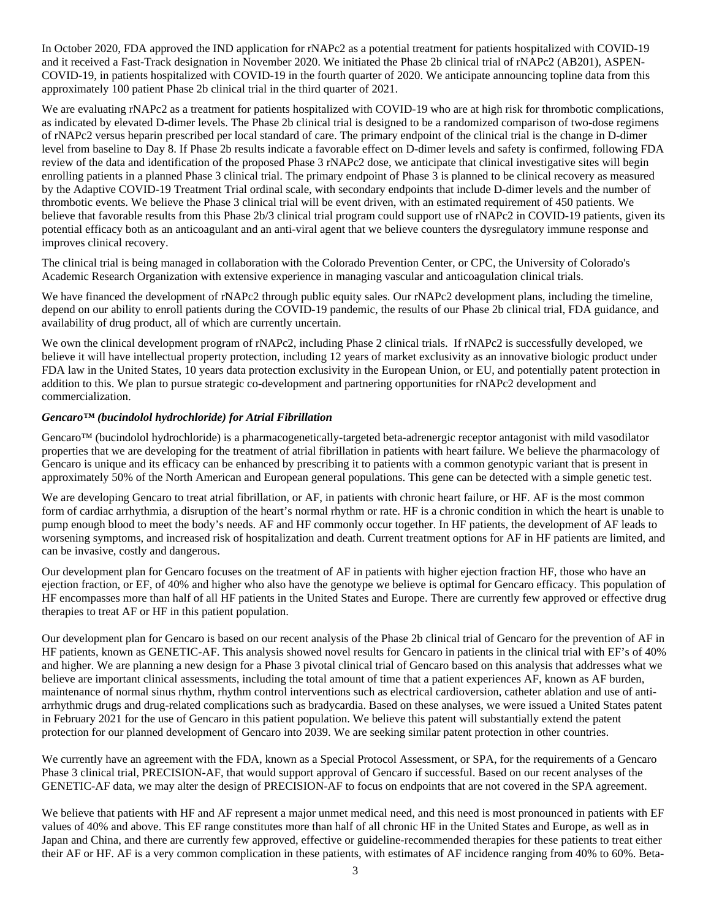In October 2020, FDA approved the IND application for rNAPc2 as a potential treatment for patients hospitalized with COVID-19 and it received a Fast-Track designation in November 2020. We initiated the Phase 2b clinical trial of rNAPc2 (AB201), ASPEN-COVID-19, in patients hospitalized with COVID-19 in the fourth quarter of 2020. We anticipate announcing topline data from this approximately 100 patient Phase 2b clinical trial in the third quarter of 2021.

We are evaluating rNAPc2 as a treatment for patients hospitalized with COVID-19 who are at high risk for thrombotic complications, as indicated by elevated D-dimer levels. The Phase 2b clinical trial is designed to be a randomized comparison of two-dose regimens of rNAPc2 versus heparin prescribed per local standard of care. The primary endpoint of the clinical trial is the change in D-dimer level from baseline to Day 8. If Phase 2b results indicate a favorable effect on D-dimer levels and safety is confirmed, following FDA review of the data and identification of the proposed Phase 3 rNAPc2 dose, we anticipate that clinical investigative sites will begin enrolling patients in a planned Phase 3 clinical trial. The primary endpoint of Phase 3 is planned to be clinical recovery as measured by the Adaptive COVID-19 Treatment Trial ordinal scale, with secondary endpoints that include D-dimer levels and the number of thrombotic events. We believe the Phase 3 clinical trial will be event driven, with an estimated requirement of 450 patients. We believe that favorable results from this Phase 2b/3 clinical trial program could support use of rNAPc2 in COVID-19 patients, given its potential efficacy both as an anticoagulant and an anti-viral agent that we believe counters the dysregulatory immune response and improves clinical recovery.

The clinical trial is being managed in collaboration with the Colorado Prevention Center, or CPC, the University of Colorado's Academic Research Organization with extensive experience in managing vascular and anticoagulation clinical trials.

We have financed the development of rNAPc2 through public equity sales. Our rNAPc2 development plans, including the timeline, depend on our ability to enroll patients during the COVID-19 pandemic, the results of our Phase 2b clinical trial, FDA guidance, and availability of drug product, all of which are currently uncertain.

We own the clinical development program of rNAPc2, including Phase 2 clinical trials. If rNAPc2 is successfully developed, we believe it will have intellectual property protection, including 12 years of market exclusivity as an innovative biologic product under FDA law in the United States, 10 years data protection exclusivity in the European Union, or EU, and potentially patent protection in addition to this. We plan to pursue strategic co-development and partnering opportunities for rNAPc2 development and commercialization.

***Gencaro™ (bucindolol hydrochloride) for Atrial Fibrillation***

Gencaro™ (bucindolol hydrochloride) is a pharmacogenetically-targeted beta-adrenergic receptor antagonist with mild vasodilator properties that we are developing for the treatment of atrial fibrillation in patients with heart failure. We believe the pharmacology of Gencaro is unique and its efficacy can be enhanced by prescribing it to patients with a common genotypic variant that is present in approximately 50% of the North American and European general populations. This gene can be detected with a simple genetic test.

We are developing Gencaro to treat atrial fibrillation, or AF, in patients with chronic heart failure, or HF. AF is the most common form of cardiac arrhythmia, a disruption of the heart's normal rhythm or rate. HF is a chronic condition in which the heart is unable to pump enough blood to meet the body's needs. AF and HF commonly occur together. In HF patients, the development of AF leads to worsening symptoms, and increased risk of hospitalization and death. Current treatment options for AF in HF patients are limited, and can be invasive, costly and dangerous.

Our development plan for Gencaro focuses on the treatment of AF in patients with higher ejection fraction HF, those who have an ejection fraction, or EF, of 40% and higher who also have the genotype we believe is optimal for Gencaro efficacy. This population of HF encompasses more than half of all HF patients in the United States and Europe. There are currently few approved or effective drug therapies to treat AF or HF in this patient population.

Our development plan for Gencaro is based on our recent analysis of the Phase 2b clinical trial of Gencaro for the prevention of AF in HF patients, known as GENETIC-AF. This analysis showed novel results for Gencaro in patients in the clinical trial with EF's of 40% and higher. We are planning a new design for a Phase 3 pivotal clinical trial of Gencaro based on this analysis that addresses what we believe are important clinical assessments, including the total amount of time that a patient experiences AF, known as AF burden, maintenance of normal sinus rhythm, rhythm control interventions such as electrical cardioversion, catheter ablation and use of anti-arrhythmic drugs and drug-related complications such as bradycardia. Based on these analyses, we were issued a United States patent in February 2021 for the use of Gencaro in this patient population. We believe this patent will substantially extend the patent protection for our planned development of Gencaro into 2039. We are seeking similar patent protection in other countries.

We currently have an agreement with the FDA, known as a Special Protocol Assessment, or SPA, for the requirements of a Gencaro Phase 3 clinical trial, PRECISION-AF, that would support approval of Gencaro if successful. Based on our recent analyses of the GENETIC-AF data, we may alter the design of PRECISION-AF to focus on endpoints that are not covered in the SPA agreement.

We believe that patients with HF and AF represent a major unmet medical need, and this need is most pronounced in patients with EF values of 40% and above. This EF range constitutes more than half of all chronic HF in the United States and Europe, as well as in Japan and China, and there are currently few approved, effective or guideline-recommended therapies for these patients to treat either their AF or HF. AF is a very common complication in these patients, with estimates of AF incidence ranging from 40% to 60%. Beta-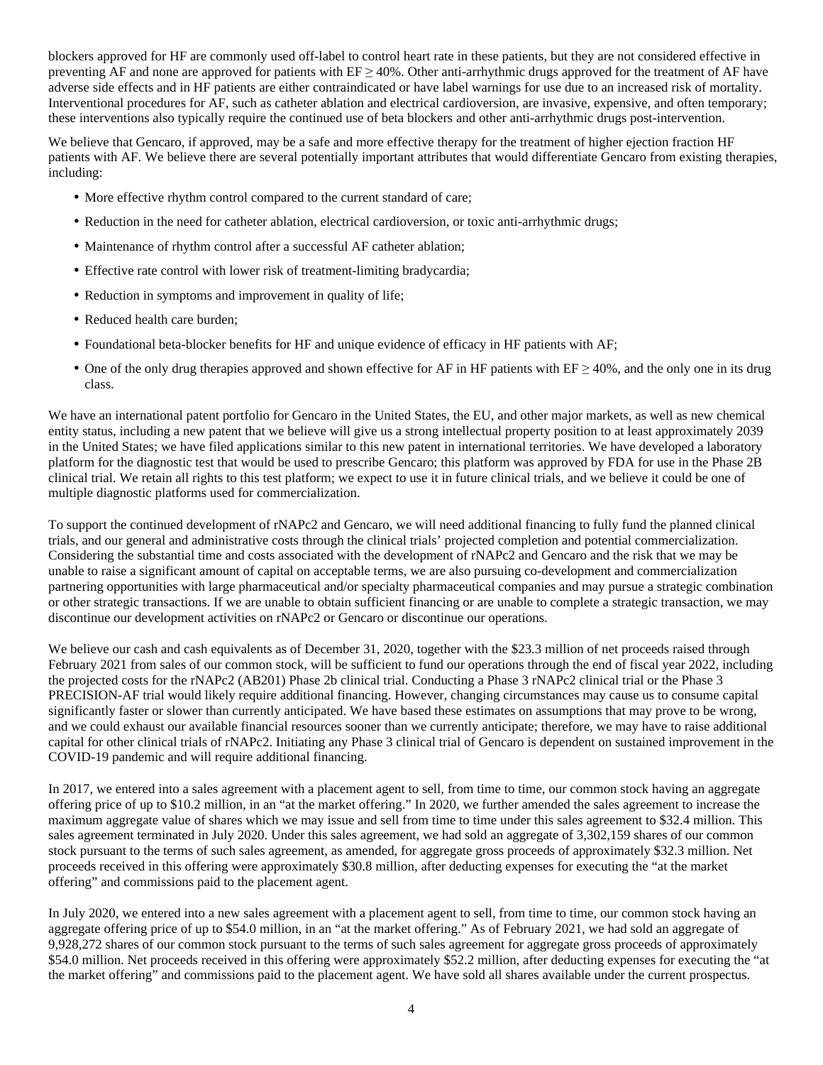blockers approved for HF are commonly used off-label to control heart rate in these patients, but they are not considered effective in preventing AF and none are approved for patients with EF ≥ 40%. Other anti-arrhythmic drugs approved for the treatment of AF have adverse side effects and in HF patients are either contraindicated or have label warnings for use due to an increased risk of mortality. Interventional procedures for AF, such as catheter ablation and electrical cardioversion, are invasive, expensive, and often temporary; these interventions also typically require the continued use of beta blockers and other anti-arrhythmic drugs post-intervention.

We believe that Gencaro, if approved, may be a safe and more effective therapy for the treatment of higher ejection fraction HF patients with AF. We believe there are several potentially important attributes that would differentiate Gencaro from existing therapies, including:

- More effective rhythm control compared to the current standard of care;
- Reduction in the need for catheter ablation, electrical cardioversion, or toxic anti-arrhythmic drugs;
- Maintenance of rhythm control after a successful AF catheter ablation;
- Effective rate control with lower risk of treatment-limiting bradycardia;
- Reduction in symptoms and improvement in quality of life;
- Reduced health care burden;
- Foundational beta-blocker benefits for HF and unique evidence of efficacy in HF patients with AF;
- One of the only drug therapies approved and shown effective for AF in HF patients with EF ≥ 40%, and the only one in its drug class.

We have an international patent portfolio for Gencaro in the United States, the EU, and other major markets, as well as new chemical entity status, including a new patent that we believe will give us a strong intellectual property position to at least approximately 2039 in the United States; we have filed applications similar to this new patent in international territories. We have developed a laboratory platform for the diagnostic test that would be used to prescribe Gencaro; this platform was approved by FDA for use in the Phase 2B clinical trial. We retain all rights to this test platform; we expect to use it in future clinical trials, and we believe it could be one of multiple diagnostic platforms used for commercialization.

To support the continued development of rNAPc2 and Gencaro, we will need additional financing to fully fund the planned clinical trials, and our general and administrative costs through the clinical trials' projected completion and potential commercialization. Considering the substantial time and costs associated with the development of rNAPc2 and Gencaro and the risk that we may be unable to raise a significant amount of capital on acceptable terms, we are also pursuing co-development and commercialization partnering opportunities with large pharmaceutical and/or specialty pharmaceutical companies and may pursue a strategic combination or other strategic transactions. If we are unable to obtain sufficient financing or are unable to complete a strategic transaction, we may discontinue our development activities on rNAPc2 or Gencaro or discontinue our operations.

We believe our cash and cash equivalents as of December 31, 2020, together with the $23.3 million of net proceeds raised through February 2021 from sales of our common stock, will be sufficient to fund our operations through the end of fiscal year 2022, including the projected costs for the rNAPc2 (AB201) Phase 2b clinical trial. Conducting a Phase 3 rNAPc2 clinical trial or the Phase 3 PRECISION-AF trial would likely require additional financing. However, changing circumstances may cause us to consume capital significantly faster or slower than currently anticipated. We have based these estimates on assumptions that may prove to be wrong, and we could exhaust our available financial resources sooner than we currently anticipate; therefore, we may have to raise additional capital for other clinical trials of rNAPc2. Initiating any Phase 3 clinical trial of Gencaro is dependent on sustained improvement in the COVID-19 pandemic and will require additional financing.

In 2017, we entered into a sales agreement with a placement agent to sell, from time to time, our common stock having an aggregate offering price of up to $10.2 million, in an "at the market offering." In 2020, we further amended the sales agreement to increase the maximum aggregate value of shares which we may issue and sell from time to time under this sales agreement to $32.4 million. This sales agreement terminated in July 2020. Under this sales agreement, we had sold an aggregate of 3,302,159 shares of our common stock pursuant to the terms of such sales agreement, as amended, for aggregate gross proceeds of approximately $32.3 million. Net proceeds received in this offering were approximately $30.8 million, after deducting expenses for executing the "at the market offering" and commissions paid to the placement agent.

In July 2020, we entered into a new sales agreement with a placement agent to sell, from time to time, our common stock having an aggregate offering price of up to $54.0 million, in an "at the market offering." As of February 2021, we had sold an aggregate of 9,928,272 shares of our common stock pursuant to the terms of such sales agreement for aggregate gross proceeds of approximately $54.0 million. Net proceeds received in this offering were approximately $52.2 million, after deducting expenses for executing the "at the market offering" and commissions paid to the placement agent. We have sold all shares available under the current prospectus.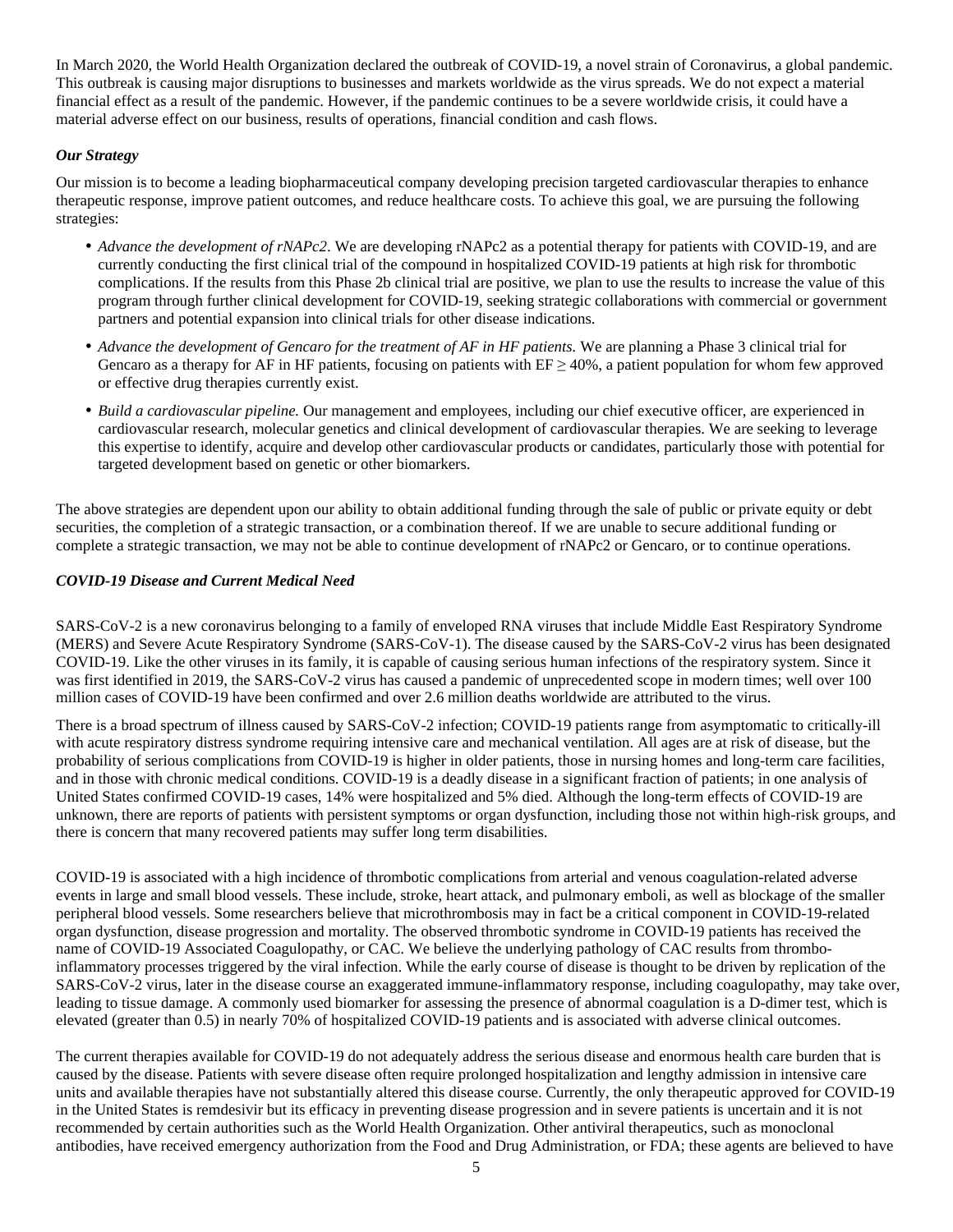In March 2020, the World Health Organization declared the outbreak of COVID-19, a novel strain of Coronavirus, a global pandemic. This outbreak is causing major disruptions to businesses and markets worldwide as the virus spreads. We do not expect a material financial effect as a result of the pandemic. However, if the pandemic continues to be a severe worldwide crisis, it could have a material adverse effect on our business, results of operations, financial condition and cash flows.

***Our Strategy***

Our mission is to become a leading biopharmaceutical company developing precision targeted cardiovascular therapies to enhance therapeutic response, improve patient outcomes, and reduce healthcare costs. To achieve this goal, we are pursuing the following strategies:

- *Advance the development of rNAPc2*. We are developing rNAPc2 as a potential therapy for patients with COVID-19, and are currently conducting the first clinical trial of the compound in hospitalized COVID-19 patients at high risk for thrombotic complications. If the results from this Phase 2b clinical trial are positive, we plan to use the results to increase the value of this program through further clinical development for COVID-19, seeking strategic collaborations with commercial or government partners and potential expansion into clinical trials for other disease indications.
- *Advance the development of Gencaro for the treatment of AF in HF patients.* We are planning a Phase 3 clinical trial for Gencaro as a therapy for AF in HF patients, focusing on patients with EF ≥ 40%, a patient population for whom few approved or effective drug therapies currently exist.
- *Build a cardiovascular pipeline.* Our management and employees, including our chief executive officer, are experienced in cardiovascular research, molecular genetics and clinical development of cardiovascular therapies. We are seeking to leverage this expertise to identify, acquire and develop other cardiovascular products or candidates, particularly those with potential for targeted development based on genetic or other biomarkers.

The above strategies are dependent upon our ability to obtain additional funding through the sale of public or private equity or debt securities, the completion of a strategic transaction, or a combination thereof. If we are unable to secure additional funding or complete a strategic transaction, we may not be able to continue development of rNAPc2 or Gencaro, or to continue operations.

***COVID-19 Disease and Current Medical Need***

SARS-CoV-2 is a new coronavirus belonging to a family of enveloped RNA viruses that include Middle East Respiratory Syndrome (MERS) and Severe Acute Respiratory Syndrome (SARS-CoV-1). The disease caused by the SARS-CoV-2 virus has been designated COVID-19. Like the other viruses in its family, it is capable of causing serious human infections of the respiratory system. Since it was first identified in 2019, the SARS-CoV-2 virus has caused a pandemic of unprecedented scope in modern times; well over 100 million cases of COVID-19 have been confirmed and over 2.6 million deaths worldwide are attributed to the virus.

There is a broad spectrum of illness caused by SARS-CoV-2 infection; COVID-19 patients range from asymptomatic to critically-ill with acute respiratory distress syndrome requiring intensive care and mechanical ventilation. All ages are at risk of disease, but the probability of serious complications from COVID-19 is higher in older patients, those in nursing homes and long-term care facilities, and in those with chronic medical conditions. COVID-19 is a deadly disease in a significant fraction of patients; in one analysis of United States confirmed COVID-19 cases, 14% were hospitalized and 5% died. Although the long-term effects of COVID-19 are unknown, there are reports of patients with persistent symptoms or organ dysfunction, including those not within high-risk groups, and there is concern that many recovered patients may suffer long term disabilities.

COVID-19 is associated with a high incidence of thrombotic complications from arterial and venous coagulation-related adverse events in large and small blood vessels. These include, stroke, heart attack, and pulmonary emboli, as well as blockage of the smaller peripheral blood vessels. Some researchers believe that microthrombosis may in fact be a critical component in COVID-19-related organ dysfunction, disease progression and mortality. The observed thrombotic syndrome in COVID-19 patients has received the name of COVID-19 Associated Coagulopathy, or CAC. We believe the underlying pathology of CAC results from thrombo-inflammatory processes triggered by the viral infection. While the early course of disease is thought to be driven by replication of the SARS-CoV-2 virus, later in the disease course an exaggerated immune-inflammatory response, including coagulopathy, may take over, leading to tissue damage. A commonly used biomarker for assessing the presence of abnormal coagulation is a D-dimer test, which is elevated (greater than 0.5) in nearly 70% of hospitalized COVID-19 patients and is associated with adverse clinical outcomes.

The current therapies available for COVID-19 do not adequately address the serious disease and enormous health care burden that is caused by the disease. Patients with severe disease often require prolonged hospitalization and lengthy admission in intensive care units and available therapies have not substantially altered this disease course. Currently, the only therapeutic approved for COVID-19 in the United States is remdesivir but its efficacy in preventing disease progression and in severe patients is uncertain and it is not recommended by certain authorities such as the World Health Organization. Other antiviral therapeutics, such as monoclonal antibodies, have received emergency authorization from the Food and Drug Administration, or FDA; these agents are believed to have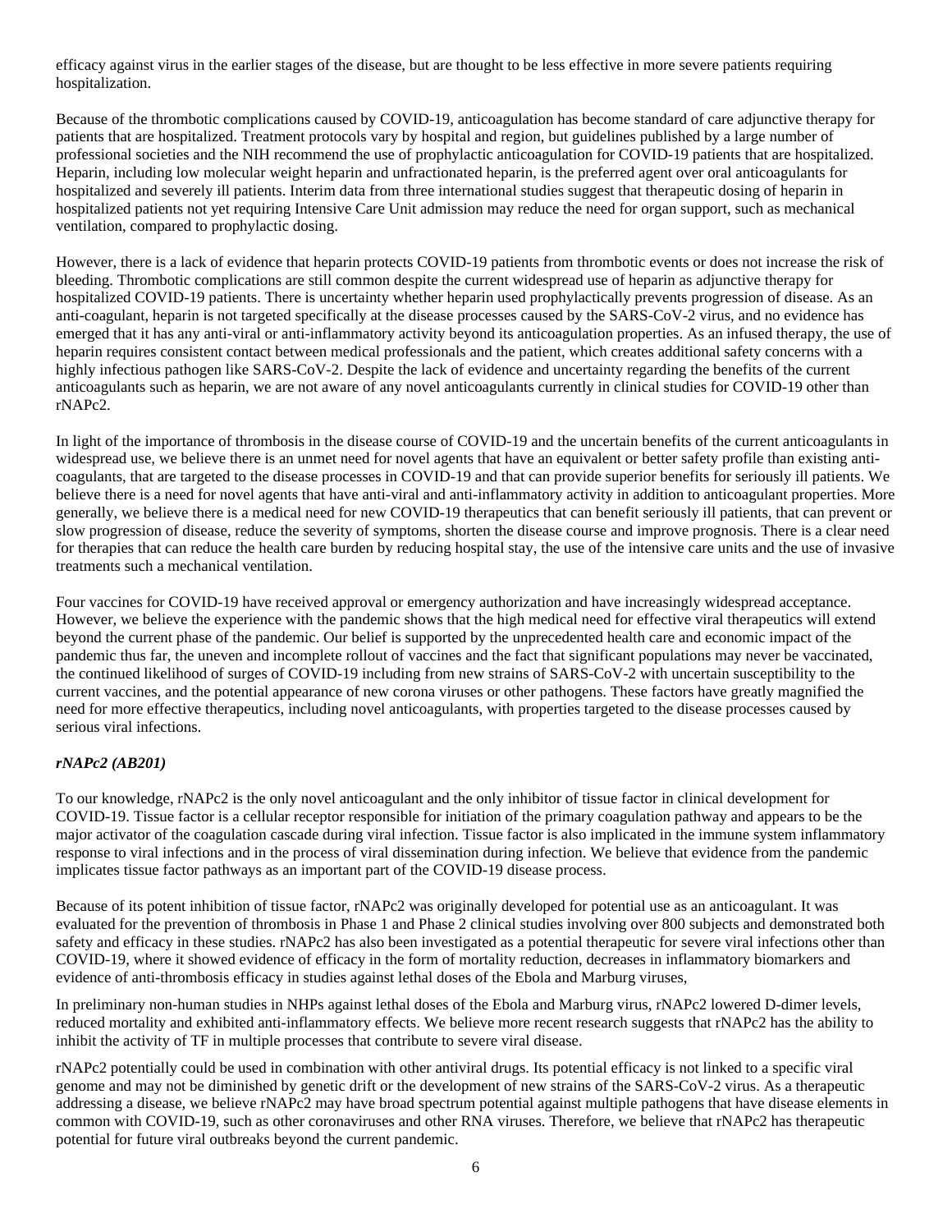efficacy against virus in the earlier stages of the disease, but are thought to be less effective in more severe patients requiring hospitalization.

Because of the thrombotic complications caused by COVID-19, anticoagulation has become standard of care adjunctive therapy for patients that are hospitalized. Treatment protocols vary by hospital and region, but guidelines published by a large number of professional societies and the NIH recommend the use of prophylactic anticoagulation for COVID-19 patients that are hospitalized. Heparin, including low molecular weight heparin and unfractionated heparin, is the preferred agent over oral anticoagulants for hospitalized and severely ill patients. Interim data from three international studies suggest that therapeutic dosing of heparin in hospitalized patients not yet requiring Intensive Care Unit admission may reduce the need for organ support, such as mechanical ventilation, compared to prophylactic dosing.

However, there is a lack of evidence that heparin protects COVID-19 patients from thrombotic events or does not increase the risk of bleeding. Thrombotic complications are still common despite the current widespread use of heparin as adjunctive therapy for hospitalized COVID-19 patients. There is uncertainty whether heparin used prophylactically prevents progression of disease. As an anti-coagulant, heparin is not targeted specifically at the disease processes caused by the SARS-CoV-2 virus, and no evidence has emerged that it has any anti-viral or anti-inflammatory activity beyond its anticoagulation properties. As an infused therapy, the use of heparin requires consistent contact between medical professionals and the patient, which creates additional safety concerns with a highly infectious pathogen like SARS-CoV-2. Despite the lack of evidence and uncertainty regarding the benefits of the current anticoagulants such as heparin, we are not aware of any novel anticoagulants currently in clinical studies for COVID-19 other than rNAPc2.

In light of the importance of thrombosis in the disease course of COVID-19 and the uncertain benefits of the current anticoagulants in widespread use, we believe there is an unmet need for novel agents that have an equivalent or better safety profile than existing anti-coagulants, that are targeted to the disease processes in COVID-19 and that can provide superior benefits for seriously ill patients. We believe there is a need for novel agents that have anti-viral and anti-inflammatory activity in addition to anticoagulant properties. More generally, we believe there is a medical need for new COVID-19 therapeutics that can benefit seriously ill patients, that can prevent or slow progression of disease, reduce the severity of symptoms, shorten the disease course and improve prognosis. There is a clear need for therapies that can reduce the health care burden by reducing hospital stay, the use of the intensive care units and the use of invasive treatments such a mechanical ventilation.

Four vaccines for COVID-19 have received approval or emergency authorization and have increasingly widespread acceptance. However, we believe the experience with the pandemic shows that the high medical need for effective viral therapeutics will extend beyond the current phase of the pandemic. Our belief is supported by the unprecedented health care and economic impact of the pandemic thus far, the uneven and incomplete rollout of vaccines and the fact that significant populations may never be vaccinated, the continued likelihood of surges of COVID-19 including from new strains of SARS-CoV-2 with uncertain susceptibility to the current vaccines, and the potential appearance of new corona viruses or other pathogens. These factors have greatly magnified the need for more effective therapeutics, including novel anticoagulants, with properties targeted to the disease processes caused by serious viral infections.

***rNAPc2 (AB201)***

To our knowledge, rNAPc2 is the only novel anticoagulant and the only inhibitor of tissue factor in clinical development for COVID-19. Tissue factor is a cellular receptor responsible for initiation of the primary coagulation pathway and appears to be the major activator of the coagulation cascade during viral infection. Tissue factor is also implicated in the immune system inflammatory response to viral infections and in the process of viral dissemination during infection. We believe that evidence from the pandemic implicates tissue factor pathways as an important part of the COVID-19 disease process.

Because of its potent inhibition of tissue factor, rNAPc2 was originally developed for potential use as an anticoagulant. It was evaluated for the prevention of thrombosis in Phase 1 and Phase 2 clinical studies involving over 800 subjects and demonstrated both safety and efficacy in these studies. rNAPc2 has also been investigated as a potential therapeutic for severe viral infections other than COVID-19, where it showed evidence of efficacy in the form of mortality reduction, decreases in inflammatory biomarkers and evidence of anti-thrombosis efficacy in studies against lethal doses of the Ebola and Marburg viruses,

In preliminary non-human studies in NHPs against lethal doses of the Ebola and Marburg virus, rNAPc2 lowered D-dimer levels, reduced mortality and exhibited anti-inflammatory effects. We believe more recent research suggests that rNAPc2 has the ability to inhibit the activity of TF in multiple processes that contribute to severe viral disease.

rNAPc2 potentially could be used in combination with other antiviral drugs. Its potential efficacy is not linked to a specific viral genome and may not be diminished by genetic drift or the development of new strains of the SARS-CoV-2 virus. As a therapeutic addressing a disease, we believe rNAPc2 may have broad spectrum potential against multiple pathogens that have disease elements in common with COVID-19, such as other coronaviruses and other RNA viruses. Therefore, we believe that rNAPc2 has therapeutic potential for future viral outbreaks beyond the current pandemic.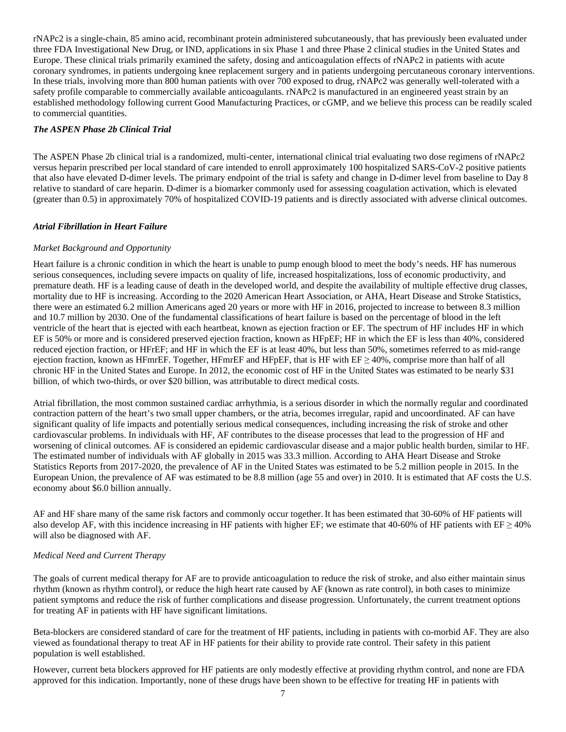rNAPc2 is a single-chain, 85 amino acid, recombinant protein administered subcutaneously, that has previously been evaluated under three FDA Investigational New Drug, or IND, applications in six Phase 1 and three Phase 2 clinical studies in the United States and Europe. These clinical trials primarily examined the safety, dosing and anticoagulation effects of rNAPc2 in patients with acute coronary syndromes, in patients undergoing knee replacement surgery and in patients undergoing percutaneous coronary interventions. In these trials, involving more than 800 human patients with over 700 exposed to drug, rNAPc2 was generally well-tolerated with a safety profile comparable to commercially available anticoagulants. rNAPc2 is manufactured in an engineered yeast strain by an established methodology following current Good Manufacturing Practices, or cGMP, and we believe this process can be readily scaled to commercial quantities.

***The ASPEN Phase 2b Clinical Trial***

The ASPEN Phase 2b clinical trial is a randomized, multi-center, international clinical trial evaluating two dose regimens of rNAPc2 versus heparin prescribed per local standard of care intended to enroll approximately 100 hospitalized SARS-CoV-2 positive patients that also have elevated D-dimer levels. The primary endpoint of the trial is safety and change in D-dimer level from baseline to Day 8 relative to standard of care heparin. D-dimer is a biomarker commonly used for assessing coagulation activation, which is elevated (greater than 0.5) in approximately 70% of hospitalized COVID-19 patients and is directly associated with adverse clinical outcomes.

***Atrial Fibrillation in Heart Failure***

*Market Background and Opportunity*

Heart failure is a chronic condition in which the heart is unable to pump enough blood to meet the body's needs. HF has numerous serious consequences, including severe impacts on quality of life, increased hospitalizations, loss of economic productivity, and premature death. HF is a leading cause of death in the developed world, and despite the availability of multiple effective drug classes, mortality due to HF is increasing. According to the 2020 American Heart Association, or AHA, Heart Disease and Stroke Statistics, there were an estimated 6.2 million Americans aged 20 years or more with HF in 2016, projected to increase to between 8.3 million and 10.7 million by 2030. One of the fundamental classifications of heart failure is based on the percentage of blood in the left ventricle of the heart that is ejected with each heartbeat, known as ejection fraction or EF. The spectrum of HF includes HF in which EF is 50% or more and is considered preserved ejection fraction, known as HFpEF; HF in which the EF is less than 40%, considered reduced ejection fraction, or HFrEF; and HF in which the EF is at least 40%, but less than 50%, sometimes referred to as mid-range ejection fraction, known as HFmrEF. Together, HFmrEF and HFpEF, that is HF with EF ≥ 40%, comprise more than half of all chronic HF in the United States and Europe. In 2012, the economic cost of HF in the United States was estimated to be nearly $31 billion, of which two-thirds, or over $20 billion, was attributable to direct medical costs.

Atrial fibrillation, the most common sustained cardiac arrhythmia, is a serious disorder in which the normally regular and coordinated contraction pattern of the heart's two small upper chambers, or the atria, becomes irregular, rapid and uncoordinated. AF can have significant quality of life impacts and potentially serious medical consequences, including increasing the risk of stroke and other cardiovascular problems. In individuals with HF, AF contributes to the disease processes that lead to the progression of HF and worsening of clinical outcomes. AF is considered an epidemic cardiovascular disease and a major public health burden, similar to HF. The estimated number of individuals with AF globally in 2015 was 33.3 million. According to AHA Heart Disease and Stroke Statistics Reports from 2017-2020, the prevalence of AF in the United States was estimated to be 5.2 million people in 2015. In the European Union, the prevalence of AF was estimated to be 8.8 million (age 55 and over) in 2010. It is estimated that AF costs the U.S. economy about $6.0 billion annually.

AF and HF share many of the same risk factors and commonly occur together. It has been estimated that 30-60% of HF patients will also develop AF, with this incidence increasing in HF patients with higher EF; we estimate that 40-60% of HF patients with EF ≥ 40% will also be diagnosed with AF.

*Medical Need and Current Therapy*

The goals of current medical therapy for AF are to provide anticoagulation to reduce the risk of stroke, and also either maintain sinus rhythm (known as rhythm control), or reduce the high heart rate caused by AF (known as rate control), in both cases to minimize patient symptoms and reduce the risk of further complications and disease progression. Unfortunately, the current treatment options for treating AF in patients with HF have significant limitations.

Beta-blockers are considered standard of care for the treatment of HF patients, including in patients with co-morbid AF. They are also viewed as foundational therapy to treat AF in HF patients for their ability to provide rate control. Their safety in this patient population is well established.

However, current beta blockers approved for HF patients are only modestly effective at providing rhythm control, and none are FDA approved for this indication. Importantly, none of these drugs have been shown to be effective for treating HF in patients with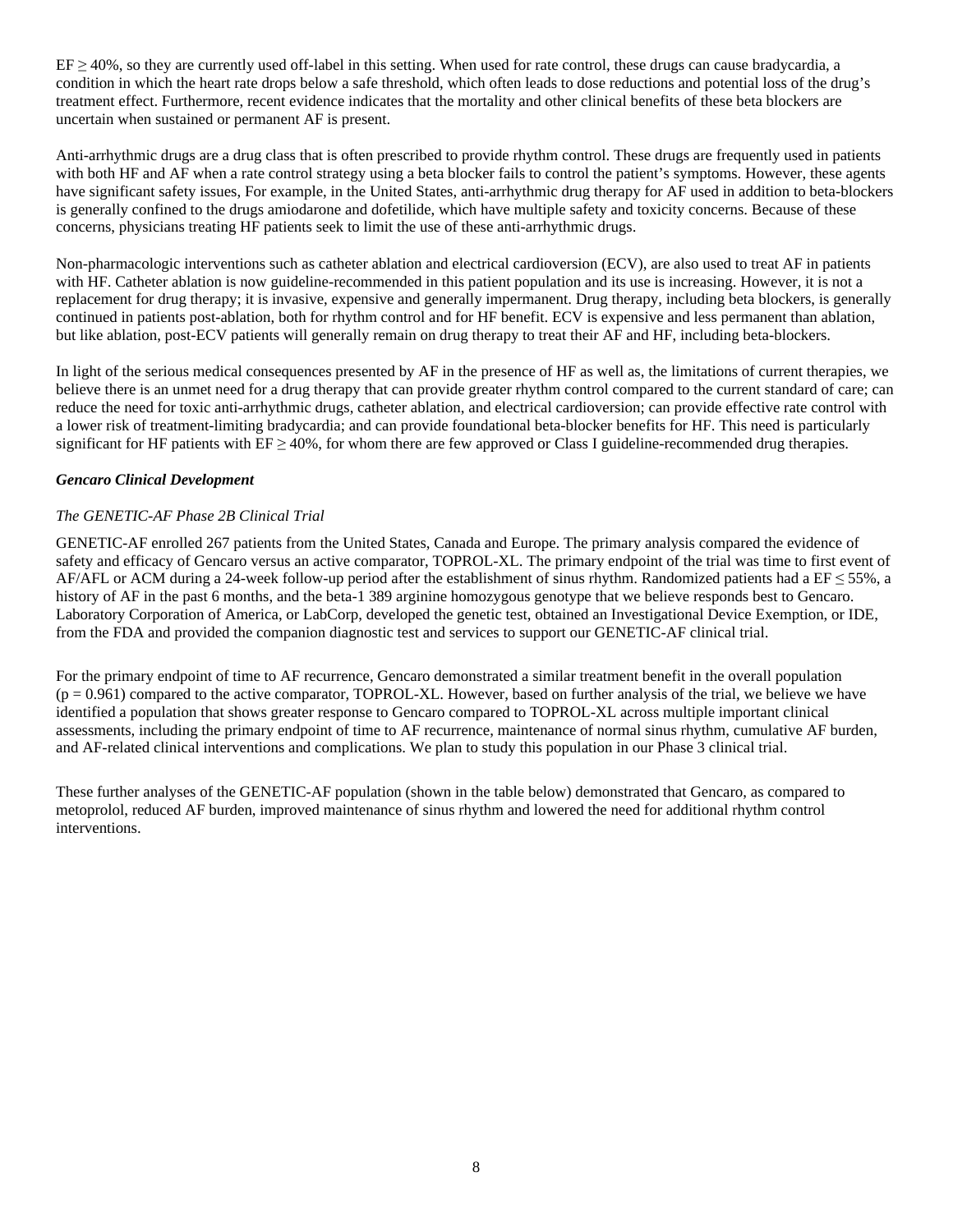EF ≥ 40%, so they are currently used off-label in this setting. When used for rate control, these drugs can cause bradycardia, a condition in which the heart rate drops below a safe threshold, which often leads to dose reductions and potential loss of the drug's treatment effect. Furthermore, recent evidence indicates that the mortality and other clinical benefits of these beta blockers are uncertain when sustained or permanent AF is present.

Anti-arrhythmic drugs are a drug class that is often prescribed to provide rhythm control. These drugs are frequently used in patients with both HF and AF when a rate control strategy using a beta blocker fails to control the patient's symptoms. However, these agents have significant safety issues, For example, in the United States, anti-arrhythmic drug therapy for AF used in addition to beta-blockers is generally confined to the drugs amiodarone and dofetilide, which have multiple safety and toxicity concerns. Because of these concerns, physicians treating HF patients seek to limit the use of these anti-arrhythmic drugs.

Non-pharmacologic interventions such as catheter ablation and electrical cardioversion (ECV), are also used to treat AF in patients with HF. Catheter ablation is now guideline-recommended in this patient population and its use is increasing. However, it is not a replacement for drug therapy; it is invasive, expensive and generally impermanent. Drug therapy, including beta blockers, is generally continued in patients post-ablation, both for rhythm control and for HF benefit. ECV is expensive and less permanent than ablation, but like ablation, post-ECV patients will generally remain on drug therapy to treat their AF and HF, including beta-blockers.

In light of the serious medical consequences presented by AF in the presence of HF as well as, the limitations of current therapies, we believe there is an unmet need for a drug therapy that can provide greater rhythm control compared to the current standard of care; can reduce the need for toxic anti-arrhythmic drugs, catheter ablation, and electrical cardioversion; can provide effective rate control with a lower risk of treatment-limiting bradycardia; and can provide foundational beta-blocker benefits for HF. This need is particularly significant for HF patients with EF ≥ 40%, for whom there are few approved or Class I guideline-recommended drug therapies.

### *Gencaro Clinical Development*

*The GENETIC-AF Phase 2B Clinical Trial*

GENETIC-AF enrolled 267 patients from the United States, Canada and Europe. The primary analysis compared the evidence of safety and efficacy of Gencaro versus an active comparator, TOPROL-XL. The primary endpoint of the trial was time to first event of AF/AFL or ACM during a 24-week follow-up period after the establishment of sinus rhythm. Randomized patients had a EF ≤ 55%, a history of AF in the past 6 months, and the beta-1 389 arginine homozygous genotype that we believe responds best to Gencaro. Laboratory Corporation of America, or LabCorp, developed the genetic test, obtained an Investigational Device Exemption, or IDE, from the FDA and provided the companion diagnostic test and services to support our GENETIC-AF clinical trial.

For the primary endpoint of time to AF recurrence, Gencaro demonstrated a similar treatment benefit in the overall population ($p = 0.961$) compared to the active comparator, TOPROL-XL. However, based on further analysis of the trial, we believe we have identified a population that shows greater response to Gencaro compared to TOPROL-XL across multiple important clinical assessments, including the primary endpoint of time to AF recurrence, maintenance of normal sinus rhythm, cumulative AF burden, and AF-related clinical interventions and complications. We plan to study this population in our Phase 3 clinical trial.

These further analyses of the GENETIC-AF population (shown in the table below) demonstrated that Gencaro, as compared to metoprolol, reduced AF burden, improved maintenance of sinus rhythm and lowered the need for additional rhythm control interventions.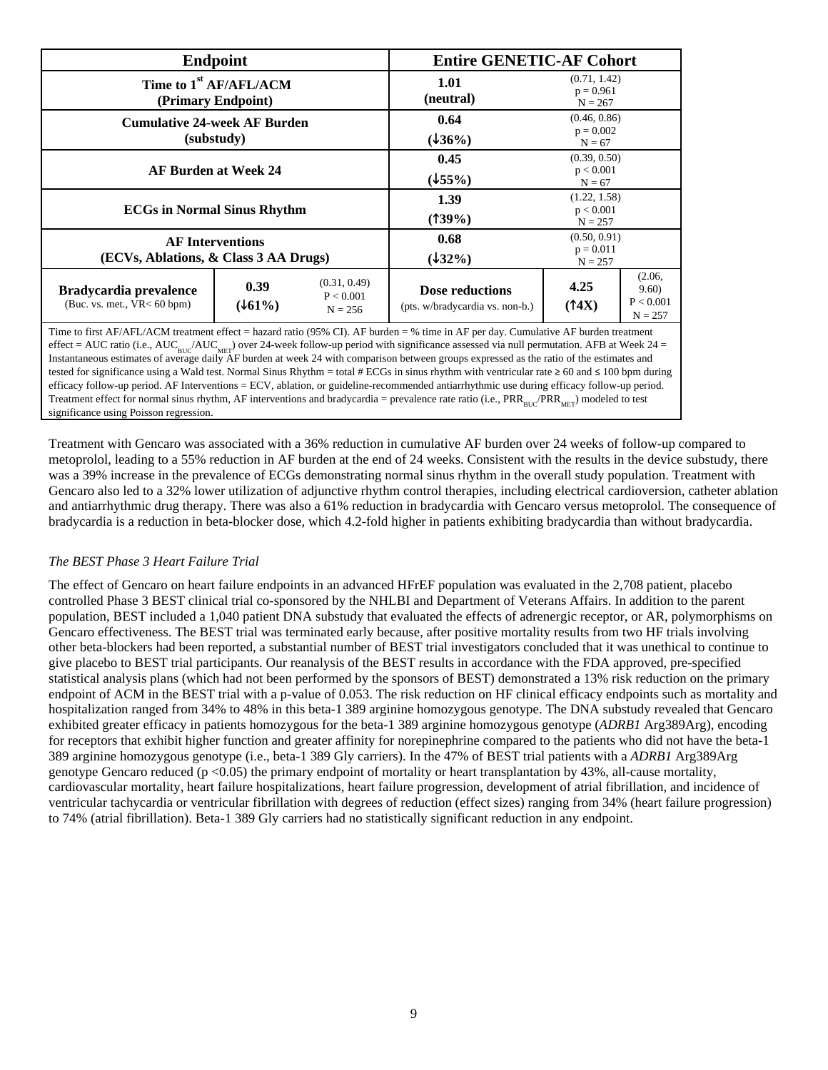| Endpoint | | | Entire GENETIC-AF Cohort | | |
|---|---|---|---|---|---|
| Time to 1st AF/AFL/ACM (Primary Endpoint) | | | **1.01** (neutral) | (0.71, 1.42) p = 0.961 N = 267 | |
| Cumulative 24-week AF Burden (substudy) | | | **0.64** (↓36%) | (0.46, 0.86) p = 0.002 N = 67 | |
| AF Burden at Week 24 | | | **0.45** (↓55%) | (0.39, 0.50) p < 0.001 N = 67 | |
| ECGs in Normal Sinus Rhythm | | | **1.39** (↑39%) | (1.22, 1.58) p < 0.001 N = 257 | |
| AF Interventions (ECVs, Ablations, & Class 3 AA Drugs) | | | **0.68** (↓32%) | (0.50, 0.91) p = 0.011 N = 257 | |
| **Bradycardia prevalence** (Buc. vs. met., VR< 60 bpm) | **0.39** (↓61%) | (0.31, 0.49) P < 0.001 N = 256 | **Dose reductions** (pts. w/bradycardia vs. non-b.) | **4.25** (↑4X) | (2.06, 9.60) P < 0.001 N = 257 |

Time to first AF/AFL/ACM treatment effect = hazard ratio (95% CI). AF burden = % time in AF per day. Cumulative AF burden treatment effect = AUC ratio (i.e., $AUC_{BUC}/AUC_{MET}$) over 24-week follow-up period with significance assessed via null permutation. AFB at Week 24 = Instantaneous estimates of average daily AF burden at week 24 with comparison between groups expressed as the ratio of the estimates and tested for significance using a Wald test. Normal Sinus Rhythm = total # ECGs in sinus rhythm with ventricular rate ≥ 60 and ≤ 100 bpm during efficacy follow-up period. AF Interventions = ECV, ablation, or guideline-recommended antiarrhythmic use during efficacy follow-up period. Treatment effect for normal sinus rhythm, AF interventions and bradycardia = prevalence rate ratio (i.e., $PRR_{BUC}/PRR_{MET}$) modeled to test significance using Poisson regression.

Treatment with Gencaro was associated with a 36% reduction in cumulative AF burden over 24 weeks of follow-up compared to metoprolol, leading to a 55% reduction in AF burden at the end of 24 weeks. Consistent with the results in the device substudy, there was a 39% increase in the prevalence of ECGs demonstrating normal sinus rhythm in the overall study population. Treatment with Gencaro also led to a 32% lower utilization of adjunctive rhythm control therapies, including electrical cardioversion, catheter ablation and antiarrhythmic drug therapy. There was also a 61% reduction in bradycardia with Gencaro versus metoprolol. The consequence of bradycardia is a reduction in beta-blocker dose, which 4.2-fold higher in patients exhibiting bradycardia than without bradycardia.

*The BEST Phase 3 Heart Failure Trial*

The effect of Gencaro on heart failure endpoints in an advanced HFrEF population was evaluated in the 2,708 patient, placebo controlled Phase 3 BEST clinical trial co-sponsored by the NHLBI and Department of Veterans Affairs. In addition to the parent population, BEST included a 1,040 patient DNA substudy that evaluated the effects of adrenergic receptor, or AR, polymorphisms on Gencaro effectiveness. The BEST trial was terminated early because, after positive mortality results from two HF trials involving other beta-blockers had been reported, a substantial number of BEST trial investigators concluded that it was unethical to continue to give placebo to BEST trial participants. Our reanalysis of the BEST results in accordance with the FDA approved, pre-specified statistical analysis plans (which had not been performed by the sponsors of BEST) demonstrated a 13% risk reduction on the primary endpoint of ACM in the BEST trial with a p-value of 0.053. The risk reduction on HF clinical efficacy endpoints such as mortality and hospitalization ranged from 34% to 48% in this beta-1 389 arginine homozygous genotype. The DNA substudy revealed that Gencaro exhibited greater efficacy in patients homozygous for the beta-1 389 arginine homozygous genotype (*ADRB1* Arg389Arg), encoding for receptors that exhibit higher function and greater affinity for norepinephrine compared to the patients who did not have the beta-1 389 arginine homozygous genotype (i.e., beta-1 389 Gly carriers). In the 47% of BEST trial patients with a *ADRB1* Arg389Arg genotype Gencaro reduced ($p < 0.05$) the primary endpoint of mortality or heart transplantation by 43%, all-cause mortality, cardiovascular mortality, heart failure hospitalizations, heart failure progression, development of atrial fibrillation, and incidence of ventricular tachycardia or ventricular fibrillation with degrees of reduction (effect sizes) ranging from 34% (heart failure progression) to 74% (atrial fibrillation). Beta-1 389 Gly carriers had no statistically significant reduction in any endpoint.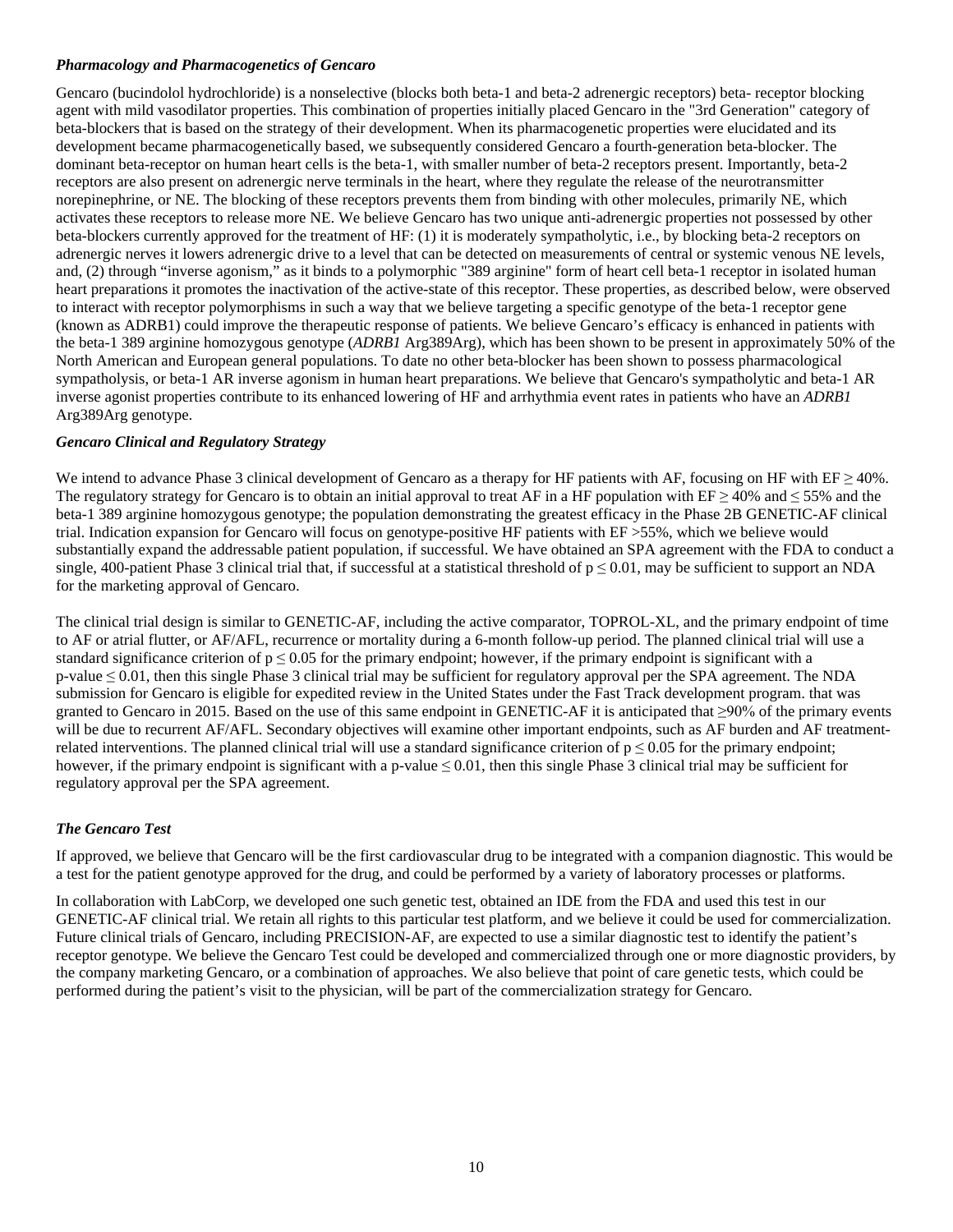### *Pharmacology and Pharmacogenetics of Gencaro*

Gencaro (bucindolol hydrochloride) is a nonselective (blocks both beta-1 and beta-2 adrenergic receptors) beta- receptor blocking agent with mild vasodilator properties. This combination of properties initially placed Gencaro in the "3rd Generation" category of beta-blockers that is based on the strategy of their development. When its pharmacogenetic properties were elucidated and its development became pharmacogenetically based, we subsequently considered Gencaro a fourth-generation beta-blocker. The dominant beta-receptor on human heart cells is the beta-1, with smaller number of beta-2 receptors present. Importantly, beta-2 receptors are also present on adrenergic nerve terminals in the heart, where they regulate the release of the neurotransmitter norepinephrine, or NE. The blocking of these receptors prevents them from binding with other molecules, primarily NE, which activates these receptors to release more NE. We believe Gencaro has two unique anti-adrenergic properties not possessed by other beta-blockers currently approved for the treatment of HF: (1) it is moderately sympatholytic, i.e., by blocking beta-2 receptors on adrenergic nerves it lowers adrenergic drive to a level that can be detected on measurements of central or systemic venous NE levels, and, (2) through "inverse agonism," as it binds to a polymorphic "389 arginine" form of heart cell beta-1 receptor in isolated human heart preparations it promotes the inactivation of the active-state of this receptor. These properties, as described below, were observed to interact with receptor polymorphisms in such a way that we believe targeting a specific genotype of the beta-1 receptor gene (known as ADRB1) could improve the therapeutic response of patients. We believe Gencaro's efficacy is enhanced in patients with the beta-1 389 arginine homozygous genotype (*ADRB1* Arg389Arg), which has been shown to be present in approximately 50% of the North American and European general populations. To date no other beta-blocker has been shown to possess pharmacological sympatholysis, or beta-1 AR inverse agonism in human heart preparations. We believe that Gencaro's sympatholytic and beta-1 AR inverse agonist properties contribute to its enhanced lowering of HF and arrhythmia event rates in patients who have an *ADRB1* Arg389Arg genotype.

### *Gencaro Clinical and Regulatory Strategy*

We intend to advance Phase 3 clinical development of Gencaro as a therapy for HF patients with AF, focusing on HF with EF $\geq$ 40%. The regulatory strategy for Gencaro is to obtain an initial approval to treat AF in a HF population with EF $\geq$ 40% and $\leq$ 55% and the beta-1 389 arginine homozygous genotype; the population demonstrating the greatest efficacy in the Phase 2B GENETIC-AF clinical trial. Indication expansion for Gencaro will focus on genotype-positive HF patients with EF >55%, which we believe would substantially expand the addressable patient population, if successful. We have obtained an SPA agreement with the FDA to conduct a single, 400-patient Phase 3 clinical trial that, if successful at a statistical threshold of $p \leq 0.01$, may be sufficient to support an NDA for the marketing approval of Gencaro.

The clinical trial design is similar to GENETIC-AF, including the active comparator, TOPROL-XL, and the primary endpoint of time to AF or atrial flutter, or AF/AFL, recurrence or mortality during a 6-month follow-up period. The planned clinical trial will use a standard significance criterion of $p \leq 0.05$ for the primary endpoint; however, if the primary endpoint is significant with a p-value $\leq 0.01$, then this single Phase 3 clinical trial may be sufficient for regulatory approval per the SPA agreement. The NDA submission for Gencaro is eligible for expedited review in the United States under the Fast Track development program. that was granted to Gencaro in 2015. Based on the use of this same endpoint in GENETIC-AF it is anticipated that ≥90% of the primary events will be due to recurrent AF/AFL. Secondary objectives will examine other important endpoints, such as AF burden and AF treatment-related interventions. The planned clinical trial will use a standard significance criterion of $p \leq 0.05$ for the primary endpoint; however, if the primary endpoint is significant with a p-value $\leq 0.01$, then this single Phase 3 clinical trial may be sufficient for regulatory approval per the SPA agreement.

### *The Gencaro Test*

If approved, we believe that Gencaro will be the first cardiovascular drug to be integrated with a companion diagnostic. This would be a test for the patient genotype approved for the drug, and could be performed by a variety of laboratory processes or platforms.

In collaboration with LabCorp, we developed one such genetic test, obtained an IDE from the FDA and used this test in our GENETIC-AF clinical trial. We retain all rights to this particular test platform, and we believe it could be used for commercialization. Future clinical trials of Gencaro, including PRECISION-AF, are expected to use a similar diagnostic test to identify the patient's receptor genotype. We believe the Gencaro Test could be developed and commercialized through one or more diagnostic providers, by the company marketing Gencaro, or a combination of approaches. We also believe that point of care genetic tests, which could be performed during the patient's visit to the physician, will be part of the commercialization strategy for Gencaro.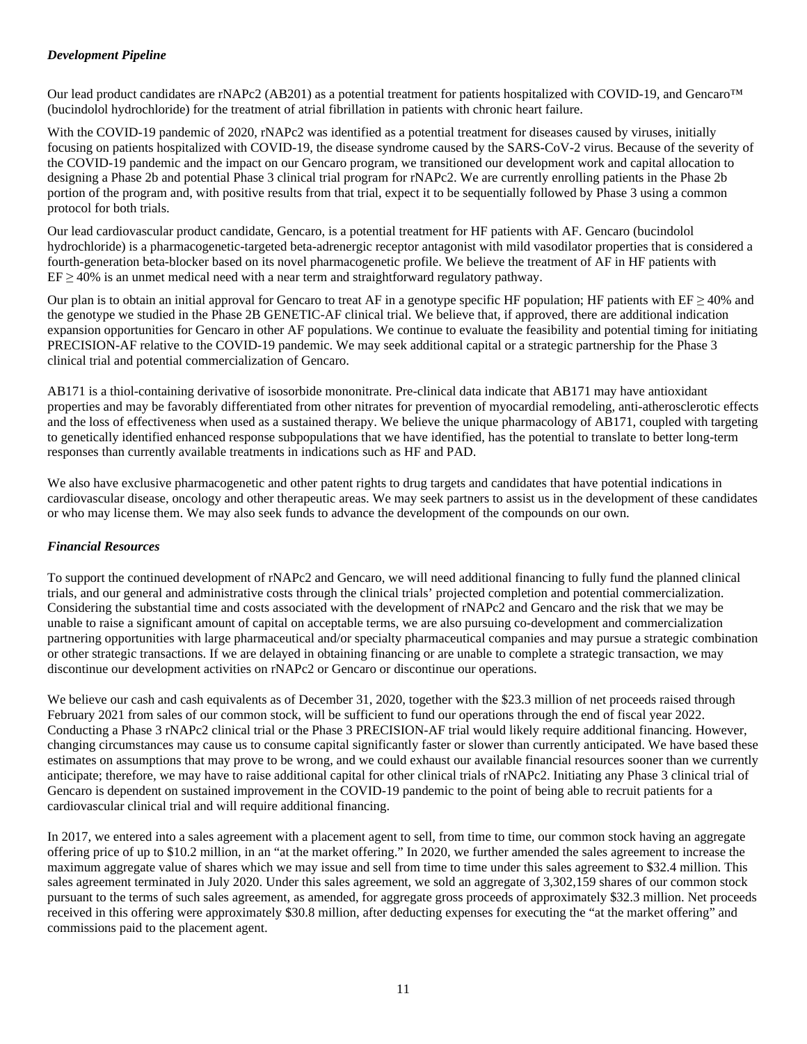***Development Pipeline***

Our lead product candidates are rNAPc2 (AB201) as a potential treatment for patients hospitalized with COVID-19, and Gencaro™ (bucindolol hydrochloride) for the treatment of atrial fibrillation in patients with chronic heart failure.

With the COVID-19 pandemic of 2020, rNAPc2 was identified as a potential treatment for diseases caused by viruses, initially focusing on patients hospitalized with COVID-19, the disease syndrome caused by the SARS-CoV-2 virus. Because of the severity of the COVID-19 pandemic and the impact on our Gencaro program, we transitioned our development work and capital allocation to designing a Phase 2b and potential Phase 3 clinical trial program for rNAPc2. We are currently enrolling patients in the Phase 2b portion of the program and, with positive results from that trial, expect it to be sequentially followed by Phase 3 using a common protocol for both trials.

Our lead cardiovascular product candidate, Gencaro, is a potential treatment for HF patients with AF. Gencaro (bucindolol hydrochloride) is a pharmacogenetic-targeted beta-adrenergic receptor antagonist with mild vasodilator properties that is considered a fourth-generation beta-blocker based on its novel pharmacogenetic profile. We believe the treatment of AF in HF patients with EF ≥ 40% is an unmet medical need with a near term and straightforward regulatory pathway.

Our plan is to obtain an initial approval for Gencaro to treat AF in a genotype specific HF population; HF patients with EF ≥ 40% and the genotype we studied in the Phase 2B GENETIC-AF clinical trial. We believe that, if approved, there are additional indication expansion opportunities for Gencaro in other AF populations. We continue to evaluate the feasibility and potential timing for initiating PRECISION-AF relative to the COVID-19 pandemic. We may seek additional capital or a strategic partnership for the Phase 3 clinical trial and potential commercialization of Gencaro.

AB171 is a thiol-containing derivative of isosorbide mononitrate. Pre-clinical data indicate that AB171 may have antioxidant properties and may be favorably differentiated from other nitrates for prevention of myocardial remodeling, anti-atherosclerotic effects and the loss of effectiveness when used as a sustained therapy. We believe the unique pharmacology of AB171, coupled with targeting to genetically identified enhanced response subpopulations that we have identified, has the potential to translate to better long-term responses than currently available treatments in indications such as HF and PAD.

We also have exclusive pharmacogenetic and other patent rights to drug targets and candidates that have potential indications in cardiovascular disease, oncology and other therapeutic areas. We may seek partners to assist us in the development of these candidates or who may license them. We may also seek funds to advance the development of the compounds on our own.

***Financial Resources***

To support the continued development of rNAPc2 and Gencaro, we will need additional financing to fully fund the planned clinical trials, and our general and administrative costs through the clinical trials' projected completion and potential commercialization. Considering the substantial time and costs associated with the development of rNAPc2 and Gencaro and the risk that we may be unable to raise a significant amount of capital on acceptable terms, we are also pursuing co-development and commercialization partnering opportunities with large pharmaceutical and/or specialty pharmaceutical companies and may pursue a strategic combination or other strategic transactions. If we are delayed in obtaining financing or are unable to complete a strategic transaction, we may discontinue our development activities on rNAPc2 or Gencaro or discontinue our operations.

We believe our cash and cash equivalents as of December 31, 2020, together with the $23.3 million of net proceeds raised through February 2021 from sales of our common stock, will be sufficient to fund our operations through the end of fiscal year 2022. Conducting a Phase 3 rNAPc2 clinical trial or the Phase 3 PRECISION-AF trial would likely require additional financing. However, changing circumstances may cause us to consume capital significantly faster or slower than currently anticipated. We have based these estimates on assumptions that may prove to be wrong, and we could exhaust our available financial resources sooner than we currently anticipate; therefore, we may have to raise additional capital for other clinical trials of rNAPc2. Initiating any Phase 3 clinical trial of Gencaro is dependent on sustained improvement in the COVID-19 pandemic to the point of being able to recruit patients for a cardiovascular clinical trial and will require additional financing.

In 2017, we entered into a sales agreement with a placement agent to sell, from time to time, our common stock having an aggregate offering price of up to $10.2 million, in an "at the market offering." In 2020, we further amended the sales agreement to increase the maximum aggregate value of shares which we may issue and sell from time to time under this sales agreement to $32.4 million. This sales agreement terminated in July 2020. Under this sales agreement, we sold an aggregate of 3,302,159 shares of our common stock pursuant to the terms of such sales agreement, as amended, for aggregate gross proceeds of approximately $32.3 million. Net proceeds received in this offering were approximately $30.8 million, after deducting expenses for executing the "at the market offering" and commissions paid to the placement agent.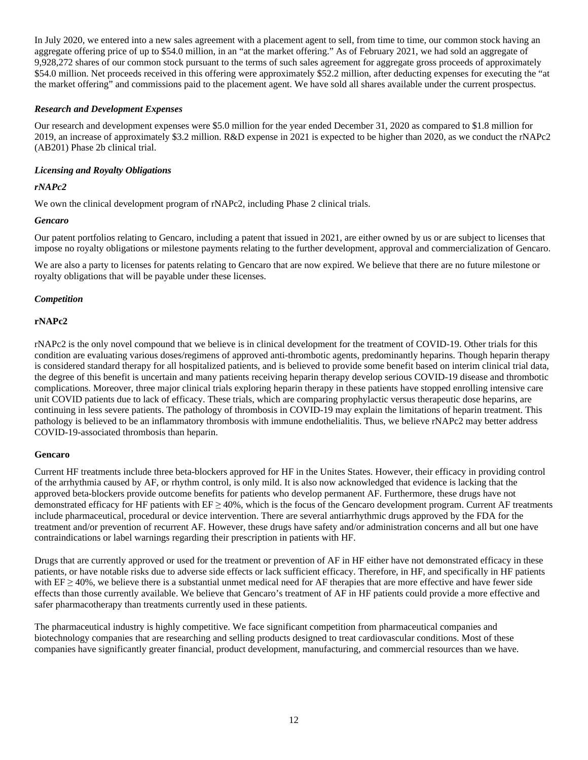In July 2020, we entered into a new sales agreement with a placement agent to sell, from time to time, our common stock having an aggregate offering price of up to $54.0 million, in an "at the market offering." As of February 2021, we had sold an aggregate of 9,928,272 shares of our common stock pursuant to the terms of such sales agreement for aggregate gross proceeds of approximately $54.0 million. Net proceeds received in this offering were approximately $52.2 million, after deducting expenses for executing the "at the market offering" and commissions paid to the placement agent. We have sold all shares available under the current prospectus.

***Research and Development Expenses***

Our research and development expenses were $5.0 million for the year ended December 31, 2020 as compared to $1.8 million for 2019, an increase of approximately $3.2 million. R&D expense in 2021 is expected to be higher than 2020, as we conduct the rNAPc2 (AB201) Phase 2b clinical trial.

***Licensing and Royalty Obligations***

***rNAPc2***

We own the clinical development program of rNAPc2, including Phase 2 clinical trials.

***Gencaro***

Our patent portfolios relating to Gencaro, including a patent that issued in 2021, are either owned by us or are subject to licenses that impose no royalty obligations or milestone payments relating to the further development, approval and commercialization of Gencaro.

We are also a party to licenses for patents relating to Gencaro that are now expired. We believe that there are no future milestone or royalty obligations that will be payable under these licenses.

***Competition***

**rNAPc2**

rNAPc2 is the only novel compound that we believe is in clinical development for the treatment of COVID-19. Other trials for this condition are evaluating various doses/regimens of approved anti-thrombotic agents, predominantly heparins. Though heparin therapy is considered standard therapy for all hospitalized patients, and is believed to provide some benefit based on interim clinical trial data, the degree of this benefit is uncertain and many patients receiving heparin therapy develop serious COVID-19 disease and thrombotic complications. Moreover, three major clinical trials exploring heparin therapy in these patients have stopped enrolling intensive care unit COVID patients due to lack of efficacy. These trials, which are comparing prophylactic versus therapeutic dose heparins, are continuing in less severe patients. The pathology of thrombosis in COVID-19 may explain the limitations of heparin treatment. This pathology is believed to be an inflammatory thrombosis with immune endothelialitis. Thus, we believe rNAPc2 may better address COVID-19-associated thrombosis than heparin.

**Gencaro**

Current HF treatments include three beta-blockers approved for HF in the Unites States. However, their efficacy in providing control of the arrhythmia caused by AF, or rhythm control, is only mild. It is also now acknowledged that evidence is lacking that the approved beta-blockers provide outcome benefits for patients who develop permanent AF. Furthermore, these drugs have not demonstrated efficacy for HF patients with EF ≥ 40%, which is the focus of the Gencaro development program. Current AF treatments include pharmaceutical, procedural or device intervention. There are several antiarrhythmic drugs approved by the FDA for the treatment and/or prevention of recurrent AF. However, these drugs have safety and/or administration concerns and all but one have contraindications or label warnings regarding their prescription in patients with HF.

Drugs that are currently approved or used for the treatment or prevention of AF in HF either have not demonstrated efficacy in these patients, or have notable risks due to adverse side effects or lack sufficient efficacy. Therefore, in HF, and specifically in HF patients with EF ≥ 40%, we believe there is a substantial unmet medical need for AF therapies that are more effective and have fewer side effects than those currently available. We believe that Gencaro's treatment of AF in HF patients could provide a more effective and safer pharmacotherapy than treatments currently used in these patients.

The pharmaceutical industry is highly competitive. We face significant competition from pharmaceutical companies and biotechnology companies that are researching and selling products designed to treat cardiovascular conditions. Most of these companies have significantly greater financial, product development, manufacturing, and commercial resources than we have.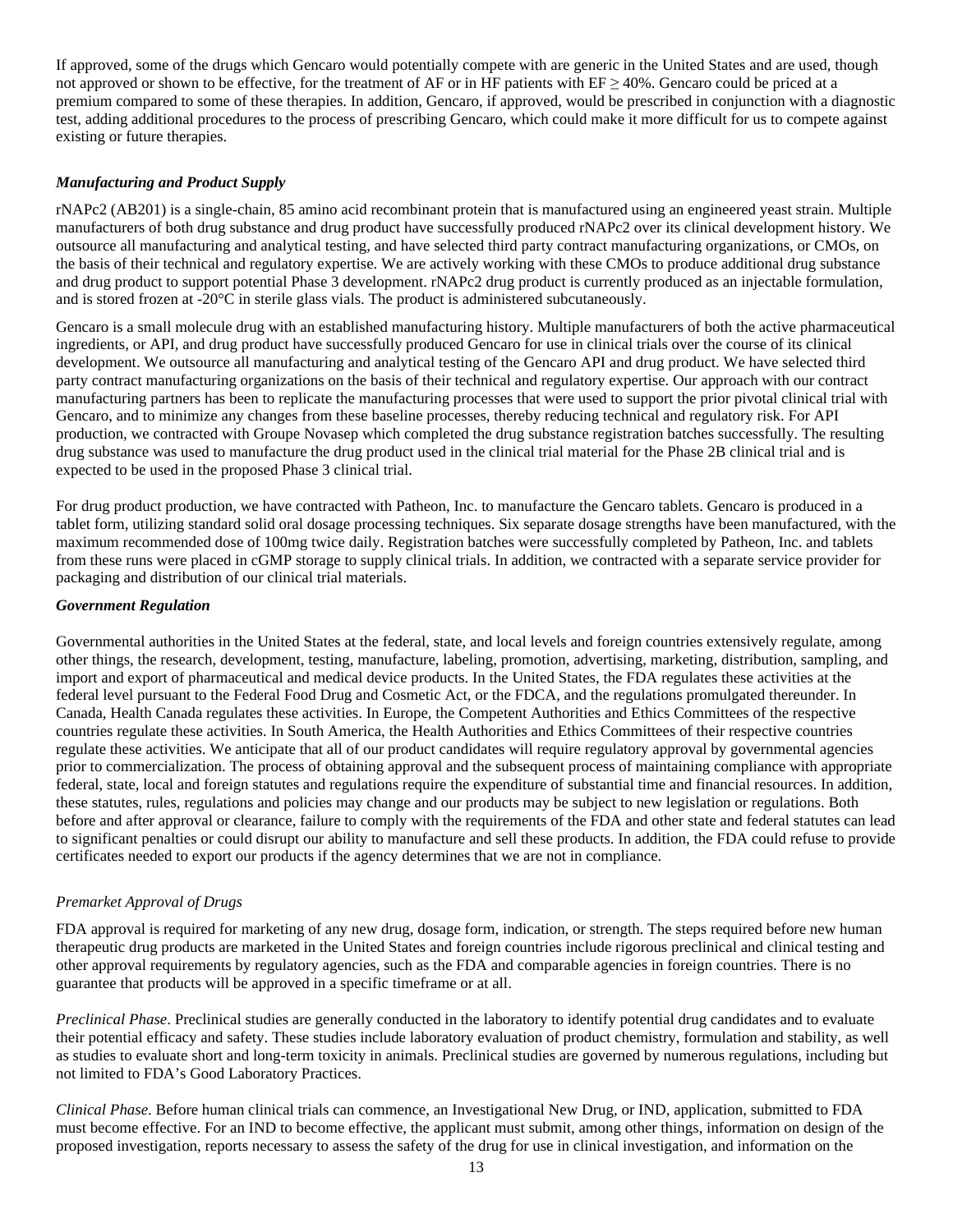If approved, some of the drugs which Gencaro would potentially compete with are generic in the United States and are used, though not approved or shown to be effective, for the treatment of AF or in HF patients with EF ≥ 40%. Gencaro could be priced at a premium compared to some of these therapies. In addition, Gencaro, if approved, would be prescribed in conjunction with a diagnostic test, adding additional procedures to the process of prescribing Gencaro, which could make it more difficult for us to compete against existing or future therapies.

### *Manufacturing and Product Supply*

rNAPc2 (AB201) is a single-chain, 85 amino acid recombinant protein that is manufactured using an engineered yeast strain. Multiple manufacturers of both drug substance and drug product have successfully produced rNAPc2 over its clinical development history. We outsource all manufacturing and analytical testing, and have selected third party contract manufacturing organizations, or CMOs, on the basis of their technical and regulatory expertise. We are actively working with these CMOs to produce additional drug substance and drug product to support potential Phase 3 development. rNAPc2 drug product is currently produced as an injectable formulation, and is stored frozen at -20°C in sterile glass vials. The product is administered subcutaneously.

Gencaro is a small molecule drug with an established manufacturing history. Multiple manufacturers of both the active pharmaceutical ingredients, or API, and drug product have successfully produced Gencaro for use in clinical trials over the course of its clinical development. We outsource all manufacturing and analytical testing of the Gencaro API and drug product. We have selected third party contract manufacturing organizations on the basis of their technical and regulatory expertise. Our approach with our contract manufacturing partners has been to replicate the manufacturing processes that were used to support the prior pivotal clinical trial with Gencaro, and to minimize any changes from these baseline processes, thereby reducing technical and regulatory risk. For API production, we contracted with Groupe Novasep which completed the drug substance registration batches successfully. The resulting drug substance was used to manufacture the drug product used in the clinical trial material for the Phase 2B clinical trial and is expected to be used in the proposed Phase 3 clinical trial.

For drug product production, we have contracted with Patheon, Inc. to manufacture the Gencaro tablets. Gencaro is produced in a tablet form, utilizing standard solid oral dosage processing techniques. Six separate dosage strengths have been manufactured, with the maximum recommended dose of 100mg twice daily. Registration batches were successfully completed by Patheon, Inc. and tablets from these runs were placed in cGMP storage to supply clinical trials. In addition, we contracted with a separate service provider for packaging and distribution of our clinical trial materials.

### *Government Regulation*

Governmental authorities in the United States at the federal, state, and local levels and foreign countries extensively regulate, among other things, the research, development, testing, manufacture, labeling, promotion, advertising, marketing, distribution, sampling, and import and export of pharmaceutical and medical device products. In the United States, the FDA regulates these activities at the federal level pursuant to the Federal Food Drug and Cosmetic Act, or the FDCA, and the regulations promulgated thereunder. In Canada, Health Canada regulates these activities. In Europe, the Competent Authorities and Ethics Committees of the respective countries regulate these activities. In South America, the Health Authorities and Ethics Committees of their respective countries regulate these activities. We anticipate that all of our product candidates will require regulatory approval by governmental agencies prior to commercialization. The process of obtaining approval and the subsequent process of maintaining compliance with appropriate federal, state, local and foreign statutes and regulations require the expenditure of substantial time and financial resources. In addition, these statutes, rules, regulations and policies may change and our products may be subject to new legislation or regulations. Both before and after approval or clearance, failure to comply with the requirements of the FDA and other state and federal statutes can lead to significant penalties or could disrupt our ability to manufacture and sell these products. In addition, the FDA could refuse to provide certificates needed to export our products if the agency determines that we are not in compliance.

#### *Premarket Approval of Drugs*

FDA approval is required for marketing of any new drug, dosage form, indication, or strength. The steps required before new human therapeutic drug products are marketed in the United States and foreign countries include rigorous preclinical and clinical testing and other approval requirements by regulatory agencies, such as the FDA and comparable agencies in foreign countries. There is no guarantee that products will be approved in a specific timeframe or at all.

*Preclinical Phase*. Preclinical studies are generally conducted in the laboratory to identify potential drug candidates and to evaluate their potential efficacy and safety. These studies include laboratory evaluation of product chemistry, formulation and stability, as well as studies to evaluate short and long-term toxicity in animals. Preclinical studies are governed by numerous regulations, including but not limited to FDA's Good Laboratory Practices.

*Clinical Phase*. Before human clinical trials can commence, an Investigational New Drug, or IND, application, submitted to FDA must become effective. For an IND to become effective, the applicant must submit, among other things, information on design of the proposed investigation, reports necessary to assess the safety of the drug for use in clinical investigation, and information on the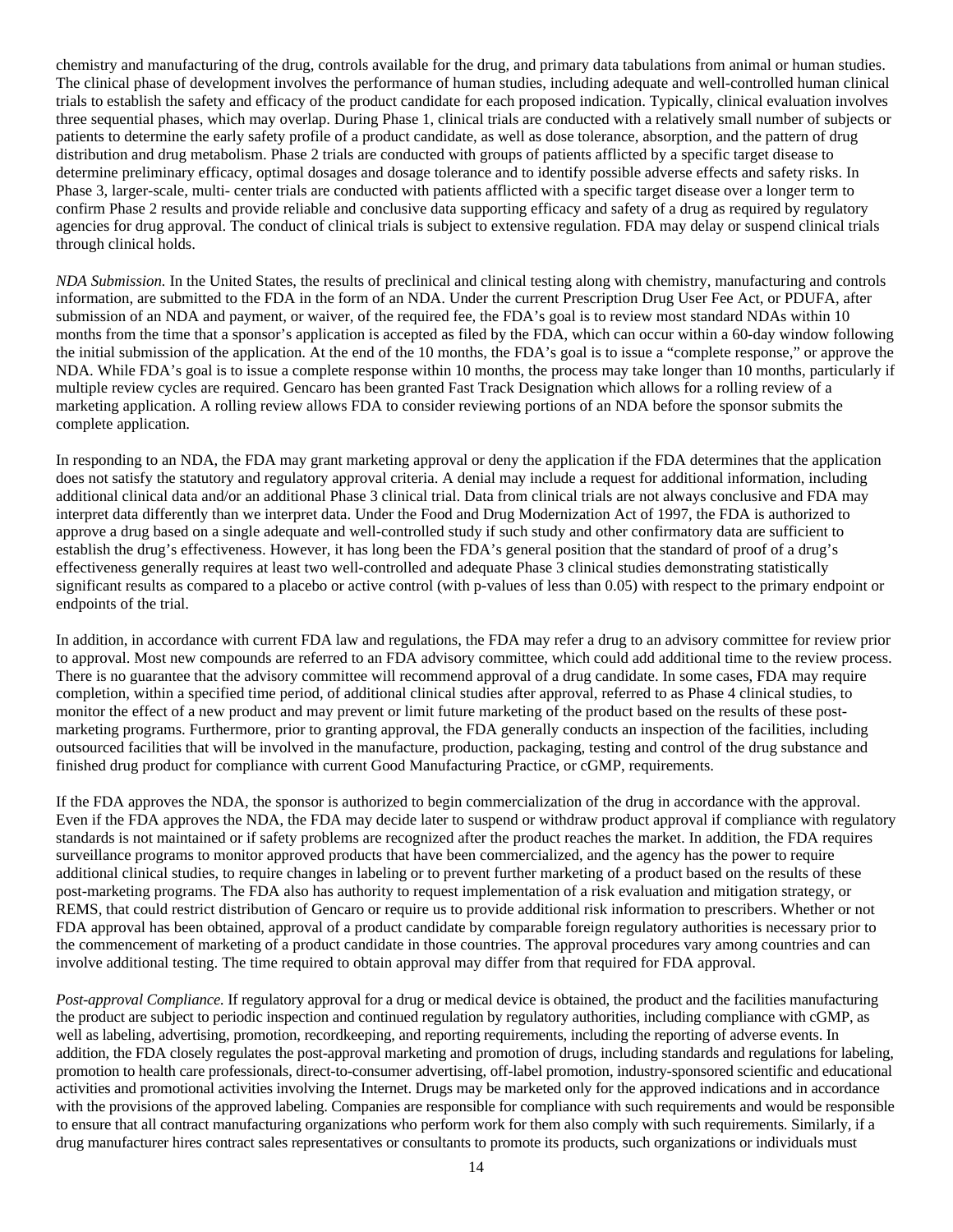chemistry and manufacturing of the drug, controls available for the drug, and primary data tabulations from animal or human studies. The clinical phase of development involves the performance of human studies, including adequate and well-controlled human clinical trials to establish the safety and efficacy of the product candidate for each proposed indication. Typically, clinical evaluation involves three sequential phases, which may overlap. During Phase 1, clinical trials are conducted with a relatively small number of subjects or patients to determine the early safety profile of a product candidate, as well as dose tolerance, absorption, and the pattern of drug distribution and drug metabolism. Phase 2 trials are conducted with groups of patients afflicted by a specific target disease to determine preliminary efficacy, optimal dosages and dosage tolerance and to identify possible adverse effects and safety risks. In Phase 3, larger-scale, multi- center trials are conducted with patients afflicted with a specific target disease over a longer term to confirm Phase 2 results and provide reliable and conclusive data supporting efficacy and safety of a drug as required by regulatory agencies for drug approval. The conduct of clinical trials is subject to extensive regulation. FDA may delay or suspend clinical trials through clinical holds.

*NDA Submission.* In the United States, the results of preclinical and clinical testing along with chemistry, manufacturing and controls information, are submitted to the FDA in the form of an NDA. Under the current Prescription Drug User Fee Act, or PDUFA, after submission of an NDA and payment, or waiver, of the required fee, the FDA's goal is to review most standard NDAs within 10 months from the time that a sponsor's application is accepted as filed by the FDA, which can occur within a 60-day window following the initial submission of the application. At the end of the 10 months, the FDA's goal is to issue a "complete response," or approve the NDA. While FDA's goal is to issue a complete response within 10 months, the process may take longer than 10 months, particularly if multiple review cycles are required. Gencaro has been granted Fast Track Designation which allows for a rolling review of a marketing application. A rolling review allows FDA to consider reviewing portions of an NDA before the sponsor submits the complete application.

In responding to an NDA, the FDA may grant marketing approval or deny the application if the FDA determines that the application does not satisfy the statutory and regulatory approval criteria. A denial may include a request for additional information, including additional clinical data and/or an additional Phase 3 clinical trial. Data from clinical trials are not always conclusive and FDA may interpret data differently than we interpret data. Under the Food and Drug Modernization Act of 1997, the FDA is authorized to approve a drug based on a single adequate and well-controlled study if such study and other confirmatory data are sufficient to establish the drug's effectiveness. However, it has long been the FDA's general position that the standard of proof of a drug's effectiveness generally requires at least two well-controlled and adequate Phase 3 clinical studies demonstrating statistically significant results as compared to a placebo or active control (with p-values of less than 0.05) with respect to the primary endpoint or endpoints of the trial.

In addition, in accordance with current FDA law and regulations, the FDA may refer a drug to an advisory committee for review prior to approval. Most new compounds are referred to an FDA advisory committee, which could add additional time to the review process. There is no guarantee that the advisory committee will recommend approval of a drug candidate. In some cases, FDA may require completion, within a specified time period, of additional clinical studies after approval, referred to as Phase 4 clinical studies, to monitor the effect of a new product and may prevent or limit future marketing of the product based on the results of these post-marketing programs. Furthermore, prior to granting approval, the FDA generally conducts an inspection of the facilities, including outsourced facilities that will be involved in the manufacture, production, packaging, testing and control of the drug substance and finished drug product for compliance with current Good Manufacturing Practice, or cGMP, requirements.

If the FDA approves the NDA, the sponsor is authorized to begin commercialization of the drug in accordance with the approval. Even if the FDA approves the NDA, the FDA may decide later to suspend or withdraw product approval if compliance with regulatory standards is not maintained or if safety problems are recognized after the product reaches the market. In addition, the FDA requires surveillance programs to monitor approved products that have been commercialized, and the agency has the power to require additional clinical studies, to require changes in labeling or to prevent further marketing of a product based on the results of these post-marketing programs. The FDA also has authority to request implementation of a risk evaluation and mitigation strategy, or REMS, that could restrict distribution of Gencaro or require us to provide additional risk information to prescribers. Whether or not FDA approval has been obtained, approval of a product candidate by comparable foreign regulatory authorities is necessary prior to the commencement of marketing of a product candidate in those countries. The approval procedures vary among countries and can involve additional testing. The time required to obtain approval may differ from that required for FDA approval.

*Post-approval Compliance.* If regulatory approval for a drug or medical device is obtained, the product and the facilities manufacturing the product are subject to periodic inspection and continued regulation by regulatory authorities, including compliance with cGMP, as well as labeling, advertising, promotion, recordkeeping, and reporting requirements, including the reporting of adverse events. In addition, the FDA closely regulates the post-approval marketing and promotion of drugs, including standards and regulations for labeling, promotion to health care professionals, direct-to-consumer advertising, off-label promotion, industry-sponsored scientific and educational activities and promotional activities involving the Internet. Drugs may be marketed only for the approved indications and in accordance with the provisions of the approved labeling. Companies are responsible for compliance with such requirements and would be responsible to ensure that all contract manufacturing organizations who perform work for them also comply with such requirements. Similarly, if a drug manufacturer hires contract sales representatives or consultants to promote its products, such organizations or individuals must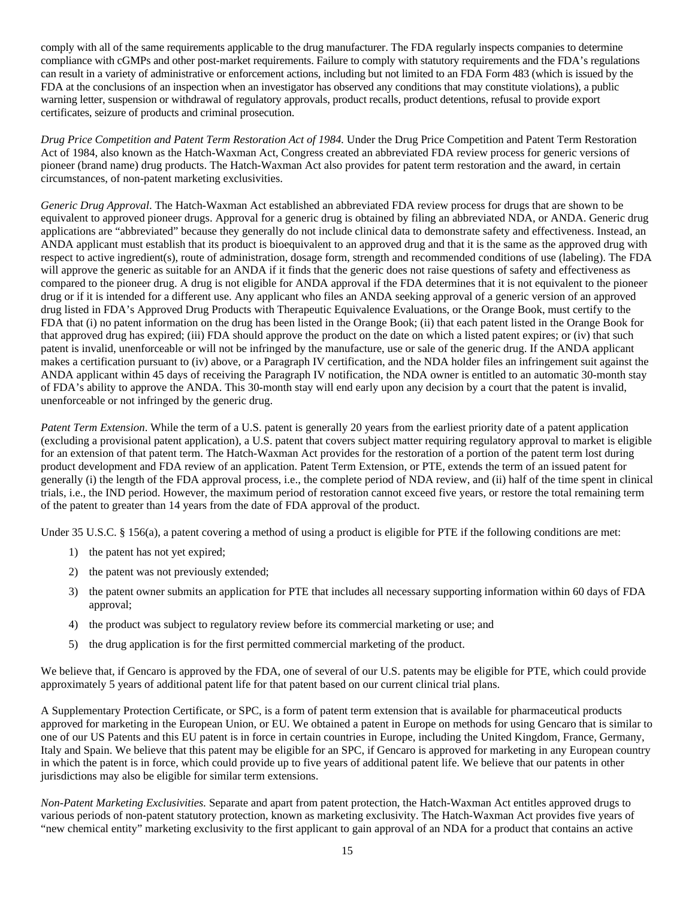comply with all of the same requirements applicable to the drug manufacturer. The FDA regularly inspects companies to determine compliance with cGMPs and other post-market requirements. Failure to comply with statutory requirements and the FDA's regulations can result in a variety of administrative or enforcement actions, including but not limited to an FDA Form 483 (which is issued by the FDA at the conclusions of an inspection when an investigator has observed any conditions that may constitute violations), a public warning letter, suspension or withdrawal of regulatory approvals, product recalls, product detentions, refusal to provide export certificates, seizure of products and criminal prosecution.

*Drug Price Competition and Patent Term Restoration Act of 1984.* Under the Drug Price Competition and Patent Term Restoration Act of 1984, also known as the Hatch-Waxman Act, Congress created an abbreviated FDA review process for generic versions of pioneer (brand name) drug products. The Hatch-Waxman Act also provides for patent term restoration and the award, in certain circumstances, of non-patent marketing exclusivities.

*Generic Drug Approval*. The Hatch-Waxman Act established an abbreviated FDA review process for drugs that are shown to be equivalent to approved pioneer drugs. Approval for a generic drug is obtained by filing an abbreviated NDA, or ANDA. Generic drug applications are "abbreviated" because they generally do not include clinical data to demonstrate safety and effectiveness. Instead, an ANDA applicant must establish that its product is bioequivalent to an approved drug and that it is the same as the approved drug with respect to active ingredient(s), route of administration, dosage form, strength and recommended conditions of use (labeling). The FDA will approve the generic as suitable for an ANDA if it finds that the generic does not raise questions of safety and effectiveness as compared to the pioneer drug. A drug is not eligible for ANDA approval if the FDA determines that it is not equivalent to the pioneer drug or if it is intended for a different use. Any applicant who files an ANDA seeking approval of a generic version of an approved drug listed in FDA's Approved Drug Products with Therapeutic Equivalence Evaluations, or the Orange Book, must certify to the FDA that (i) no patent information on the drug has been listed in the Orange Book; (ii) that each patent listed in the Orange Book for that approved drug has expired; (iii) FDA should approve the product on the date on which a listed patent expires; or (iv) that such patent is invalid, unenforceable or will not be infringed by the manufacture, use or sale of the generic drug. If the ANDA applicant makes a certification pursuant to (iv) above, or a Paragraph IV certification, and the NDA holder files an infringement suit against the ANDA applicant within 45 days of receiving the Paragraph IV notification, the NDA owner is entitled to an automatic 30-month stay of FDA's ability to approve the ANDA. This 30-month stay will end early upon any decision by a court that the patent is invalid, unenforceable or not infringed by the generic drug.

*Patent Term Extension*. While the term of a U.S. patent is generally 20 years from the earliest priority date of a patent application (excluding a provisional patent application), a U.S. patent that covers subject matter requiring regulatory approval to market is eligible for an extension of that patent term. The Hatch-Waxman Act provides for the restoration of a portion of the patent term lost during product development and FDA review of an application. Patent Term Extension, or PTE, extends the term of an issued patent for generally (i) the length of the FDA approval process, i.e., the complete period of NDA review, and (ii) half of the time spent in clinical trials, i.e., the IND period. However, the maximum period of restoration cannot exceed five years, or restore the total remaining term of the patent to greater than 14 years from the date of FDA approval of the product.

Under 35 U.S.C. § 156(a), a patent covering a method of using a product is eligible for PTE if the following conditions are met:

1) the patent has not yet expired;
2) the patent was not previously extended;
3) the patent owner submits an application for PTE that includes all necessary supporting information within 60 days of FDA approval;
4) the product was subject to regulatory review before its commercial marketing or use; and
5) the drug application is for the first permitted commercial marketing of the product.

We believe that, if Gencaro is approved by the FDA, one of several of our U.S. patents may be eligible for PTE, which could provide approximately 5 years of additional patent life for that patent based on our current clinical trial plans.

A Supplementary Protection Certificate, or SPC, is a form of patent term extension that is available for pharmaceutical products approved for marketing in the European Union, or EU. We obtained a patent in Europe on methods for using Gencaro that is similar to one of our US Patents and this EU patent is in force in certain countries in Europe, including the United Kingdom, France, Germany, Italy and Spain. We believe that this patent may be eligible for an SPC, if Gencaro is approved for marketing in any European country in which the patent is in force, which could provide up to five years of additional patent life. We believe that our patents in other jurisdictions may also be eligible for similar term extensions.

*Non-Patent Marketing Exclusivities.* Separate and apart from patent protection, the Hatch-Waxman Act entitles approved drugs to various periods of non-patent statutory protection, known as marketing exclusivity. The Hatch-Waxman Act provides five years of "new chemical entity" marketing exclusivity to the first applicant to gain approval of an NDA for a product that contains an active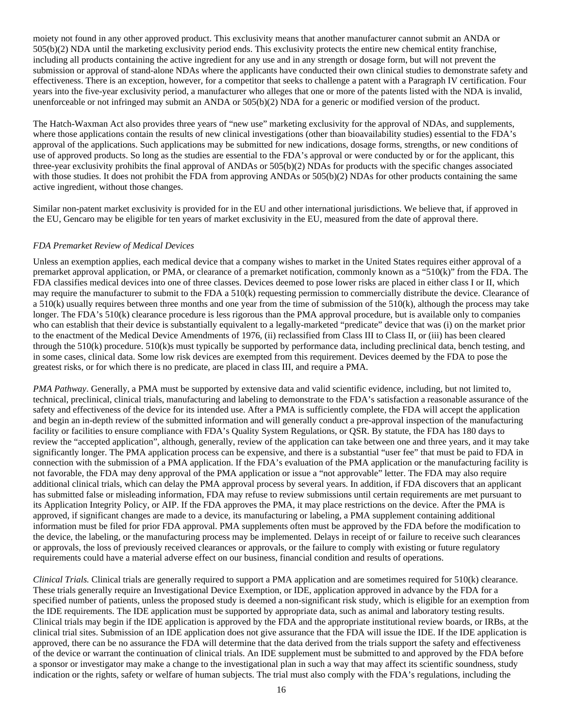moiety not found in any other approved product. This exclusivity means that another manufacturer cannot submit an ANDA or 505(b)(2) NDA until the marketing exclusivity period ends. This exclusivity protects the entire new chemical entity franchise, including all products containing the active ingredient for any use and in any strength or dosage form, but will not prevent the submission or approval of stand-alone NDAs where the applicants have conducted their own clinical studies to demonstrate safety and effectiveness. There is an exception, however, for a competitor that seeks to challenge a patent with a Paragraph IV certification. Four years into the five-year exclusivity period, a manufacturer who alleges that one or more of the patents listed with the NDA is invalid, unenforceable or not infringed may submit an ANDA or 505(b)(2) NDA for a generic or modified version of the product.

The Hatch-Waxman Act also provides three years of "new use" marketing exclusivity for the approval of NDAs, and supplements, where those applications contain the results of new clinical investigations (other than bioavailability studies) essential to the FDA's approval of the applications. Such applications may be submitted for new indications, dosage forms, strengths, or new conditions of use of approved products. So long as the studies are essential to the FDA's approval or were conducted by or for the applicant, this three-year exclusivity prohibits the final approval of ANDAs or 505(b)(2) NDAs for products with the specific changes associated with those studies. It does not prohibit the FDA from approving ANDAs or 505(b)(2) NDAs for other products containing the same active ingredient, without those changes.

Similar non-patent market exclusivity is provided for in the EU and other international jurisdictions. We believe that, if approved in the EU, Gencaro may be eligible for ten years of market exclusivity in the EU, measured from the date of approval there.

*FDA Premarket Review of Medical Devices*

Unless an exemption applies, each medical device that a company wishes to market in the United States requires either approval of a premarket approval application, or PMA, or clearance of a premarket notification, commonly known as a "510(k)" from the FDA. The FDA classifies medical devices into one of three classes. Devices deemed to pose lower risks are placed in either class I or II, which may require the manufacturer to submit to the FDA a 510(k) requesting permission to commercially distribute the device. Clearance of a 510(k) usually requires between three months and one year from the time of submission of the 510(k), although the process may take longer. The FDA's 510(k) clearance procedure is less rigorous than the PMA approval procedure, but is available only to companies who can establish that their device is substantially equivalent to a legally-marketed "predicate" device that was (i) on the market prior to the enactment of the Medical Device Amendments of 1976, (ii) reclassified from Class III to Class II, or (iii) has been cleared through the 510(k) procedure. 510(k)s must typically be supported by performance data, including preclinical data, bench testing, and in some cases, clinical data. Some low risk devices are exempted from this requirement. Devices deemed by the FDA to pose the greatest risks, or for which there is no predicate, are placed in class III, and require a PMA.

*PMA Pathway*. Generally, a PMA must be supported by extensive data and valid scientific evidence, including, but not limited to, technical, preclinical, clinical trials, manufacturing and labeling to demonstrate to the FDA's satisfaction a reasonable assurance of the safety and effectiveness of the device for its intended use. After a PMA is sufficiently complete, the FDA will accept the application and begin an in-depth review of the submitted information and will generally conduct a pre-approval inspection of the manufacturing facility or facilities to ensure compliance with FDA's Quality System Regulations, or QSR. By statute, the FDA has 180 days to review the "accepted application", although, generally, review of the application can take between one and three years, and it may take significantly longer. The PMA application process can be expensive, and there is a substantial "user fee" that must be paid to FDA in connection with the submission of a PMA application. If the FDA's evaluation of the PMA application or the manufacturing facility is not favorable, the FDA may deny approval of the PMA application or issue a "not approvable" letter. The FDA may also require additional clinical trials, which can delay the PMA approval process by several years. In addition, if FDA discovers that an applicant has submitted false or misleading information, FDA may refuse to review submissions until certain requirements are met pursuant to its Application Integrity Policy, or AIP. If the FDA approves the PMA, it may place restrictions on the device. After the PMA is approved, if significant changes are made to a device, its manufacturing or labeling, a PMA supplement containing additional information must be filed for prior FDA approval. PMA supplements often must be approved by the FDA before the modification to the device, the labeling, or the manufacturing process may be implemented. Delays in receipt of or failure to receive such clearances or approvals, the loss of previously received clearances or approvals, or the failure to comply with existing or future regulatory requirements could have a material adverse effect on our business, financial condition and results of operations.

*Clinical Trials.* Clinical trials are generally required to support a PMA application and are sometimes required for 510(k) clearance. These trials generally require an Investigational Device Exemption, or IDE, application approved in advance by the FDA for a specified number of patients, unless the proposed study is deemed a non-significant risk study, which is eligible for an exemption from the IDE requirements. The IDE application must be supported by appropriate data, such as animal and laboratory testing results. Clinical trials may begin if the IDE application is approved by the FDA and the appropriate institutional review boards, or IRBs, at the clinical trial sites. Submission of an IDE application does not give assurance that the FDA will issue the IDE. If the IDE application is approved, there can be no assurance the FDA will determine that the data derived from the trials support the safety and effectiveness of the device or warrant the continuation of clinical trials. An IDE supplement must be submitted to and approved by the FDA before a sponsor or investigator may make a change to the investigational plan in such a way that may affect its scientific soundness, study indication or the rights, safety or welfare of human subjects. The trial must also comply with the FDA's regulations, including the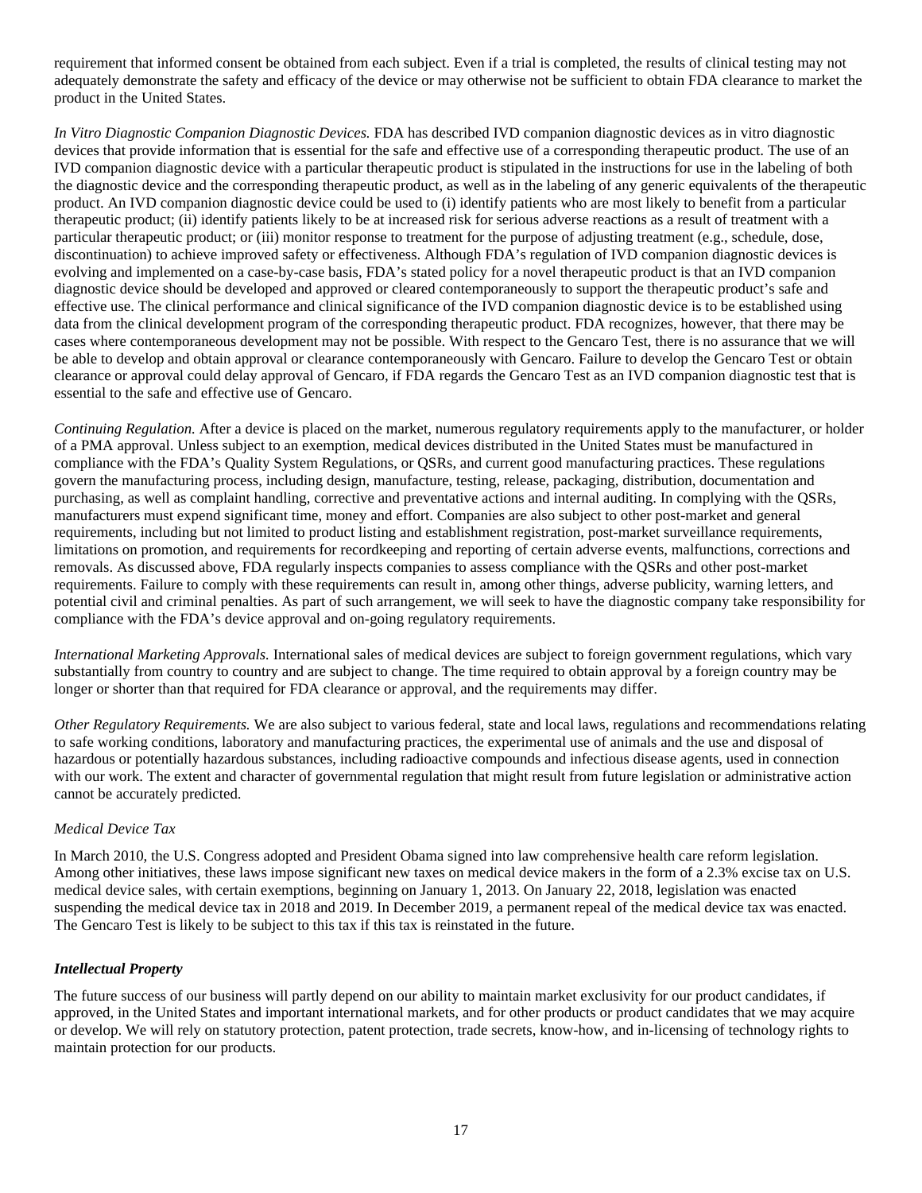requirement that informed consent be obtained from each subject. Even if a trial is completed, the results of clinical testing may not adequately demonstrate the safety and efficacy of the device or may otherwise not be sufficient to obtain FDA clearance to market the product in the United States.

*In Vitro Diagnostic Companion Diagnostic Devices.* FDA has described IVD companion diagnostic devices as in vitro diagnostic devices that provide information that is essential for the safe and effective use of a corresponding therapeutic product. The use of an IVD companion diagnostic device with a particular therapeutic product is stipulated in the instructions for use in the labeling of both the diagnostic device and the corresponding therapeutic product, as well as in the labeling of any generic equivalents of the therapeutic product. An IVD companion diagnostic device could be used to (i) identify patients who are most likely to benefit from a particular therapeutic product; (ii) identify patients likely to be at increased risk for serious adverse reactions as a result of treatment with a particular therapeutic product; or (iii) monitor response to treatment for the purpose of adjusting treatment (e.g., schedule, dose, discontinuation) to achieve improved safety or effectiveness. Although FDA's regulation of IVD companion diagnostic devices is evolving and implemented on a case-by-case basis, FDA's stated policy for a novel therapeutic product is that an IVD companion diagnostic device should be developed and approved or cleared contemporaneously to support the therapeutic product's safe and effective use. The clinical performance and clinical significance of the IVD companion diagnostic device is to be established using data from the clinical development program of the corresponding therapeutic product. FDA recognizes, however, that there may be cases where contemporaneous development may not be possible. With respect to the Gencaro Test, there is no assurance that we will be able to develop and obtain approval or clearance contemporaneously with Gencaro. Failure to develop the Gencaro Test or obtain clearance or approval could delay approval of Gencaro, if FDA regards the Gencaro Test as an IVD companion diagnostic test that is essential to the safe and effective use of Gencaro.

*Continuing Regulation.* After a device is placed on the market, numerous regulatory requirements apply to the manufacturer, or holder of a PMA approval. Unless subject to an exemption, medical devices distributed in the United States must be manufactured in compliance with the FDA's Quality System Regulations, or QSRs, and current good manufacturing practices. These regulations govern the manufacturing process, including design, manufacture, testing, release, packaging, distribution, documentation and purchasing, as well as complaint handling, corrective and preventative actions and internal auditing. In complying with the QSRs, manufacturers must expend significant time, money and effort. Companies are also subject to other post-market and general requirements, including but not limited to product listing and establishment registration, post-market surveillance requirements, limitations on promotion, and requirements for recordkeeping and reporting of certain adverse events, malfunctions, corrections and removals. As discussed above, FDA regularly inspects companies to assess compliance with the QSRs and other post-market requirements. Failure to comply with these requirements can result in, among other things, adverse publicity, warning letters, and potential civil and criminal penalties. As part of such arrangement, we will seek to have the diagnostic company take responsibility for compliance with the FDA's device approval and on-going regulatory requirements.

*International Marketing Approvals.* International sales of medical devices are subject to foreign government regulations, which vary substantially from country to country and are subject to change. The time required to obtain approval by a foreign country may be longer or shorter than that required for FDA clearance or approval, and the requirements may differ.

*Other Regulatory Requirements.* We are also subject to various federal, state and local laws, regulations and recommendations relating to safe working conditions, laboratory and manufacturing practices, the experimental use of animals and the use and disposal of hazardous or potentially hazardous substances, including radioactive compounds and infectious disease agents, used in connection with our work. The extent and character of governmental regulation that might result from future legislation or administrative action cannot be accurately predicted.

*Medical Device Tax*

In March 2010, the U.S. Congress adopted and President Obama signed into law comprehensive health care reform legislation. Among other initiatives, these laws impose significant new taxes on medical device makers in the form of a 2.3% excise tax on U.S. medical device sales, with certain exemptions, beginning on January 1, 2013. On January 22, 2018, legislation was enacted suspending the medical device tax in 2018 and 2019. In December 2019, a permanent repeal of the medical device tax was enacted. The Gencaro Test is likely to be subject to this tax if this tax is reinstated in the future.

***Intellectual Property***

The future success of our business will partly depend on our ability to maintain market exclusivity for our product candidates, if approved, in the United States and important international markets, and for other products or product candidates that we may acquire or develop. We will rely on statutory protection, patent protection, trade secrets, know-how, and in-licensing of technology rights to maintain protection for our products.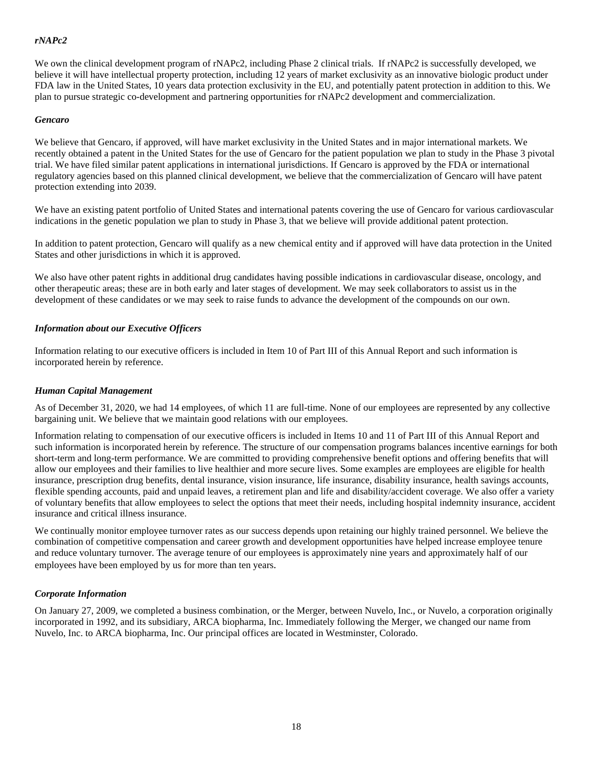***rNAPc2***

We own the clinical development program of rNAPc2, including Phase 2 clinical trials. If rNAPc2 is successfully developed, we believe it will have intellectual property protection, including 12 years of market exclusivity as an innovative biologic product under FDA law in the United States, 10 years data protection exclusivity in the EU, and potentially patent protection in addition to this. We plan to pursue strategic co-development and partnering opportunities for rNAPc2 development and commercialization.

***Gencaro***

We believe that Gencaro, if approved, will have market exclusivity in the United States and in major international markets. We recently obtained a patent in the United States for the use of Gencaro for the patient population we plan to study in the Phase 3 pivotal trial. We have filed similar patent applications in international jurisdictions. If Gencaro is approved by the FDA or international regulatory agencies based on this planned clinical development, we believe that the commercialization of Gencaro will have patent protection extending into 2039.

We have an existing patent portfolio of United States and international patents covering the use of Gencaro for various cardiovascular indications in the genetic population we plan to study in Phase 3, that we believe will provide additional patent protection.

In addition to patent protection, Gencaro will qualify as a new chemical entity and if approved will have data protection in the United States and other jurisdictions in which it is approved.

We also have other patent rights in additional drug candidates having possible indications in cardiovascular disease, oncology, and other therapeutic areas; these are in both early and later stages of development. We may seek collaborators to assist us in the development of these candidates or we may seek to raise funds to advance the development of the compounds on our own.

***Information about our Executive Officers***

Information relating to our executive officers is included in Item 10 of Part III of this Annual Report and such information is incorporated herein by reference.

***Human Capital Management***

As of December 31, 2020, we had 14 employees, of which 11 are full-time. None of our employees are represented by any collective bargaining unit. We believe that we maintain good relations with our employees.

Information relating to compensation of our executive officers is included in Items 10 and 11 of Part III of this Annual Report and such information is incorporated herein by reference. The structure of our compensation programs balances incentive earnings for both short-term and long-term performance. We are committed to providing comprehensive benefit options and offering benefits that will allow our employees and their families to live healthier and more secure lives. Some examples are employees are eligible for health insurance, prescription drug benefits, dental insurance, vision insurance, life insurance, disability insurance, health savings accounts, flexible spending accounts, paid and unpaid leaves, a retirement plan and life and disability/accident coverage. We also offer a variety of voluntary benefits that allow employees to select the options that meet their needs, including hospital indemnity insurance, accident insurance and critical illness insurance.

We continually monitor employee turnover rates as our success depends upon retaining our highly trained personnel. We believe the combination of competitive compensation and career growth and development opportunities have helped increase employee tenure and reduce voluntary turnover. The average tenure of our employees is approximately nine years and approximately half of our employees have been employed by us for more than ten years.

***Corporate Information***

On January 27, 2009, we completed a business combination, or the Merger, between Nuvelo, Inc., or Nuvelo, a corporation originally incorporated in 1992, and its subsidiary, ARCA biopharma, Inc. Immediately following the Merger, we changed our name from Nuvelo, Inc. to ARCA biopharma, Inc. Our principal offices are located in Westminster, Colorado.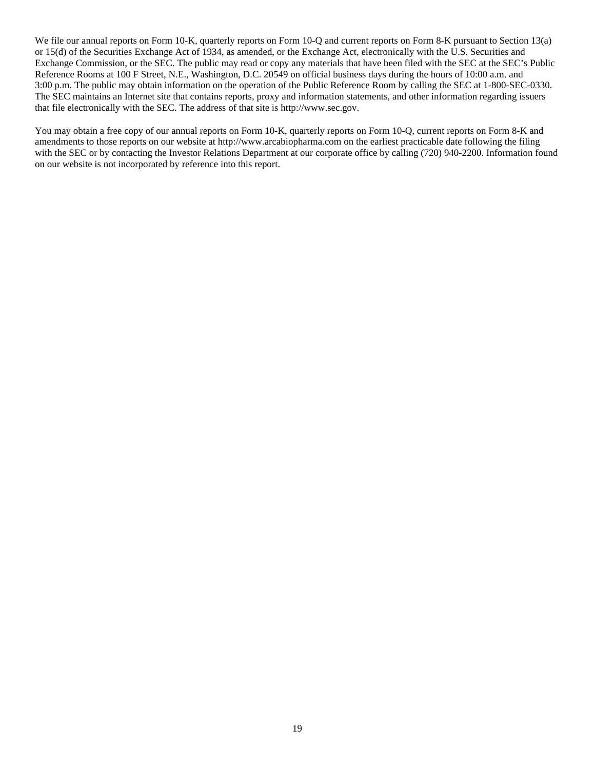We file our annual reports on Form 10-K, quarterly reports on Form 10-Q and current reports on Form 8-K pursuant to Section 13(a) or 15(d) of the Securities Exchange Act of 1934, as amended, or the Exchange Act, electronically with the U.S. Securities and Exchange Commission, or the SEC. The public may read or copy any materials that have been filed with the SEC at the SEC's Public Reference Rooms at 100 F Street, N.E., Washington, D.C. 20549 on official business days during the hours of 10:00 a.m. and 3:00 p.m. The public may obtain information on the operation of the Public Reference Room by calling the SEC at 1-800-SEC-0330. The SEC maintains an Internet site that contains reports, proxy and information statements, and other information regarding issuers that file electronically with the SEC. The address of that site is http://www.sec.gov.

You may obtain a free copy of our annual reports on Form 10-K, quarterly reports on Form 10-Q, current reports on Form 8-K and amendments to those reports on our website at http://www.arcabiopharma.com on the earliest practicable date following the filing with the SEC or by contacting the Investor Relations Department at our corporate office by calling (720) 940-2200. Information found on our website is not incorporated by reference into this report.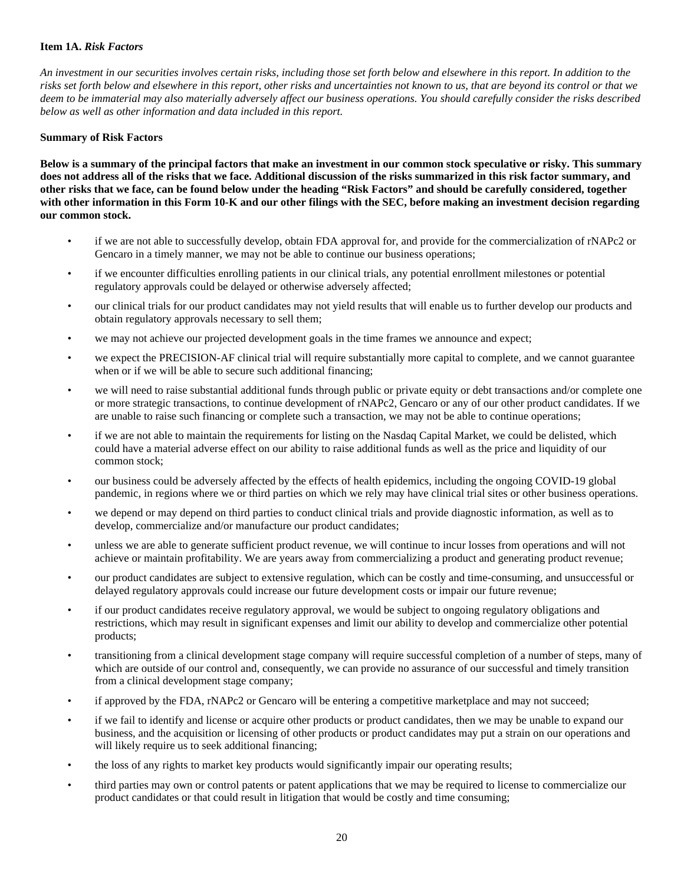### Item 1A. *Risk Factors*

*An investment in our securities involves certain risks, including those set forth below and elsewhere in this report. In addition to the risks set forth below and elsewhere in this report, other risks and uncertainties not known to us, that are beyond its control or that we deem to be immaterial may also materially adversely affect our business operations. You should carefully consider the risks described below as well as other information and data included in this report.*

**Summary of Risk Factors**

**Below is a summary of the principal factors that make an investment in our common stock speculative or risky. This summary does not address all of the risks that we face. Additional discussion of the risks summarized in this risk factor summary, and other risks that we face, can be found below under the heading "Risk Factors" and should be carefully considered, together with other information in this Form 10-K and our other filings with the SEC, before making an investment decision regarding our common stock.**

- if we are not able to successfully develop, obtain FDA approval for, and provide for the commercialization of rNAPc2 or Gencaro in a timely manner, we may not be able to continue our business operations;
- if we encounter difficulties enrolling patients in our clinical trials, any potential enrollment milestones or potential regulatory approvals could be delayed or otherwise adversely affected;
- our clinical trials for our product candidates may not yield results that will enable us to further develop our products and obtain regulatory approvals necessary to sell them;
- we may not achieve our projected development goals in the time frames we announce and expect;
- we expect the PRECISION-AF clinical trial will require substantially more capital to complete, and we cannot guarantee when or if we will be able to secure such additional financing;
- we will need to raise substantial additional funds through public or private equity or debt transactions and/or complete one or more strategic transactions, to continue development of rNAPc2, Gencaro or any of our other product candidates. If we are unable to raise such financing or complete such a transaction, we may not be able to continue operations;
- if we are not able to maintain the requirements for listing on the Nasdaq Capital Market, we could be delisted, which could have a material adverse effect on our ability to raise additional funds as well as the price and liquidity of our common stock;
- our business could be adversely affected by the effects of health epidemics, including the ongoing COVID-19 global pandemic, in regions where we or third parties on which we rely may have clinical trial sites or other business operations.
- we depend or may depend on third parties to conduct clinical trials and provide diagnostic information, as well as to develop, commercialize and/or manufacture our product candidates;
- unless we are able to generate sufficient product revenue, we will continue to incur losses from operations and will not achieve or maintain profitability. We are years away from commercializing a product and generating product revenue;
- our product candidates are subject to extensive regulation, which can be costly and time-consuming, and unsuccessful or delayed regulatory approvals could increase our future development costs or impair our future revenue;
- if our product candidates receive regulatory approval, we would be subject to ongoing regulatory obligations and restrictions, which may result in significant expenses and limit our ability to develop and commercialize other potential products;
- transitioning from a clinical development stage company will require successful completion of a number of steps, many of which are outside of our control and, consequently, we can provide no assurance of our successful and timely transition from a clinical development stage company;
- if approved by the FDA, rNAPc2 or Gencaro will be entering a competitive marketplace and may not succeed;
- if we fail to identify and license or acquire other products or product candidates, then we may be unable to expand our business, and the acquisition or licensing of other products or product candidates may put a strain on our operations and will likely require us to seek additional financing;
- the loss of any rights to market key products would significantly impair our operating results;
- third parties may own or control patents or patent applications that we may be required to license to commercialize our product candidates or that could result in litigation that would be costly and time consuming;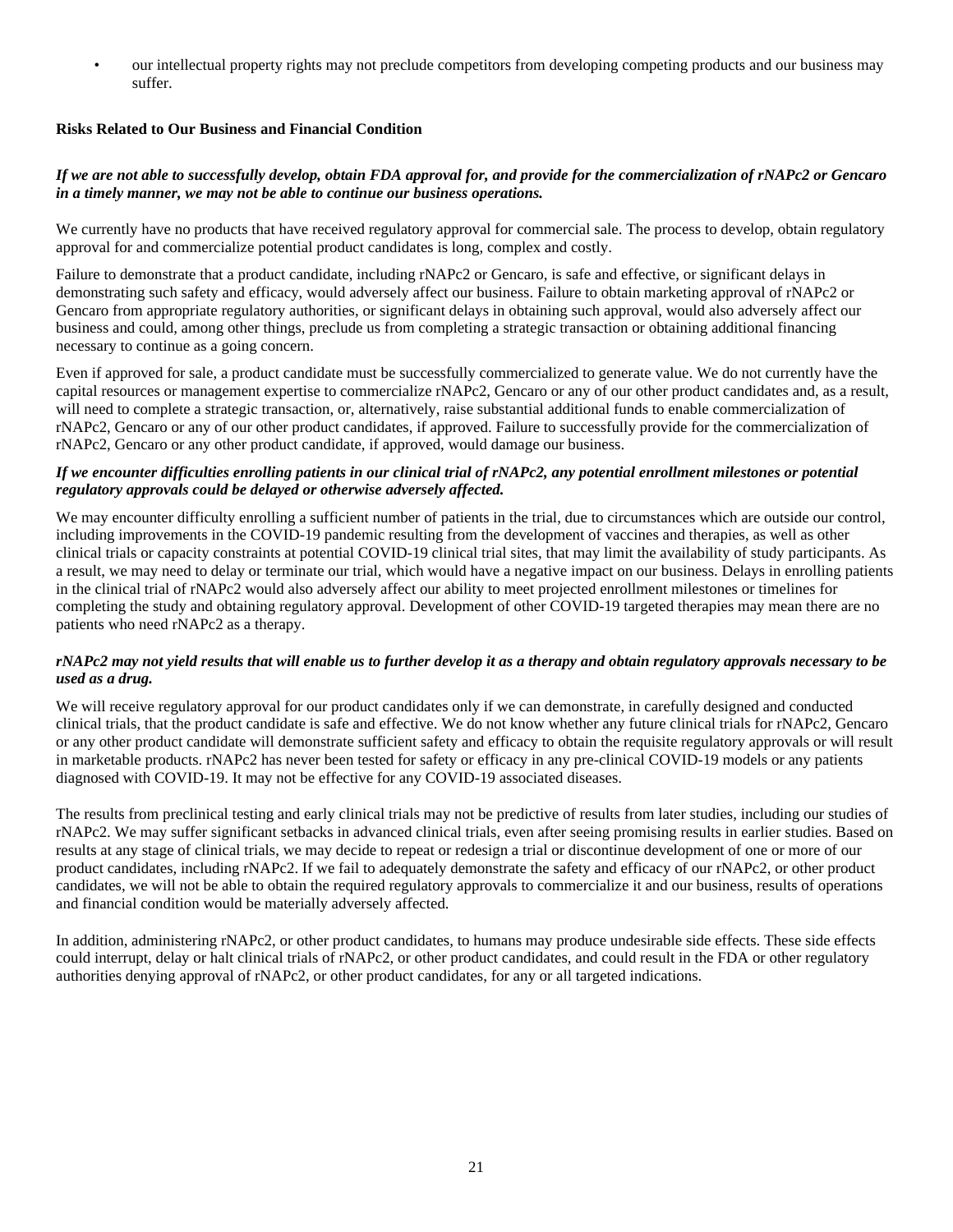- our intellectual property rights may not preclude competitors from developing competing products and our business may suffer.

**Risks Related to Our Business and Financial Condition**

***If we are not able to successfully develop, obtain FDA approval for, and provide for the commercialization of rNAPc2 or Gencaro in a timely manner, we may not be able to continue our business operations.***

We currently have no products that have received regulatory approval for commercial sale. The process to develop, obtain regulatory approval for and commercialize potential product candidates is long, complex and costly.

Failure to demonstrate that a product candidate, including rNAPc2 or Gencaro, is safe and effective, or significant delays in demonstrating such safety and efficacy, would adversely affect our business. Failure to obtain marketing approval of rNAPc2 or Gencaro from appropriate regulatory authorities, or significant delays in obtaining such approval, would also adversely affect our business and could, among other things, preclude us from completing a strategic transaction or obtaining additional financing necessary to continue as a going concern.

Even if approved for sale, a product candidate must be successfully commercialized to generate value. We do not currently have the capital resources or management expertise to commercialize rNAPc2, Gencaro or any of our other product candidates and, as a result, will need to complete a strategic transaction, or, alternatively, raise substantial additional funds to enable commercialization of rNAPc2, Gencaro or any of our other product candidates, if approved. Failure to successfully provide for the commercialization of rNAPc2, Gencaro or any other product candidate, if approved, would damage our business.

***If we encounter difficulties enrolling patients in our clinical trial of rNAPc2, any potential enrollment milestones or potential regulatory approvals could be delayed or otherwise adversely affected.***

We may encounter difficulty enrolling a sufficient number of patients in the trial, due to circumstances which are outside our control, including improvements in the COVID-19 pandemic resulting from the development of vaccines and therapies, as well as other clinical trials or capacity constraints at potential COVID-19 clinical trial sites, that may limit the availability of study participants. As a result, we may need to delay or terminate our trial, which would have a negative impact on our business. Delays in enrolling patients in the clinical trial of rNAPc2 would also adversely affect our ability to meet projected enrollment milestones or timelines for completing the study and obtaining regulatory approval. Development of other COVID-19 targeted therapies may mean there are no patients who need rNAPc2 as a therapy.

***rNAPc2 may not yield results that will enable us to further develop it as a therapy and obtain regulatory approvals necessary to be used as a drug.***

We will receive regulatory approval for our product candidates only if we can demonstrate, in carefully designed and conducted clinical trials, that the product candidate is safe and effective. We do not know whether any future clinical trials for rNAPc2, Gencaro or any other product candidate will demonstrate sufficient safety and efficacy to obtain the requisite regulatory approvals or will result in marketable products. rNAPc2 has never been tested for safety or efficacy in any pre-clinical COVID-19 models or any patients diagnosed with COVID-19. It may not be effective for any COVID-19 associated diseases.

The results from preclinical testing and early clinical trials may not be predictive of results from later studies, including our studies of rNAPc2. We may suffer significant setbacks in advanced clinical trials, even after seeing promising results in earlier studies. Based on results at any stage of clinical trials, we may decide to repeat or redesign a trial or discontinue development of one or more of our product candidates, including rNAPc2. If we fail to adequately demonstrate the safety and efficacy of our rNAPc2, or other product candidates, we will not be able to obtain the required regulatory approvals to commercialize it and our business, results of operations and financial condition would be materially adversely affected.

In addition, administering rNAPc2, or other product candidates, to humans may produce undesirable side effects. These side effects could interrupt, delay or halt clinical trials of rNAPc2, or other product candidates, and could result in the FDA or other regulatory authorities denying approval of rNAPc2, or other product candidates, for any or all targeted indications.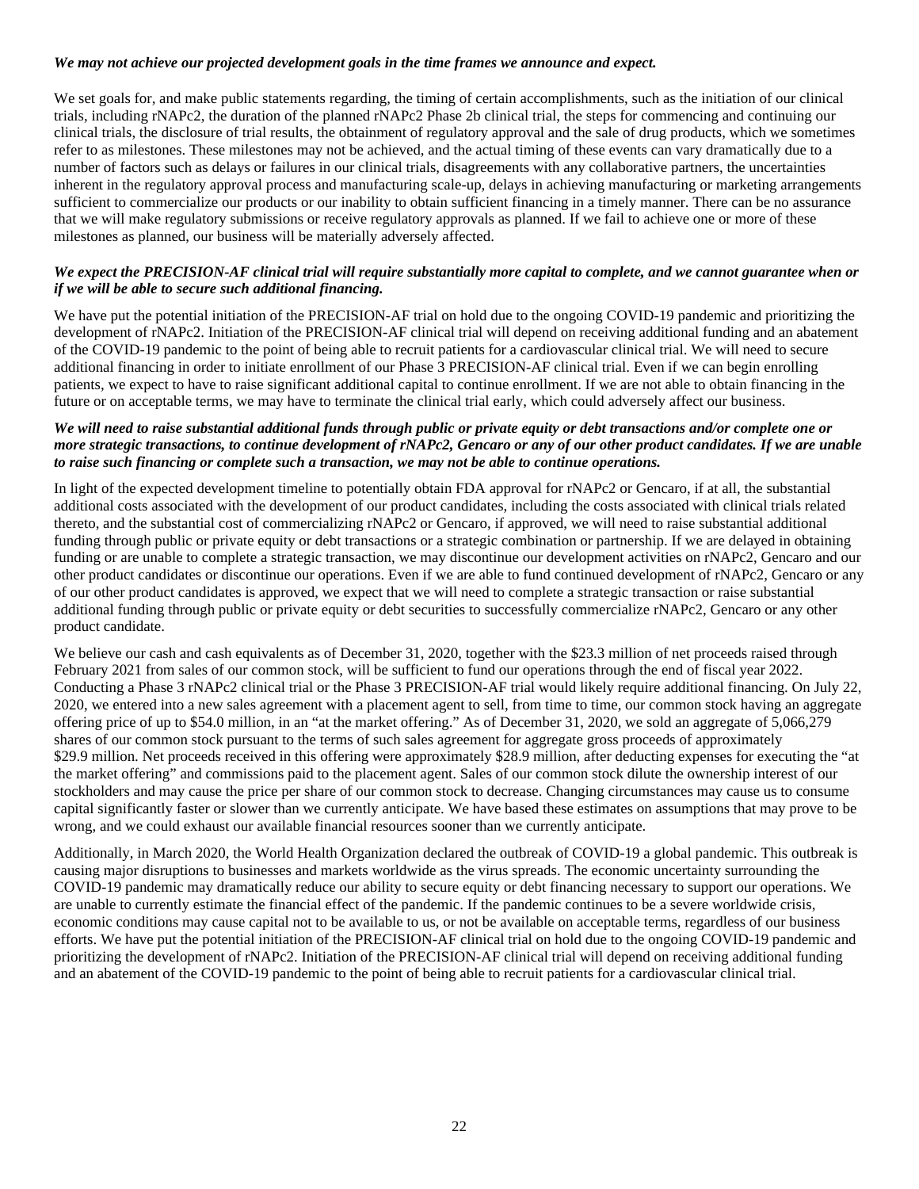***We may not achieve our projected development goals in the time frames we announce and expect.***

We set goals for, and make public statements regarding, the timing of certain accomplishments, such as the initiation of our clinical trials, including rNAPc2, the duration of the planned rNAPc2 Phase 2b clinical trial, the steps for commencing and continuing our clinical trials, the disclosure of trial results, the obtainment of regulatory approval and the sale of drug products, which we sometimes refer to as milestones. These milestones may not be achieved, and the actual timing of these events can vary dramatically due to a number of factors such as delays or failures in our clinical trials, disagreements with any collaborative partners, the uncertainties inherent in the regulatory approval process and manufacturing scale-up, delays in achieving manufacturing or marketing arrangements sufficient to commercialize our products or our inability to obtain sufficient financing in a timely manner. There can be no assurance that we will make regulatory submissions or receive regulatory approvals as planned. If we fail to achieve one or more of these milestones as planned, our business will be materially adversely affected.

***We expect the PRECISION-AF clinical trial will require substantially more capital to complete, and we cannot guarantee when or if we will be able to secure such additional financing.***

We have put the potential initiation of the PRECISION-AF trial on hold due to the ongoing COVID-19 pandemic and prioritizing the development of rNAPc2. Initiation of the PRECISION-AF clinical trial will depend on receiving additional funding and an abatement of the COVID-19 pandemic to the point of being able to recruit patients for a cardiovascular clinical trial. We will need to secure additional financing in order to initiate enrollment of our Phase 3 PRECISION-AF clinical trial. Even if we can begin enrolling patients, we expect to have to raise significant additional capital to continue enrollment. If we are not able to obtain financing in the future or on acceptable terms, we may have to terminate the clinical trial early, which could adversely affect our business.

***We will need to raise substantial additional funds through public or private equity or debt transactions and/or complete one or more strategic transactions, to continue development of rNAPc2, Gencaro or any of our other product candidates. If we are unable to raise such financing or complete such a transaction, we may not be able to continue operations.***

In light of the expected development timeline to potentially obtain FDA approval for rNAPc2 or Gencaro, if at all, the substantial additional costs associated with the development of our product candidates, including the costs associated with clinical trials related thereto, and the substantial cost of commercializing rNAPc2 or Gencaro, if approved, we will need to raise substantial additional funding through public or private equity or debt transactions or a strategic combination or partnership. If we are delayed in obtaining funding or are unable to complete a strategic transaction, we may discontinue our development activities on rNAPc2, Gencaro and our other product candidates or discontinue our operations. Even if we are able to fund continued development of rNAPc2, Gencaro or any of our other product candidates is approved, we expect that we will need to complete a strategic transaction or raise substantial additional funding through public or private equity or debt securities to successfully commercialize rNAPc2, Gencaro or any other product candidate.

We believe our cash and cash equivalents as of December 31, 2020, together with the $23.3 million of net proceeds raised through February 2021 from sales of our common stock, will be sufficient to fund our operations through the end of fiscal year 2022. Conducting a Phase 3 rNAPc2 clinical trial or the Phase 3 PRECISION-AF trial would likely require additional financing. On July 22, 2020, we entered into a new sales agreement with a placement agent to sell, from time to time, our common stock having an aggregate offering price of up to $54.0 million, in an "at the market offering." As of December 31, 2020, we sold an aggregate of 5,066,279 shares of our common stock pursuant to the terms of such sales agreement for aggregate gross proceeds of approximately $29.9 million. Net proceeds received in this offering were approximately $28.9 million, after deducting expenses for executing the "at the market offering" and commissions paid to the placement agent. Sales of our common stock dilute the ownership interest of our stockholders and may cause the price per share of our common stock to decrease. Changing circumstances may cause us to consume capital significantly faster or slower than we currently anticipate. We have based these estimates on assumptions that may prove to be wrong, and we could exhaust our available financial resources sooner than we currently anticipate.

Additionally, in March 2020, the World Health Organization declared the outbreak of COVID-19 a global pandemic. This outbreak is causing major disruptions to businesses and markets worldwide as the virus spreads. The economic uncertainty surrounding the COVID-19 pandemic may dramatically reduce our ability to secure equity or debt financing necessary to support our operations. We are unable to currently estimate the financial effect of the pandemic. If the pandemic continues to be a severe worldwide crisis, economic conditions may cause capital not to be available to us, or not be available on acceptable terms, regardless of our business efforts. We have put the potential initiation of the PRECISION-AF clinical trial on hold due to the ongoing COVID-19 pandemic and prioritizing the development of rNAPc2. Initiation of the PRECISION-AF clinical trial will depend on receiving additional funding and an abatement of the COVID-19 pandemic to the point of being able to recruit patients for a cardiovascular clinical trial.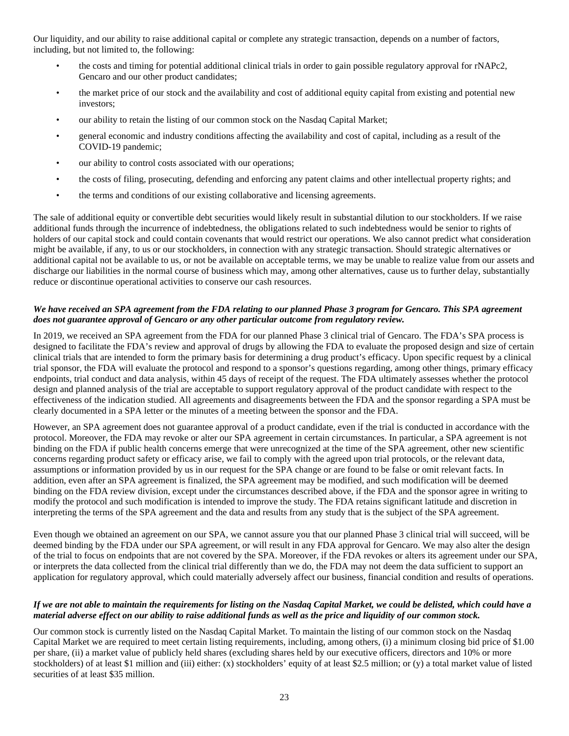Our liquidity, and our ability to raise additional capital or complete any strategic transaction, depends on a number of factors, including, but not limited to, the following:

- the costs and timing for potential additional clinical trials in order to gain possible regulatory approval for rNAPc2, Gencaro and our other product candidates;
- the market price of our stock and the availability and cost of additional equity capital from existing and potential new investors;
- our ability to retain the listing of our common stock on the Nasdaq Capital Market;
- general economic and industry conditions affecting the availability and cost of capital, including as a result of the COVID-19 pandemic;
- our ability to control costs associated with our operations;
- the costs of filing, prosecuting, defending and enforcing any patent claims and other intellectual property rights; and
- the terms and conditions of our existing collaborative and licensing agreements.

The sale of additional equity or convertible debt securities would likely result in substantial dilution to our stockholders. If we raise additional funds through the incurrence of indebtedness, the obligations related to such indebtedness would be senior to rights of holders of our capital stock and could contain covenants that would restrict our operations. We also cannot predict what consideration might be available, if any, to us or our stockholders, in connection with any strategic transaction. Should strategic alternatives or additional capital not be available to us, or not be available on acceptable terms, we may be unable to realize value from our assets and discharge our liabilities in the normal course of business which may, among other alternatives, cause us to further delay, substantially reduce or discontinue operational activities to conserve our cash resources.

***We have received an SPA agreement from the FDA relating to our planned Phase 3 program for Gencaro. This SPA agreement does not guarantee approval of Gencaro or any other particular outcome from regulatory review.***

In 2019, we received an SPA agreement from the FDA for our planned Phase 3 clinical trial of Gencaro. The FDA's SPA process is designed to facilitate the FDA's review and approval of drugs by allowing the FDA to evaluate the proposed design and size of certain clinical trials that are intended to form the primary basis for determining a drug product's efficacy. Upon specific request by a clinical trial sponsor, the FDA will evaluate the protocol and respond to a sponsor's questions regarding, among other things, primary efficacy endpoints, trial conduct and data analysis, within 45 days of receipt of the request. The FDA ultimately assesses whether the protocol design and planned analysis of the trial are acceptable to support regulatory approval of the product candidate with respect to the effectiveness of the indication studied. All agreements and disagreements between the FDA and the sponsor regarding a SPA must be clearly documented in a SPA letter or the minutes of a meeting between the sponsor and the FDA.

However, an SPA agreement does not guarantee approval of a product candidate, even if the trial is conducted in accordance with the protocol. Moreover, the FDA may revoke or alter our SPA agreement in certain circumstances. In particular, a SPA agreement is not binding on the FDA if public health concerns emerge that were unrecognized at the time of the SPA agreement, other new scientific concerns regarding product safety or efficacy arise, we fail to comply with the agreed upon trial protocols, or the relevant data, assumptions or information provided by us in our request for the SPA change or are found to be false or omit relevant facts. In addition, even after an SPA agreement is finalized, the SPA agreement may be modified, and such modification will be deemed binding on the FDA review division, except under the circumstances described above, if the FDA and the sponsor agree in writing to modify the protocol and such modification is intended to improve the study. The FDA retains significant latitude and discretion in interpreting the terms of the SPA agreement and the data and results from any study that is the subject of the SPA agreement.

Even though we obtained an agreement on our SPA, we cannot assure you that our planned Phase 3 clinical trial will succeed, will be deemed binding by the FDA under our SPA agreement, or will result in any FDA approval for Gencaro. We may also alter the design of the trial to focus on endpoints that are not covered by the SPA. Moreover, if the FDA revokes or alters its agreement under our SPA, or interprets the data collected from the clinical trial differently than we do, the FDA may not deem the data sufficient to support an application for regulatory approval, which could materially adversely affect our business, financial condition and results of operations.

***If we are not able to maintain the requirements for listing on the Nasdaq Capital Market, we could be delisted, which could have a material adverse effect on our ability to raise additional funds as well as the price and liquidity of our common stock.***

Our common stock is currently listed on the Nasdaq Capital Market. To maintain the listing of our common stock on the Nasdaq Capital Market we are required to meet certain listing requirements, including, among others, (i) a minimum closing bid price of $1.00 per share, (ii) a market value of publicly held shares (excluding shares held by our executive officers, directors and 10% or more stockholders) of at least $1 million and (iii) either: (x) stockholders' equity of at least $2.5 million; or (y) a total market value of listed securities of at least $35 million.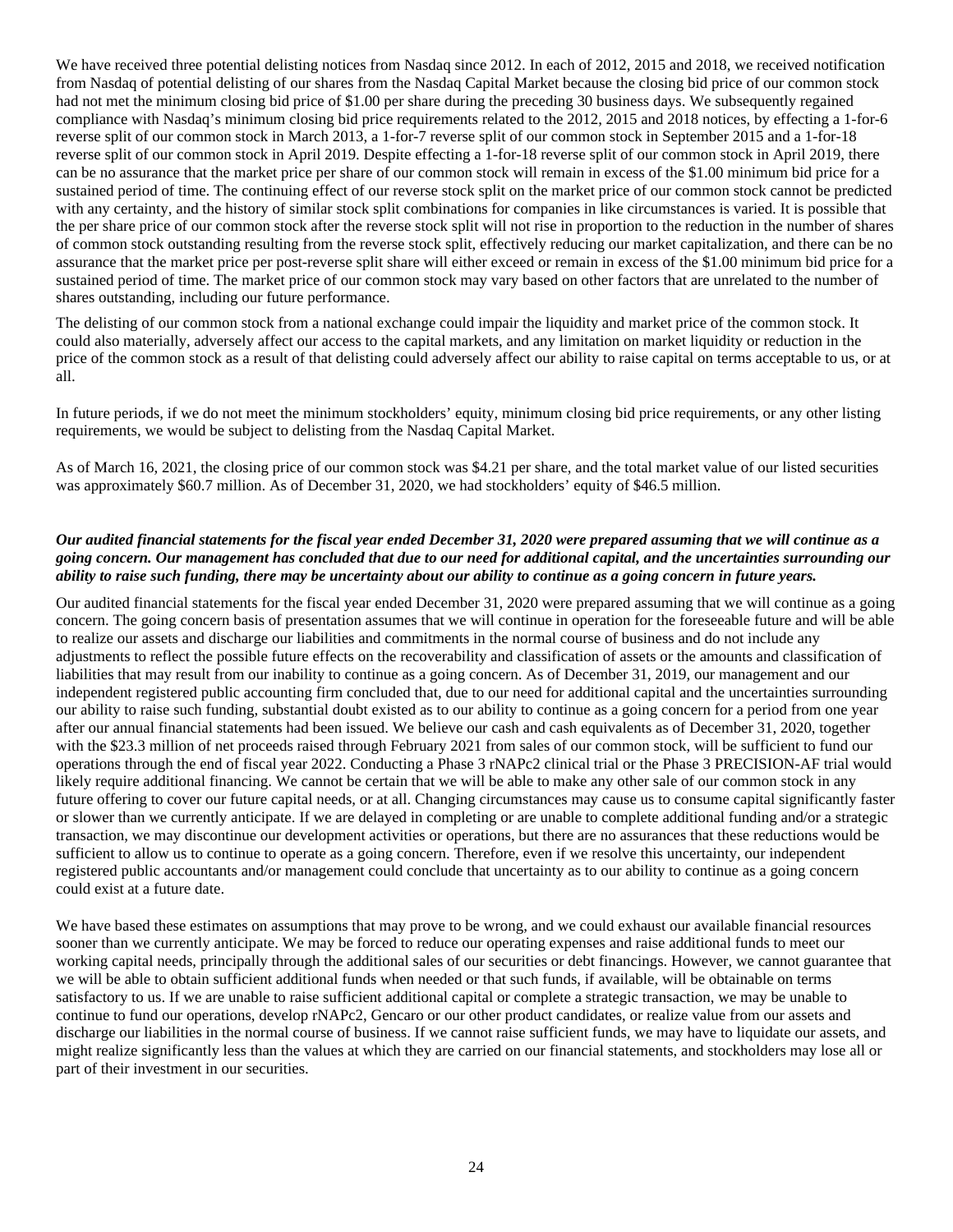We have received three potential delisting notices from Nasdaq since 2012. In each of 2012, 2015 and 2018, we received notification from Nasdaq of potential delisting of our shares from the Nasdaq Capital Market because the closing bid price of our common stock had not met the minimum closing bid price of $1.00 per share during the preceding 30 business days. We subsequently regained compliance with Nasdaq's minimum closing bid price requirements related to the 2012, 2015 and 2018 notices, by effecting a 1-for-6 reverse split of our common stock in March 2013, a 1-for-7 reverse split of our common stock in September 2015 and a 1-for-18 reverse split of our common stock in April 2019. Despite effecting a 1-for-18 reverse split of our common stock in April 2019, there can be no assurance that the market price per share of our common stock will remain in excess of the $1.00 minimum bid price for a sustained period of time. The continuing effect of our reverse stock split on the market price of our common stock cannot be predicted with any certainty, and the history of similar stock split combinations for companies in like circumstances is varied. It is possible that the per share price of our common stock after the reverse stock split will not rise in proportion to the reduction in the number of shares of common stock outstanding resulting from the reverse stock split, effectively reducing our market capitalization, and there can be no assurance that the market price per post-reverse split share will either exceed or remain in excess of the $1.00 minimum bid price for a sustained period of time. The market price of our common stock may vary based on other factors that are unrelated to the number of shares outstanding, including our future performance.

The delisting of our common stock from a national exchange could impair the liquidity and market price of the common stock. It could also materially, adversely affect our access to the capital markets, and any limitation on market liquidity or reduction in the price of the common stock as a result of that delisting could adversely affect our ability to raise capital on terms acceptable to us, or at all.

In future periods, if we do not meet the minimum stockholders' equity, minimum closing bid price requirements, or any other listing requirements, we would be subject to delisting from the Nasdaq Capital Market.

As of March 16, 2021, the closing price of our common stock was $4.21 per share, and the total market value of our listed securities was approximately $60.7 million. As of December 31, 2020, we had stockholders' equity of $46.5 million.

***Our audited financial statements for the fiscal year ended December 31, 2020 were prepared assuming that we will continue as a going concern. Our management has concluded that due to our need for additional capital, and the uncertainties surrounding our ability to raise such funding, there may be uncertainty about our ability to continue as a going concern in future years.***

Our audited financial statements for the fiscal year ended December 31, 2020 were prepared assuming that we will continue as a going concern. The going concern basis of presentation assumes that we will continue in operation for the foreseeable future and will be able to realize our assets and discharge our liabilities and commitments in the normal course of business and do not include any adjustments to reflect the possible future effects on the recoverability and classification of assets or the amounts and classification of liabilities that may result from our inability to continue as a going concern. As of December 31, 2019, our management and our independent registered public accounting firm concluded that, due to our need for additional capital and the uncertainties surrounding our ability to raise such funding, substantial doubt existed as to our ability to continue as a going concern for a period from one year after our annual financial statements had been issued. We believe our cash and cash equivalents as of December 31, 2020, together with the $23.3 million of net proceeds raised through February 2021 from sales of our common stock, will be sufficient to fund our operations through the end of fiscal year 2022. Conducting a Phase 3 rNAPc2 clinical trial or the Phase 3 PRECISION-AF trial would likely require additional financing. We cannot be certain that we will be able to make any other sale of our common stock in any future offering to cover our future capital needs, or at all. Changing circumstances may cause us to consume capital significantly faster or slower than we currently anticipate. If we are delayed in completing or are unable to complete additional funding and/or a strategic transaction, we may discontinue our development activities or operations, but there are no assurances that these reductions would be sufficient to allow us to continue to operate as a going concern. Therefore, even if we resolve this uncertainty, our independent registered public accountants and/or management could conclude that uncertainty as to our ability to continue as a going concern could exist at a future date.

We have based these estimates on assumptions that may prove to be wrong, and we could exhaust our available financial resources sooner than we currently anticipate. We may be forced to reduce our operating expenses and raise additional funds to meet our working capital needs, principally through the additional sales of our securities or debt financings. However, we cannot guarantee that we will be able to obtain sufficient additional funds when needed or that such funds, if available, will be obtainable on terms satisfactory to us. If we are unable to raise sufficient additional capital or complete a strategic transaction, we may be unable to continue to fund our operations, develop rNAPc2, Gencaro or our other product candidates, or realize value from our assets and discharge our liabilities in the normal course of business. If we cannot raise sufficient funds, we may have to liquidate our assets, and might realize significantly less than the values at which they are carried on our financial statements, and stockholders may lose all or part of their investment in our securities.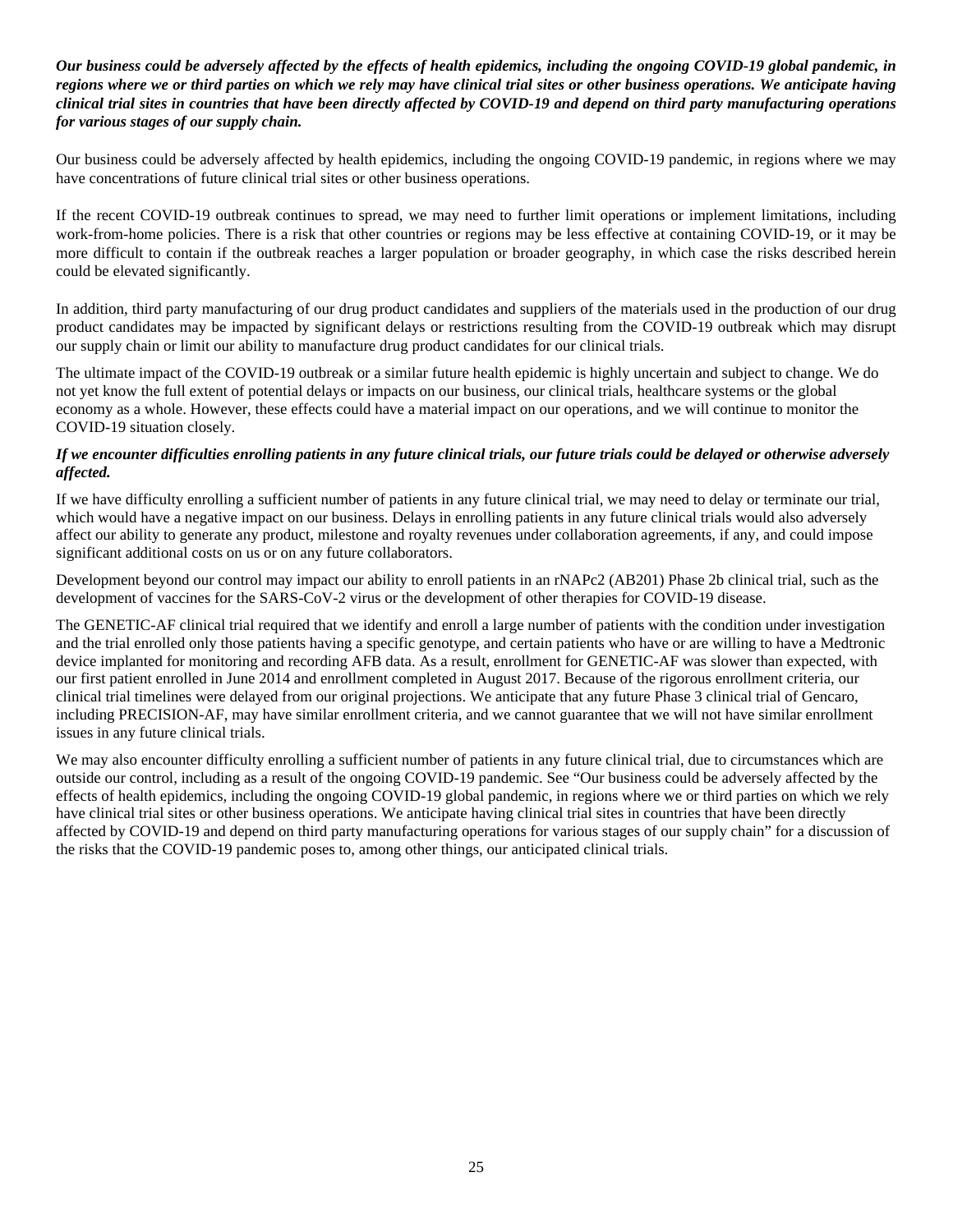***Our business could be adversely affected by the effects of health epidemics, including the ongoing COVID-19 global pandemic, in regions where we or third parties on which we rely may have clinical trial sites or other business operations. We anticipate having clinical trial sites in countries that have been directly affected by COVID-19 and depend on third party manufacturing operations for various stages of our supply chain.***

Our business could be adversely affected by health epidemics, including the ongoing COVID-19 pandemic, in regions where we may have concentrations of future clinical trial sites or other business operations.

If the recent COVID-19 outbreak continues to spread, we may need to further limit operations or implement limitations, including work-from-home policies. There is a risk that other countries or regions may be less effective at containing COVID-19, or it may be more difficult to contain if the outbreak reaches a larger population or broader geography, in which case the risks described herein could be elevated significantly.

In addition, third party manufacturing of our drug product candidates and suppliers of the materials used in the production of our drug product candidates may be impacted by significant delays or restrictions resulting from the COVID-19 outbreak which may disrupt our supply chain or limit our ability to manufacture drug product candidates for our clinical trials.

The ultimate impact of the COVID-19 outbreak or a similar future health epidemic is highly uncertain and subject to change. We do not yet know the full extent of potential delays or impacts on our business, our clinical trials, healthcare systems or the global economy as a whole. However, these effects could have a material impact on our operations, and we will continue to monitor the COVID-19 situation closely.

***If we encounter difficulties enrolling patients in any future clinical trials, our future trials could be delayed or otherwise adversely affected.***

If we have difficulty enrolling a sufficient number of patients in any future clinical trial, we may need to delay or terminate our trial, which would have a negative impact on our business. Delays in enrolling patients in any future clinical trials would also adversely affect our ability to generate any product, milestone and royalty revenues under collaboration agreements, if any, and could impose significant additional costs on us or on any future collaborators.

Development beyond our control may impact our ability to enroll patients in an rNAPc2 (AB201) Phase 2b clinical trial, such as the development of vaccines for the SARS-CoV-2 virus or the development of other therapies for COVID-19 disease.

The GENETIC-AF clinical trial required that we identify and enroll a large number of patients with the condition under investigation and the trial enrolled only those patients having a specific genotype, and certain patients who have or are willing to have a Medtronic device implanted for monitoring and recording AFB data. As a result, enrollment for GENETIC-AF was slower than expected, with our first patient enrolled in June 2014 and enrollment completed in August 2017. Because of the rigorous enrollment criteria, our clinical trial timelines were delayed from our original projections. We anticipate that any future Phase 3 clinical trial of Gencaro, including PRECISION-AF, may have similar enrollment criteria, and we cannot guarantee that we will not have similar enrollment issues in any future clinical trials.

We may also encounter difficulty enrolling a sufficient number of patients in any future clinical trial, due to circumstances which are outside our control, including as a result of the ongoing COVID-19 pandemic. See "Our business could be adversely affected by the effects of health epidemics, including the ongoing COVID-19 global pandemic, in regions where we or third parties on which we rely have clinical trial sites or other business operations. We anticipate having clinical trial sites in countries that have been directly affected by COVID-19 and depend on third party manufacturing operations for various stages of our supply chain" for a discussion of the risks that the COVID-19 pandemic poses to, among other things, our anticipated clinical trials.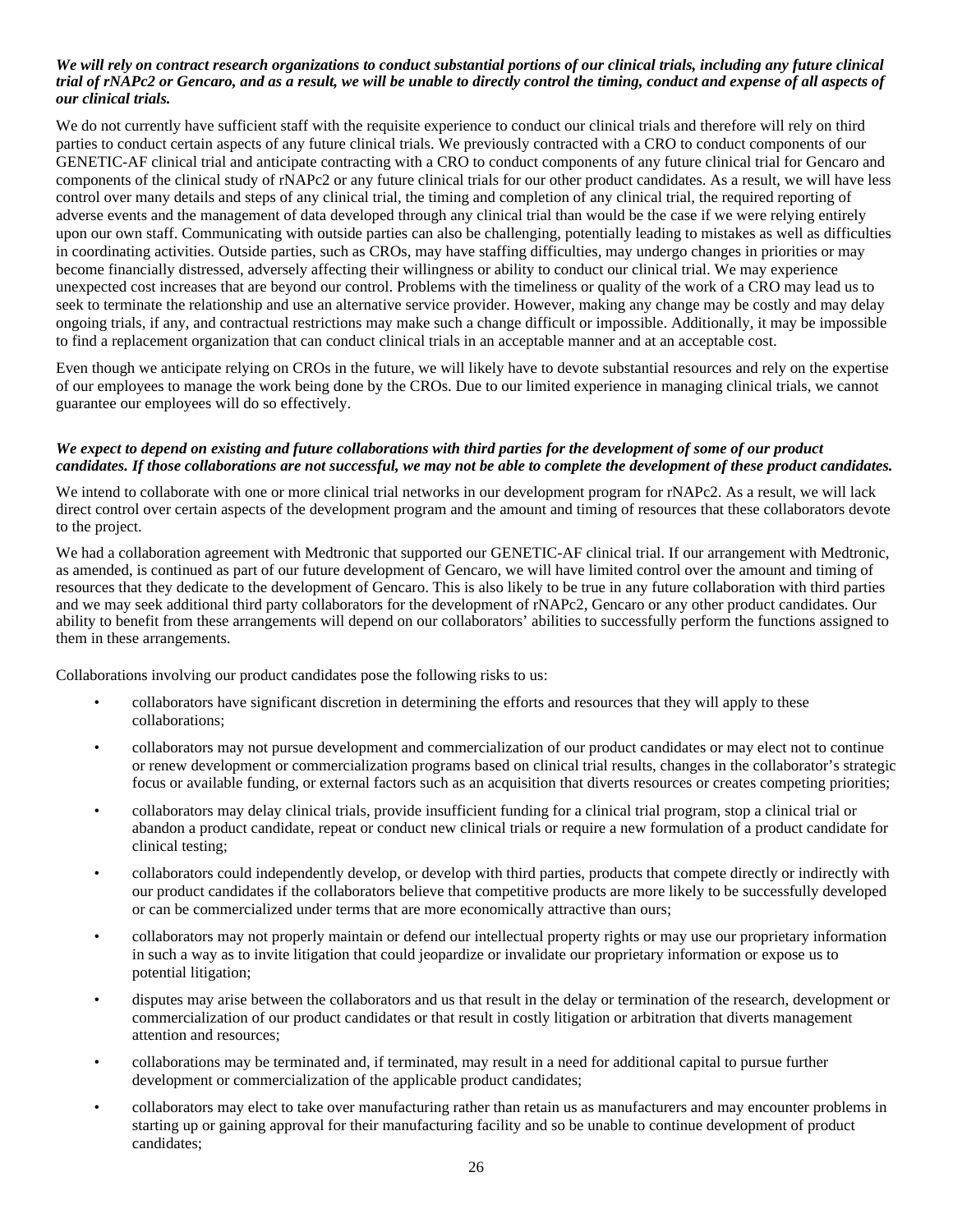***We will rely on contract research organizations to conduct substantial portions of our clinical trials, including any future clinical trial of rNAPc2 or Gencaro, and as a result, we will be unable to directly control the timing, conduct and expense of all aspects of our clinical trials.***

We do not currently have sufficient staff with the requisite experience to conduct our clinical trials and therefore will rely on third parties to conduct certain aspects of any future clinical trials. We previously contracted with a CRO to conduct components of our GENETIC-AF clinical trial and anticipate contracting with a CRO to conduct components of any future clinical trial for Gencaro and components of the clinical study of rNAPc2 or any future clinical trials for our other product candidates. As a result, we will have less control over many details and steps of any clinical trial, the timing and completion of any clinical trial, the required reporting of adverse events and the management of data developed through any clinical trial than would be the case if we were relying entirely upon our own staff. Communicating with outside parties can also be challenging, potentially leading to mistakes as well as difficulties in coordinating activities. Outside parties, such as CROs, may have staffing difficulties, may undergo changes in priorities or may become financially distressed, adversely affecting their willingness or ability to conduct our clinical trial. We may experience unexpected cost increases that are beyond our control. Problems with the timeliness or quality of the work of a CRO may lead us to seek to terminate the relationship and use an alternative service provider. However, making any change may be costly and may delay ongoing trials, if any, and contractual restrictions may make such a change difficult or impossible. Additionally, it may be impossible to find a replacement organization that can conduct clinical trials in an acceptable manner and at an acceptable cost.

Even though we anticipate relying on CROs in the future, we will likely have to devote substantial resources and rely on the expertise of our employees to manage the work being done by the CROs. Due to our limited experience in managing clinical trials, we cannot guarantee our employees will do so effectively.

***We expect to depend on existing and future collaborations with third parties for the development of some of our product candidates. If those collaborations are not successful, we may not be able to complete the development of these product candidates.***

We intend to collaborate with one or more clinical trial networks in our development program for rNAPc2. As a result, we will lack direct control over certain aspects of the development program and the amount and timing of resources that these collaborators devote to the project.

We had a collaboration agreement with Medtronic that supported our GENETIC-AF clinical trial. If our arrangement with Medtronic, as amended, is continued as part of our future development of Gencaro, we will have limited control over the amount and timing of resources that they dedicate to the development of Gencaro. This is also likely to be true in any future collaboration with third parties and we may seek additional third party collaborators for the development of rNAPc2, Gencaro or any other product candidates. Our ability to benefit from these arrangements will depend on our collaborators' abilities to successfully perform the functions assigned to them in these arrangements.

Collaborations involving our product candidates pose the following risks to us:

- collaborators have significant discretion in determining the efforts and resources that they will apply to these collaborations;
- collaborators may not pursue development and commercialization of our product candidates or may elect not to continue or renew development or commercialization programs based on clinical trial results, changes in the collaborator's strategic focus or available funding, or external factors such as an acquisition that diverts resources or creates competing priorities;
- collaborators may delay clinical trials, provide insufficient funding for a clinical trial program, stop a clinical trial or abandon a product candidate, repeat or conduct new clinical trials or require a new formulation of a product candidate for clinical testing;
- collaborators could independently develop, or develop with third parties, products that compete directly or indirectly with our product candidates if the collaborators believe that competitive products are more likely to be successfully developed or can be commercialized under terms that are more economically attractive than ours;
- collaborators may not properly maintain or defend our intellectual property rights or may use our proprietary information in such a way as to invite litigation that could jeopardize or invalidate our proprietary information or expose us to potential litigation;
- disputes may arise between the collaborators and us that result in the delay or termination of the research, development or commercialization of our product candidates or that result in costly litigation or arbitration that diverts management attention and resources;
- collaborations may be terminated and, if terminated, may result in a need for additional capital to pursue further development or commercialization of the applicable product candidates;
- collaborators may elect to take over manufacturing rather than retain us as manufacturers and may encounter problems in starting up or gaining approval for their manufacturing facility and so be unable to continue development of product candidates;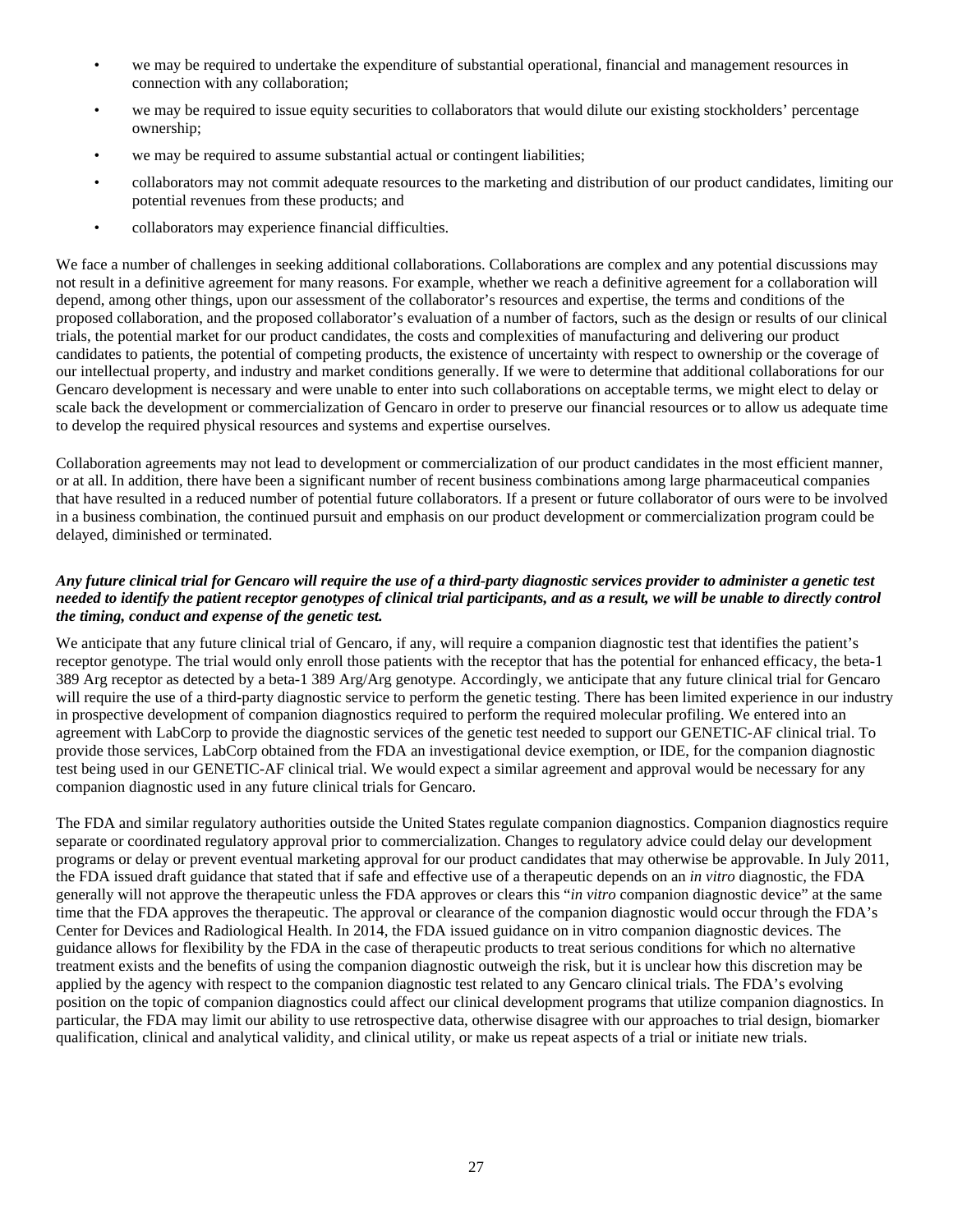- we may be required to undertake the expenditure of substantial operational, financial and management resources in connection with any collaboration;
- we may be required to issue equity securities to collaborators that would dilute our existing stockholders' percentage ownership;
- we may be required to assume substantial actual or contingent liabilities;
- collaborators may not commit adequate resources to the marketing and distribution of our product candidates, limiting our potential revenues from these products; and
- collaborators may experience financial difficulties.

We face a number of challenges in seeking additional collaborations. Collaborations are complex and any potential discussions may not result in a definitive agreement for many reasons. For example, whether we reach a definitive agreement for a collaboration will depend, among other things, upon our assessment of the collaborator's resources and expertise, the terms and conditions of the proposed collaboration, and the proposed collaborator's evaluation of a number of factors, such as the design or results of our clinical trials, the potential market for our product candidates, the costs and complexities of manufacturing and delivering our product candidates to patients, the potential of competing products, the existence of uncertainty with respect to ownership or the coverage of our intellectual property, and industry and market conditions generally. If we were to determine that additional collaborations for our Gencaro development is necessary and were unable to enter into such collaborations on acceptable terms, we might elect to delay or scale back the development or commercialization of Gencaro in order to preserve our financial resources or to allow us adequate time to develop the required physical resources and systems and expertise ourselves.

Collaboration agreements may not lead to development or commercialization of our product candidates in the most efficient manner, or at all. In addition, there have been a significant number of recent business combinations among large pharmaceutical companies that have resulted in a reduced number of potential future collaborators. If a present or future collaborator of ours were to be involved in a business combination, the continued pursuit and emphasis on our product development or commercialization program could be delayed, diminished or terminated.

***Any future clinical trial for Gencaro will require the use of a third-party diagnostic services provider to administer a genetic test needed to identify the patient receptor genotypes of clinical trial participants, and as a result, we will be unable to directly control the timing, conduct and expense of the genetic test.***

We anticipate that any future clinical trial of Gencaro, if any, will require a companion diagnostic test that identifies the patient's receptor genotype. The trial would only enroll those patients with the receptor that has the potential for enhanced efficacy, the beta-1 389 Arg receptor as detected by a beta-1 389 Arg/Arg genotype. Accordingly, we anticipate that any future clinical trial for Gencaro will require the use of a third-party diagnostic service to perform the genetic testing. There has been limited experience in our industry in prospective development of companion diagnostics required to perform the required molecular profiling. We entered into an agreement with LabCorp to provide the diagnostic services of the genetic test needed to support our GENETIC-AF clinical trial. To provide those services, LabCorp obtained from the FDA an investigational device exemption, or IDE, for the companion diagnostic test being used in our GENETIC-AF clinical trial. We would expect a similar agreement and approval would be necessary for any companion diagnostic used in any future clinical trials for Gencaro.

The FDA and similar regulatory authorities outside the United States regulate companion diagnostics. Companion diagnostics require separate or coordinated regulatory approval prior to commercialization. Changes to regulatory advice could delay our development programs or delay or prevent eventual marketing approval for our product candidates that may otherwise be approvable. In July 2011, the FDA issued draft guidance that stated that if safe and effective use of a therapeutic depends on an *in vitro* diagnostic, the FDA generally will not approve the therapeutic unless the FDA approves or clears this "*in vitro* companion diagnostic device" at the same time that the FDA approves the therapeutic. The approval or clearance of the companion diagnostic would occur through the FDA's Center for Devices and Radiological Health. In 2014, the FDA issued guidance on in vitro companion diagnostic devices. The guidance allows for flexibility by the FDA in the case of therapeutic products to treat serious conditions for which no alternative treatment exists and the benefits of using the companion diagnostic outweigh the risk, but it is unclear how this discretion may be applied by the agency with respect to the companion diagnostic test related to any Gencaro clinical trials. The FDA's evolving position on the topic of companion diagnostics could affect our clinical development programs that utilize companion diagnostics. In particular, the FDA may limit our ability to use retrospective data, otherwise disagree with our approaches to trial design, biomarker qualification, clinical and analytical validity, and clinical utility, or make us repeat aspects of a trial or initiate new trials.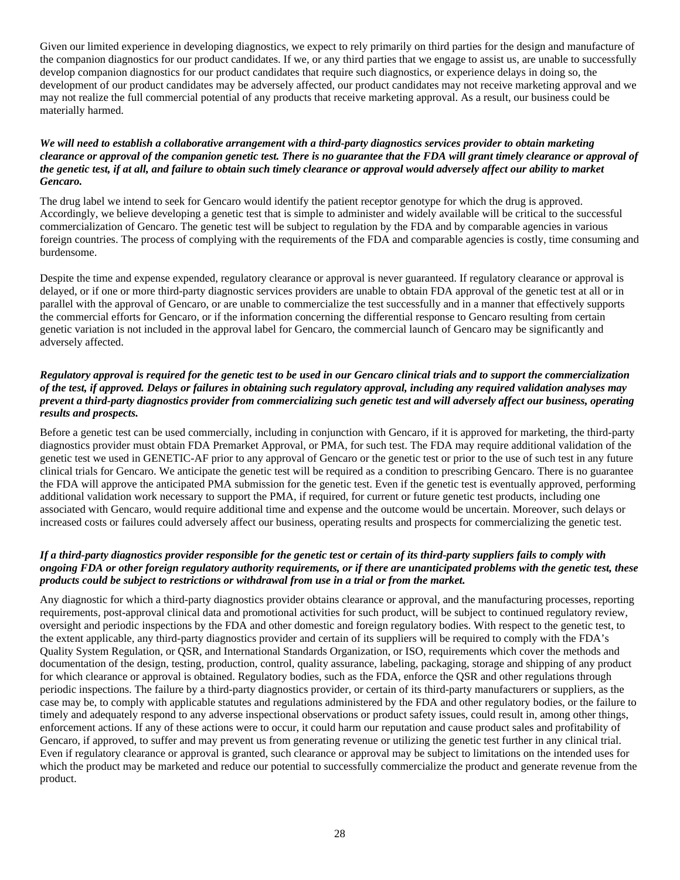Given our limited experience in developing diagnostics, we expect to rely primarily on third parties for the design and manufacture of the companion diagnostics for our product candidates. If we, or any third parties that we engage to assist us, are unable to successfully develop companion diagnostics for our product candidates that require such diagnostics, or experience delays in doing so, the development of our product candidates may be adversely affected, our product candidates may not receive marketing approval and we may not realize the full commercial potential of any products that receive marketing approval. As a result, our business could be materially harmed.

***We will need to establish a collaborative arrangement with a third-party diagnostics services provider to obtain marketing clearance or approval of the companion genetic test. There is no guarantee that the FDA will grant timely clearance or approval of the genetic test, if at all, and failure to obtain such timely clearance or approval would adversely affect our ability to market Gencaro.***

The drug label we intend to seek for Gencaro would identify the patient receptor genotype for which the drug is approved. Accordingly, we believe developing a genetic test that is simple to administer and widely available will be critical to the successful commercialization of Gencaro. The genetic test will be subject to regulation by the FDA and by comparable agencies in various foreign countries. The process of complying with the requirements of the FDA and comparable agencies is costly, time consuming and burdensome.

Despite the time and expense expended, regulatory clearance or approval is never guaranteed. If regulatory clearance or approval is delayed, or if one or more third-party diagnostic services providers are unable to obtain FDA approval of the genetic test at all or in parallel with the approval of Gencaro, or are unable to commercialize the test successfully and in a manner that effectively supports the commercial efforts for Gencaro, or if the information concerning the differential response to Gencaro resulting from certain genetic variation is not included in the approval label for Gencaro, the commercial launch of Gencaro may be significantly and adversely affected.

***Regulatory approval is required for the genetic test to be used in our Gencaro clinical trials and to support the commercialization of the test, if approved. Delays or failures in obtaining such regulatory approval, including any required validation analyses may prevent a third-party diagnostics provider from commercializing such genetic test and will adversely affect our business, operating results and prospects.***

Before a genetic test can be used commercially, including in conjunction with Gencaro, if it is approved for marketing, the third-party diagnostics provider must obtain FDA Premarket Approval, or PMA, for such test. The FDA may require additional validation of the genetic test we used in GENETIC-AF prior to any approval of Gencaro or the genetic test or prior to the use of such test in any future clinical trials for Gencaro. We anticipate the genetic test will be required as a condition to prescribing Gencaro. There is no guarantee the FDA will approve the anticipated PMA submission for the genetic test. Even if the genetic test is eventually approved, performing additional validation work necessary to support the PMA, if required, for current or future genetic test products, including one associated with Gencaro, would require additional time and expense and the outcome would be uncertain. Moreover, such delays or increased costs or failures could adversely affect our business, operating results and prospects for commercializing the genetic test.

***If a third-party diagnostics provider responsible for the genetic test or certain of its third-party suppliers fails to comply with ongoing FDA or other foreign regulatory authority requirements, or if there are unanticipated problems with the genetic test, these products could be subject to restrictions or withdrawal from use in a trial or from the market.***

Any diagnostic for which a third-party diagnostics provider obtains clearance or approval, and the manufacturing processes, reporting requirements, post-approval clinical data and promotional activities for such product, will be subject to continued regulatory review, oversight and periodic inspections by the FDA and other domestic and foreign regulatory bodies. With respect to the genetic test, to the extent applicable, any third-party diagnostics provider and certain of its suppliers will be required to comply with the FDA's Quality System Regulation, or QSR, and International Standards Organization, or ISO, requirements which cover the methods and documentation of the design, testing, production, control, quality assurance, labeling, packaging, storage and shipping of any product for which clearance or approval is obtained. Regulatory bodies, such as the FDA, enforce the QSR and other regulations through periodic inspections. The failure by a third-party diagnostics provider, or certain of its third-party manufacturers or suppliers, as the case may be, to comply with applicable statutes and regulations administered by the FDA and other regulatory bodies, or the failure to timely and adequately respond to any adverse inspectional observations or product safety issues, could result in, among other things, enforcement actions. If any of these actions were to occur, it could harm our reputation and cause product sales and profitability of Gencaro, if approved, to suffer and may prevent us from generating revenue or utilizing the genetic test further in any clinical trial. Even if regulatory clearance or approval is granted, such clearance or approval may be subject to limitations on the intended uses for which the product may be marketed and reduce our potential to successfully commercialize the product and generate revenue from the product.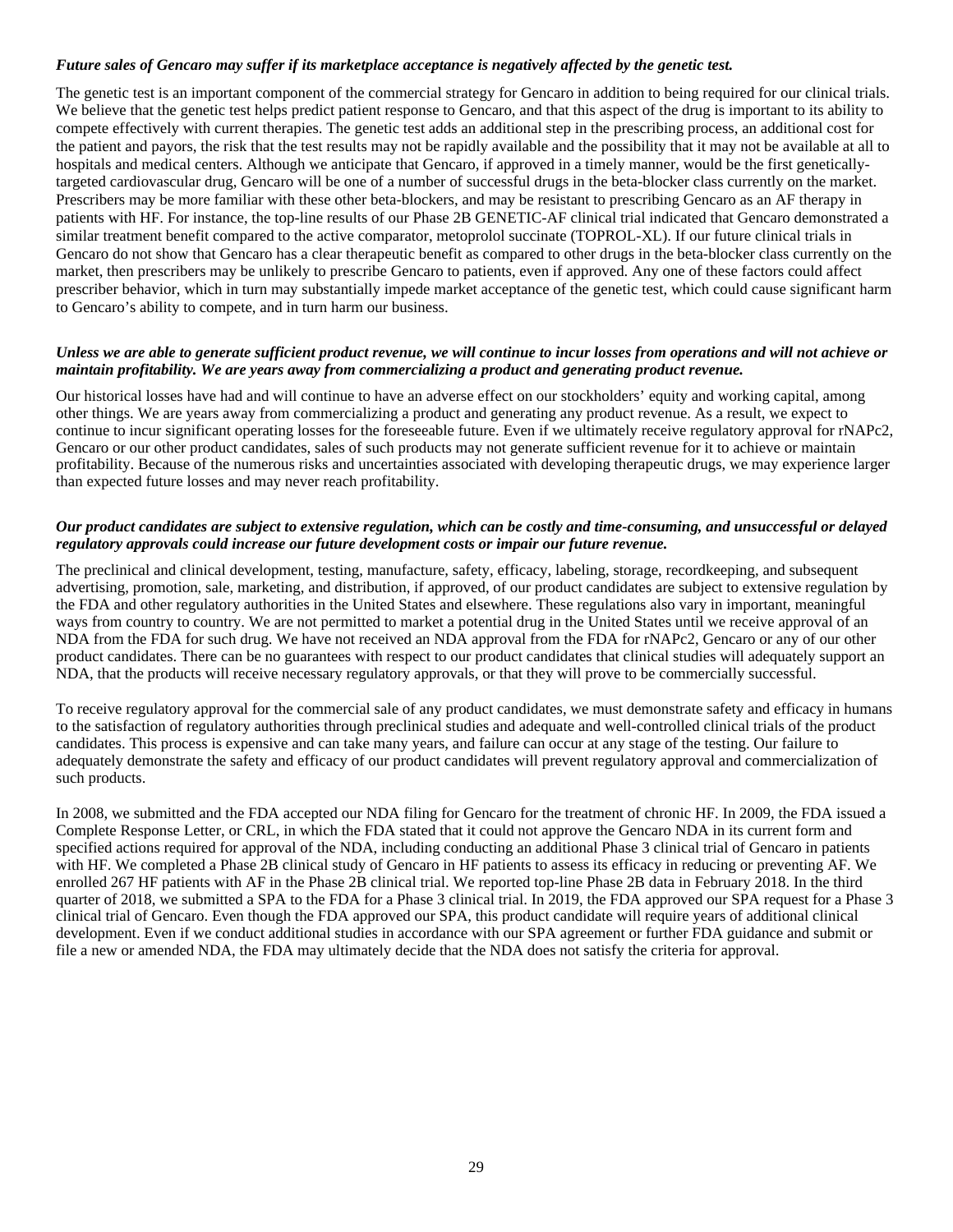***Future sales of Gencaro may suffer if its marketplace acceptance is negatively affected by the genetic test.***

The genetic test is an important component of the commercial strategy for Gencaro in addition to being required for our clinical trials. We believe that the genetic test helps predict patient response to Gencaro, and that this aspect of the drug is important to its ability to compete effectively with current therapies. The genetic test adds an additional step in the prescribing process, an additional cost for the patient and payors, the risk that the test results may not be rapidly available and the possibility that it may not be available at all to hospitals and medical centers. Although we anticipate that Gencaro, if approved in a timely manner, would be the first genetically-targeted cardiovascular drug, Gencaro will be one of a number of successful drugs in the beta-blocker class currently on the market. Prescribers may be more familiar with these other beta-blockers, and may be resistant to prescribing Gencaro as an AF therapy in patients with HF. For instance, the top-line results of our Phase 2B GENETIC-AF clinical trial indicated that Gencaro demonstrated a similar treatment benefit compared to the active comparator, metoprolol succinate (TOPROL-XL). If our future clinical trials in Gencaro do not show that Gencaro has a clear therapeutic benefit as compared to other drugs in the beta-blocker class currently on the market, then prescribers may be unlikely to prescribe Gencaro to patients, even if approved. Any one of these factors could affect prescriber behavior, which in turn may substantially impede market acceptance of the genetic test, which could cause significant harm to Gencaro's ability to compete, and in turn harm our business.

***Unless we are able to generate sufficient product revenue, we will continue to incur losses from operations and will not achieve or maintain profitability. We are years away from commercializing a product and generating product revenue.***

Our historical losses have had and will continue to have an adverse effect on our stockholders' equity and working capital, among other things. We are years away from commercializing a product and generating any product revenue. As a result, we expect to continue to incur significant operating losses for the foreseeable future. Even if we ultimately receive regulatory approval for rNAPc2, Gencaro or our other product candidates, sales of such products may not generate sufficient revenue for it to achieve or maintain profitability. Because of the numerous risks and uncertainties associated with developing therapeutic drugs, we may experience larger than expected future losses and may never reach profitability.

***Our product candidates are subject to extensive regulation, which can be costly and time-consuming, and unsuccessful or delayed regulatory approvals could increase our future development costs or impair our future revenue.***

The preclinical and clinical development, testing, manufacture, safety, efficacy, labeling, storage, recordkeeping, and subsequent advertising, promotion, sale, marketing, and distribution, if approved, of our product candidates are subject to extensive regulation by the FDA and other regulatory authorities in the United States and elsewhere. These regulations also vary in important, meaningful ways from country to country. We are not permitted to market a potential drug in the United States until we receive approval of an NDA from the FDA for such drug. We have not received an NDA approval from the FDA for rNAPc2, Gencaro or any of our other product candidates. There can be no guarantees with respect to our product candidates that clinical studies will adequately support an NDA, that the products will receive necessary regulatory approvals, or that they will prove to be commercially successful.

To receive regulatory approval for the commercial sale of any product candidates, we must demonstrate safety and efficacy in humans to the satisfaction of regulatory authorities through preclinical studies and adequate and well-controlled clinical trials of the product candidates. This process is expensive and can take many years, and failure can occur at any stage of the testing. Our failure to adequately demonstrate the safety and efficacy of our product candidates will prevent regulatory approval and commercialization of such products.

In 2008, we submitted and the FDA accepted our NDA filing for Gencaro for the treatment of chronic HF. In 2009, the FDA issued a Complete Response Letter, or CRL, in which the FDA stated that it could not approve the Gencaro NDA in its current form and specified actions required for approval of the NDA, including conducting an additional Phase 3 clinical trial of Gencaro in patients with HF. We completed a Phase 2B clinical study of Gencaro in HF patients to assess its efficacy in reducing or preventing AF. We enrolled 267 HF patients with AF in the Phase 2B clinical trial. We reported top-line Phase 2B data in February 2018. In the third quarter of 2018, we submitted a SPA to the FDA for a Phase 3 clinical trial. In 2019, the FDA approved our SPA request for a Phase 3 clinical trial of Gencaro. Even though the FDA approved our SPA, this product candidate will require years of additional clinical development. Even if we conduct additional studies in accordance with our SPA agreement or further FDA guidance and submit or file a new or amended NDA, the FDA may ultimately decide that the NDA does not satisfy the criteria for approval.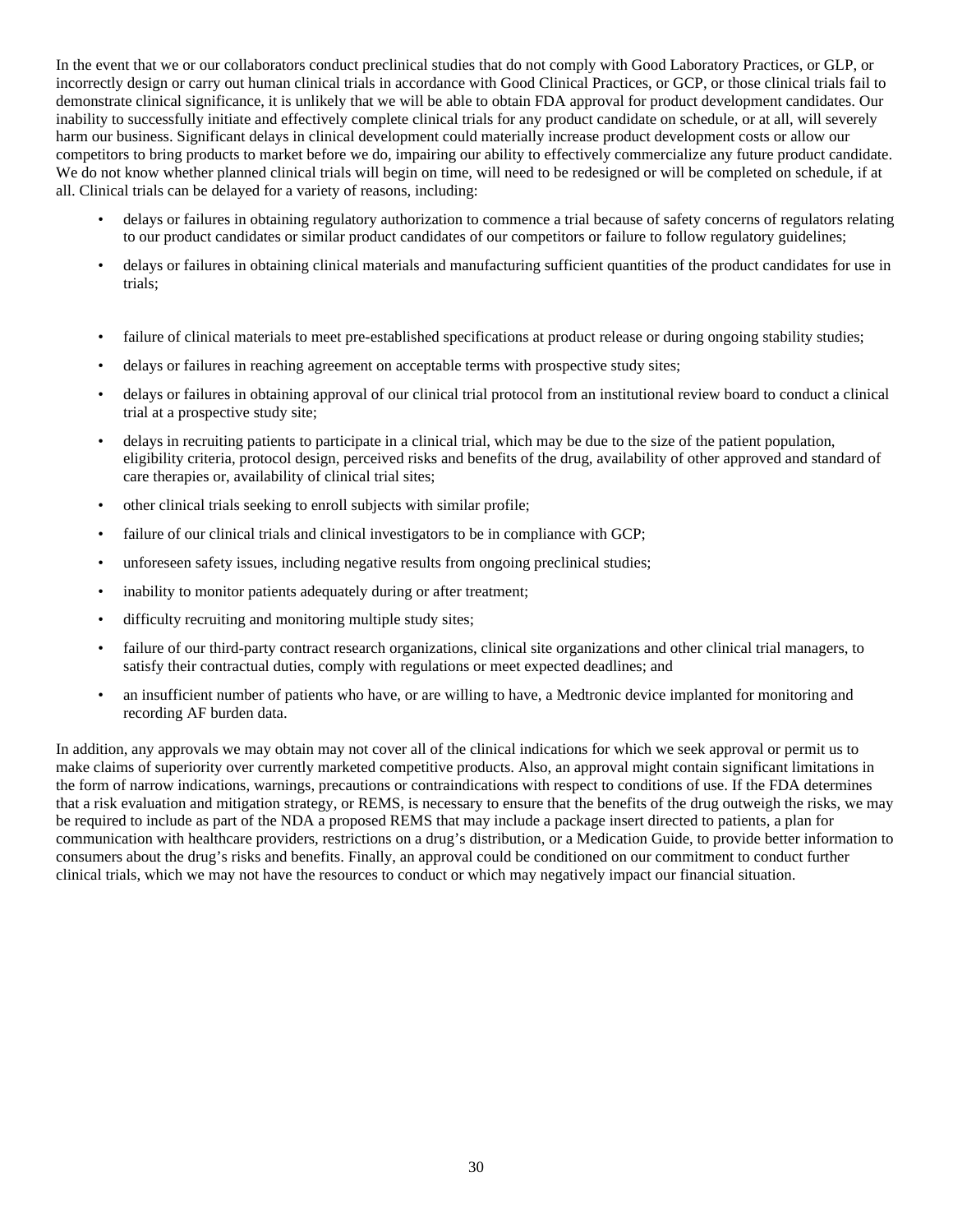In the event that we or our collaborators conduct preclinical studies that do not comply with Good Laboratory Practices, or GLP, or incorrectly design or carry out human clinical trials in accordance with Good Clinical Practices, or GCP, or those clinical trials fail to demonstrate clinical significance, it is unlikely that we will be able to obtain FDA approval for product development candidates. Our inability to successfully initiate and effectively complete clinical trials for any product candidate on schedule, or at all, will severely harm our business. Significant delays in clinical development could materially increase product development costs or allow our competitors to bring products to market before we do, impairing our ability to effectively commercialize any future product candidate. We do not know whether planned clinical trials will begin on time, will need to be redesigned or will be completed on schedule, if at all. Clinical trials can be delayed for a variety of reasons, including:

- delays or failures in obtaining regulatory authorization to commence a trial because of safety concerns of regulators relating to our product candidates or similar product candidates of our competitors or failure to follow regulatory guidelines;
- delays or failures in obtaining clinical materials and manufacturing sufficient quantities of the product candidates for use in trials;
- failure of clinical materials to meet pre-established specifications at product release or during ongoing stability studies;
- delays or failures in reaching agreement on acceptable terms with prospective study sites;
- delays or failures in obtaining approval of our clinical trial protocol from an institutional review board to conduct a clinical trial at a prospective study site;
- delays in recruiting patients to participate in a clinical trial, which may be due to the size of the patient population, eligibility criteria, protocol design, perceived risks and benefits of the drug, availability of other approved and standard of care therapies or, availability of clinical trial sites;
- other clinical trials seeking to enroll subjects with similar profile;
- failure of our clinical trials and clinical investigators to be in compliance with GCP;
- unforeseen safety issues, including negative results from ongoing preclinical studies;
- inability to monitor patients adequately during or after treatment;
- difficulty recruiting and monitoring multiple study sites;
- failure of our third-party contract research organizations, clinical site organizations and other clinical trial managers, to satisfy their contractual duties, comply with regulations or meet expected deadlines; and
- an insufficient number of patients who have, or are willing to have, a Medtronic device implanted for monitoring and recording AF burden data.

In addition, any approvals we may obtain may not cover all of the clinical indications for which we seek approval or permit us to make claims of superiority over currently marketed competitive products. Also, an approval might contain significant limitations in the form of narrow indications, warnings, precautions or contraindications with respect to conditions of use. If the FDA determines that a risk evaluation and mitigation strategy, or REMS, is necessary to ensure that the benefits of the drug outweigh the risks, we may be required to include as part of the NDA a proposed REMS that may include a package insert directed to patients, a plan for communication with healthcare providers, restrictions on a drug's distribution, or a Medication Guide, to provide better information to consumers about the drug's risks and benefits. Finally, an approval could be conditioned on our commitment to conduct further clinical trials, which we may not have the resources to conduct or which may negatively impact our financial situation.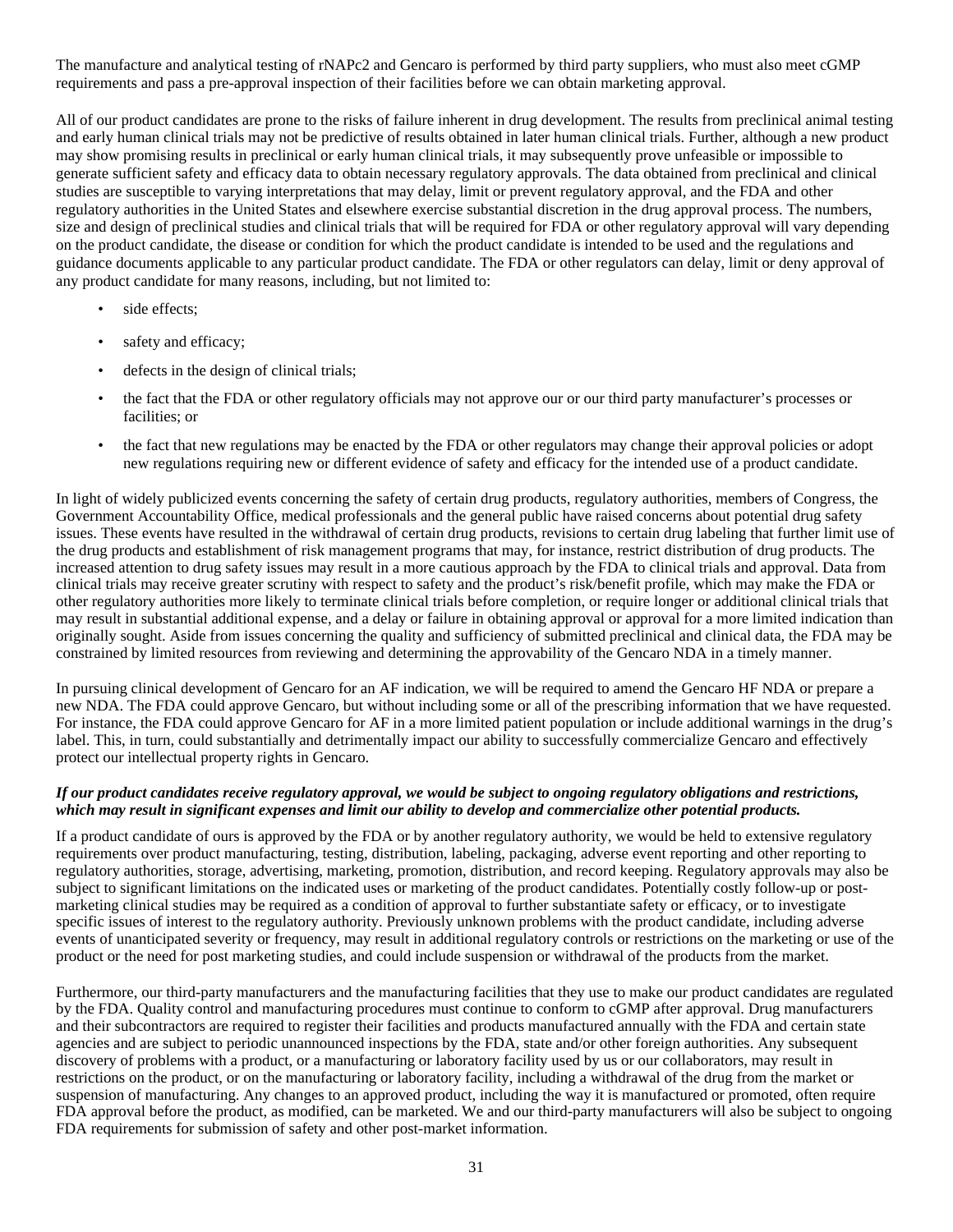The manufacture and analytical testing of rNAPc2 and Gencaro is performed by third party suppliers, who must also meet cGMP requirements and pass a pre-approval inspection of their facilities before we can obtain marketing approval.

All of our product candidates are prone to the risks of failure inherent in drug development. The results from preclinical animal testing and early human clinical trials may not be predictive of results obtained in later human clinical trials. Further, although a new product may show promising results in preclinical or early human clinical trials, it may subsequently prove unfeasible or impossible to generate sufficient safety and efficacy data to obtain necessary regulatory approvals. The data obtained from preclinical and clinical studies are susceptible to varying interpretations that may delay, limit or prevent regulatory approval, and the FDA and other regulatory authorities in the United States and elsewhere exercise substantial discretion in the drug approval process. The numbers, size and design of preclinical studies and clinical trials that will be required for FDA or other regulatory approval will vary depending on the product candidate, the disease or condition for which the product candidate is intended to be used and the regulations and guidance documents applicable to any particular product candidate. The FDA or other regulators can delay, limit or deny approval of any product candidate for many reasons, including, but not limited to:

- side effects;
- safety and efficacy;
- defects in the design of clinical trials;
- the fact that the FDA or other regulatory officials may not approve our or our third party manufacturer's processes or facilities; or
- the fact that new regulations may be enacted by the FDA or other regulators may change their approval policies or adopt new regulations requiring new or different evidence of safety and efficacy for the intended use of a product candidate.

In light of widely publicized events concerning the safety of certain drug products, regulatory authorities, members of Congress, the Government Accountability Office, medical professionals and the general public have raised concerns about potential drug safety issues. These events have resulted in the withdrawal of certain drug products, revisions to certain drug labeling that further limit use of the drug products and establishment of risk management programs that may, for instance, restrict distribution of drug products. The increased attention to drug safety issues may result in a more cautious approach by the FDA to clinical trials and approval. Data from clinical trials may receive greater scrutiny with respect to safety and the product's risk/benefit profile, which may make the FDA or other regulatory authorities more likely to terminate clinical trials before completion, or require longer or additional clinical trials that may result in substantial additional expense, and a delay or failure in obtaining approval or approval for a more limited indication than originally sought. Aside from issues concerning the quality and sufficiency of submitted preclinical and clinical data, the FDA may be constrained by limited resources from reviewing and determining the approvability of the Gencaro NDA in a timely manner.

In pursuing clinical development of Gencaro for an AF indication, we will be required to amend the Gencaro HF NDA or prepare a new NDA. The FDA could approve Gencaro, but without including some or all of the prescribing information that we have requested. For instance, the FDA could approve Gencaro for AF in a more limited patient population or include additional warnings in the drug's label. This, in turn, could substantially and detrimentally impact our ability to successfully commercialize Gencaro and effectively protect our intellectual property rights in Gencaro.

***If our product candidates receive regulatory approval, we would be subject to ongoing regulatory obligations and restrictions, which may result in significant expenses and limit our ability to develop and commercialize other potential products.***

If a product candidate of ours is approved by the FDA or by another regulatory authority, we would be held to extensive regulatory requirements over product manufacturing, testing, distribution, labeling, packaging, adverse event reporting and other reporting to regulatory authorities, storage, advertising, marketing, promotion, distribution, and record keeping. Regulatory approvals may also be subject to significant limitations on the indicated uses or marketing of the product candidates. Potentially costly follow-up or post-marketing clinical studies may be required as a condition of approval to further substantiate safety or efficacy, or to investigate specific issues of interest to the regulatory authority. Previously unknown problems with the product candidate, including adverse events of unanticipated severity or frequency, may result in additional regulatory controls or restrictions on the marketing or use of the product or the need for post marketing studies, and could include suspension or withdrawal of the products from the market.

Furthermore, our third-party manufacturers and the manufacturing facilities that they use to make our product candidates are regulated by the FDA. Quality control and manufacturing procedures must continue to conform to cGMP after approval. Drug manufacturers and their subcontractors are required to register their facilities and products manufactured annually with the FDA and certain state agencies and are subject to periodic unannounced inspections by the FDA, state and/or other foreign authorities. Any subsequent discovery of problems with a product, or a manufacturing or laboratory facility used by us or our collaborators, may result in restrictions on the product, or on the manufacturing or laboratory facility, including a withdrawal of the drug from the market or suspension of manufacturing. Any changes to an approved product, including the way it is manufactured or promoted, often require FDA approval before the product, as modified, can be marketed. We and our third-party manufacturers will also be subject to ongoing FDA requirements for submission of safety and other post-market information.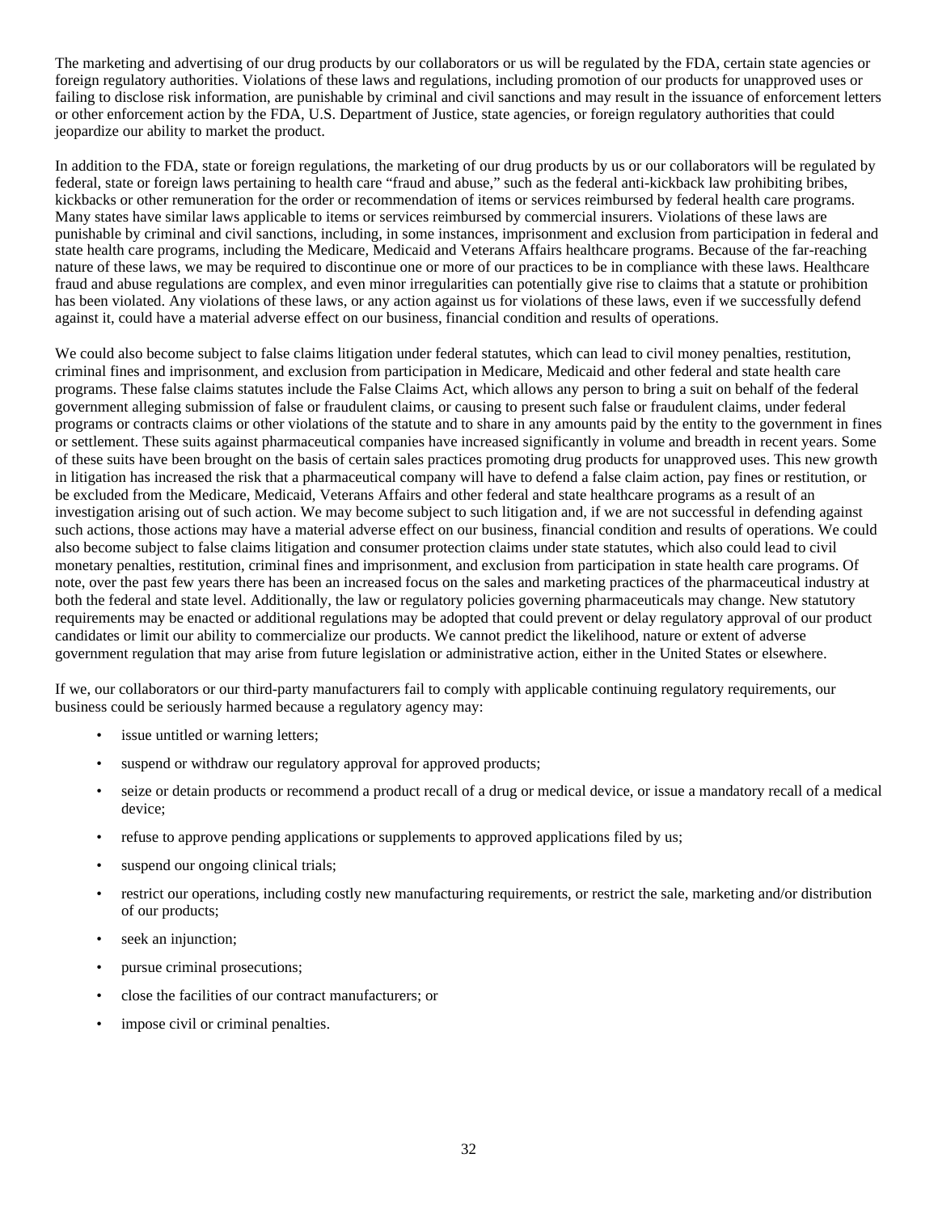The marketing and advertising of our drug products by our collaborators or us will be regulated by the FDA, certain state agencies or foreign regulatory authorities. Violations of these laws and regulations, including promotion of our products for unapproved uses or failing to disclose risk information, are punishable by criminal and civil sanctions and may result in the issuance of enforcement letters or other enforcement action by the FDA, U.S. Department of Justice, state agencies, or foreign regulatory authorities that could jeopardize our ability to market the product.

In addition to the FDA, state or foreign regulations, the marketing of our drug products by us or our collaborators will be regulated by federal, state or foreign laws pertaining to health care "fraud and abuse," such as the federal anti-kickback law prohibiting bribes, kickbacks or other remuneration for the order or recommendation of items or services reimbursed by federal health care programs. Many states have similar laws applicable to items or services reimbursed by commercial insurers. Violations of these laws are punishable by criminal and civil sanctions, including, in some instances, imprisonment and exclusion from participation in federal and state health care programs, including the Medicare, Medicaid and Veterans Affairs healthcare programs. Because of the far-reaching nature of these laws, we may be required to discontinue one or more of our practices to be in compliance with these laws. Healthcare fraud and abuse regulations are complex, and even minor irregularities can potentially give rise to claims that a statute or prohibition has been violated. Any violations of these laws, or any action against us for violations of these laws, even if we successfully defend against it, could have a material adverse effect on our business, financial condition and results of operations.

We could also become subject to false claims litigation under federal statutes, which can lead to civil money penalties, restitution, criminal fines and imprisonment, and exclusion from participation in Medicare, Medicaid and other federal and state health care programs. These false claims statutes include the False Claims Act, which allows any person to bring a suit on behalf of the federal government alleging submission of false or fraudulent claims, or causing to present such false or fraudulent claims, under federal programs or contracts claims or other violations of the statute and to share in any amounts paid by the entity to the government in fines or settlement. These suits against pharmaceutical companies have increased significantly in volume and breadth in recent years. Some of these suits have been brought on the basis of certain sales practices promoting drug products for unapproved uses. This new growth in litigation has increased the risk that a pharmaceutical company will have to defend a false claim action, pay fines or restitution, or be excluded from the Medicare, Medicaid, Veterans Affairs and other federal and state healthcare programs as a result of an investigation arising out of such action. We may become subject to such litigation and, if we are not successful in defending against such actions, those actions may have a material adverse effect on our business, financial condition and results of operations. We could also become subject to false claims litigation and consumer protection claims under state statutes, which also could lead to civil monetary penalties, restitution, criminal fines and imprisonment, and exclusion from participation in state health care programs. Of note, over the past few years there has been an increased focus on the sales and marketing practices of the pharmaceutical industry at both the federal and state level. Additionally, the law or regulatory policies governing pharmaceuticals may change. New statutory requirements may be enacted or additional regulations may be adopted that could prevent or delay regulatory approval of our product candidates or limit our ability to commercialize our products. We cannot predict the likelihood, nature or extent of adverse government regulation that may arise from future legislation or administrative action, either in the United States or elsewhere.

If we, our collaborators or our third-party manufacturers fail to comply with applicable continuing regulatory requirements, our business could be seriously harmed because a regulatory agency may:

- issue untitled or warning letters;
- suspend or withdraw our regulatory approval for approved products;
- seize or detain products or recommend a product recall of a drug or medical device, or issue a mandatory recall of a medical device;
- refuse to approve pending applications or supplements to approved applications filed by us;
- suspend our ongoing clinical trials;
- restrict our operations, including costly new manufacturing requirements, or restrict the sale, marketing and/or distribution of our products;
- seek an injunction;
- pursue criminal prosecutions;
- close the facilities of our contract manufacturers; or
- impose civil or criminal penalties.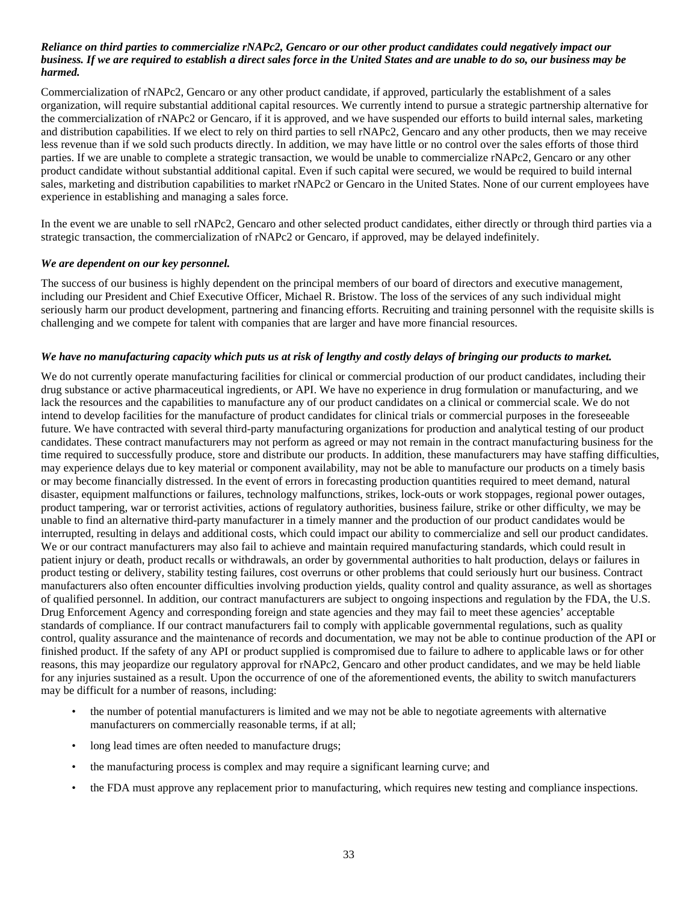***Reliance on third parties to commercialize rNAPc2, Gencaro or our other product candidates could negatively impact our business. If we are required to establish a direct sales force in the United States and are unable to do so, our business may be harmed.***

Commercialization of rNAPc2, Gencaro or any other product candidate, if approved, particularly the establishment of a sales organization, will require substantial additional capital resources. We currently intend to pursue a strategic partnership alternative for the commercialization of rNAPc2 or Gencaro, if it is approved, and we have suspended our efforts to build internal sales, marketing and distribution capabilities. If we elect to rely on third parties to sell rNAPc2, Gencaro and any other products, then we may receive less revenue than if we sold such products directly. In addition, we may have little or no control over the sales efforts of those third parties. If we are unable to complete a strategic transaction, we would be unable to commercialize rNAPc2, Gencaro or any other product candidate without substantial additional capital. Even if such capital were secured, we would be required to build internal sales, marketing and distribution capabilities to market rNAPc2 or Gencaro in the United States. None of our current employees have experience in establishing and managing a sales force.

In the event we are unable to sell rNAPc2, Gencaro and other selected product candidates, either directly or through third parties via a strategic transaction, the commercialization of rNAPc2 or Gencaro, if approved, may be delayed indefinitely.

***We are dependent on our key personnel.***

The success of our business is highly dependent on the principal members of our board of directors and executive management, including our President and Chief Executive Officer, Michael R. Bristow. The loss of the services of any such individual might seriously harm our product development, partnering and financing efforts. Recruiting and training personnel with the requisite skills is challenging and we compete for talent with companies that are larger and have more financial resources.

***We have no manufacturing capacity which puts us at risk of lengthy and costly delays of bringing our products to market.***

We do not currently operate manufacturing facilities for clinical or commercial production of our product candidates, including their drug substance or active pharmaceutical ingredients, or API. We have no experience in drug formulation or manufacturing, and we lack the resources and the capabilities to manufacture any of our product candidates on a clinical or commercial scale. We do not intend to develop facilities for the manufacture of product candidates for clinical trials or commercial purposes in the foreseeable future. We have contracted with several third-party manufacturing organizations for production and analytical testing of our product candidates. These contract manufacturers may not perform as agreed or may not remain in the contract manufacturing business for the time required to successfully produce, store and distribute our products. In addition, these manufacturers may have staffing difficulties, may experience delays due to key material or component availability, may not be able to manufacture our products on a timely basis or may become financially distressed. In the event of errors in forecasting production quantities required to meet demand, natural disaster, equipment malfunctions or failures, technology malfunctions, strikes, lock-outs or work stoppages, regional power outages, product tampering, war or terrorist activities, actions of regulatory authorities, business failure, strike or other difficulty, we may be unable to find an alternative third-party manufacturer in a timely manner and the production of our product candidates would be interrupted, resulting in delays and additional costs, which could impact our ability to commercialize and sell our product candidates. We or our contract manufacturers may also fail to achieve and maintain required manufacturing standards, which could result in patient injury or death, product recalls or withdrawals, an order by governmental authorities to halt production, delays or failures in product testing or delivery, stability testing failures, cost overruns or other problems that could seriously hurt our business. Contract manufacturers also often encounter difficulties involving production yields, quality control and quality assurance, as well as shortages of qualified personnel. In addition, our contract manufacturers are subject to ongoing inspections and regulation by the FDA, the U.S. Drug Enforcement Agency and corresponding foreign and state agencies and they may fail to meet these agencies' acceptable standards of compliance. If our contract manufacturers fail to comply with applicable governmental regulations, such as quality control, quality assurance and the maintenance of records and documentation, we may not be able to continue production of the API or finished product. If the safety of any API or product supplied is compromised due to failure to adhere to applicable laws or for other reasons, this may jeopardize our regulatory approval for rNAPc2, Gencaro and other product candidates, and we may be held liable for any injuries sustained as a result. Upon the occurrence of one of the aforementioned events, the ability to switch manufacturers may be difficult for a number of reasons, including:

- the number of potential manufacturers is limited and we may not be able to negotiate agreements with alternative manufacturers on commercially reasonable terms, if at all;
- long lead times are often needed to manufacture drugs;
- the manufacturing process is complex and may require a significant learning curve; and
- the FDA must approve any replacement prior to manufacturing, which requires new testing and compliance inspections.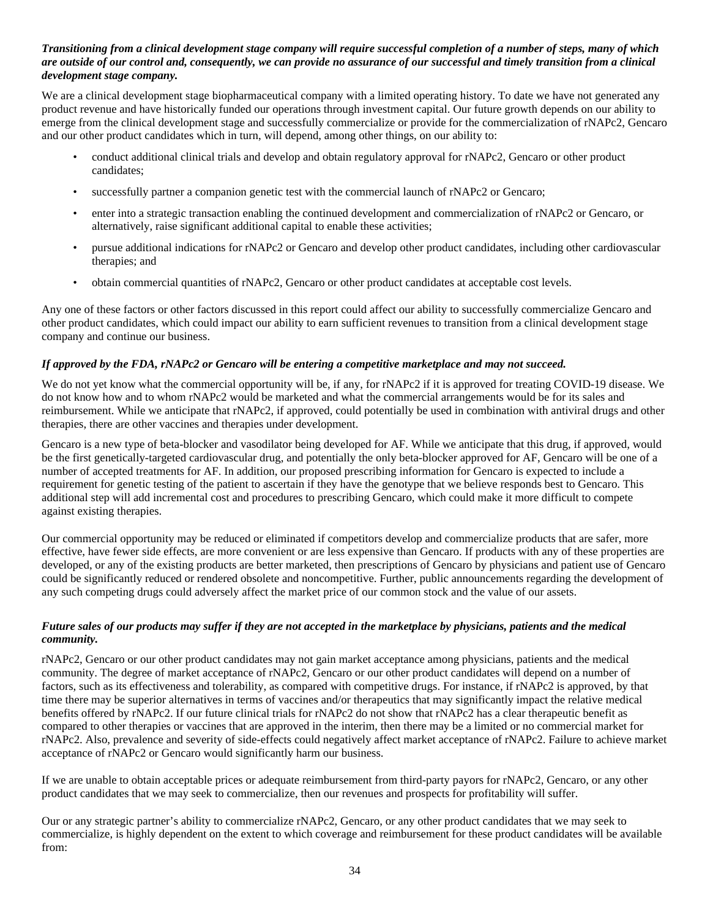***Transitioning from a clinical development stage company will require successful completion of a number of steps, many of which are outside of our control and, consequently, we can provide no assurance of our successful and timely transition from a clinical development stage company.***

We are a clinical development stage biopharmaceutical company with a limited operating history. To date we have not generated any product revenue and have historically funded our operations through investment capital. Our future growth depends on our ability to emerge from the clinical development stage and successfully commercialize or provide for the commercialization of rNAPc2, Gencaro and our other product candidates which in turn, will depend, among other things, on our ability to:

- conduct additional clinical trials and develop and obtain regulatory approval for rNAPc2, Gencaro or other product candidates;
- successfully partner a companion genetic test with the commercial launch of rNAPc2 or Gencaro;
- enter into a strategic transaction enabling the continued development and commercialization of rNAPc2 or Gencaro, or alternatively, raise significant additional capital to enable these activities;
- pursue additional indications for rNAPc2 or Gencaro and develop other product candidates, including other cardiovascular therapies; and
- obtain commercial quantities of rNAPc2, Gencaro or other product candidates at acceptable cost levels.

Any one of these factors or other factors discussed in this report could affect our ability to successfully commercialize Gencaro and other product candidates, which could impact our ability to earn sufficient revenues to transition from a clinical development stage company and continue our business.

***If approved by the FDA, rNAPc2 or Gencaro will be entering a competitive marketplace and may not succeed.***

We do not yet know what the commercial opportunity will be, if any, for rNAPc2 if it is approved for treating COVID-19 disease. We do not know how and to whom rNAPc2 would be marketed and what the commercial arrangements would be for its sales and reimbursement. While we anticipate that rNAPc2, if approved, could potentially be used in combination with antiviral drugs and other therapies, there are other vaccines and therapies under development.

Gencaro is a new type of beta-blocker and vasodilator being developed for AF. While we anticipate that this drug, if approved, would be the first genetically-targeted cardiovascular drug, and potentially the only beta-blocker approved for AF, Gencaro will be one of a number of accepted treatments for AF. In addition, our proposed prescribing information for Gencaro is expected to include a requirement for genetic testing of the patient to ascertain if they have the genotype that we believe responds best to Gencaro. This additional step will add incremental cost and procedures to prescribing Gencaro, which could make it more difficult to compete against existing therapies.

Our commercial opportunity may be reduced or eliminated if competitors develop and commercialize products that are safer, more effective, have fewer side effects, are more convenient or are less expensive than Gencaro. If products with any of these properties are developed, or any of the existing products are better marketed, then prescriptions of Gencaro by physicians and patient use of Gencaro could be significantly reduced or rendered obsolete and noncompetitive. Further, public announcements regarding the development of any such competing drugs could adversely affect the market price of our common stock and the value of our assets.

***Future sales of our products may suffer if they are not accepted in the marketplace by physicians, patients and the medical community.***

rNAPc2, Gencaro or our other product candidates may not gain market acceptance among physicians, patients and the medical community. The degree of market acceptance of rNAPc2, Gencaro or our other product candidates will depend on a number of factors, such as its effectiveness and tolerability, as compared with competitive drugs. For instance, if rNAPc2 is approved, by that time there may be superior alternatives in terms of vaccines and/or therapeutics that may significantly impact the relative medical benefits offered by rNAPc2. If our future clinical trials for rNAPc2 do not show that rNAPc2 has a clear therapeutic benefit as compared to other therapies or vaccines that are approved in the interim, then there may be a limited or no commercial market for rNAPc2. Also, prevalence and severity of side-effects could negatively affect market acceptance of rNAPc2. Failure to achieve market acceptance of rNAPc2 or Gencaro would significantly harm our business.

If we are unable to obtain acceptable prices or adequate reimbursement from third-party payors for rNAPc2, Gencaro, or any other product candidates that we may seek to commercialize, then our revenues and prospects for profitability will suffer.

Our or any strategic partner's ability to commercialize rNAPc2, Gencaro, or any other product candidates that we may seek to commercialize, is highly dependent on the extent to which coverage and reimbursement for these product candidates will be available from: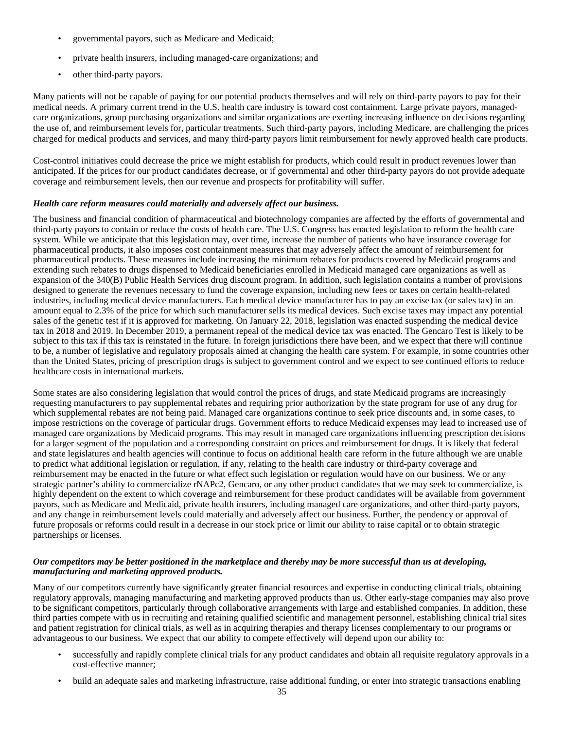- governmental payors, such as Medicare and Medicaid;
- private health insurers, including managed-care organizations; and
- other third-party payors.

Many patients will not be capable of paying for our potential products themselves and will rely on third-party payors to pay for their medical needs. A primary current trend in the U.S. health care industry is toward cost containment. Large private payors, managed-care organizations, group purchasing organizations and similar organizations are exerting increasing influence on decisions regarding the use of, and reimbursement levels for, particular treatments. Such third-party payors, including Medicare, are challenging the prices charged for medical products and services, and many third-party payors limit reimbursement for newly approved health care products.

Cost-control initiatives could decrease the price we might establish for products, which could result in product revenues lower than anticipated. If the prices for our product candidates decrease, or if governmental and other third-party payors do not provide adequate coverage and reimbursement levels, then our revenue and prospects for profitability will suffer.

***Health care reform measures could materially and adversely affect our business.***

The business and financial condition of pharmaceutical and biotechnology companies are affected by the efforts of governmental and third-party payors to contain or reduce the costs of health care. The U.S. Congress has enacted legislation to reform the health care system. While we anticipate that this legislation may, over time, increase the number of patients who have insurance coverage for pharmaceutical products, it also imposes cost containment measures that may adversely affect the amount of reimbursement for pharmaceutical products. These measures include increasing the minimum rebates for products covered by Medicaid programs and extending such rebates to drugs dispensed to Medicaid beneficiaries enrolled in Medicaid managed care organizations as well as expansion of the 340(B) Public Health Services drug discount program. In addition, such legislation contains a number of provisions designed to generate the revenues necessary to fund the coverage expansion, including new fees or taxes on certain health-related industries, including medical device manufacturers. Each medical device manufacturer has to pay an excise tax (or sales tax) in an amount equal to 2.3% of the price for which such manufacturer sells its medical devices. Such excise taxes may impact any potential sales of the genetic test if it is approved for marketing. On January 22, 2018, legislation was enacted suspending the medical device tax in 2018 and 2019. In December 2019, a permanent repeal of the medical device tax was enacted. The Gencaro Test is likely to be subject to this tax if this tax is reinstated in the future. In foreign jurisdictions there have been, and we expect that there will continue to be, a number of legislative and regulatory proposals aimed at changing the health care system. For example, in some countries other than the United States, pricing of prescription drugs is subject to government control and we expect to see continued efforts to reduce healthcare costs in international markets.

Some states are also considering legislation that would control the prices of drugs, and state Medicaid programs are increasingly requesting manufacturers to pay supplemental rebates and requiring prior authorization by the state program for use of any drug for which supplemental rebates are not being paid. Managed care organizations continue to seek price discounts and, in some cases, to impose restrictions on the coverage of particular drugs. Government efforts to reduce Medicaid expenses may lead to increased use of managed care organizations by Medicaid programs. This may result in managed care organizations influencing prescription decisions for a larger segment of the population and a corresponding constraint on prices and reimbursement for drugs. It is likely that federal and state legislatures and health agencies will continue to focus on additional health care reform in the future although we are unable to predict what additional legislation or regulation, if any, relating to the health care industry or third-party coverage and reimbursement may be enacted in the future or what effect such legislation or regulation would have on our business. We or any strategic partner's ability to commercialize rNAPc2, Gencaro, or any other product candidates that we may seek to commercialize, is highly dependent on the extent to which coverage and reimbursement for these product candidates will be available from government payors, such as Medicare and Medicaid, private health insurers, including managed care organizations, and other third-party payors, and any change in reimbursement levels could materially and adversely affect our business. Further, the pendency or approval of future proposals or reforms could result in a decrease in our stock price or limit our ability to raise capital or to obtain strategic partnerships or licenses.

***Our competitors may be better positioned in the marketplace and thereby may be more successful than us at developing, manufacturing and marketing approved products.***

Many of our competitors currently have significantly greater financial resources and expertise in conducting clinical trials, obtaining regulatory approvals, managing manufacturing and marketing approved products than us. Other early-stage companies may also prove to be significant competitors, particularly through collaborative arrangements with large and established companies. In addition, these third parties compete with us in recruiting and retaining qualified scientific and management personnel, establishing clinical trial sites and patient registration for clinical trials, as well as in acquiring therapies and therapy licenses complementary to our programs or advantageous to our business. We expect that our ability to compete effectively will depend upon our ability to:

- successfully and rapidly complete clinical trials for any product candidates and obtain all requisite regulatory approvals in a cost-effective manner;
- build an adequate sales and marketing infrastructure, raise additional funding, or enter into strategic transactions enabling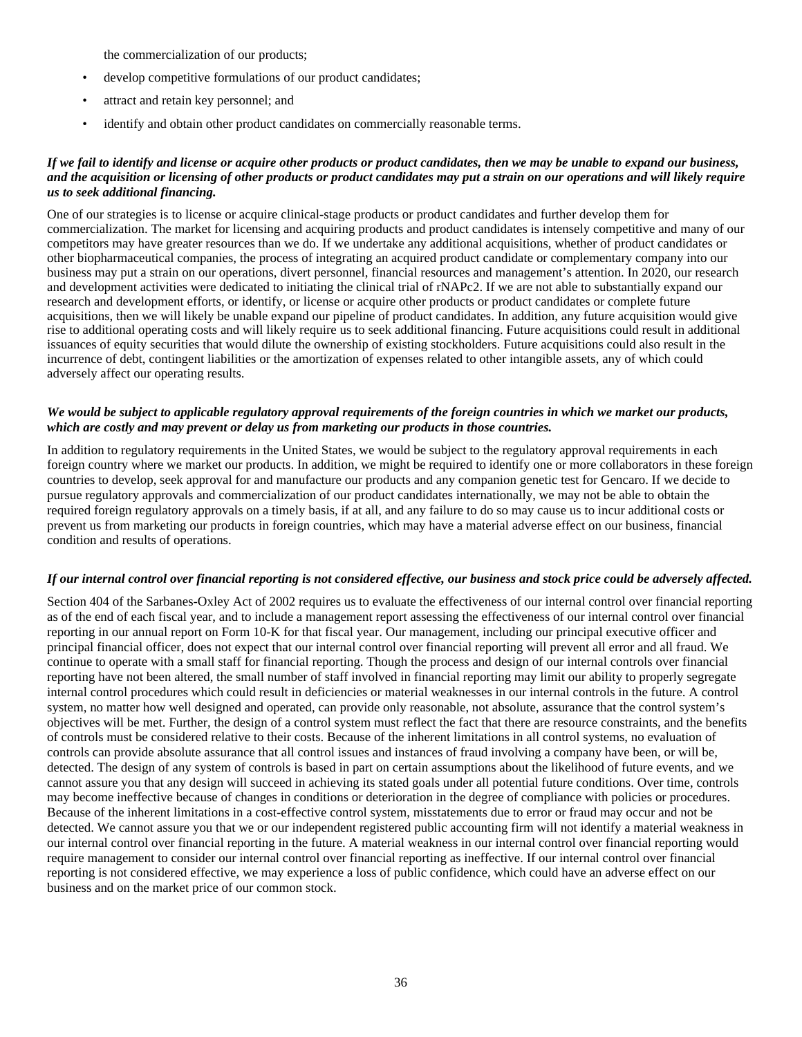the commercialization of our products;

- develop competitive formulations of our product candidates;
- attract and retain key personnel; and
- identify and obtain other product candidates on commercially reasonable terms.

***If we fail to identify and license or acquire other products or product candidates, then we may be unable to expand our business, and the acquisition or licensing of other products or product candidates may put a strain on our operations and will likely require us to seek additional financing.***

One of our strategies is to license or acquire clinical-stage products or product candidates and further develop them for commercialization. The market for licensing and acquiring products and product candidates is intensely competitive and many of our competitors may have greater resources than we do. If we undertake any additional acquisitions, whether of product candidates or other biopharmaceutical companies, the process of integrating an acquired product candidate or complementary company into our business may put a strain on our operations, divert personnel, financial resources and management's attention. In 2020, our research and development activities were dedicated to initiating the clinical trial of rNAPc2. If we are not able to substantially expand our research and development efforts, or identify, or license or acquire other products or product candidates or complete future acquisitions, then we will likely be unable expand our pipeline of product candidates. In addition, any future acquisition would give rise to additional operating costs and will likely require us to seek additional financing. Future acquisitions could result in additional issuances of equity securities that would dilute the ownership of existing stockholders. Future acquisitions could also result in the incurrence of debt, contingent liabilities or the amortization of expenses related to other intangible assets, any of which could adversely affect our operating results.

***We would be subject to applicable regulatory approval requirements of the foreign countries in which we market our products, which are costly and may prevent or delay us from marketing our products in those countries.***

In addition to regulatory requirements in the United States, we would be subject to the regulatory approval requirements in each foreign country where we market our products. In addition, we might be required to identify one or more collaborators in these foreign countries to develop, seek approval for and manufacture our products and any companion genetic test for Gencaro. If we decide to pursue regulatory approvals and commercialization of our product candidates internationally, we may not be able to obtain the required foreign regulatory approvals on a timely basis, if at all, and any failure to do so may cause us to incur additional costs or prevent us from marketing our products in foreign countries, which may have a material adverse effect on our business, financial condition and results of operations.

***If our internal control over financial reporting is not considered effective, our business and stock price could be adversely affected.***

Section 404 of the Sarbanes-Oxley Act of 2002 requires us to evaluate the effectiveness of our internal control over financial reporting as of the end of each fiscal year, and to include a management report assessing the effectiveness of our internal control over financial reporting in our annual report on Form 10-K for that fiscal year. Our management, including our principal executive officer and principal financial officer, does not expect that our internal control over financial reporting will prevent all error and all fraud. We continue to operate with a small staff for financial reporting. Though the process and design of our internal controls over financial reporting have not been altered, the small number of staff involved in financial reporting may limit our ability to properly segregate internal control procedures which could result in deficiencies or material weaknesses in our internal controls in the future. A control system, no matter how well designed and operated, can provide only reasonable, not absolute, assurance that the control system's objectives will be met. Further, the design of a control system must reflect the fact that there are resource constraints, and the benefits of controls must be considered relative to their costs. Because of the inherent limitations in all control systems, no evaluation of controls can provide absolute assurance that all control issues and instances of fraud involving a company have been, or will be, detected. The design of any system of controls is based in part on certain assumptions about the likelihood of future events, and we cannot assure you that any design will succeed in achieving its stated goals under all potential future conditions. Over time, controls may become ineffective because of changes in conditions or deterioration in the degree of compliance with policies or procedures. Because of the inherent limitations in a cost-effective control system, misstatements due to error or fraud may occur and not be detected. We cannot assure you that we or our independent registered public accounting firm will not identify a material weakness in our internal control over financial reporting in the future. A material weakness in our internal control over financial reporting would require management to consider our internal control over financial reporting as ineffective. If our internal control over financial reporting is not considered effective, we may experience a loss of public confidence, which could have an adverse effect on our business and on the market price of our common stock.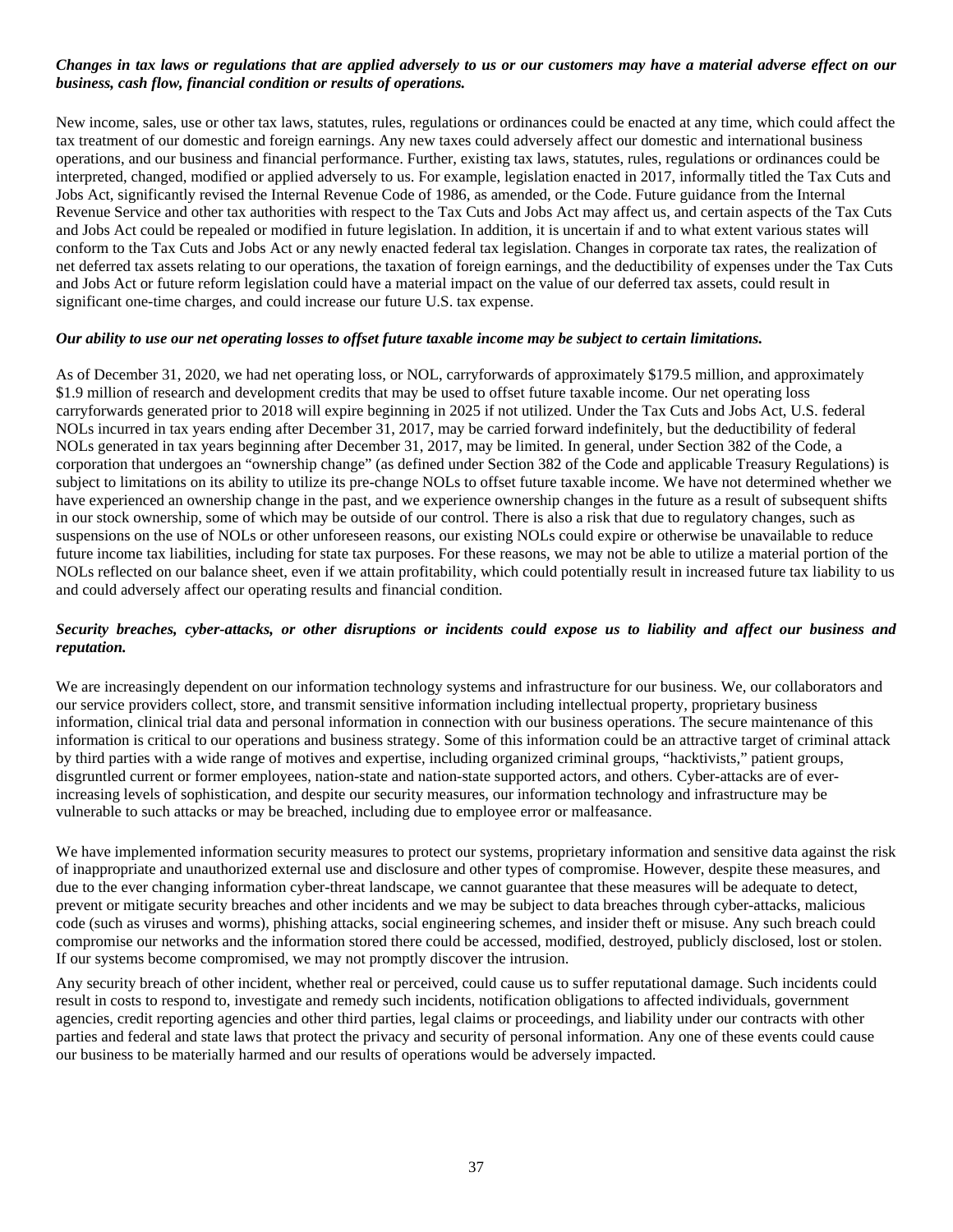***Changes in tax laws or regulations that are applied adversely to us or our customers may have a material adverse effect on our business, cash flow, financial condition or results of operations.***

New income, sales, use or other tax laws, statutes, rules, regulations or ordinances could be enacted at any time, which could affect the tax treatment of our domestic and foreign earnings. Any new taxes could adversely affect our domestic and international business operations, and our business and financial performance. Further, existing tax laws, statutes, rules, regulations or ordinances could be interpreted, changed, modified or applied adversely to us. For example, legislation enacted in 2017, informally titled the Tax Cuts and Jobs Act, significantly revised the Internal Revenue Code of 1986, as amended, or the Code. Future guidance from the Internal Revenue Service and other tax authorities with respect to the Tax Cuts and Jobs Act may affect us, and certain aspects of the Tax Cuts and Jobs Act could be repealed or modified in future legislation. In addition, it is uncertain if and to what extent various states will conform to the Tax Cuts and Jobs Act or any newly enacted federal tax legislation. Changes in corporate tax rates, the realization of net deferred tax assets relating to our operations, the taxation of foreign earnings, and the deductibility of expenses under the Tax Cuts and Jobs Act or future reform legislation could have a material impact on the value of our deferred tax assets, could result in significant one-time charges, and could increase our future U.S. tax expense.

***Our ability to use our net operating losses to offset future taxable income may be subject to certain limitations.***

As of December 31, 2020, we had net operating loss, or NOL, carryforwards of approximately $179.5 million, and approximately $1.9 million of research and development credits that may be used to offset future taxable income. Our net operating loss carryforwards generated prior to 2018 will expire beginning in 2025 if not utilized. Under the Tax Cuts and Jobs Act, U.S. federal NOLs incurred in tax years ending after December 31, 2017, may be carried forward indefinitely, but the deductibility of federal NOLs generated in tax years beginning after December 31, 2017, may be limited. In general, under Section 382 of the Code, a corporation that undergoes an "ownership change" (as defined under Section 382 of the Code and applicable Treasury Regulations) is subject to limitations on its ability to utilize its pre-change NOLs to offset future taxable income. We have not determined whether we have experienced an ownership change in the past, and we experience ownership changes in the future as a result of subsequent shifts in our stock ownership, some of which may be outside of our control. There is also a risk that due to regulatory changes, such as suspensions on the use of NOLs or other unforeseen reasons, our existing NOLs could expire or otherwise be unavailable to reduce future income tax liabilities, including for state tax purposes. For these reasons, we may not be able to utilize a material portion of the NOLs reflected on our balance sheet, even if we attain profitability, which could potentially result in increased future tax liability to us and could adversely affect our operating results and financial condition.

***Security breaches, cyber-attacks, or other disruptions or incidents could expose us to liability and affect our business and reputation.***

We are increasingly dependent on our information technology systems and infrastructure for our business. We, our collaborators and our service providers collect, store, and transmit sensitive information including intellectual property, proprietary business information, clinical trial data and personal information in connection with our business operations. The secure maintenance of this information is critical to our operations and business strategy. Some of this information could be an attractive target of criminal attack by third parties with a wide range of motives and expertise, including organized criminal groups, "hacktivists," patient groups, disgruntled current or former employees, nation-state and nation-state supported actors, and others. Cyber-attacks are of ever-increasing levels of sophistication, and despite our security measures, our information technology and infrastructure may be vulnerable to such attacks or may be breached, including due to employee error or malfeasance.

We have implemented information security measures to protect our systems, proprietary information and sensitive data against the risk of inappropriate and unauthorized external use and disclosure and other types of compromise. However, despite these measures, and due to the ever changing information cyber-threat landscape, we cannot guarantee that these measures will be adequate to detect, prevent or mitigate security breaches and other incidents and we may be subject to data breaches through cyber-attacks, malicious code (such as viruses and worms), phishing attacks, social engineering schemes, and insider theft or misuse. Any such breach could compromise our networks and the information stored there could be accessed, modified, destroyed, publicly disclosed, lost or stolen. If our systems become compromised, we may not promptly discover the intrusion.

Any security breach of other incident, whether real or perceived, could cause us to suffer reputational damage. Such incidents could result in costs to respond to, investigate and remedy such incidents, notification obligations to affected individuals, government agencies, credit reporting agencies and other third parties, legal claims or proceedings, and liability under our contracts with other parties and federal and state laws that protect the privacy and security of personal information. Any one of these events could cause our business to be materially harmed and our results of operations would be adversely impacted.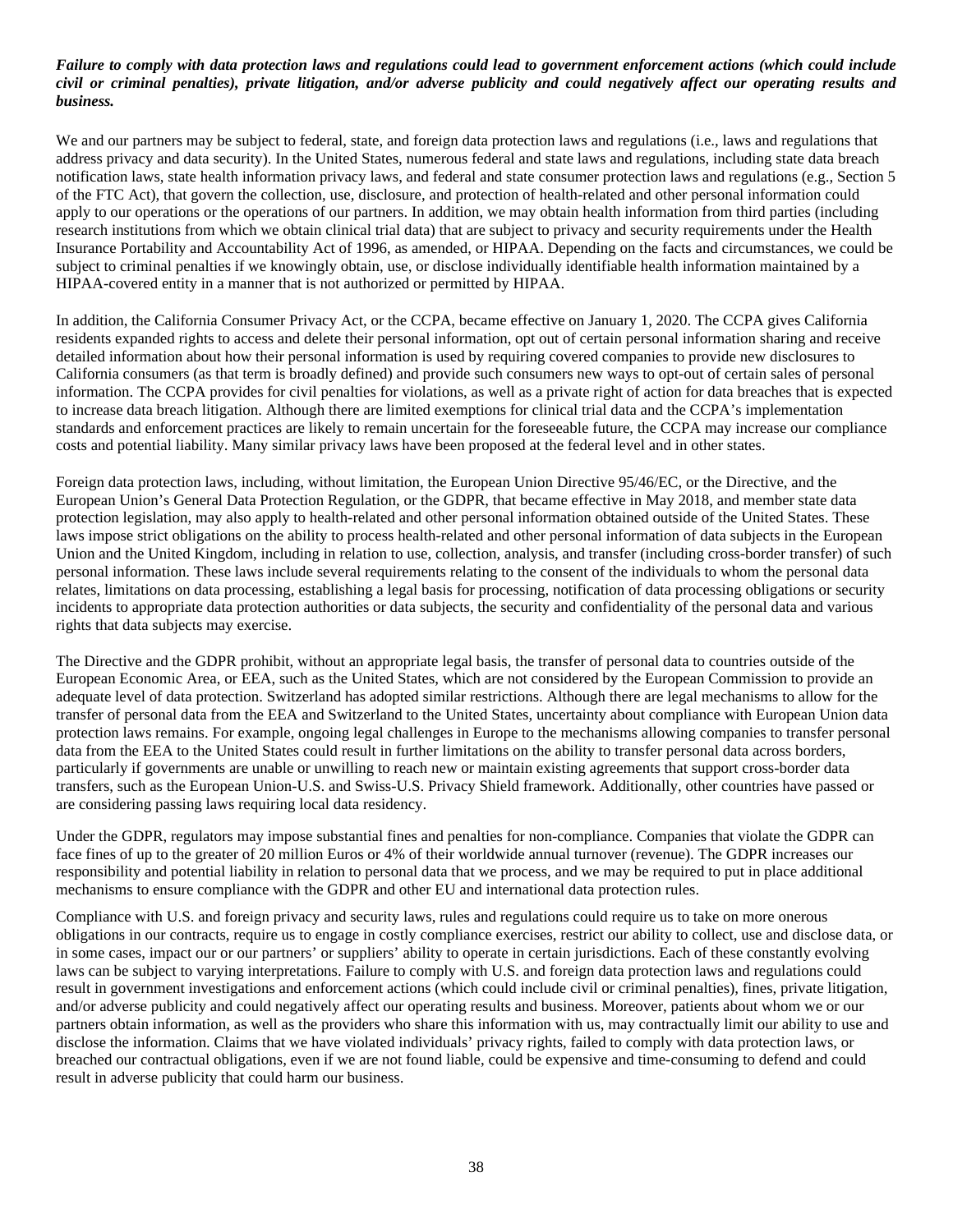***Failure to comply with data protection laws and regulations could lead to government enforcement actions (which could include civil or criminal penalties), private litigation, and/or adverse publicity and could negatively affect our operating results and business.***

We and our partners may be subject to federal, state, and foreign data protection laws and regulations (i.e., laws and regulations that address privacy and data security). In the United States, numerous federal and state laws and regulations, including state data breach notification laws, state health information privacy laws, and federal and state consumer protection laws and regulations (e.g., Section 5 of the FTC Act), that govern the collection, use, disclosure, and protection of health-related and other personal information could apply to our operations or the operations of our partners. In addition, we may obtain health information from third parties (including research institutions from which we obtain clinical trial data) that are subject to privacy and security requirements under the Health Insurance Portability and Accountability Act of 1996, as amended, or HIPAA. Depending on the facts and circumstances, we could be subject to criminal penalties if we knowingly obtain, use, or disclose individually identifiable health information maintained by a HIPAA-covered entity in a manner that is not authorized or permitted by HIPAA.

In addition, the California Consumer Privacy Act, or the CCPA, became effective on January 1, 2020. The CCPA gives California residents expanded rights to access and delete their personal information, opt out of certain personal information sharing and receive detailed information about how their personal information is used by requiring covered companies to provide new disclosures to California consumers (as that term is broadly defined) and provide such consumers new ways to opt-out of certain sales of personal information. The CCPA provides for civil penalties for violations, as well as a private right of action for data breaches that is expected to increase data breach litigation. Although there are limited exemptions for clinical trial data and the CCPA's implementation standards and enforcement practices are likely to remain uncertain for the foreseeable future, the CCPA may increase our compliance costs and potential liability. Many similar privacy laws have been proposed at the federal level and in other states.

Foreign data protection laws, including, without limitation, the European Union Directive 95/46/EC, or the Directive, and the European Union's General Data Protection Regulation, or the GDPR, that became effective in May 2018, and member state data protection legislation, may also apply to health-related and other personal information obtained outside of the United States. These laws impose strict obligations on the ability to process health-related and other personal information of data subjects in the European Union and the United Kingdom, including in relation to use, collection, analysis, and transfer (including cross-border transfer) of such personal information. These laws include several requirements relating to the consent of the individuals to whom the personal data relates, limitations on data processing, establishing a legal basis for processing, notification of data processing obligations or security incidents to appropriate data protection authorities or data subjects, the security and confidentiality of the personal data and various rights that data subjects may exercise.

The Directive and the GDPR prohibit, without an appropriate legal basis, the transfer of personal data to countries outside of the European Economic Area, or EEA, such as the United States, which are not considered by the European Commission to provide an adequate level of data protection. Switzerland has adopted similar restrictions. Although there are legal mechanisms to allow for the transfer of personal data from the EEA and Switzerland to the United States, uncertainty about compliance with European Union data protection laws remains. For example, ongoing legal challenges in Europe to the mechanisms allowing companies to transfer personal data from the EEA to the United States could result in further limitations on the ability to transfer personal data across borders, particularly if governments are unable or unwilling to reach new or maintain existing agreements that support cross-border data transfers, such as the European Union-U.S. and Swiss-U.S. Privacy Shield framework. Additionally, other countries have passed or are considering passing laws requiring local data residency.

Under the GDPR, regulators may impose substantial fines and penalties for non-compliance. Companies that violate the GDPR can face fines of up to the greater of 20 million Euros or 4% of their worldwide annual turnover (revenue). The GDPR increases our responsibility and potential liability in relation to personal data that we process, and we may be required to put in place additional mechanisms to ensure compliance with the GDPR and other EU and international data protection rules.

Compliance with U.S. and foreign privacy and security laws, rules and regulations could require us to take on more onerous obligations in our contracts, require us to engage in costly compliance exercises, restrict our ability to collect, use and disclose data, or in some cases, impact our or our partners' or suppliers' ability to operate in certain jurisdictions. Each of these constantly evolving laws can be subject to varying interpretations. Failure to comply with U.S. and foreign data protection laws and regulations could result in government investigations and enforcement actions (which could include civil or criminal penalties), fines, private litigation, and/or adverse publicity and could negatively affect our operating results and business. Moreover, patients about whom we or our partners obtain information, as well as the providers who share this information with us, may contractually limit our ability to use and disclose the information. Claims that we have violated individuals' privacy rights, failed to comply with data protection laws, or breached our contractual obligations, even if we are not found liable, could be expensive and time-consuming to defend and could result in adverse publicity that could harm our business.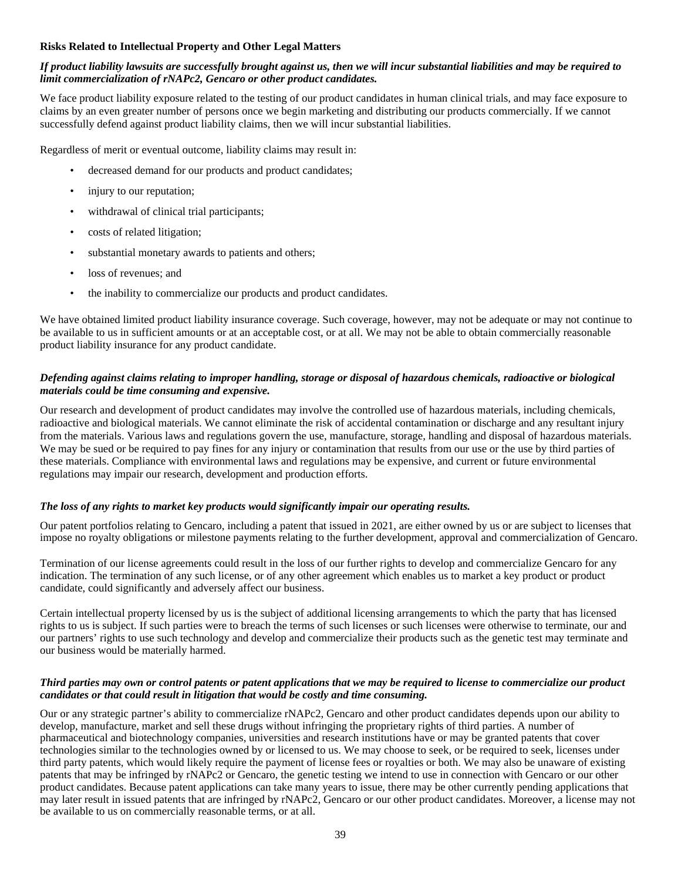### Risks Related to Intellectual Property and Other Legal Matters

***If product liability lawsuits are successfully brought against us, then we will incur substantial liabilities and may be required to limit commercialization of rNAPc2, Gencaro or other product candidates.***

We face product liability exposure related to the testing of our product candidates in human clinical trials, and may face exposure to claims by an even greater number of persons once we begin marketing and distributing our products commercially. If we cannot successfully defend against product liability claims, then we will incur substantial liabilities.

Regardless of merit or eventual outcome, liability claims may result in:

- decreased demand for our products and product candidates;
- injury to our reputation;
- withdrawal of clinical trial participants;
- costs of related litigation;
- substantial monetary awards to patients and others;
- loss of revenues; and
- the inability to commercialize our products and product candidates.

We have obtained limited product liability insurance coverage. Such coverage, however, may not be adequate or may not continue to be available to us in sufficient amounts or at an acceptable cost, or at all. We may not be able to obtain commercially reasonable product liability insurance for any product candidate.

***Defending against claims relating to improper handling, storage or disposal of hazardous chemicals, radioactive or biological materials could be time consuming and expensive.***

Our research and development of product candidates may involve the controlled use of hazardous materials, including chemicals, radioactive and biological materials. We cannot eliminate the risk of accidental contamination or discharge and any resultant injury from the materials. Various laws and regulations govern the use, manufacture, storage, handling and disposal of hazardous materials. We may be sued or be required to pay fines for any injury or contamination that results from our use or the use by third parties of these materials. Compliance with environmental laws and regulations may be expensive, and current or future environmental regulations may impair our research, development and production efforts.

***The loss of any rights to market key products would significantly impair our operating results.***

Our patent portfolios relating to Gencaro, including a patent that issued in 2021, are either owned by us or are subject to licenses that impose no royalty obligations or milestone payments relating to the further development, approval and commercialization of Gencaro.

Termination of our license agreements could result in the loss of our further rights to develop and commercialize Gencaro for any indication. The termination of any such license, or of any other agreement which enables us to market a key product or product candidate, could significantly and adversely affect our business.

Certain intellectual property licensed by us is the subject of additional licensing arrangements to which the party that has licensed rights to us is subject. If such parties were to breach the terms of such licenses or such licenses were otherwise to terminate, our and our partners' rights to use such technology and develop and commercialize their products such as the genetic test may terminate and our business would be materially harmed.

***Third parties may own or control patents or patent applications that we may be required to license to commercialize our product candidates or that could result in litigation that would be costly and time consuming.***

Our or any strategic partner's ability to commercialize rNAPc2, Gencaro and other product candidates depends upon our ability to develop, manufacture, market and sell these drugs without infringing the proprietary rights of third parties. A number of pharmaceutical and biotechnology companies, universities and research institutions have or may be granted patents that cover technologies similar to the technologies owned by or licensed to us. We may choose to seek, or be required to seek, licenses under third party patents, which would likely require the payment of license fees or royalties or both. We may also be unaware of existing patents that may be infringed by rNAPc2 or Gencaro, the genetic testing we intend to use in connection with Gencaro or our other product candidates. Because patent applications can take many years to issue, there may be other currently pending applications that may later result in issued patents that are infringed by rNAPc2, Gencaro or our other product candidates. Moreover, a license may not be available to us on commercially reasonable terms, or at all.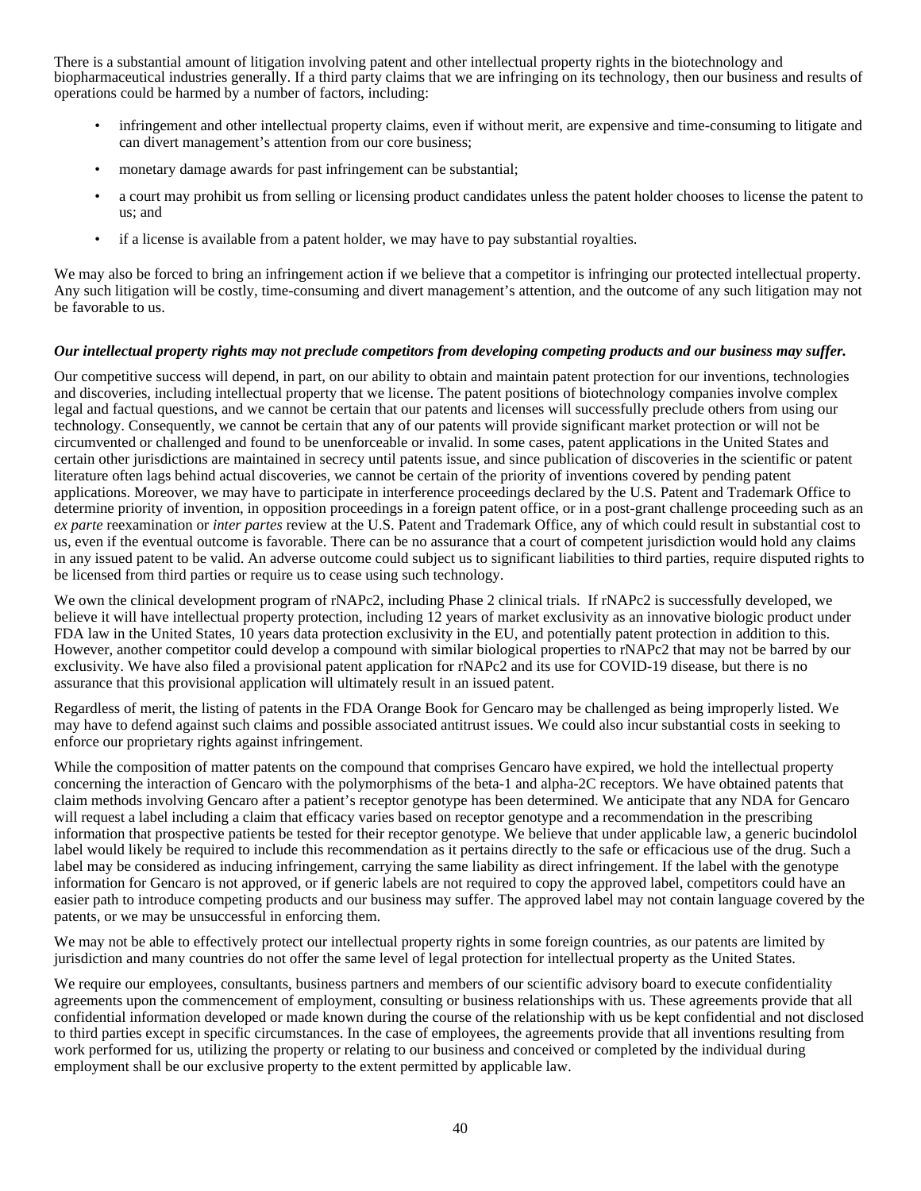There is a substantial amount of litigation involving patent and other intellectual property rights in the biotechnology and biopharmaceutical industries generally. If a third party claims that we are infringing on its technology, then our business and results of operations could be harmed by a number of factors, including:

- infringement and other intellectual property claims, even if without merit, are expensive and time-consuming to litigate and can divert management's attention from our core business;
- monetary damage awards for past infringement can be substantial;
- a court may prohibit us from selling or licensing product candidates unless the patent holder chooses to license the patent to us; and
- if a license is available from a patent holder, we may have to pay substantial royalties.

We may also be forced to bring an infringement action if we believe that a competitor is infringing our protected intellectual property. Any such litigation will be costly, time-consuming and divert management's attention, and the outcome of any such litigation may not be favorable to us.

***Our intellectual property rights may not preclude competitors from developing competing products and our business may suffer.***

Our competitive success will depend, in part, on our ability to obtain and maintain patent protection for our inventions, technologies and discoveries, including intellectual property that we license. The patent positions of biotechnology companies involve complex legal and factual questions, and we cannot be certain that our patents and licenses will successfully preclude others from using our technology. Consequently, we cannot be certain that any of our patents will provide significant market protection or will not be circumvented or challenged and found to be unenforceable or invalid. In some cases, patent applications in the United States and certain other jurisdictions are maintained in secrecy until patents issue, and since publication of discoveries in the scientific or patent literature often lags behind actual discoveries, we cannot be certain of the priority of inventions covered by pending patent applications. Moreover, we may have to participate in interference proceedings declared by the U.S. Patent and Trademark Office to determine priority of invention, in opposition proceedings in a foreign patent office, or in a post-grant challenge proceeding such as an *ex parte* reexamination or *inter partes* review at the U.S. Patent and Trademark Office, any of which could result in substantial cost to us, even if the eventual outcome is favorable. There can be no assurance that a court of competent jurisdiction would hold any claims in any issued patent to be valid. An adverse outcome could subject us to significant liabilities to third parties, require disputed rights to be licensed from third parties or require us to cease using such technology.

We own the clinical development program of rNAPc2, including Phase 2 clinical trials. If rNAPc2 is successfully developed, we believe it will have intellectual property protection, including 12 years of market exclusivity as an innovative biologic product under FDA law in the United States, 10 years data protection exclusivity in the EU, and potentially patent protection in addition to this. However, another competitor could develop a compound with similar biological properties to rNAPc2 that may not be barred by our exclusivity. We have also filed a provisional patent application for rNAPc2 and its use for COVID-19 disease, but there is no assurance that this provisional application will ultimately result in an issued patent.

Regardless of merit, the listing of patents in the FDA Orange Book for Gencaro may be challenged as being improperly listed. We may have to defend against such claims and possible associated antitrust issues. We could also incur substantial costs in seeking to enforce our proprietary rights against infringement.

While the composition of matter patents on the compound that comprises Gencaro have expired, we hold the intellectual property concerning the interaction of Gencaro with the polymorphisms of the beta-1 and alpha-2C receptors. We have obtained patents that claim methods involving Gencaro after a patient's receptor genotype has been determined. We anticipate that any NDA for Gencaro will request a label including a claim that efficacy varies based on receptor genotype and a recommendation in the prescribing information that prospective patients be tested for their receptor genotype. We believe that under applicable law, a generic bucindolol label would likely be required to include this recommendation as it pertains directly to the safe or efficacious use of the drug. Such a label may be considered as inducing infringement, carrying the same liability as direct infringement. If the label with the genotype information for Gencaro is not approved, or if generic labels are not required to copy the approved label, competitors could have an easier path to introduce competing products and our business may suffer. The approved label may not contain language covered by the patents, or we may be unsuccessful in enforcing them.

We may not be able to effectively protect our intellectual property rights in some foreign countries, as our patents are limited by jurisdiction and many countries do not offer the same level of legal protection for intellectual property as the United States.

We require our employees, consultants, business partners and members of our scientific advisory board to execute confidentiality agreements upon the commencement of employment, consulting or business relationships with us. These agreements provide that all confidential information developed or made known during the course of the relationship with us be kept confidential and not disclosed to third parties except in specific circumstances. In the case of employees, the agreements provide that all inventions resulting from work performed for us, utilizing the property or relating to our business and conceived or completed by the individual during employment shall be our exclusive property to the extent permitted by applicable law.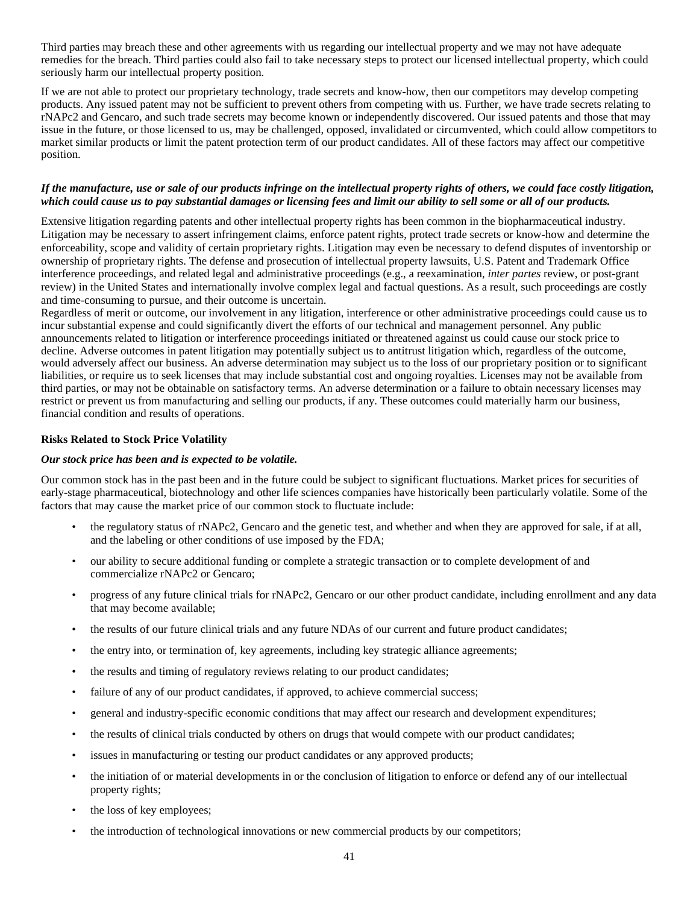Third parties may breach these and other agreements with us regarding our intellectual property and we may not have adequate remedies for the breach. Third parties could also fail to take necessary steps to protect our licensed intellectual property, which could seriously harm our intellectual property position.

If we are not able to protect our proprietary technology, trade secrets and know-how, then our competitors may develop competing products. Any issued patent may not be sufficient to prevent others from competing with us. Further, we have trade secrets relating to rNAPc2 and Gencaro, and such trade secrets may become known or independently discovered. Our issued patents and those that may issue in the future, or those licensed to us, may be challenged, opposed, invalidated or circumvented, which could allow competitors to market similar products or limit the patent protection term of our product candidates. All of these factors may affect our competitive position.

***If the manufacture, use or sale of our products infringe on the intellectual property rights of others, we could face costly litigation, which could cause us to pay substantial damages or licensing fees and limit our ability to sell some or all of our products.***

Extensive litigation regarding patents and other intellectual property rights has been common in the biopharmaceutical industry. Litigation may be necessary to assert infringement claims, enforce patent rights, protect trade secrets or know-how and determine the enforceability, scope and validity of certain proprietary rights. Litigation may even be necessary to defend disputes of inventorship or ownership of proprietary rights. The defense and prosecution of intellectual property lawsuits, U.S. Patent and Trademark Office interference proceedings, and related legal and administrative proceedings (e.g., a reexamination, *inter partes* review, or post-grant review) in the United States and internationally involve complex legal and factual questions. As a result, such proceedings are costly and time-consuming to pursue, and their outcome is uncertain.

Regardless of merit or outcome, our involvement in any litigation, interference or other administrative proceedings could cause us to incur substantial expense and could significantly divert the efforts of our technical and management personnel. Any public announcements related to litigation or interference proceedings initiated or threatened against us could cause our stock price to decline. Adverse outcomes in patent litigation may potentially subject us to antitrust litigation which, regardless of the outcome, would adversely affect our business. An adverse determination may subject us to the loss of our proprietary position or to significant liabilities, or require us to seek licenses that may include substantial cost and ongoing royalties. Licenses may not be available from third parties, or may not be obtainable on satisfactory terms. An adverse determination or a failure to obtain necessary licenses may restrict or prevent us from manufacturing and selling our products, if any. These outcomes could materially harm our business, financial condition and results of operations.

**Risks Related to Stock Price Volatility**

***Our stock price has been and is expected to be volatile.***

Our common stock has in the past been and in the future could be subject to significant fluctuations. Market prices for securities of early-stage pharmaceutical, biotechnology and other life sciences companies have historically been particularly volatile. Some of the factors that may cause the market price of our common stock to fluctuate include:

- the regulatory status of rNAPc2, Gencaro and the genetic test, and whether and when they are approved for sale, if at all, and the labeling or other conditions of use imposed by the FDA;
- our ability to secure additional funding or complete a strategic transaction or to complete development of and commercialize rNAPc2 or Gencaro;
- progress of any future clinical trials for rNAPc2, Gencaro or our other product candidate, including enrollment and any data that may become available;
- the results of our future clinical trials and any future NDAs of our current and future product candidates;
- the entry into, or termination of, key agreements, including key strategic alliance agreements;
- the results and timing of regulatory reviews relating to our product candidates;
- failure of any of our product candidates, if approved, to achieve commercial success;
- general and industry-specific economic conditions that may affect our research and development expenditures;
- the results of clinical trials conducted by others on drugs that would compete with our product candidates;
- issues in manufacturing or testing our product candidates or any approved products;
- the initiation of or material developments in or the conclusion of litigation to enforce or defend any of our intellectual property rights;
- the loss of key employees;
- the introduction of technological innovations or new commercial products by our competitors;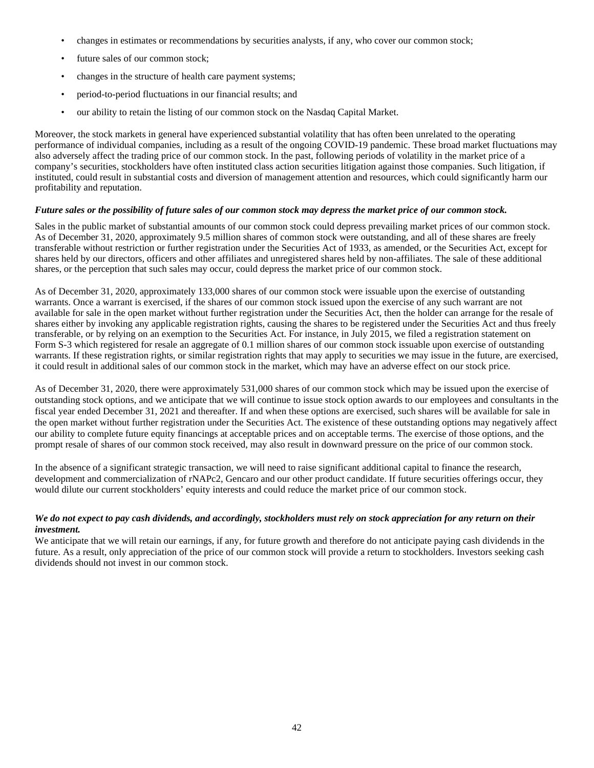- changes in estimates or recommendations by securities analysts, if any, who cover our common stock;
- future sales of our common stock;
- changes in the structure of health care payment systems;
- period-to-period fluctuations in our financial results; and
- our ability to retain the listing of our common stock on the Nasdaq Capital Market.

Moreover, the stock markets in general have experienced substantial volatility that has often been unrelated to the operating performance of individual companies, including as a result of the ongoing COVID-19 pandemic. These broad market fluctuations may also adversely affect the trading price of our common stock. In the past, following periods of volatility in the market price of a company's securities, stockholders have often instituted class action securities litigation against those companies. Such litigation, if instituted, could result in substantial costs and diversion of management attention and resources, which could significantly harm our profitability and reputation.

***Future sales or the possibility of future sales of our common stock may depress the market price of our common stock.***

Sales in the public market of substantial amounts of our common stock could depress prevailing market prices of our common stock. As of December 31, 2020, approximately 9.5 million shares of common stock were outstanding, and all of these shares are freely transferable without restriction or further registration under the Securities Act of 1933, as amended, or the Securities Act, except for shares held by our directors, officers and other affiliates and unregistered shares held by non-affiliates. The sale of these additional shares, or the perception that such sales may occur, could depress the market price of our common stock.

As of December 31, 2020, approximately 133,000 shares of our common stock were issuable upon the exercise of outstanding warrants. Once a warrant is exercised, if the shares of our common stock issued upon the exercise of any such warrant are not available for sale in the open market without further registration under the Securities Act, then the holder can arrange for the resale of shares either by invoking any applicable registration rights, causing the shares to be registered under the Securities Act and thus freely transferable, or by relying on an exemption to the Securities Act. For instance, in July 2015, we filed a registration statement on Form S-3 which registered for resale an aggregate of 0.1 million shares of our common stock issuable upon exercise of outstanding warrants. If these registration rights, or similar registration rights that may apply to securities we may issue in the future, are exercised, it could result in additional sales of our common stock in the market, which may have an adverse effect on our stock price.

As of December 31, 2020, there were approximately 531,000 shares of our common stock which may be issued upon the exercise of outstanding stock options, and we anticipate that we will continue to issue stock option awards to our employees and consultants in the fiscal year ended December 31, 2021 and thereafter. If and when these options are exercised, such shares will be available for sale in the open market without further registration under the Securities Act. The existence of these outstanding options may negatively affect our ability to complete future equity financings at acceptable prices and on acceptable terms. The exercise of those options, and the prompt resale of shares of our common stock received, may also result in downward pressure on the price of our common stock.

In the absence of a significant strategic transaction, we will need to raise significant additional capital to finance the research, development and commercialization of rNAPc2, Gencaro and our other product candidate. If future securities offerings occur, they would dilute our current stockholders' equity interests and could reduce the market price of our common stock.

***We do not expect to pay cash dividends, and accordingly, stockholders must rely on stock appreciation for any return on their investment.***

We anticipate that we will retain our earnings, if any, for future growth and therefore do not anticipate paying cash dividends in the future. As a result, only appreciation of the price of our common stock will provide a return to stockholders. Investors seeking cash dividends should not invest in our common stock.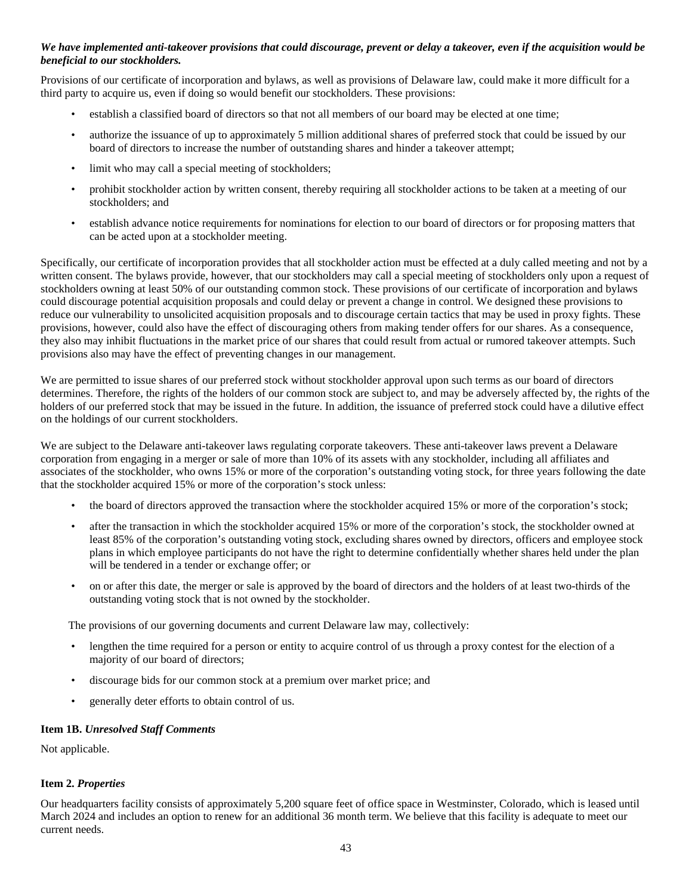***We have implemented anti-takeover provisions that could discourage, prevent or delay a takeover, even if the acquisition would be beneficial to our stockholders.***

Provisions of our certificate of incorporation and bylaws, as well as provisions of Delaware law, could make it more difficult for a third party to acquire us, even if doing so would benefit our stockholders. These provisions:

- establish a classified board of directors so that not all members of our board may be elected at one time;
- authorize the issuance of up to approximately 5 million additional shares of preferred stock that could be issued by our board of directors to increase the number of outstanding shares and hinder a takeover attempt;
- limit who may call a special meeting of stockholders;
- prohibit stockholder action by written consent, thereby requiring all stockholder actions to be taken at a meeting of our stockholders; and
- establish advance notice requirements for nominations for election to our board of directors or for proposing matters that can be acted upon at a stockholder meeting.

Specifically, our certificate of incorporation provides that all stockholder action must be effected at a duly called meeting and not by a written consent. The bylaws provide, however, that our stockholders may call a special meeting of stockholders only upon a request of stockholders owning at least 50% of our outstanding common stock. These provisions of our certificate of incorporation and bylaws could discourage potential acquisition proposals and could delay or prevent a change in control. We designed these provisions to reduce our vulnerability to unsolicited acquisition proposals and to discourage certain tactics that may be used in proxy fights. These provisions, however, could also have the effect of discouraging others from making tender offers for our shares. As a consequence, they also may inhibit fluctuations in the market price of our shares that could result from actual or rumored takeover attempts. Such provisions also may have the effect of preventing changes in our management.

We are permitted to issue shares of our preferred stock without stockholder approval upon such terms as our board of directors determines. Therefore, the rights of the holders of our common stock are subject to, and may be adversely affected by, the rights of the holders of our preferred stock that may be issued in the future. In addition, the issuance of preferred stock could have a dilutive effect on the holdings of our current stockholders.

We are subject to the Delaware anti-takeover laws regulating corporate takeovers. These anti-takeover laws prevent a Delaware corporation from engaging in a merger or sale of more than 10% of its assets with any stockholder, including all affiliates and associates of the stockholder, who owns 15% or more of the corporation's outstanding voting stock, for three years following the date that the stockholder acquired 15% or more of the corporation's stock unless:

- the board of directors approved the transaction where the stockholder acquired 15% or more of the corporation's stock;
- after the transaction in which the stockholder acquired 15% or more of the corporation's stock, the stockholder owned at least 85% of the corporation's outstanding voting stock, excluding shares owned by directors, officers and employee stock plans in which employee participants do not have the right to determine confidentially whether shares held under the plan will be tendered in a tender or exchange offer; or
- on or after this date, the merger or sale is approved by the board of directors and the holders of at least two-thirds of the outstanding voting stock that is not owned by the stockholder.

The provisions of our governing documents and current Delaware law may, collectively:

- lengthen the time required for a person or entity to acquire control of us through a proxy contest for the election of a majority of our board of directors;
- discourage bids for our common stock at a premium over market price; and
- generally deter efforts to obtain control of us.

### Item 1B. *Unresolved Staff Comments*

Not applicable.

### Item 2. *Properties*

Our headquarters facility consists of approximately 5,200 square feet of office space in Westminster, Colorado, which is leased until March 2024 and includes an option to renew for an additional 36 month term. We believe that this facility is adequate to meet our current needs.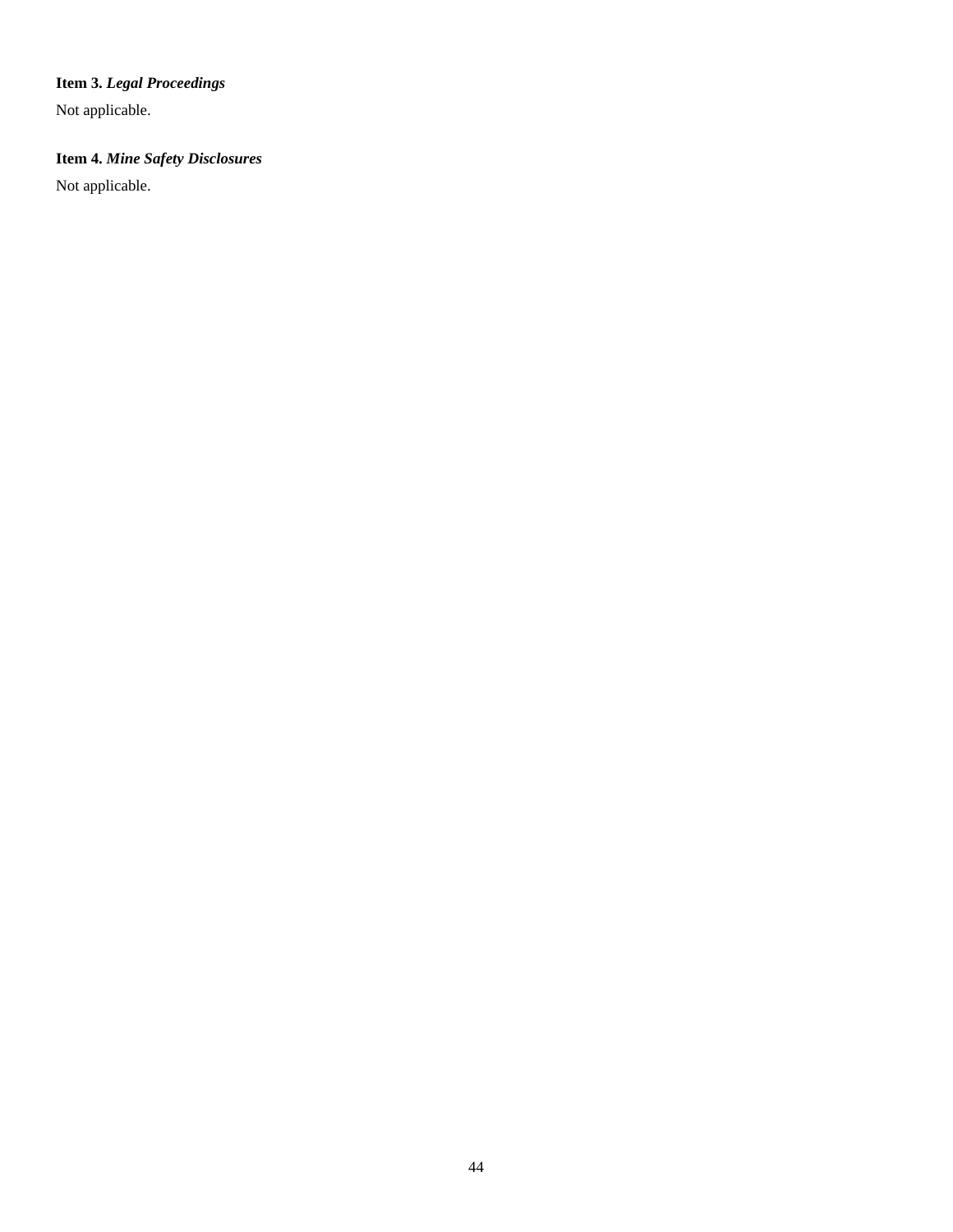**Item 3.** ***Legal Proceedings***

Not applicable.

**Item 4.** ***Mine Safety Disclosures***

Not applicable.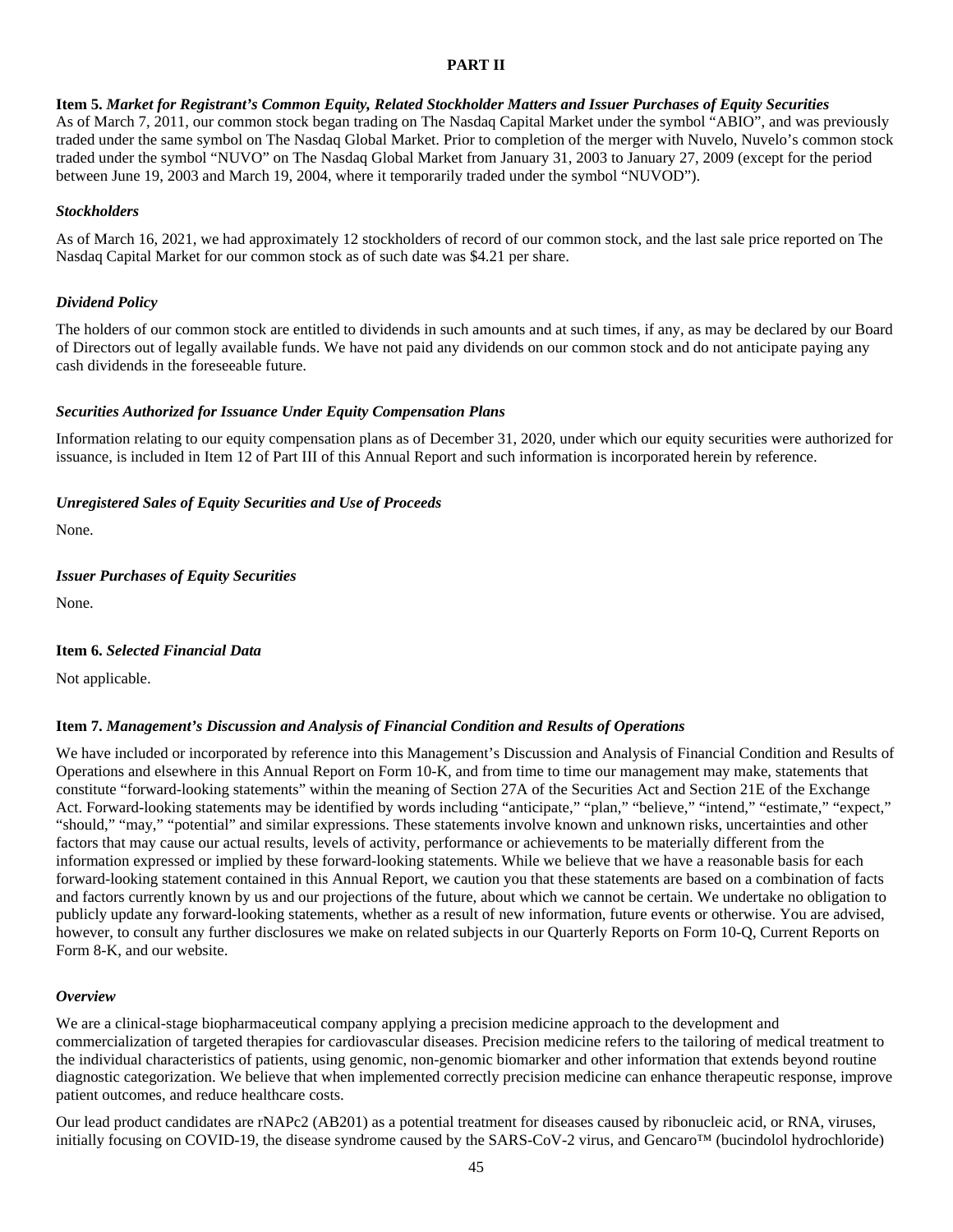# PART II

### Item 5. *Market for Registrant's Common Equity, Related Stockholder Matters and Issuer Purchases of Equity Securities*

As of March 7, 2011, our common stock began trading on The Nasdaq Capital Market under the symbol "ABIO", and was previously traded under the same symbol on The Nasdaq Global Market. Prior to completion of the merger with Nuvelo, Nuvelo's common stock traded under the symbol "NUVO" on The Nasdaq Global Market from January 31, 2003 to January 27, 2009 (except for the period between June 19, 2003 and March 19, 2004, where it temporarily traded under the symbol "NUVOD").

#### *Stockholders*

As of March 16, 2021, we had approximately 12 stockholders of record of our common stock, and the last sale price reported on The Nasdaq Capital Market for our common stock as of such date was $4.21 per share.

#### *Dividend Policy*

The holders of our common stock are entitled to dividends in such amounts and at such times, if any, as may be declared by our Board of Directors out of legally available funds. We have not paid any dividends on our common stock and do not anticipate paying any cash dividends in the foreseeable future.

#### *Securities Authorized for Issuance Under Equity Compensation Plans*

Information relating to our equity compensation plans as of December 31, 2020, under which our equity securities were authorized for issuance, is included in Item 12 of Part III of this Annual Report and such information is incorporated herein by reference.

#### *Unregistered Sales of Equity Securities and Use of Proceeds*

None.

#### *Issuer Purchases of Equity Securities*

None.

### Item 6. *Selected Financial Data*

Not applicable.

### Item 7. *Management's Discussion and Analysis of Financial Condition and Results of Operations*

We have included or incorporated by reference into this Management's Discussion and Analysis of Financial Condition and Results of Operations and elsewhere in this Annual Report on Form 10-K, and from time to time our management may make, statements that constitute "forward-looking statements" within the meaning of Section 27A of the Securities Act and Section 21E of the Exchange Act. Forward-looking statements may be identified by words including "anticipate," "plan," "believe," "intend," "estimate," "expect," "should," "may," "potential" and similar expressions. These statements involve known and unknown risks, uncertainties and other factors that may cause our actual results, levels of activity, performance or achievements to be materially different from the information expressed or implied by these forward-looking statements. While we believe that we have a reasonable basis for each forward-looking statement contained in this Annual Report, we caution you that these statements are based on a combination of facts and factors currently known by us and our projections of the future, about which we cannot be certain. We undertake no obligation to publicly update any forward-looking statements, whether as a result of new information, future events or otherwise. You are advised, however, to consult any further disclosures we make on related subjects in our Quarterly Reports on Form 10-Q, Current Reports on Form 8-K, and our website.

#### *Overview*

We are a clinical-stage biopharmaceutical company applying a precision medicine approach to the development and commercialization of targeted therapies for cardiovascular diseases. Precision medicine refers to the tailoring of medical treatment to the individual characteristics of patients, using genomic, non-genomic biomarker and other information that extends beyond routine diagnostic categorization. We believe that when implemented correctly precision medicine can enhance therapeutic response, improve patient outcomes, and reduce healthcare costs.

Our lead product candidates are rNAPc2 (AB201) as a potential treatment for diseases caused by ribonucleic acid, or RNA, viruses, initially focusing on COVID-19, the disease syndrome caused by the SARS-CoV-2 virus, and Gencaro™ (bucindolol hydrochloride)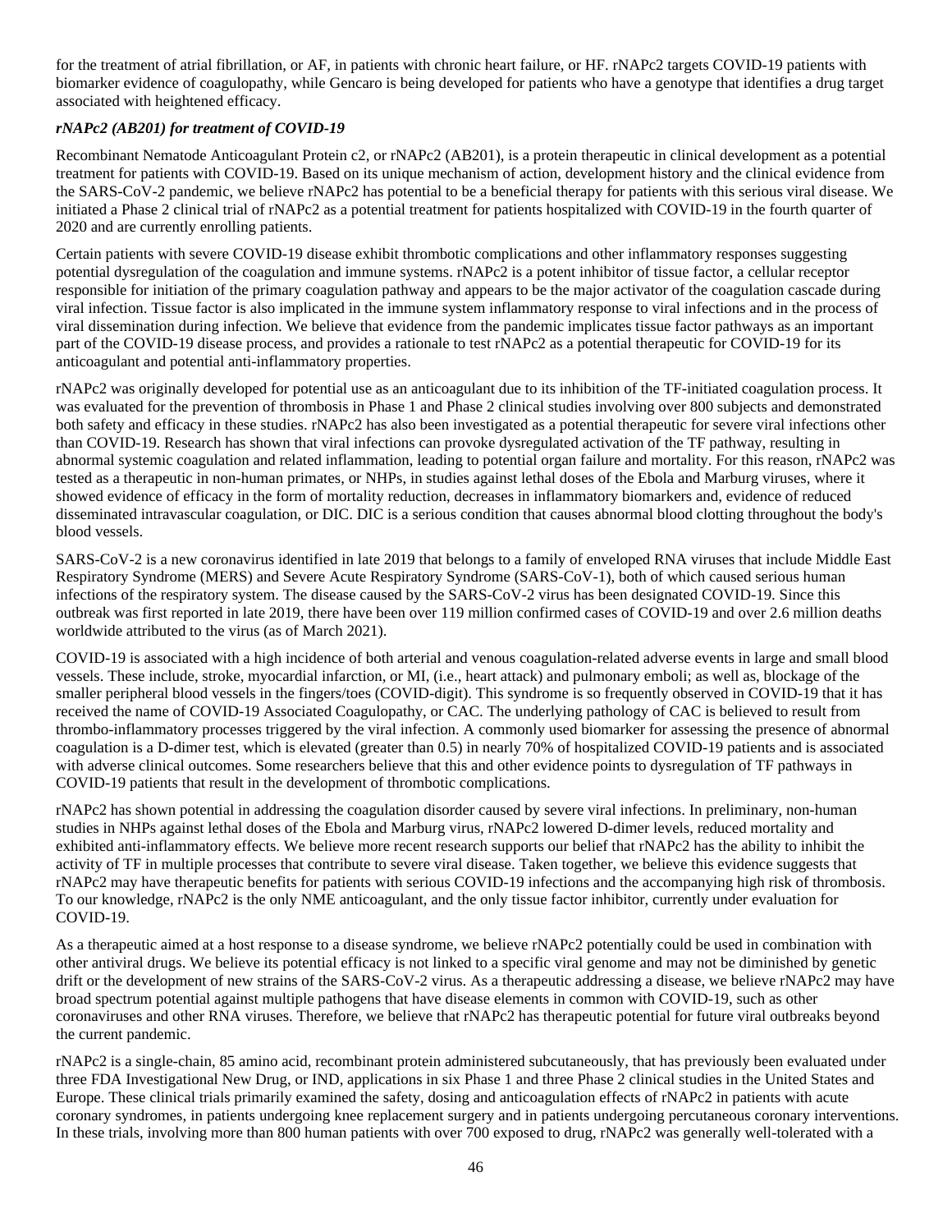for the treatment of atrial fibrillation, or AF, in patients with chronic heart failure, or HF. rNAPc2 targets COVID-19 patients with biomarker evidence of coagulopathy, while Gencaro is being developed for patients who have a genotype that identifies a drug target associated with heightened efficacy.

***rNAPc2 (AB201) for treatment of COVID-19***

Recombinant Nematode Anticoagulant Protein c2, or rNAPc2 (AB201), is a protein therapeutic in clinical development as a potential treatment for patients with COVID-19. Based on its unique mechanism of action, development history and the clinical evidence from the SARS-CoV-2 pandemic, we believe rNAPc2 has potential to be a beneficial therapy for patients with this serious viral disease. We initiated a Phase 2 clinical trial of rNAPc2 as a potential treatment for patients hospitalized with COVID-19 in the fourth quarter of 2020 and are currently enrolling patients.

Certain patients with severe COVID-19 disease exhibit thrombotic complications and other inflammatory responses suggesting potential dysregulation of the coagulation and immune systems. rNAPc2 is a potent inhibitor of tissue factor, a cellular receptor responsible for initiation of the primary coagulation pathway and appears to be the major activator of the coagulation cascade during viral infection. Tissue factor is also implicated in the immune system inflammatory response to viral infections and in the process of viral dissemination during infection. We believe that evidence from the pandemic implicates tissue factor pathways as an important part of the COVID-19 disease process, and provides a rationale to test rNAPc2 as a potential therapeutic for COVID-19 for its anticoagulant and potential anti-inflammatory properties.

rNAPc2 was originally developed for potential use as an anticoagulant due to its inhibition of the TF-initiated coagulation process. It was evaluated for the prevention of thrombosis in Phase 1 and Phase 2 clinical studies involving over 800 subjects and demonstrated both safety and efficacy in these studies. rNAPc2 has also been investigated as a potential therapeutic for severe viral infections other than COVID-19. Research has shown that viral infections can provoke dysregulated activation of the TF pathway, resulting in abnormal systemic coagulation and related inflammation, leading to potential organ failure and mortality. For this reason, rNAPc2 was tested as a therapeutic in non-human primates, or NHPs, in studies against lethal doses of the Ebola and Marburg viruses, where it showed evidence of efficacy in the form of mortality reduction, decreases in inflammatory biomarkers and, evidence of reduced disseminated intravascular coagulation, or DIC. DIC is a serious condition that causes abnormal blood clotting throughout the body's blood vessels.

SARS-CoV-2 is a new coronavirus identified in late 2019 that belongs to a family of enveloped RNA viruses that include Middle East Respiratory Syndrome (MERS) and Severe Acute Respiratory Syndrome (SARS-CoV-1), both of which caused serious human infections of the respiratory system. The disease caused by the SARS-CoV-2 virus has been designated COVID-19. Since this outbreak was first reported in late 2019, there have been over 119 million confirmed cases of COVID-19 and over 2.6 million deaths worldwide attributed to the virus (as of March 2021).

COVID-19 is associated with a high incidence of both arterial and venous coagulation-related adverse events in large and small blood vessels. These include, stroke, myocardial infarction, or MI, (i.e., heart attack) and pulmonary emboli; as well as, blockage of the smaller peripheral blood vessels in the fingers/toes (COVID-digit). This syndrome is so frequently observed in COVID-19 that it has received the name of COVID-19 Associated Coagulopathy, or CAC. The underlying pathology of CAC is believed to result from thrombo-inflammatory processes triggered by the viral infection. A commonly used biomarker for assessing the presence of abnormal coagulation is a D-dimer test, which is elevated (greater than 0.5) in nearly 70% of hospitalized COVID-19 patients and is associated with adverse clinical outcomes. Some researchers believe that this and other evidence points to dysregulation of TF pathways in COVID-19 patients that result in the development of thrombotic complications.

rNAPc2 has shown potential in addressing the coagulation disorder caused by severe viral infections. In preliminary, non-human studies in NHPs against lethal doses of the Ebola and Marburg virus, rNAPc2 lowered D-dimer levels, reduced mortality and exhibited anti-inflammatory effects. We believe more recent research supports our belief that rNAPc2 has the ability to inhibit the activity of TF in multiple processes that contribute to severe viral disease. Taken together, we believe this evidence suggests that rNAPc2 may have therapeutic benefits for patients with serious COVID-19 infections and the accompanying high risk of thrombosis. To our knowledge, rNAPc2 is the only NME anticoagulant, and the only tissue factor inhibitor, currently under evaluation for COVID-19.

As a therapeutic aimed at a host response to a disease syndrome, we believe rNAPc2 potentially could be used in combination with other antiviral drugs. We believe its potential efficacy is not linked to a specific viral genome and may not be diminished by genetic drift or the development of new strains of the SARS-CoV-2 virus. As a therapeutic addressing a disease, we believe rNAPc2 may have broad spectrum potential against multiple pathogens that have disease elements in common with COVID-19, such as other coronaviruses and other RNA viruses. Therefore, we believe that rNAPc2 has therapeutic potential for future viral outbreaks beyond the current pandemic.

rNAPc2 is a single-chain, 85 amino acid, recombinant protein administered subcutaneously, that has previously been evaluated under three FDA Investigational New Drug, or IND, applications in six Phase 1 and three Phase 2 clinical studies in the United States and Europe. These clinical trials primarily examined the safety, dosing and anticoagulation effects of rNAPc2 in patients with acute coronary syndromes, in patients undergoing knee replacement surgery and in patients undergoing percutaneous coronary interventions. In these trials, involving more than 800 human patients with over 700 exposed to drug, rNAPc2 was generally well-tolerated with a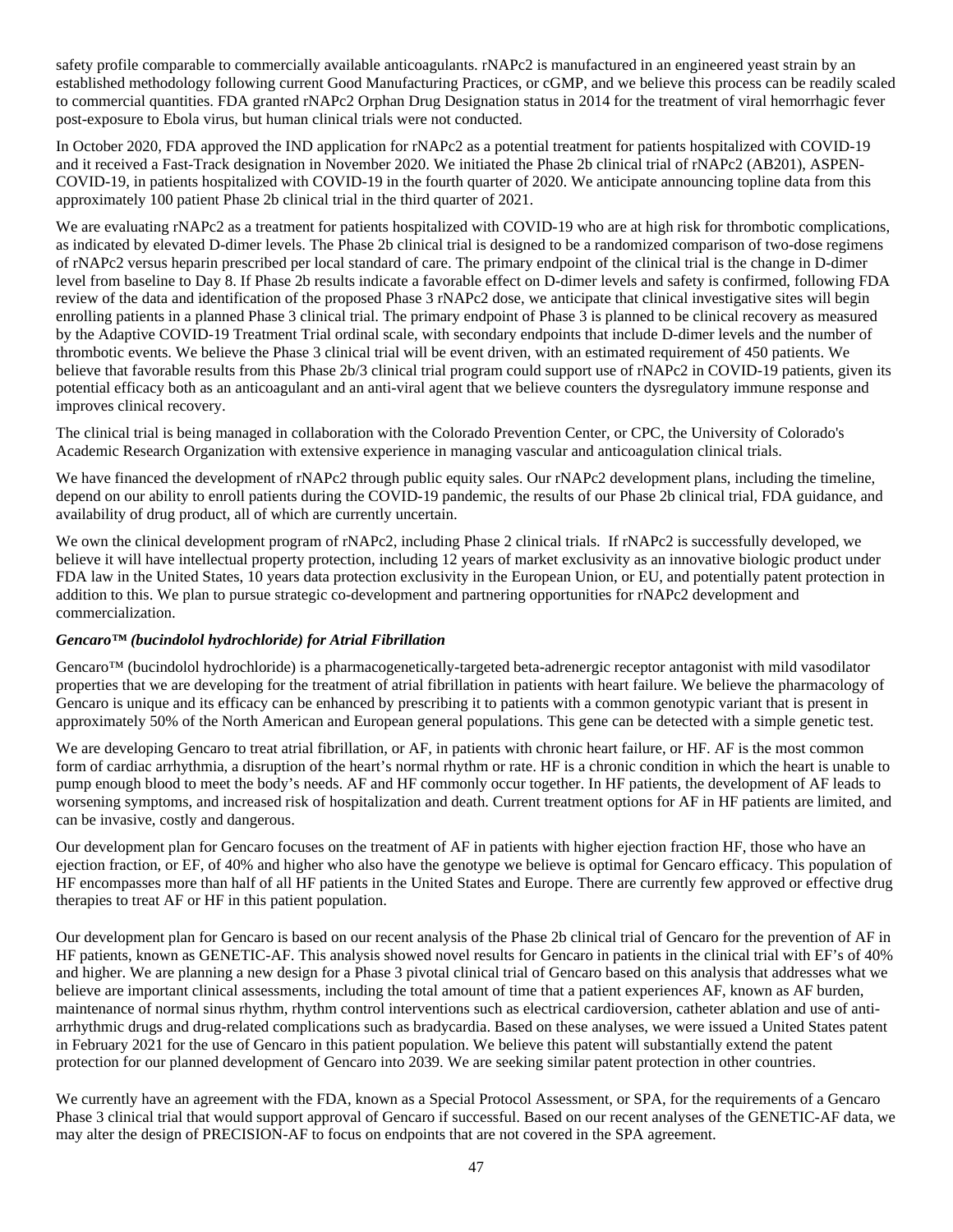safety profile comparable to commercially available anticoagulants. rNAPc2 is manufactured in an engineered yeast strain by an established methodology following current Good Manufacturing Practices, or cGMP, and we believe this process can be readily scaled to commercial quantities. FDA granted rNAPc2 Orphan Drug Designation status in 2014 for the treatment of viral hemorrhagic fever post-exposure to Ebola virus, but human clinical trials were not conducted.

In October 2020, FDA approved the IND application for rNAPc2 as a potential treatment for patients hospitalized with COVID-19 and it received a Fast-Track designation in November 2020. We initiated the Phase 2b clinical trial of rNAPc2 (AB201), ASPEN-COVID-19, in patients hospitalized with COVID-19 in the fourth quarter of 2020. We anticipate announcing topline data from this approximately 100 patient Phase 2b clinical trial in the third quarter of 2021.

We are evaluating rNAPc2 as a treatment for patients hospitalized with COVID-19 who are at high risk for thrombotic complications, as indicated by elevated D-dimer levels. The Phase 2b clinical trial is designed to be a randomized comparison of two-dose regimens of rNAPc2 versus heparin prescribed per local standard of care. The primary endpoint of the clinical trial is the change in D-dimer level from baseline to Day 8. If Phase 2b results indicate a favorable effect on D-dimer levels and safety is confirmed, following FDA review of the data and identification of the proposed Phase 3 rNAPc2 dose, we anticipate that clinical investigative sites will begin enrolling patients in a planned Phase 3 clinical trial. The primary endpoint of Phase 3 is planned to be clinical recovery as measured by the Adaptive COVID-19 Treatment Trial ordinal scale, with secondary endpoints that include D-dimer levels and the number of thrombotic events. We believe the Phase 3 clinical trial will be event driven, with an estimated requirement of 450 patients. We believe that favorable results from this Phase 2b/3 clinical trial program could support use of rNAPc2 in COVID-19 patients, given its potential efficacy both as an anticoagulant and an anti-viral agent that we believe counters the dysregulatory immune response and improves clinical recovery.

The clinical trial is being managed in collaboration with the Colorado Prevention Center, or CPC, the University of Colorado's Academic Research Organization with extensive experience in managing vascular and anticoagulation clinical trials.

We have financed the development of rNAPc2 through public equity sales. Our rNAPc2 development plans, including the timeline, depend on our ability to enroll patients during the COVID-19 pandemic, the results of our Phase 2b clinical trial, FDA guidance, and availability of drug product, all of which are currently uncertain.

We own the clinical development program of rNAPc2, including Phase 2 clinical trials. If rNAPc2 is successfully developed, we believe it will have intellectual property protection, including 12 years of market exclusivity as an innovative biologic product under FDA law in the United States, 10 years data protection exclusivity in the European Union, or EU, and potentially patent protection in addition to this. We plan to pursue strategic co-development and partnering opportunities for rNAPc2 development and commercialization.

***Gencaro™ (bucindolol hydrochloride) for Atrial Fibrillation***

Gencaro™ (bucindolol hydrochloride) is a pharmacogenetically-targeted beta-adrenergic receptor antagonist with mild vasodilator properties that we are developing for the treatment of atrial fibrillation in patients with heart failure. We believe the pharmacology of Gencaro is unique and its efficacy can be enhanced by prescribing it to patients with a common genotypic variant that is present in approximately 50% of the North American and European general populations. This gene can be detected with a simple genetic test.

We are developing Gencaro to treat atrial fibrillation, or AF, in patients with chronic heart failure, or HF. AF is the most common form of cardiac arrhythmia, a disruption of the heart's normal rhythm or rate. HF is a chronic condition in which the heart is unable to pump enough blood to meet the body's needs. AF and HF commonly occur together. In HF patients, the development of AF leads to worsening symptoms, and increased risk of hospitalization and death. Current treatment options for AF in HF patients are limited, and can be invasive, costly and dangerous.

Our development plan for Gencaro focuses on the treatment of AF in patients with higher ejection fraction HF, those who have an ejection fraction, or EF, of 40% and higher who also have the genotype we believe is optimal for Gencaro efficacy. This population of HF encompasses more than half of all HF patients in the United States and Europe. There are currently few approved or effective drug therapies to treat AF or HF in this patient population.

Our development plan for Gencaro is based on our recent analysis of the Phase 2b clinical trial of Gencaro for the prevention of AF in HF patients, known as GENETIC-AF. This analysis showed novel results for Gencaro in patients in the clinical trial with EF's of 40% and higher. We are planning a new design for a Phase 3 pivotal clinical trial of Gencaro based on this analysis that addresses what we believe are important clinical assessments, including the total amount of time that a patient experiences AF, known as AF burden, maintenance of normal sinus rhythm, rhythm control interventions such as electrical cardioversion, catheter ablation and use of anti-arrhythmic drugs and drug-related complications such as bradycardia. Based on these analyses, we were issued a United States patent in February 2021 for the use of Gencaro in this patient population. We believe this patent will substantially extend the patent protection for our planned development of Gencaro into 2039. We are seeking similar patent protection in other countries.

We currently have an agreement with the FDA, known as a Special Protocol Assessment, or SPA, for the requirements of a Gencaro Phase 3 clinical trial that would support approval of Gencaro if successful. Based on our recent analyses of the GENETIC-AF data, we may alter the design of PRECISION-AF to focus on endpoints that are not covered in the SPA agreement.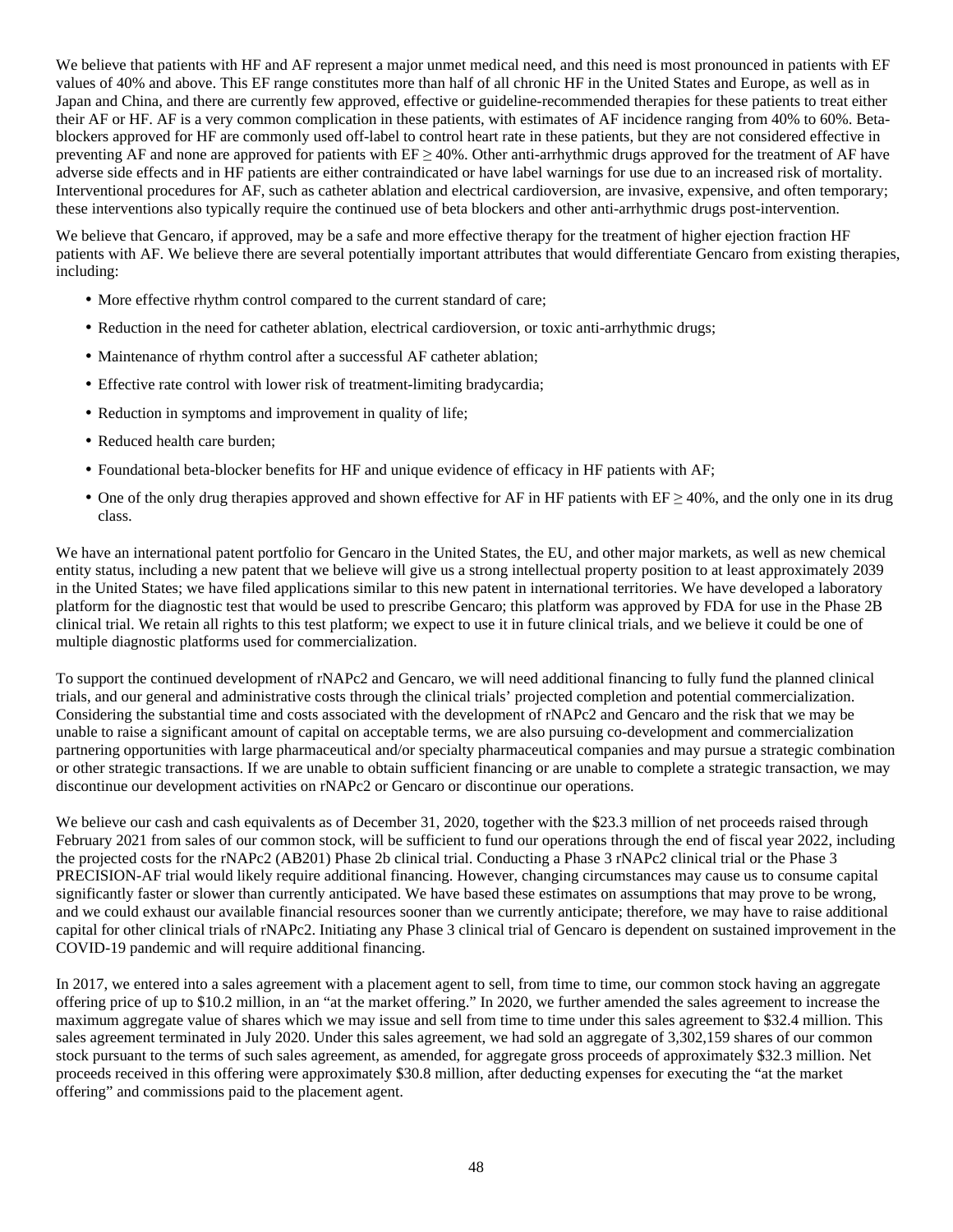We believe that patients with HF and AF represent a major unmet medical need, and this need is most pronounced in patients with EF values of 40% and above. This EF range constitutes more than half of all chronic HF in the United States and Europe, as well as in Japan and China, and there are currently few approved, effective or guideline-recommended therapies for these patients to treat either their AF or HF. AF is a very common complication in these patients, with estimates of AF incidence ranging from 40% to 60%. Beta-blockers approved for HF are commonly used off-label to control heart rate in these patients, but they are not considered effective in preventing AF and none are approved for patients with EF ≥ 40%. Other anti-arrhythmic drugs approved for the treatment of AF have adverse side effects and in HF patients are either contraindicated or have label warnings for use due to an increased risk of mortality. Interventional procedures for AF, such as catheter ablation and electrical cardioversion, are invasive, expensive, and often temporary; these interventions also typically require the continued use of beta blockers and other anti-arrhythmic drugs post-intervention.

We believe that Gencaro, if approved, may be a safe and more effective therapy for the treatment of higher ejection fraction HF patients with AF. We believe there are several potentially important attributes that would differentiate Gencaro from existing therapies, including:

- More effective rhythm control compared to the current standard of care;
- Reduction in the need for catheter ablation, electrical cardioversion, or toxic anti-arrhythmic drugs;
- Maintenance of rhythm control after a successful AF catheter ablation;
- Effective rate control with lower risk of treatment-limiting bradycardia;
- Reduction in symptoms and improvement in quality of life;
- Reduced health care burden;
- Foundational beta-blocker benefits for HF and unique evidence of efficacy in HF patients with AF;
- One of the only drug therapies approved and shown effective for AF in HF patients with EF ≥ 40%, and the only one in its drug class.

We have an international patent portfolio for Gencaro in the United States, the EU, and other major markets, as well as new chemical entity status, including a new patent that we believe will give us a strong intellectual property position to at least approximately 2039 in the United States; we have filed applications similar to this new patent in international territories. We have developed a laboratory platform for the diagnostic test that would be used to prescribe Gencaro; this platform was approved by FDA for use in the Phase 2B clinical trial. We retain all rights to this test platform; we expect to use it in future clinical trials, and we believe it could be one of multiple diagnostic platforms used for commercialization.

To support the continued development of rNAPc2 and Gencaro, we will need additional financing to fully fund the planned clinical trials, and our general and administrative costs through the clinical trials' projected completion and potential commercialization. Considering the substantial time and costs associated with the development of rNAPc2 and Gencaro and the risk that we may be unable to raise a significant amount of capital on acceptable terms, we are also pursuing co-development and commercialization partnering opportunities with large pharmaceutical and/or specialty pharmaceutical companies and may pursue a strategic combination or other strategic transactions. If we are unable to obtain sufficient financing or are unable to complete a strategic transaction, we may discontinue our development activities on rNAPc2 or Gencaro or discontinue our operations.

We believe our cash and cash equivalents as of December 31, 2020, together with the $23.3 million of net proceeds raised through February 2021 from sales of our common stock, will be sufficient to fund our operations through the end of fiscal year 2022, including the projected costs for the rNAPc2 (AB201) Phase 2b clinical trial. Conducting a Phase 3 rNAPc2 clinical trial or the Phase 3 PRECISION-AF trial would likely require additional financing. However, changing circumstances may cause us to consume capital significantly faster or slower than currently anticipated. We have based these estimates on assumptions that may prove to be wrong, and we could exhaust our available financial resources sooner than we currently anticipate; therefore, we may have to raise additional capital for other clinical trials of rNAPc2. Initiating any Phase 3 clinical trial of Gencaro is dependent on sustained improvement in the COVID-19 pandemic and will require additional financing.

In 2017, we entered into a sales agreement with a placement agent to sell, from time to time, our common stock having an aggregate offering price of up to $10.2 million, in an "at the market offering." In 2020, we further amended the sales agreement to increase the maximum aggregate value of shares which we may issue and sell from time to time under this sales agreement to $32.4 million. This sales agreement terminated in July 2020. Under this sales agreement, we had sold an aggregate of 3,302,159 shares of our common stock pursuant to the terms of such sales agreement, as amended, for aggregate gross proceeds of approximately $32.3 million. Net proceeds received in this offering were approximately $30.8 million, after deducting expenses for executing the "at the market offering" and commissions paid to the placement agent.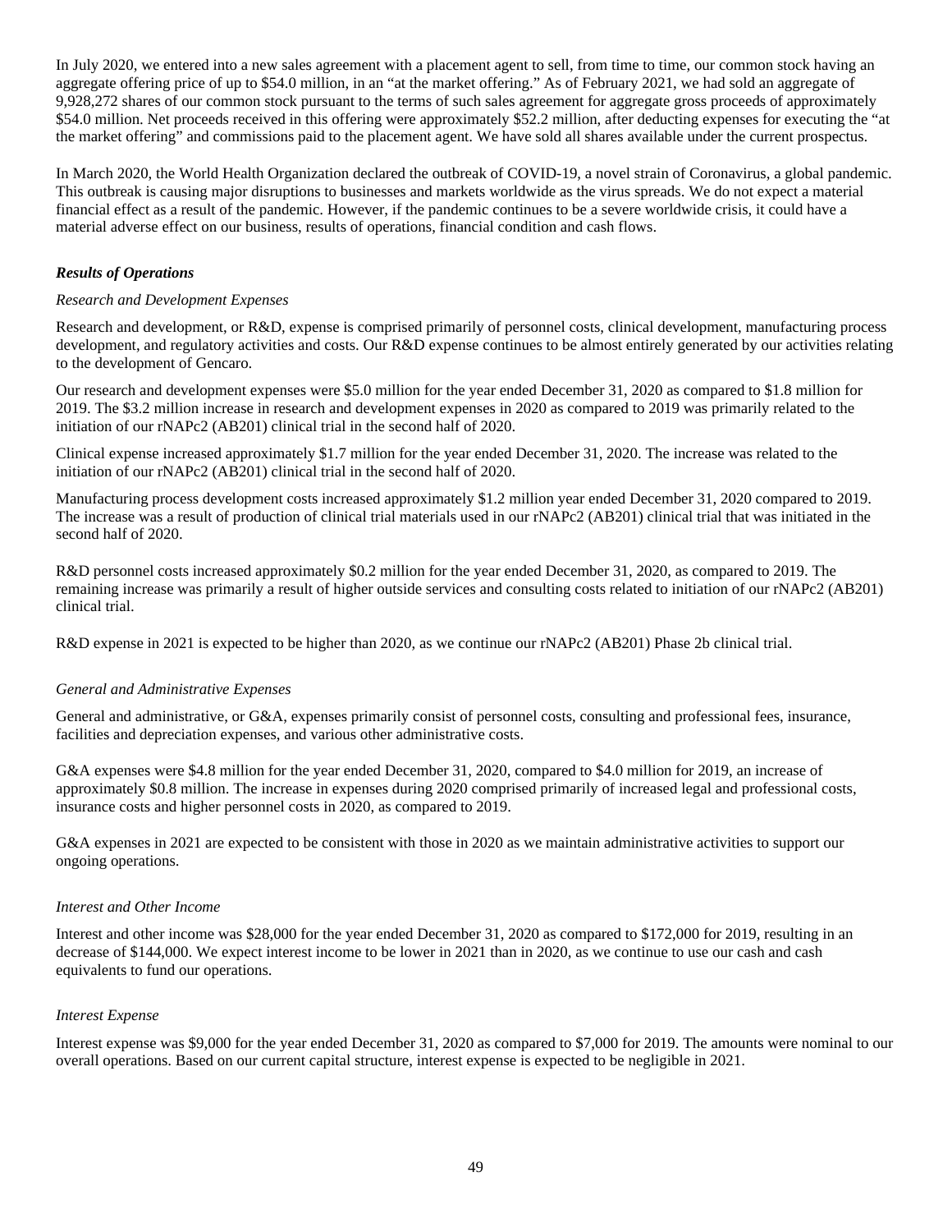In July 2020, we entered into a new sales agreement with a placement agent to sell, from time to time, our common stock having an aggregate offering price of up to $54.0 million, in an "at the market offering." As of February 2021, we had sold an aggregate of 9,928,272 shares of our common stock pursuant to the terms of such sales agreement for aggregate gross proceeds of approximately $54.0 million. Net proceeds received in this offering were approximately $52.2 million, after deducting expenses for executing the "at the market offering" and commissions paid to the placement agent. We have sold all shares available under the current prospectus.

In March 2020, the World Health Organization declared the outbreak of COVID-19, a novel strain of Coronavirus, a global pandemic. This outbreak is causing major disruptions to businesses and markets worldwide as the virus spreads. We do not expect a material financial effect as a result of the pandemic. However, if the pandemic continues to be a severe worldwide crisis, it could have a material adverse effect on our business, results of operations, financial condition and cash flows.

### ***Results of Operations***

*Research and Development Expenses*

Research and development, or R&D, expense is comprised primarily of personnel costs, clinical development, manufacturing process development, and regulatory activities and costs. Our R&D expense continues to be almost entirely generated by our activities relating to the development of Gencaro.

Our research and development expenses were $5.0 million for the year ended December 31, 2020 as compared to $1.8 million for 2019. The $3.2 million increase in research and development expenses in 2020 as compared to 2019 was primarily related to the initiation of our rNAPc2 (AB201) clinical trial in the second half of 2020.

Clinical expense increased approximately $1.7 million for the year ended December 31, 2020. The increase was related to the initiation of our rNAPc2 (AB201) clinical trial in the second half of 2020.

Manufacturing process development costs increased approximately $1.2 million year ended December 31, 2020 compared to 2019. The increase was a result of production of clinical trial materials used in our rNAPc2 (AB201) clinical trial that was initiated in the second half of 2020.

R&D personnel costs increased approximately $0.2 million for the year ended December 31, 2020, as compared to 2019. The remaining increase was primarily a result of higher outside services and consulting costs related to initiation of our rNAPc2 (AB201) clinical trial.

R&D expense in 2021 is expected to be higher than 2020, as we continue our rNAPc2 (AB201) Phase 2b clinical trial.

*General and Administrative Expenses*

General and administrative, or G&A, expenses primarily consist of personnel costs, consulting and professional fees, insurance, facilities and depreciation expenses, and various other administrative costs.

G&A expenses were $4.8 million for the year ended December 31, 2020, compared to $4.0 million for 2019, an increase of approximately $0.8 million. The increase in expenses during 2020 comprised primarily of increased legal and professional costs, insurance costs and higher personnel costs in 2020, as compared to 2019.

G&A expenses in 2021 are expected to be consistent with those in 2020 as we maintain administrative activities to support our ongoing operations.

*Interest and Other Income*

Interest and other income was $28,000 for the year ended December 31, 2020 as compared to $172,000 for 2019, resulting in an decrease of $144,000. We expect interest income to be lower in 2021 than in 2020, as we continue to use our cash and cash equivalents to fund our operations.

*Interest Expense*

Interest expense was $9,000 for the year ended December 31, 2020 as compared to $7,000 for 2019. The amounts were nominal to our overall operations. Based on our current capital structure, interest expense is expected to be negligible in 2021.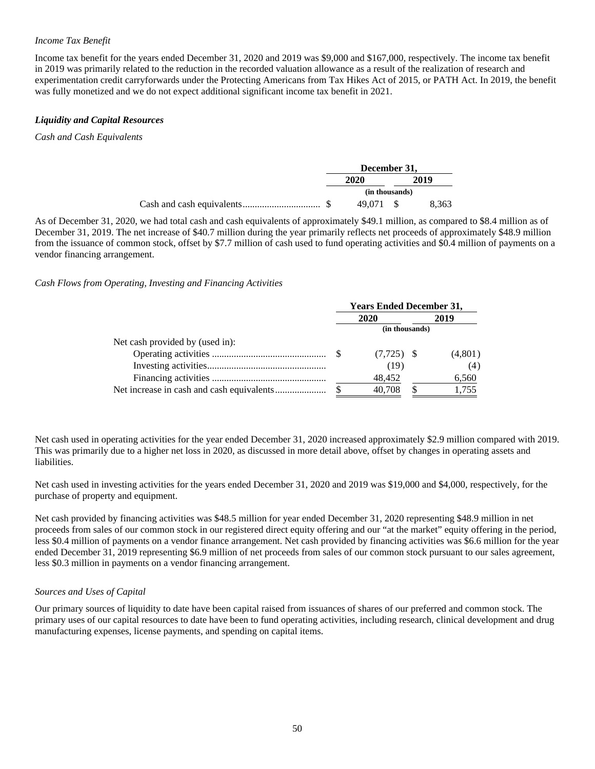*Income Tax Benefit*

Income tax benefit for the years ended December 31, 2020 and 2019 was $9,000 and $167,000, respectively. The income tax benefit in 2019 was primarily related to the reduction in the recorded valuation allowance as a result of the realization of research and experimentation credit carryforwards under the Protecting Americans from Tax Hikes Act of 2015, or PATH Act. In 2019, the benefit was fully monetized and we do not expect additional significant income tax benefit in 2021.

***Liquidity and Capital Resources***

*Cash and Cash Equivalents*

| | December 31, | |
|---|---|---|
| | 2020 | 2019 |
| | (in thousands) | |
| Cash and cash equivalents | $ 49,071 | $ 8,363 |

As of December 31, 2020, we had total cash and cash equivalents of approximately $49.1 million, as compared to $8.4 million as of December 31, 2019. The net increase of $40.7 million during the year primarily reflects net proceeds of approximately $48.9 million from the issuance of common stock, offset by $7.7 million of cash used to fund operating activities and $0.4 million of payments on a vendor financing arrangement.

*Cash Flows from Operating, Investing and Financing Activities*

| | Years Ended December 31, | |
|---|---|---|
| | 2020 | 2019 |
| | (in thousands) | |
| Net cash provided by (used in): | | |
| Operating activities | $ (7,725) | $ (4,801) |
| Investing activities | (19) | (4) |
| Financing activities | 48,452 | 6,560 |
| Net increase in cash and cash equivalents | $ 40,708 | $ 1,755 |

Net cash used in operating activities for the year ended December 31, 2020 increased approximately $2.9 million compared with 2019. This was primarily due to a higher net loss in 2020, as discussed in more detail above, offset by changes in operating assets and liabilities.

Net cash used in investing activities for the years ended December 31, 2020 and 2019 was $19,000 and $4,000, respectively, for the purchase of property and equipment.

Net cash provided by financing activities was $48.5 million for year ended December 31, 2020 representing $48.9 million in net proceeds from sales of our common stock in our registered direct equity offering and our "at the market" equity offering in the period, less $0.4 million of payments on a vendor finance arrangement. Net cash provided by financing activities was $6.6 million for the year ended December 31, 2019 representing $6.9 million of net proceeds from sales of our common stock pursuant to our sales agreement, less $0.3 million in payments on a vendor financing arrangement.

*Sources and Uses of Capital*

Our primary sources of liquidity to date have been capital raised from issuances of shares of our preferred and common stock. The primary uses of our capital resources to date have been to fund operating activities, including research, clinical development and drug manufacturing expenses, license payments, and spending on capital items.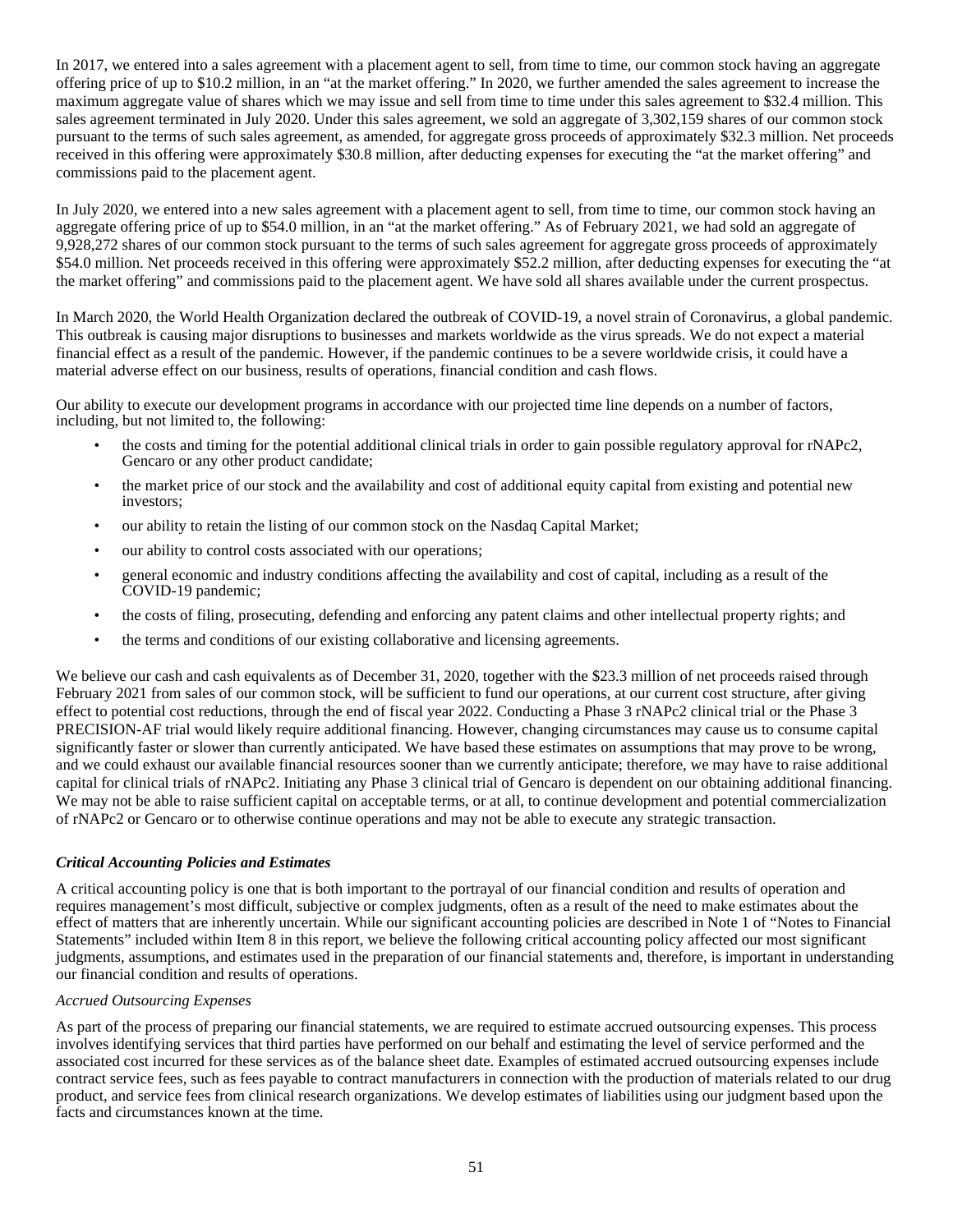In 2017, we entered into a sales agreement with a placement agent to sell, from time to time, our common stock having an aggregate offering price of up to $10.2 million, in an "at the market offering." In 2020, we further amended the sales agreement to increase the maximum aggregate value of shares which we may issue and sell from time to time under this sales agreement to $32.4 million. This sales agreement terminated in July 2020. Under this sales agreement, we sold an aggregate of 3,302,159 shares of our common stock pursuant to the terms of such sales agreement, as amended, for aggregate gross proceeds of approximately $32.3 million. Net proceeds received in this offering were approximately $30.8 million, after deducting expenses for executing the "at the market offering" and commissions paid to the placement agent.

In July 2020, we entered into a new sales agreement with a placement agent to sell, from time to time, our common stock having an aggregate offering price of up to $54.0 million, in an "at the market offering." As of February 2021, we had sold an aggregate of 9,928,272 shares of our common stock pursuant to the terms of such sales agreement for aggregate gross proceeds of approximately $54.0 million. Net proceeds received in this offering were approximately $52.2 million, after deducting expenses for executing the "at the market offering" and commissions paid to the placement agent. We have sold all shares available under the current prospectus.

In March 2020, the World Health Organization declared the outbreak of COVID-19, a novel strain of Coronavirus, a global pandemic. This outbreak is causing major disruptions to businesses and markets worldwide as the virus spreads. We do not expect a material financial effect as a result of the pandemic. However, if the pandemic continues to be a severe worldwide crisis, it could have a material adverse effect on our business, results of operations, financial condition and cash flows.

Our ability to execute our development programs in accordance with our projected time line depends on a number of factors, including, but not limited to, the following:

- the costs and timing for the potential additional clinical trials in order to gain possible regulatory approval for rNAPc2, Gencaro or any other product candidate;
- the market price of our stock and the availability and cost of additional equity capital from existing and potential new investors;
- our ability to retain the listing of our common stock on the Nasdaq Capital Market;
- our ability to control costs associated with our operations;
- general economic and industry conditions affecting the availability and cost of capital, including as a result of the COVID-19 pandemic;
- the costs of filing, prosecuting, defending and enforcing any patent claims and other intellectual property rights; and
- the terms and conditions of our existing collaborative and licensing agreements.

We believe our cash and cash equivalents as of December 31, 2020, together with the $23.3 million of net proceeds raised through February 2021 from sales of our common stock, will be sufficient to fund our operations, at our current cost structure, after giving effect to potential cost reductions, through the end of fiscal year 2022. Conducting a Phase 3 rNAPc2 clinical trial or the Phase 3 PRECISION-AF trial would likely require additional financing. However, changing circumstances may cause us to consume capital significantly faster or slower than currently anticipated. We have based these estimates on assumptions that may prove to be wrong, and we could exhaust our available financial resources sooner than we currently anticipate; therefore, we may have to raise additional capital for clinical trials of rNAPc2. Initiating any Phase 3 clinical trial of Gencaro is dependent on our obtaining additional financing. We may not be able to raise sufficient capital on acceptable terms, or at all, to continue development and potential commercialization of rNAPc2 or Gencaro or to otherwise continue operations and may not be able to execute any strategic transaction.

### *Critical Accounting Policies and Estimates*

A critical accounting policy is one that is both important to the portrayal of our financial condition and results of operation and requires management's most difficult, subjective or complex judgments, often as a result of the need to make estimates about the effect of matters that are inherently uncertain. While our significant accounting policies are described in Note 1 of "Notes to Financial Statements" included within Item 8 in this report, we believe the following critical accounting policy affected our most significant judgments, assumptions, and estimates used in the preparation of our financial statements and, therefore, is important in understanding our financial condition and results of operations.

*Accrued Outsourcing Expenses*

As part of the process of preparing our financial statements, we are required to estimate accrued outsourcing expenses. This process involves identifying services that third parties have performed on our behalf and estimating the level of service performed and the associated cost incurred for these services as of the balance sheet date. Examples of estimated accrued outsourcing expenses include contract service fees, such as fees payable to contract manufacturers in connection with the production of materials related to our drug product, and service fees from clinical research organizations. We develop estimates of liabilities using our judgment based upon the facts and circumstances known at the time.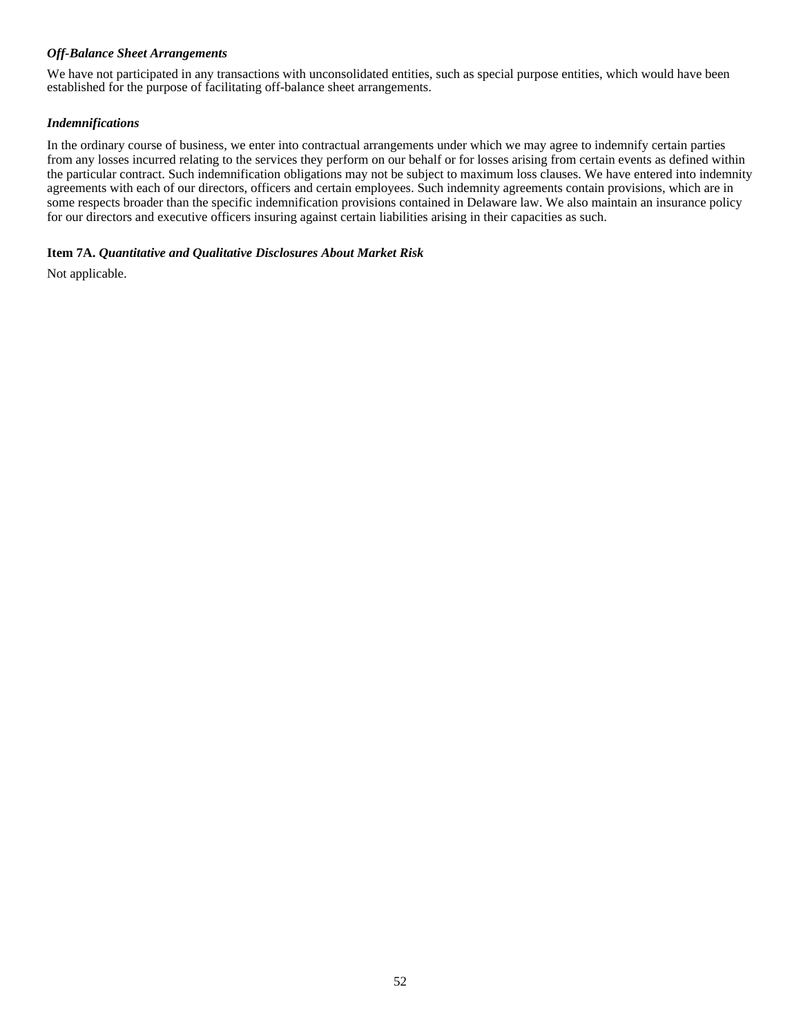***Off-Balance Sheet Arrangements***

We have not participated in any transactions with unconsolidated entities, such as special purpose entities, which would have been established for the purpose of facilitating off-balance sheet arrangements.

***Indemnifications***

In the ordinary course of business, we enter into contractual arrangements under which we may agree to indemnify certain parties from any losses incurred relating to the services they perform on our behalf or for losses arising from certain events as defined within the particular contract. Such indemnification obligations may not be subject to maximum loss clauses. We have entered into indemnity agreements with each of our directors, officers and certain employees. Such indemnity agreements contain provisions, which are in some respects broader than the specific indemnification provisions contained in Delaware law. We also maintain an insurance policy for our directors and executive officers insuring against certain liabilities arising in their capacities as such.

**Item 7A.** ***Quantitative and Qualitative Disclosures About Market Risk***

Not applicable.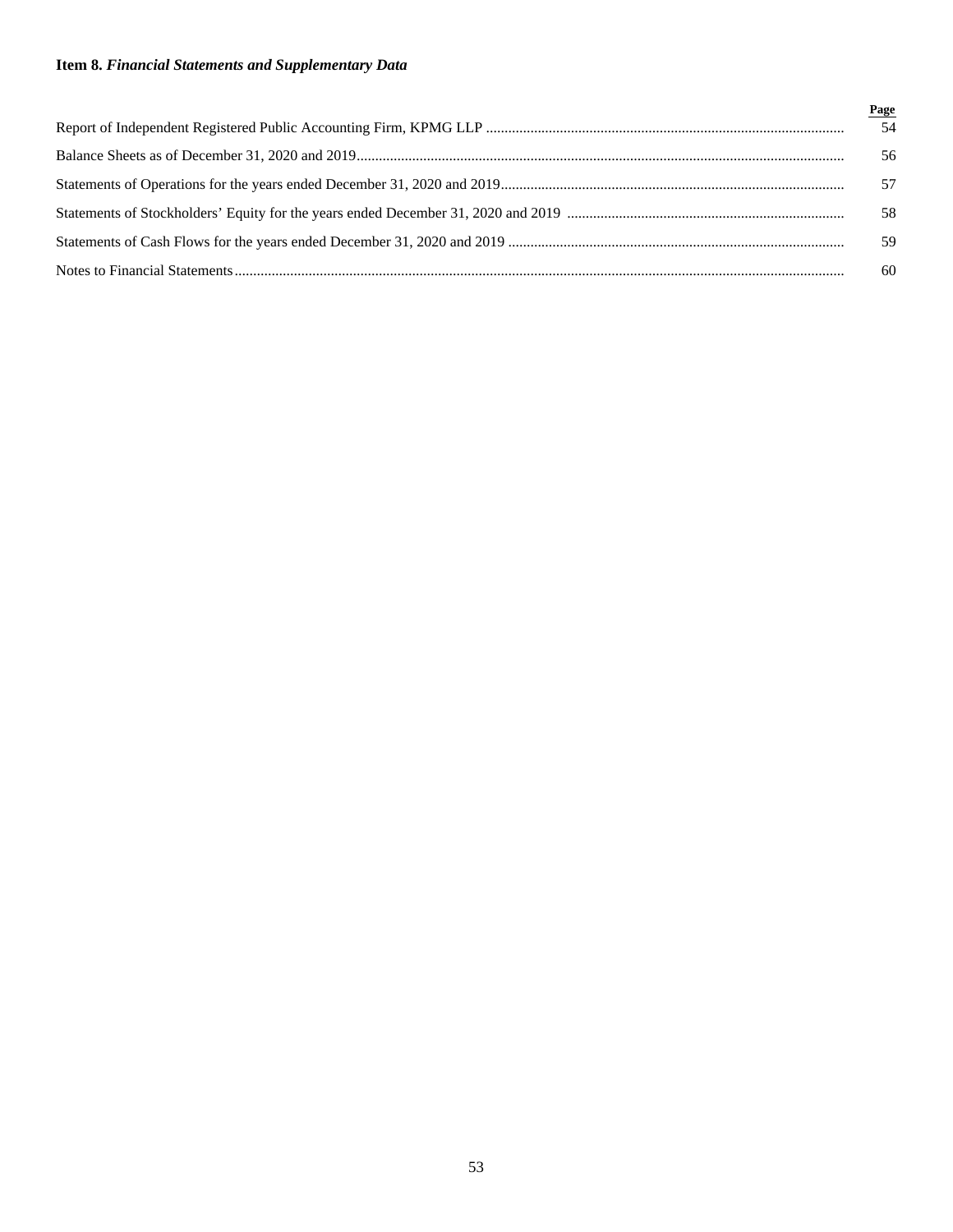**Item 8.** ***Financial Statements and Supplementary Data***

| | Page |
|---|---|
| Report of Independent Registered Public Accounting Firm, KPMG LLP | 54 |
| Balance Sheets as of December 31, 2020 and 2019 | 56 |
| Statements of Operations for the years ended December 31, 2020 and 2019 | 57 |
| Statements of Stockholders' Equity for the years ended December 31, 2020 and 2019 | 58 |
| Statements of Cash Flows for the years ended December 31, 2020 and 2019 | 59 |
| Notes to Financial Statements | 60 |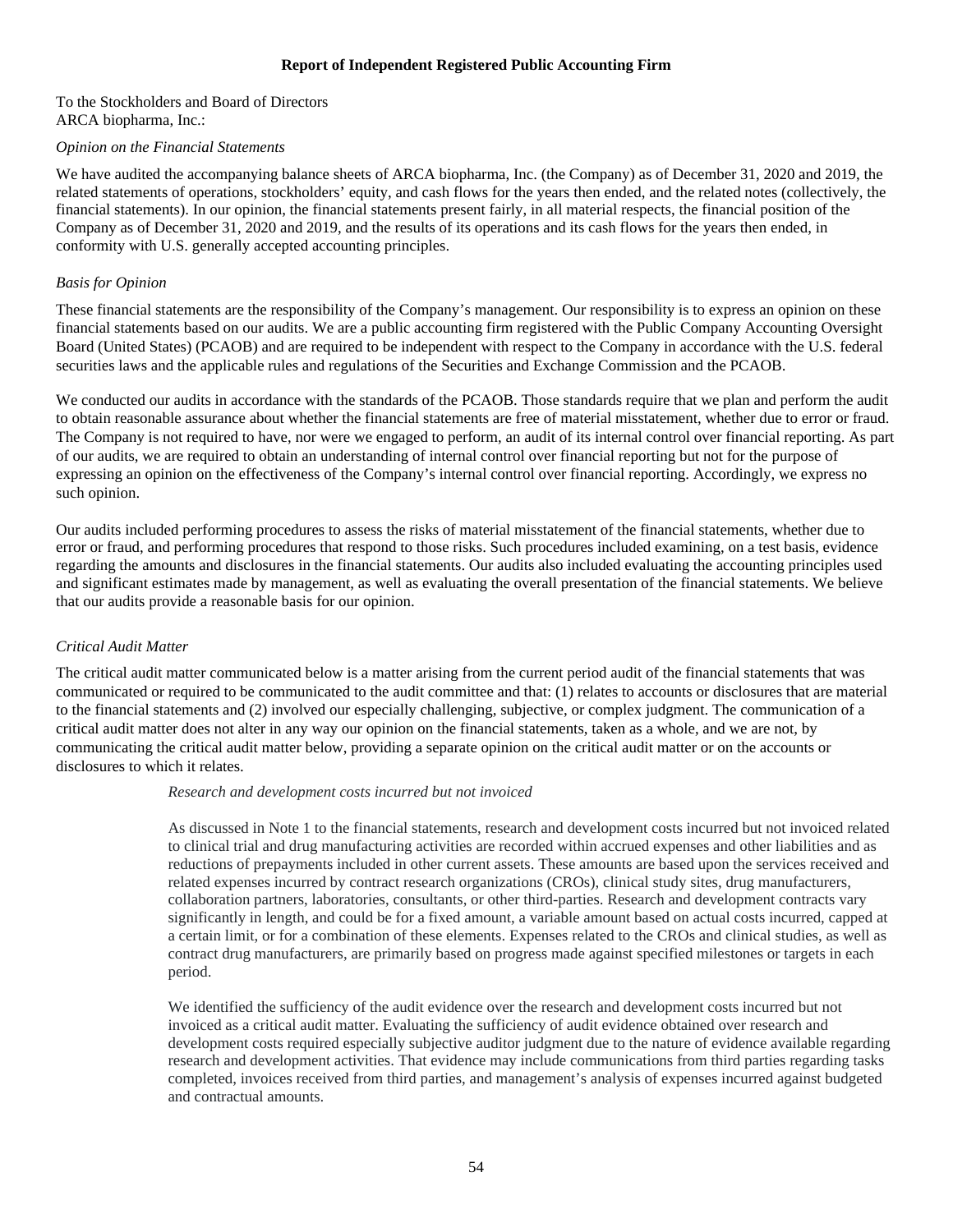**Report of Independent Registered Public Accounting Firm**

To the Stockholders and Board of Directors
ARCA biopharma, Inc.:

*Opinion on the Financial Statements*

We have audited the accompanying balance sheets of ARCA biopharma, Inc. (the Company) as of December 31, 2020 and 2019, the related statements of operations, stockholders' equity, and cash flows for the years then ended, and the related notes (collectively, the financial statements). In our opinion, the financial statements present fairly, in all material respects, the financial position of the Company as of December 31, 2020 and 2019, and the results of its operations and its cash flows for the years then ended, in conformity with U.S. generally accepted accounting principles.

*Basis for Opinion*

These financial statements are the responsibility of the Company's management. Our responsibility is to express an opinion on these financial statements based on our audits. We are a public accounting firm registered with the Public Company Accounting Oversight Board (United States) (PCAOB) and are required to be independent with respect to the Company in accordance with the U.S. federal securities laws and the applicable rules and regulations of the Securities and Exchange Commission and the PCAOB.

We conducted our audits in accordance with the standards of the PCAOB. Those standards require that we plan and perform the audit to obtain reasonable assurance about whether the financial statements are free of material misstatement, whether due to error or fraud. The Company is not required to have, nor were we engaged to perform, an audit of its internal control over financial reporting. As part of our audits, we are required to obtain an understanding of internal control over financial reporting but not for the purpose of expressing an opinion on the effectiveness of the Company's internal control over financial reporting. Accordingly, we express no such opinion.

Our audits included performing procedures to assess the risks of material misstatement of the financial statements, whether due to error or fraud, and performing procedures that respond to those risks. Such procedures included examining, on a test basis, evidence regarding the amounts and disclosures in the financial statements. Our audits also included evaluating the accounting principles used and significant estimates made by management, as well as evaluating the overall presentation of the financial statements. We believe that our audits provide a reasonable basis for our opinion.

*Critical Audit Matter*

The critical audit matter communicated below is a matter arising from the current period audit of the financial statements that was communicated or required to be communicated to the audit committee and that: (1) relates to accounts or disclosures that are material to the financial statements and (2) involved our especially challenging, subjective, or complex judgment. The communication of a critical audit matter does not alter in any way our opinion on the financial statements, taken as a whole, and we are not, by communicating the critical audit matter below, providing a separate opinion on the critical audit matter or on the accounts or disclosures to which it relates.

*Research and development costs incurred but not invoiced*

As discussed in Note 1 to the financial statements, research and development costs incurred but not invoiced related to clinical trial and drug manufacturing activities are recorded within accrued expenses and other liabilities and as reductions of prepayments included in other current assets. These amounts are based upon the services received and related expenses incurred by contract research organizations (CROs), clinical study sites, drug manufacturers, collaboration partners, laboratories, consultants, or other third-parties. Research and development contracts vary significantly in length, and could be for a fixed amount, a variable amount based on actual costs incurred, capped at a certain limit, or for a combination of these elements. Expenses related to the CROs and clinical studies, as well as contract drug manufacturers, are primarily based on progress made against specified milestones or targets in each period.

We identified the sufficiency of the audit evidence over the research and development costs incurred but not invoiced as a critical audit matter. Evaluating the sufficiency of audit evidence obtained over research and development costs required especially subjective auditor judgment due to the nature of evidence available regarding research and development activities. That evidence may include communications from third parties regarding tasks completed, invoices received from third parties, and management's analysis of expenses incurred against budgeted and contractual amounts.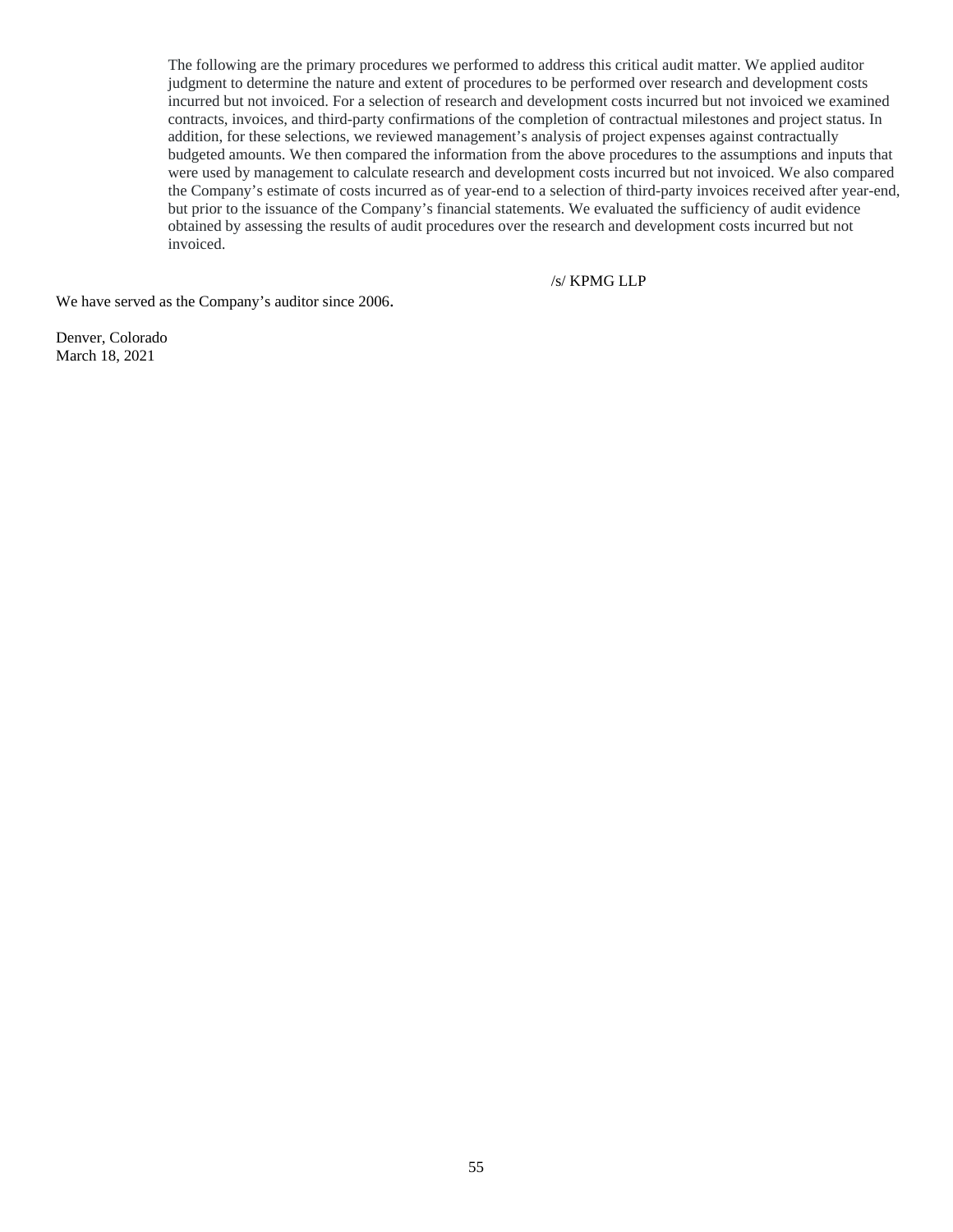The following are the primary procedures we performed to address this critical audit matter. We applied auditor judgment to determine the nature and extent of procedures to be performed over research and development costs incurred but not invoiced. For a selection of research and development costs incurred but not invoiced we examined contracts, invoices, and third-party confirmations of the completion of contractual milestones and project status. In addition, for these selections, we reviewed management's analysis of project expenses against contractually budgeted amounts. We then compared the information from the above procedures to the assumptions and inputs that were used by management to calculate research and development costs incurred but not invoiced. We also compared the Company's estimate of costs incurred as of year-end to a selection of third-party invoices received after year-end, but prior to the issuance of the Company's financial statements. We evaluated the sufficiency of audit evidence obtained by assessing the results of audit procedures over the research and development costs incurred but not invoiced.

/s/ KPMG LLP

We have served as the Company's auditor since 2006.

Denver, Colorado
March 18, 2021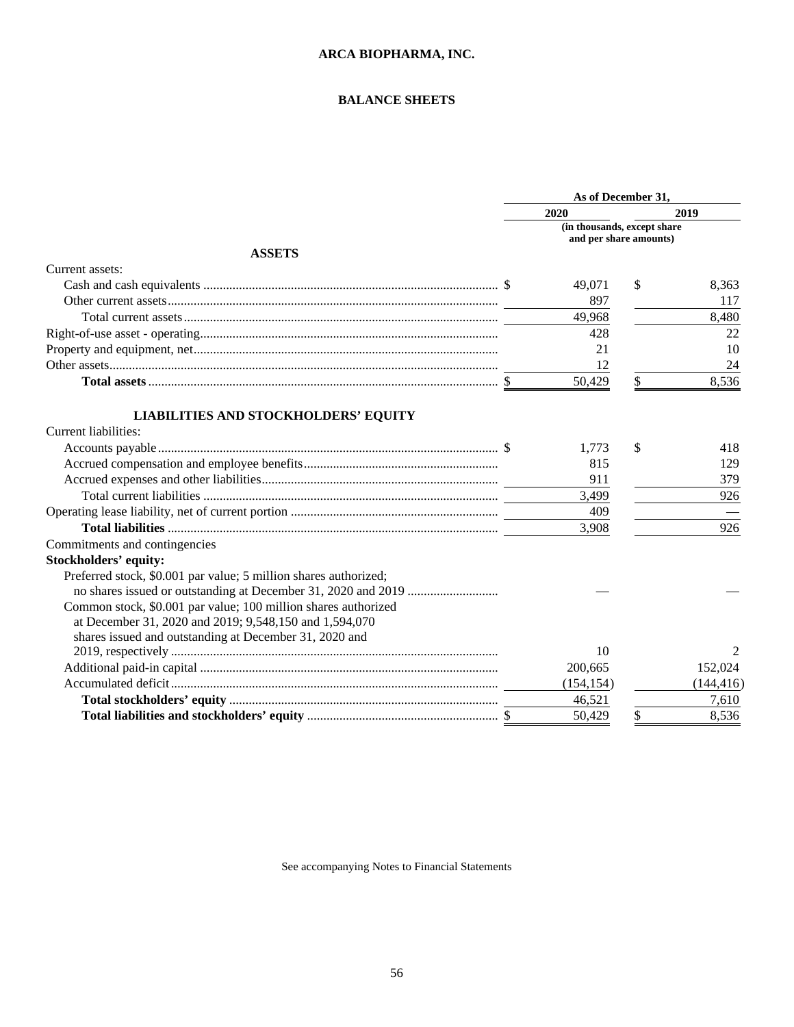# ARCA BIOPHARMA, INC.

## BALANCE SHEETS

| | As of December 31, | |
|---|---|---|
| | 2020 | 2019 |
| | (in thousands, except share and per share amounts) | |
| **ASSETS** | | |
| Current assets: | | |
| Cash and cash equivalents | $ 49,071 | $ 8,363 |
| Other current assets | 897 | 117 |
| Total current assets | 49,968 | 8,480 |
| Right-of-use asset - operating | 428 | 22 |
| Property and equipment, net | 21 | 10 |
| Other assets | 12 | 24 |
| **Total assets** | $ 50,429 | $ 8,536 |
| **LIABILITIES AND STOCKHOLDERS' EQUITY** | | |
| Current liabilities: | | |
| Accounts payable | $ 1,773 | $ 418 |
| Accrued compensation and employee benefits | 815 | 129 |
| Accrued expenses and other liabilities | 911 | 379 |
| Total current liabilities | 3,499 | 926 |
| Operating lease liability, net of current portion | 409 | — |
| **Total liabilities** | 3,908 | 926 |
| Commitments and contingencies | | |
| **Stockholders' equity:** | | |
| Preferred stock, $0.001 par value; 5 million shares authorized; no shares issued or outstanding at December 31, 2020 and 2019 | — | — |
| Common stock, $0.001 par value; 100 million shares authorized at December 31, 2020 and 2019; 9,548,150 and 1,594,070 shares issued and outstanding at December 31, 2020 and 2019, respectively | 10 | 2 |
| Additional paid-in capital | 200,665 | 152,024 |
| Accumulated deficit | (154,154) | (144,416) |
| **Total stockholders' equity** | 46,521 | 7,610 |
| **Total liabilities and stockholders' equity** | $ 50,429 | $ 8,536 |

See accompanying Notes to Financial Statements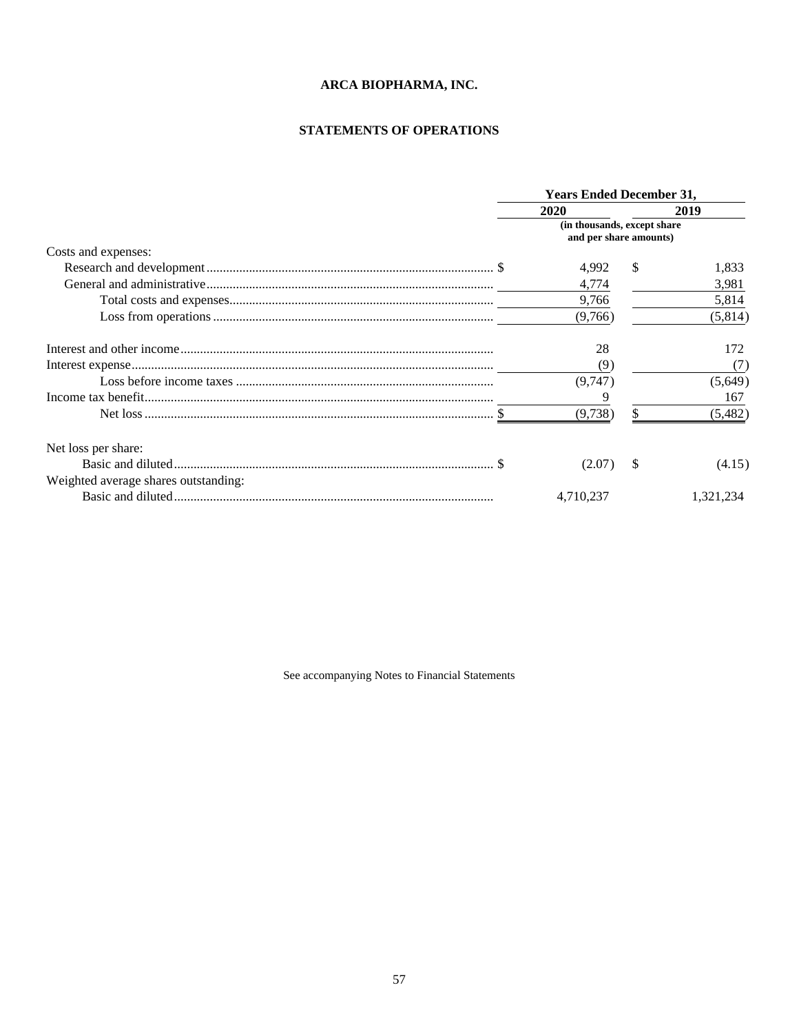# ARCA BIOPHARMA, INC.

## STATEMENTS OF OPERATIONS

| | Years Ended December 31, | |
|---|---|---|
| | 2020 | 2019 |
| | (in thousands, except share and per share amounts) | |
| Costs and expenses: | | |
| Research and development | $ 4,992 | $ 1,833 |
| General and administrative | 4,774 | 3,981 |
| Total costs and expenses | 9,766 | 5,814 |
| Loss from operations | (9,766) | (5,814) |
| Interest and other income | 28 | 172 |
| Interest expense | (9) | (7) |
| Loss before income taxes | (9,747) | (5,649) |
| Income tax benefit | 9 | 167 |
| Net loss | $ (9,738) | $ (5,482) |
| Net loss per share: | | |
| Basic and diluted | $ (2.07) | $ (4.15) |
| Weighted average shares outstanding: | | |
| Basic and diluted | 4,710,237 | 1,321,234 |

See accompanying Notes to Financial Statements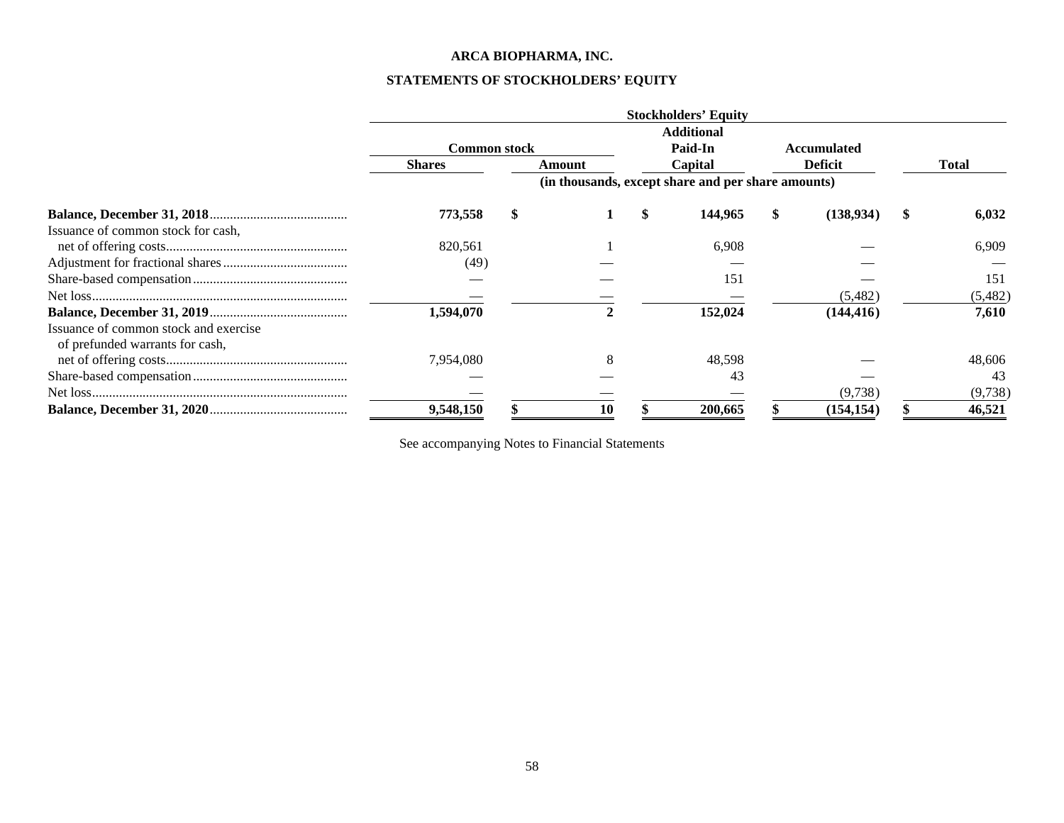**ARCA BIOPHARMA, INC.**

**STATEMENTS OF STOCKHOLDERS' EQUITY**

| | Stockholders' Equity | | | | |
|---|---|---|---|---|---|
| | Common stock | | Additional Paid-In Capital | Accumulated Deficit | Total |
| | Shares | Amount | | | |
| | | (in thousands, except share and per share amounts) | | | |
| **Balance, December 31, 2018** | **773,558** | **$ 1** | **$ 144,965** | **$ (138,934)** | **$ 6,032** |
| Issuance of common stock for cash, net of offering costs | 820,561 | 1 | 6,908 | — | 6,909 |
| Adjustment for fractional shares | (49) | — | — | — | — |
| Share-based compensation | — | — | 151 | — | 151 |
| Net loss | — | — | — | (5,482) | (5,482) |
| **Balance, December 31, 2019** | **1,594,070** | **2** | **152,024** | **(144,416)** | **7,610** |
| Issuance of common stock and exercise of prefunded warrants for cash, net of offering costs | 7,954,080 | 8 | 48,598 | — | 48,606 |
| Share-based compensation | — | — | 43 | — | 43 |
| Net loss | — | — | — | (9,738) | (9,738) |
| **Balance, December 31, 2020** | **9,548,150** | **$ 10** | **$ 200,665** | **$ (154,154)** | **$ 46,521** |

See accompanying Notes to Financial Statements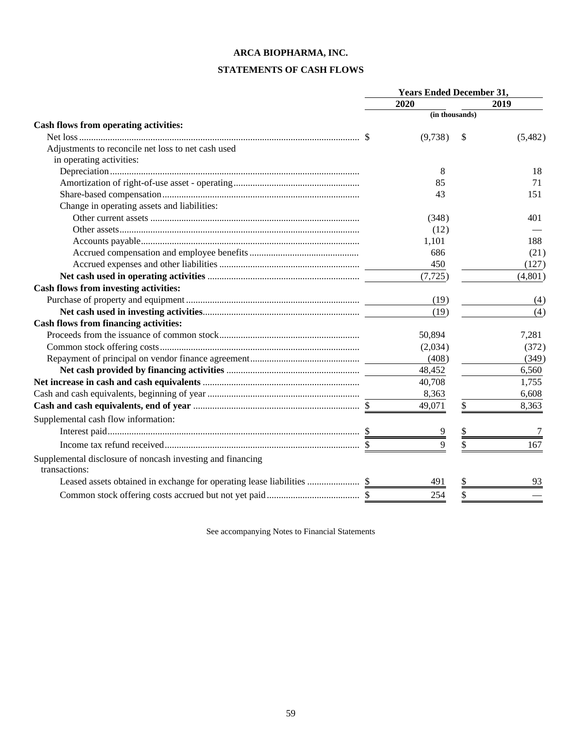# ARCA BIOPHARMA, INC.

## STATEMENTS OF CASH FLOWS

| | Years Ended December 31, | |
|---|---|---|
| | 2020 | 2019 |
| | (in thousands) | |
| **Cash flows from operating activities:** | | |
| Net loss | $ (9,738) | $ (5,482) |
| Adjustments to reconcile net loss to net cash used in operating activities: | | |
| Depreciation | 8 | 18 |
| Amortization of right-of-use asset - operating | 85 | 71 |
| Share-based compensation | 43 | 151 |
| Change in operating assets and liabilities: | | |
| Other current assets | (348) | 401 |
| Other assets | (12) | — |
| Accounts payable | 1,101 | 188 |
| Accrued compensation and employee benefits | 686 | (21) |
| Accrued expenses and other liabilities | 450 | (127) |
| **Net cash used in operating activities** | (7,725) | (4,801) |
| **Cash flows from investing activities:** | | |
| Purchase of property and equipment | (19) | (4) |
| **Net cash used in investing activities** | (19) | (4) |
| **Cash flows from financing activities:** | | |
| Proceeds from the issuance of common stock | 50,894 | 7,281 |
| Common stock offering costs | (2,034) | (372) |
| Repayment of principal on vendor finance agreement | (408) | (349) |
| **Net cash provided by financing activities** | 48,452 | 6,560 |
| **Net increase in cash and cash equivalents** | 40,708 | 1,755 |
| Cash and cash equivalents, beginning of year | 8,363 | 6,608 |
| **Cash and cash equivalents, end of year** | $ 49,071 | $ 8,363 |
| Supplemental cash flow information: | | |
| Interest paid | $ 9 | $ 7 |
| Income tax refund received | $ 9 | $ 167 |
| Supplemental disclosure of noncash investing and financing transactions: | | |
| Leased assets obtained in exchange for operating lease liabilities | $ 491 | $ 93 |
| Common stock offering costs accrued but not yet paid | $ 254 | $ — |

See accompanying Notes to Financial Statements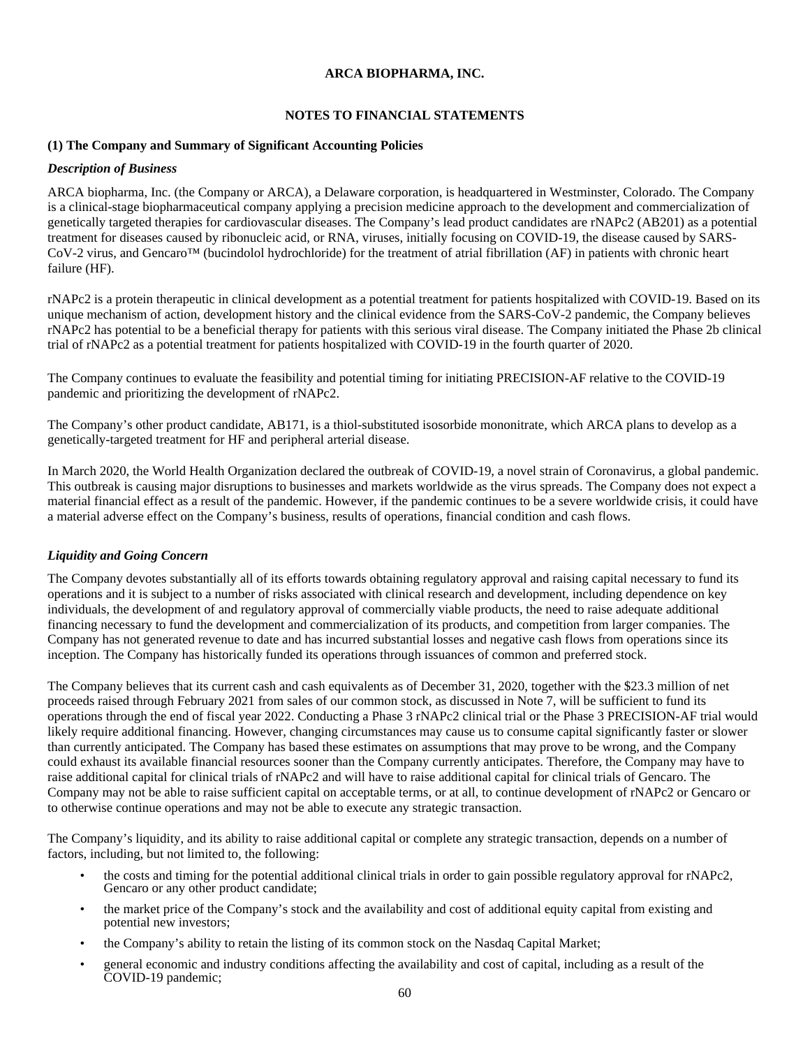**ARCA BIOPHARMA, INC.**

**NOTES TO FINANCIAL STATEMENTS**

**(1) The Company and Summary of Significant Accounting Policies**

***Description of Business***

ARCA biopharma, Inc. (the Company or ARCA), a Delaware corporation, is headquartered in Westminster, Colorado. The Company is a clinical-stage biopharmaceutical company applying a precision medicine approach to the development and commercialization of genetically targeted therapies for cardiovascular diseases. The Company's lead product candidates are rNAPc2 (AB201) as a potential treatment for diseases caused by ribonucleic acid, or RNA, viruses, initially focusing on COVID-19, the disease caused by SARS-CoV-2 virus, and Gencaro™ (bucindolol hydrochloride) for the treatment of atrial fibrillation (AF) in patients with chronic heart failure (HF).

rNAPc2 is a protein therapeutic in clinical development as a potential treatment for patients hospitalized with COVID-19. Based on its unique mechanism of action, development history and the clinical evidence from the SARS-CoV-2 pandemic, the Company believes rNAPc2 has potential to be a beneficial therapy for patients with this serious viral disease. The Company initiated the Phase 2b clinical trial of rNAPc2 as a potential treatment for patients hospitalized with COVID-19 in the fourth quarter of 2020.

The Company continues to evaluate the feasibility and potential timing for initiating PRECISION-AF relative to the COVID-19 pandemic and prioritizing the development of rNAPc2.

The Company's other product candidate, AB171, is a thiol-substituted isosorbide mononitrate, which ARCA plans to develop as a genetically-targeted treatment for HF and peripheral arterial disease.

In March 2020, the World Health Organization declared the outbreak of COVID-19, a novel strain of Coronavirus, a global pandemic. This outbreak is causing major disruptions to businesses and markets worldwide as the virus spreads. The Company does not expect a material financial effect as a result of the pandemic. However, if the pandemic continues to be a severe worldwide crisis, it could have a material adverse effect on the Company's business, results of operations, financial condition and cash flows.

***Liquidity and Going Concern***

The Company devotes substantially all of its efforts towards obtaining regulatory approval and raising capital necessary to fund its operations and it is subject to a number of risks associated with clinical research and development, including dependence on key individuals, the development of and regulatory approval of commercially viable products, the need to raise adequate additional financing necessary to fund the development and commercialization of its products, and competition from larger companies. The Company has not generated revenue to date and has incurred substantial losses and negative cash flows from operations since its inception. The Company has historically funded its operations through issuances of common and preferred stock.

The Company believes that its current cash and cash equivalents as of December 31, 2020, together with the $23.3 million of net proceeds raised through February 2021 from sales of our common stock, as discussed in Note 7, will be sufficient to fund its operations through the end of fiscal year 2022. Conducting a Phase 3 rNAPc2 clinical trial or the Phase 3 PRECISION-AF trial would likely require additional financing. However, changing circumstances may cause us to consume capital significantly faster or slower than currently anticipated. The Company has based these estimates on assumptions that may prove to be wrong, and the Company could exhaust its available financial resources sooner than the Company currently anticipates. Therefore, the Company may have to raise additional capital for clinical trials of rNAPc2 and will have to raise additional capital for clinical trials of Gencaro. The Company may not be able to raise sufficient capital on acceptable terms, or at all, to continue development of rNAPc2 or Gencaro or to otherwise continue operations and may not be able to execute any strategic transaction.

The Company's liquidity, and its ability to raise additional capital or complete any strategic transaction, depends on a number of factors, including, but not limited to, the following:

- the costs and timing for the potential additional clinical trials in order to gain possible regulatory approval for rNAPc2, Gencaro or any other product candidate;
- the market price of the Company's stock and the availability and cost of additional equity capital from existing and potential new investors;
- the Company's ability to retain the listing of its common stock on the Nasdaq Capital Market;
- general economic and industry conditions affecting the availability and cost of capital, including as a result of the COVID-19 pandemic;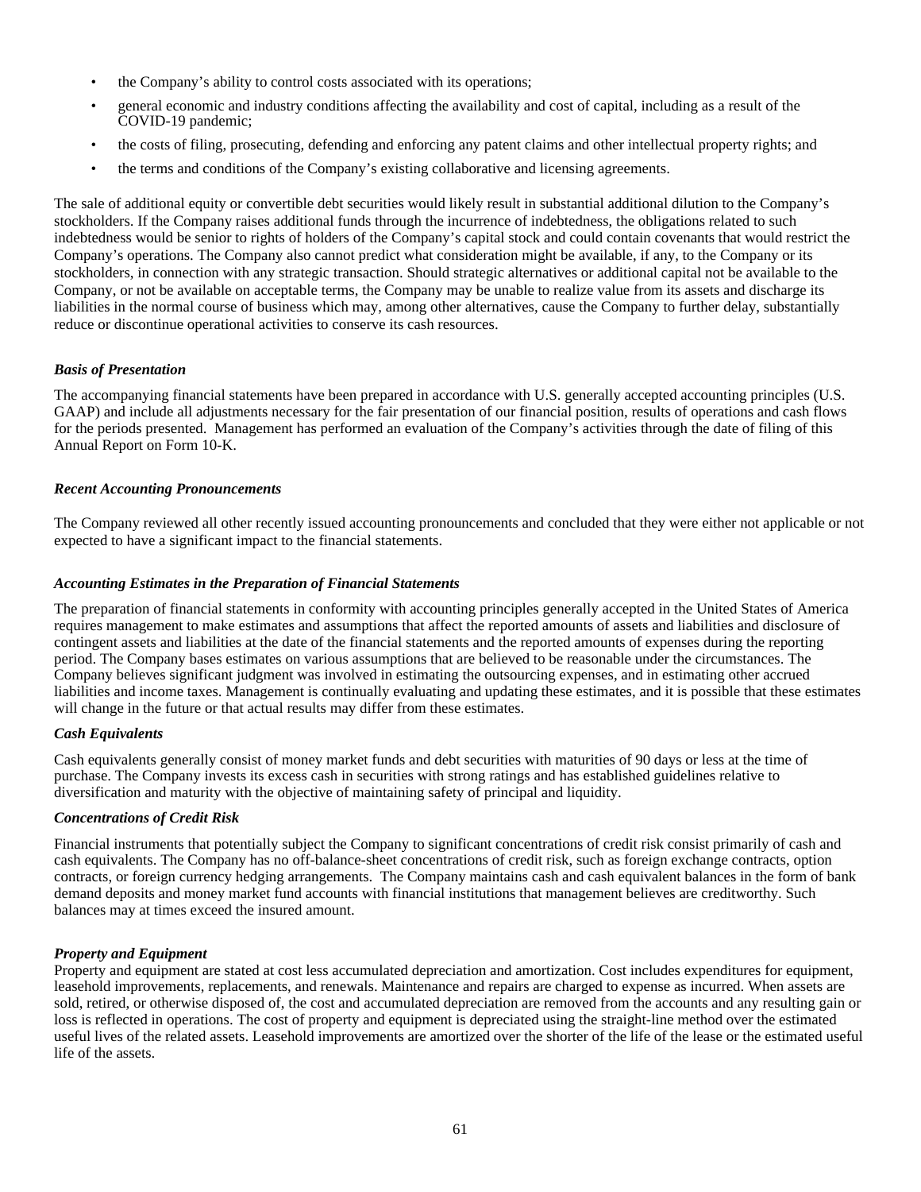- the Company's ability to control costs associated with its operations;
- general economic and industry conditions affecting the availability and cost of capital, including as a result of the COVID-19 pandemic;
- the costs of filing, prosecuting, defending and enforcing any patent claims and other intellectual property rights; and
- the terms and conditions of the Company's existing collaborative and licensing agreements.

The sale of additional equity or convertible debt securities would likely result in substantial additional dilution to the Company's stockholders. If the Company raises additional funds through the incurrence of indebtedness, the obligations related to such indebtedness would be senior to rights of holders of the Company's capital stock and could contain covenants that would restrict the Company's operations. The Company also cannot predict what consideration might be available, if any, to the Company or its stockholders, in connection with any strategic transaction. Should strategic alternatives or additional capital not be available to the Company, or not be available on acceptable terms, the Company may be unable to realize value from its assets and discharge its liabilities in the normal course of business which may, among other alternatives, cause the Company to further delay, substantially reduce or discontinue operational activities to conserve its cash resources.

***Basis of Presentation***

The accompanying financial statements have been prepared in accordance with U.S. generally accepted accounting principles (U.S. GAAP) and include all adjustments necessary for the fair presentation of our financial position, results of operations and cash flows for the periods presented. Management has performed an evaluation of the Company's activities through the date of filing of this Annual Report on Form 10-K.

***Recent Accounting Pronouncements***

The Company reviewed all other recently issued accounting pronouncements and concluded that they were either not applicable or not expected to have a significant impact to the financial statements.

***Accounting Estimates in the Preparation of Financial Statements***

The preparation of financial statements in conformity with accounting principles generally accepted in the United States of America requires management to make estimates and assumptions that affect the reported amounts of assets and liabilities and disclosure of contingent assets and liabilities at the date of the financial statements and the reported amounts of expenses during the reporting period. The Company bases estimates on various assumptions that are believed to be reasonable under the circumstances. The Company believes significant judgment was involved in estimating the outsourcing expenses, and in estimating other accrued liabilities and income taxes. Management is continually evaluating and updating these estimates, and it is possible that these estimates will change in the future or that actual results may differ from these estimates.

***Cash Equivalents***

Cash equivalents generally consist of money market funds and debt securities with maturities of 90 days or less at the time of purchase. The Company invests its excess cash in securities with strong ratings and has established guidelines relative to diversification and maturity with the objective of maintaining safety of principal and liquidity.

***Concentrations of Credit Risk***

Financial instruments that potentially subject the Company to significant concentrations of credit risk consist primarily of cash and cash equivalents. The Company has no off-balance-sheet concentrations of credit risk, such as foreign exchange contracts, option contracts, or foreign currency hedging arrangements. The Company maintains cash and cash equivalent balances in the form of bank demand deposits and money market fund accounts with financial institutions that management believes are creditworthy. Such balances may at times exceed the insured amount.

***Property and Equipment***

Property and equipment are stated at cost less accumulated depreciation and amortization. Cost includes expenditures for equipment, leasehold improvements, replacements, and renewals. Maintenance and repairs are charged to expense as incurred. When assets are sold, retired, or otherwise disposed of, the cost and accumulated depreciation are removed from the accounts and any resulting gain or loss is reflected in operations. The cost of property and equipment is depreciated using the straight-line method over the estimated useful lives of the related assets. Leasehold improvements are amortized over the shorter of the life of the lease or the estimated useful life of the assets.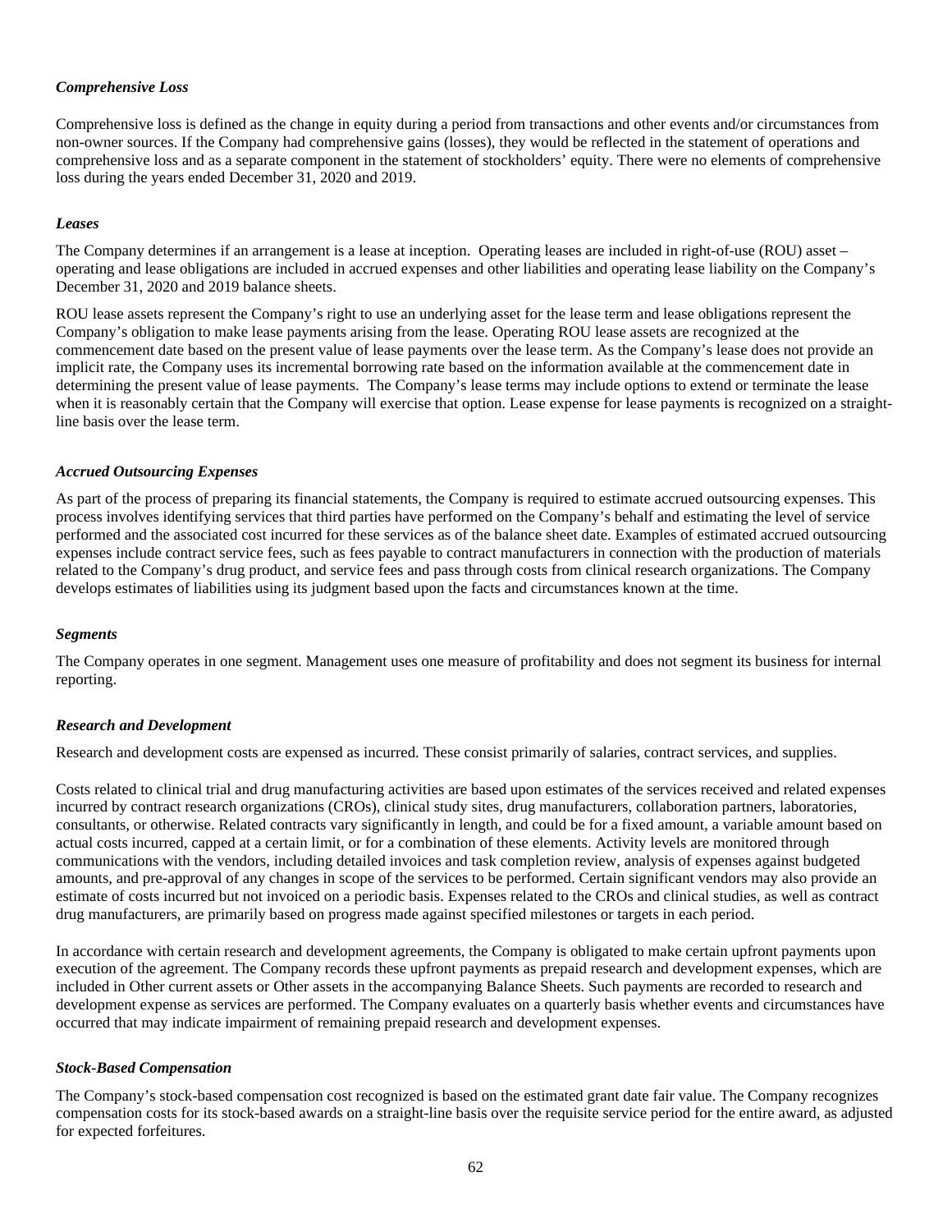***Comprehensive Loss***

Comprehensive loss is defined as the change in equity during a period from transactions and other events and/or circumstances from non-owner sources. If the Company had comprehensive gains (losses), they would be reflected in the statement of operations and comprehensive loss and as a separate component in the statement of stockholders' equity. There were no elements of comprehensive loss during the years ended December 31, 2020 and 2019.

***Leases***

The Company determines if an arrangement is a lease at inception. Operating leases are included in right-of-use (ROU) asset – operating and lease obligations are included in accrued expenses and other liabilities and operating lease liability on the Company's December 31, 2020 and 2019 balance sheets.

ROU lease assets represent the Company's right to use an underlying asset for the lease term and lease obligations represent the Company's obligation to make lease payments arising from the lease. Operating ROU lease assets are recognized at the commencement date based on the present value of lease payments over the lease term. As the Company's lease does not provide an implicit rate, the Company uses its incremental borrowing rate based on the information available at the commencement date in determining the present value of lease payments. The Company's lease terms may include options to extend or terminate the lease when it is reasonably certain that the Company will exercise that option. Lease expense for lease payments is recognized on a straight-line basis over the lease term.

***Accrued Outsourcing Expenses***

As part of the process of preparing its financial statements, the Company is required to estimate accrued outsourcing expenses. This process involves identifying services that third parties have performed on the Company's behalf and estimating the level of service performed and the associated cost incurred for these services as of the balance sheet date. Examples of estimated accrued outsourcing expenses include contract service fees, such as fees payable to contract manufacturers in connection with the production of materials related to the Company's drug product, and service fees and pass through costs from clinical research organizations. The Company develops estimates of liabilities using its judgment based upon the facts and circumstances known at the time.

***Segments***

The Company operates in one segment. Management uses one measure of profitability and does not segment its business for internal reporting.

***Research and Development***

Research and development costs are expensed as incurred. These consist primarily of salaries, contract services, and supplies.

Costs related to clinical trial and drug manufacturing activities are based upon estimates of the services received and related expenses incurred by contract research organizations (CROs), clinical study sites, drug manufacturers, collaboration partners, laboratories, consultants, or otherwise. Related contracts vary significantly in length, and could be for a fixed amount, a variable amount based on actual costs incurred, capped at a certain limit, or for a combination of these elements. Activity levels are monitored through communications with the vendors, including detailed invoices and task completion review, analysis of expenses against budgeted amounts, and pre-approval of any changes in scope of the services to be performed. Certain significant vendors may also provide an estimate of costs incurred but not invoiced on a periodic basis. Expenses related to the CROs and clinical studies, as well as contract drug manufacturers, are primarily based on progress made against specified milestones or targets in each period.

In accordance with certain research and development agreements, the Company is obligated to make certain upfront payments upon execution of the agreement. The Company records these upfront payments as prepaid research and development expenses, which are included in Other current assets or Other assets in the accompanying Balance Sheets. Such payments are recorded to research and development expense as services are performed. The Company evaluates on a quarterly basis whether events and circumstances have occurred that may indicate impairment of remaining prepaid research and development expenses.

***Stock-Based Compensation***

The Company's stock-based compensation cost recognized is based on the estimated grant date fair value. The Company recognizes compensation costs for its stock-based awards on a straight-line basis over the requisite service period for the entire award, as adjusted for expected forfeitures.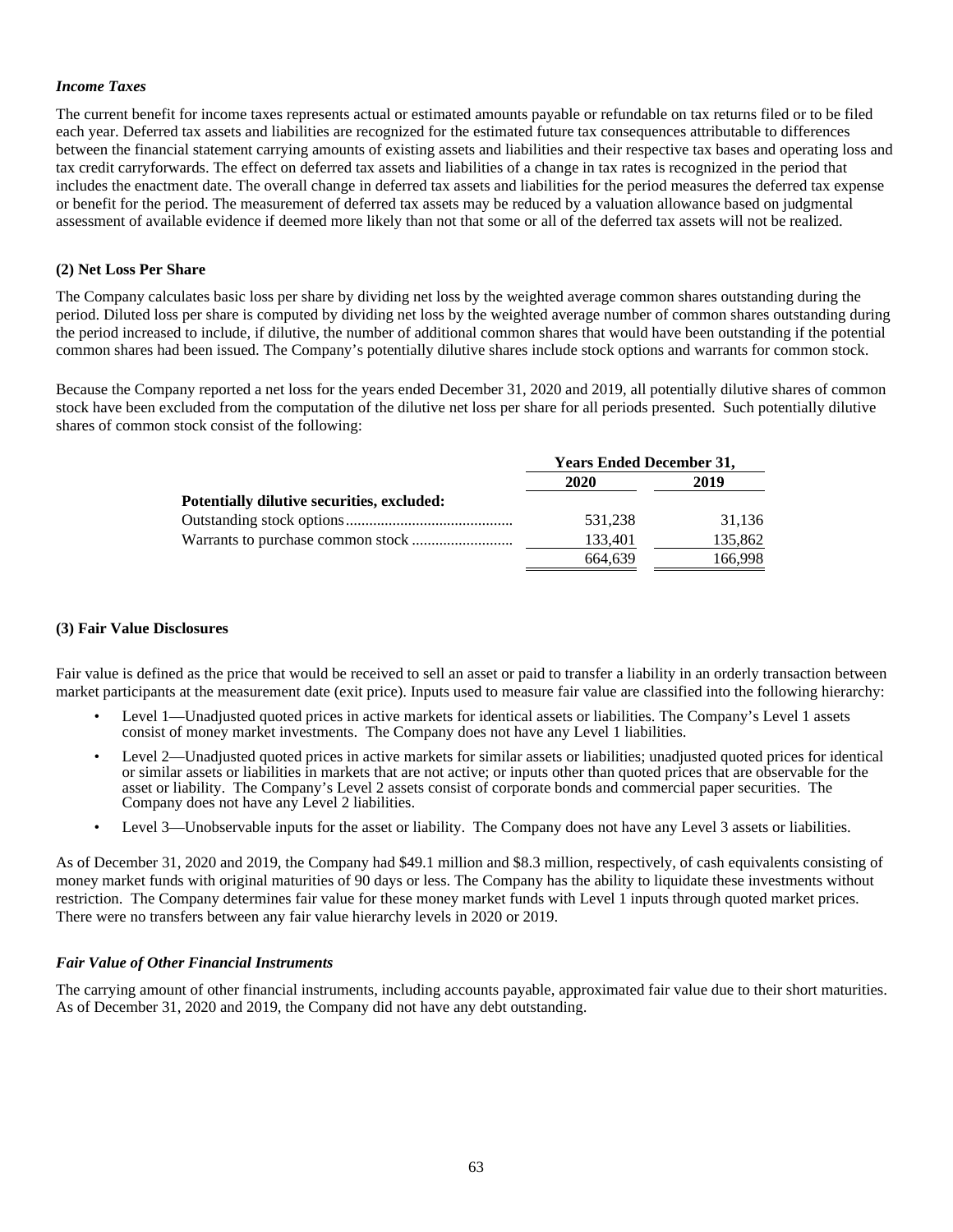### *Income Taxes*

The current benefit for income taxes represents actual or estimated amounts payable or refundable on tax returns filed or to be filed each year. Deferred tax assets and liabilities are recognized for the estimated future tax consequences attributable to differences between the financial statement carrying amounts of existing assets and liabilities and their respective tax bases and operating loss and tax credit carryforwards. The effect on deferred tax assets and liabilities of a change in tax rates is recognized in the period that includes the enactment date. The overall change in deferred tax assets and liabilities for the period measures the deferred tax expense or benefit for the period. The measurement of deferred tax assets may be reduced by a valuation allowance based on judgmental assessment of available evidence if deemed more likely than not that some or all of the deferred tax assets will not be realized.

## (2) Net Loss Per Share

The Company calculates basic loss per share by dividing net loss by the weighted average common shares outstanding during the period. Diluted loss per share is computed by dividing net loss by the weighted average number of common shares outstanding during the period increased to include, if dilutive, the number of additional common shares that would have been outstanding if the potential common shares had been issued. The Company's potentially dilutive shares include stock options and warrants for common stock.

Because the Company reported a net loss for the years ended December 31, 2020 and 2019, all potentially dilutive shares of common stock have been excluded from the computation of the dilutive net loss per share for all periods presented. Such potentially dilutive shares of common stock consist of the following:

| | Years Ended December 31, | |
|---|---|---|
| | **2020** | **2019** |
| **Potentially dilutive securities, excluded:** | | |
| Outstanding stock options | 531,238 | 31,136 |
| Warrants to purchase common stock | 133,401 | 135,862 |
| | 664,639 | 166,998 |

## (3) Fair Value Disclosures

Fair value is defined as the price that would be received to sell an asset or paid to transfer a liability in an orderly transaction between market participants at the measurement date (exit price). Inputs used to measure fair value are classified into the following hierarchy:

- Level 1—Unadjusted quoted prices in active markets for identical assets or liabilities. The Company's Level 1 assets consist of money market investments. The Company does not have any Level 1 liabilities.
- Level 2—Unadjusted quoted prices in active markets for similar assets or liabilities; unadjusted quoted prices for identical or similar assets or liabilities in markets that are not active; or inputs other than quoted prices that are observable for the asset or liability. The Company's Level 2 assets consist of corporate bonds and commercial paper securities. The Company does not have any Level 2 liabilities.
- Level 3—Unobservable inputs for the asset or liability. The Company does not have any Level 3 assets or liabilities.

As of December 31, 2020 and 2019, the Company had $49.1 million and $8.3 million, respectively, of cash equivalents consisting of money market funds with original maturities of 90 days or less. The Company has the ability to liquidate these investments without restriction. The Company determines fair value for these money market funds with Level 1 inputs through quoted market prices. There were no transfers between any fair value hierarchy levels in 2020 or 2019.

### *Fair Value of Other Financial Instruments*

The carrying amount of other financial instruments, including accounts payable, approximated fair value due to their short maturities. As of December 31, 2020 and 2019, the Company did not have any debt outstanding.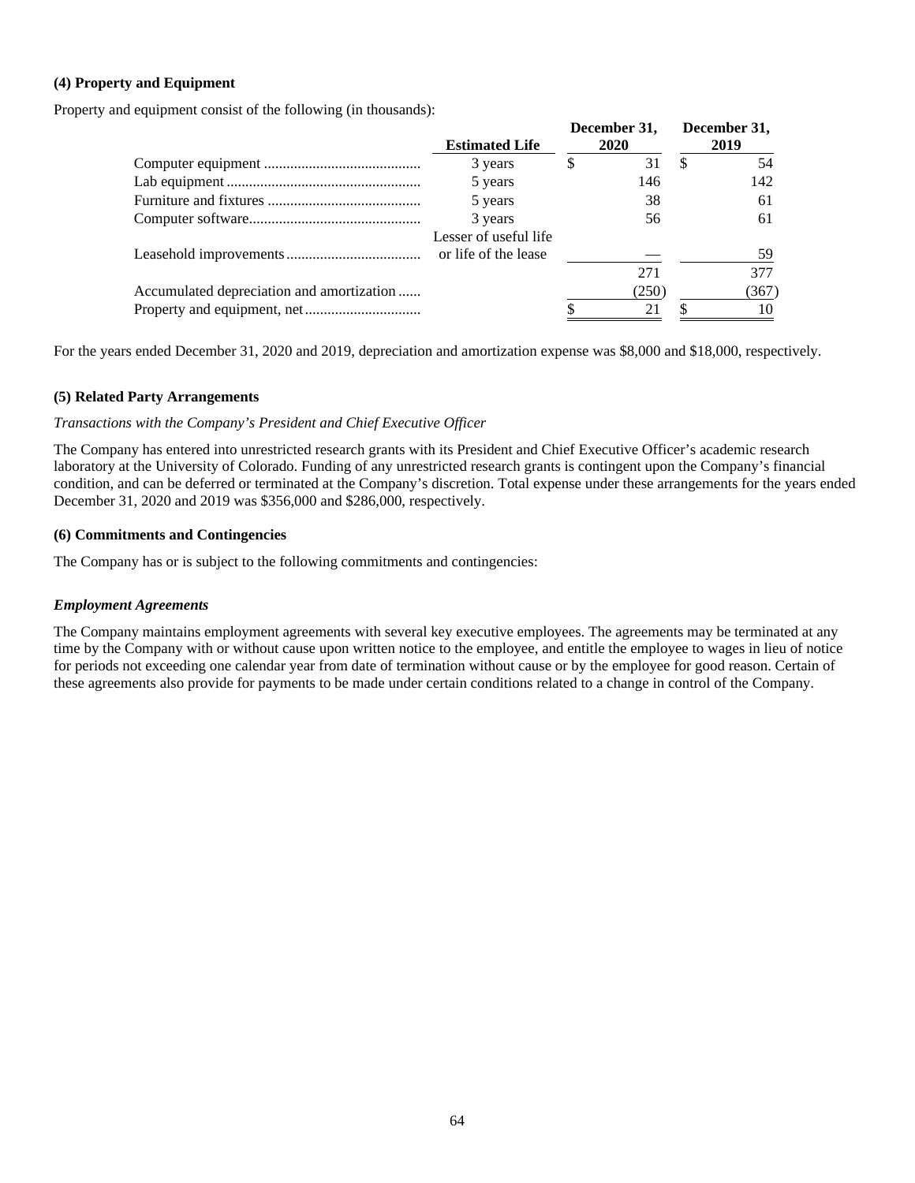**(4) Property and Equipment**

Property and equipment consist of the following (in thousands):

| | Estimated Life | December 31, 2020 | December 31, 2019 |
|---|---|---|---|
| Computer equipment | 3 years | $ 31 | $ 54 |
| Lab equipment | 5 years | 146 | 142 |
| Furniture and fixtures | 5 years | 38 | 61 |
| Computer software | 3 years | 56 | 61 |
| Leasehold improvements | Lesser of useful life or life of the lease | — | 59 |
| | | 271 | 377 |
| Accumulated depreciation and amortization | | (250) | (367) |
| Property and equipment, net | | $ 21 | $ 10 |

For the years ended December 31, 2020 and 2019, depreciation and amortization expense was $8,000 and $18,000, respectively.

**(5) Related Party Arrangements**

*Transactions with the Company's President and Chief Executive Officer*

The Company has entered into unrestricted research grants with its President and Chief Executive Officer's academic research laboratory at the University of Colorado. Funding of any unrestricted research grants is contingent upon the Company's financial condition, and can be deferred or terminated at the Company's discretion. Total expense under these arrangements for the years ended December 31, 2020 and 2019 was $356,000 and $286,000, respectively.

**(6) Commitments and Contingencies**

The Company has or is subject to the following commitments and contingencies:

***Employment Agreements***

The Company maintains employment agreements with several key executive employees. The agreements may be terminated at any time by the Company with or without cause upon written notice to the employee, and entitle the employee to wages in lieu of notice for periods not exceeding one calendar year from date of termination without cause or by the employee for good reason. Certain of these agreements also provide for payments to be made under certain conditions related to a change in control of the Company.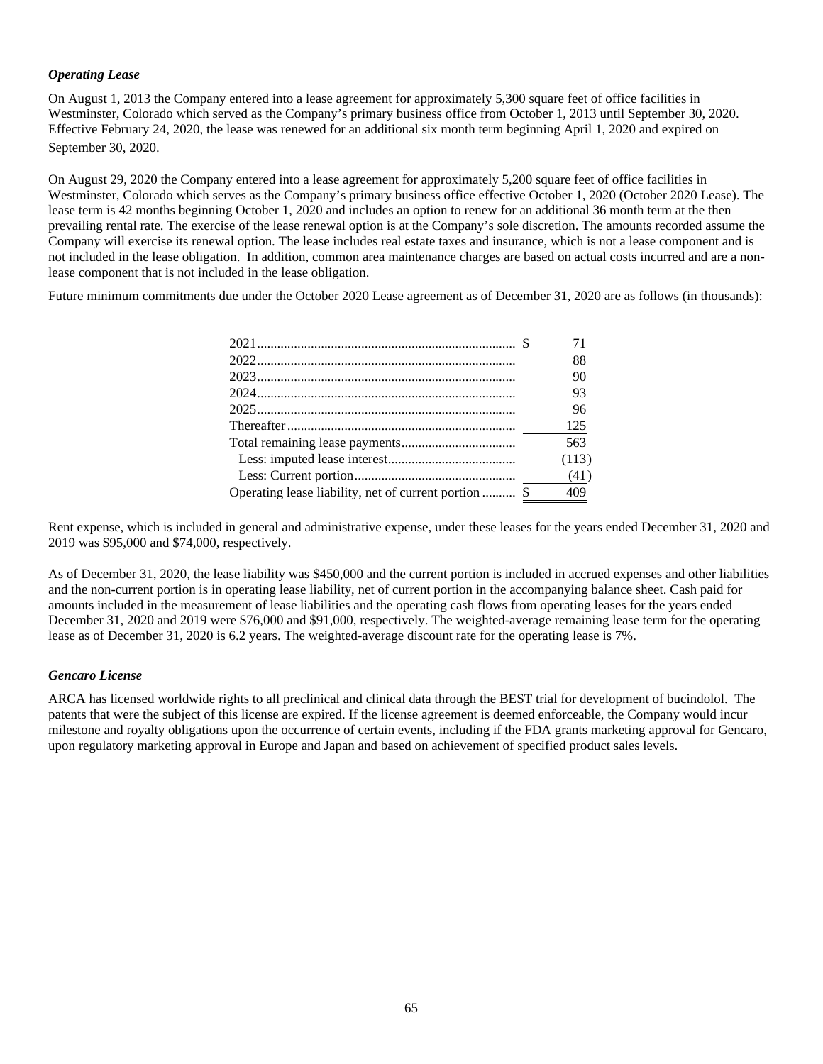### *Operating Lease*

On August 1, 2013 the Company entered into a lease agreement for approximately 5,300 square feet of office facilities in Westminster, Colorado which served as the Company's primary business office from October 1, 2013 until September 30, 2020. Effective February 24, 2020, the lease was renewed for an additional six month term beginning April 1, 2020 and expired on September 30, 2020.

On August 29, 2020 the Company entered into a lease agreement for approximately 5,200 square feet of office facilities in Westminster, Colorado which serves as the Company's primary business office effective October 1, 2020 (October 2020 Lease). The lease term is 42 months beginning October 1, 2020 and includes an option to renew for an additional 36 month term at the then prevailing rental rate. The exercise of the lease renewal option is at the Company's sole discretion. The amounts recorded assume the Company will exercise its renewal option. The lease includes real estate taxes and insurance, which is not a lease component and is not included in the lease obligation. In addition, common area maintenance charges are based on actual costs incurred and are a non-lease component that is not included in the lease obligation.

Future minimum commitments due under the October 2020 Lease agreement as of December 31, 2020 are as follows (in thousands):

| | |
|---|---|
| 2021 | $ 71 |
| 2022 | 88 |
| 2023 | 90 |
| 2024 | 93 |
| 2025 | 96 |
| Thereafter | 125 |
| Total remaining lease payments | 563 |
| Less: imputed lease interest | (113) |
| Less: Current portion | (41) |
| Operating lease liability, net of current portion | $ 409 |

Rent expense, which is included in general and administrative expense, under these leases for the years ended December 31, 2020 and 2019 was $95,000 and $74,000, respectively.

As of December 31, 2020, the lease liability was $450,000 and the current portion is included in accrued expenses and other liabilities and the non-current portion is in operating lease liability, net of current portion in the accompanying balance sheet. Cash paid for amounts included in the measurement of lease liabilities and the operating cash flows from operating leases for the years ended December 31, 2020 and 2019 were $76,000 and $91,000, respectively. The weighted-average remaining lease term for the operating lease as of December 31, 2020 is 6.2 years. The weighted-average discount rate for the operating lease is 7%.

### *Gencaro License*

ARCA has licensed worldwide rights to all preclinical and clinical data through the BEST trial for development of bucindolol. The patents that were the subject of this license are expired. If the license agreement is deemed enforceable, the Company would incur milestone and royalty obligations upon the occurrence of certain events, including if the FDA grants marketing approval for Gencaro, upon regulatory marketing approval in Europe and Japan and based on achievement of specified product sales levels.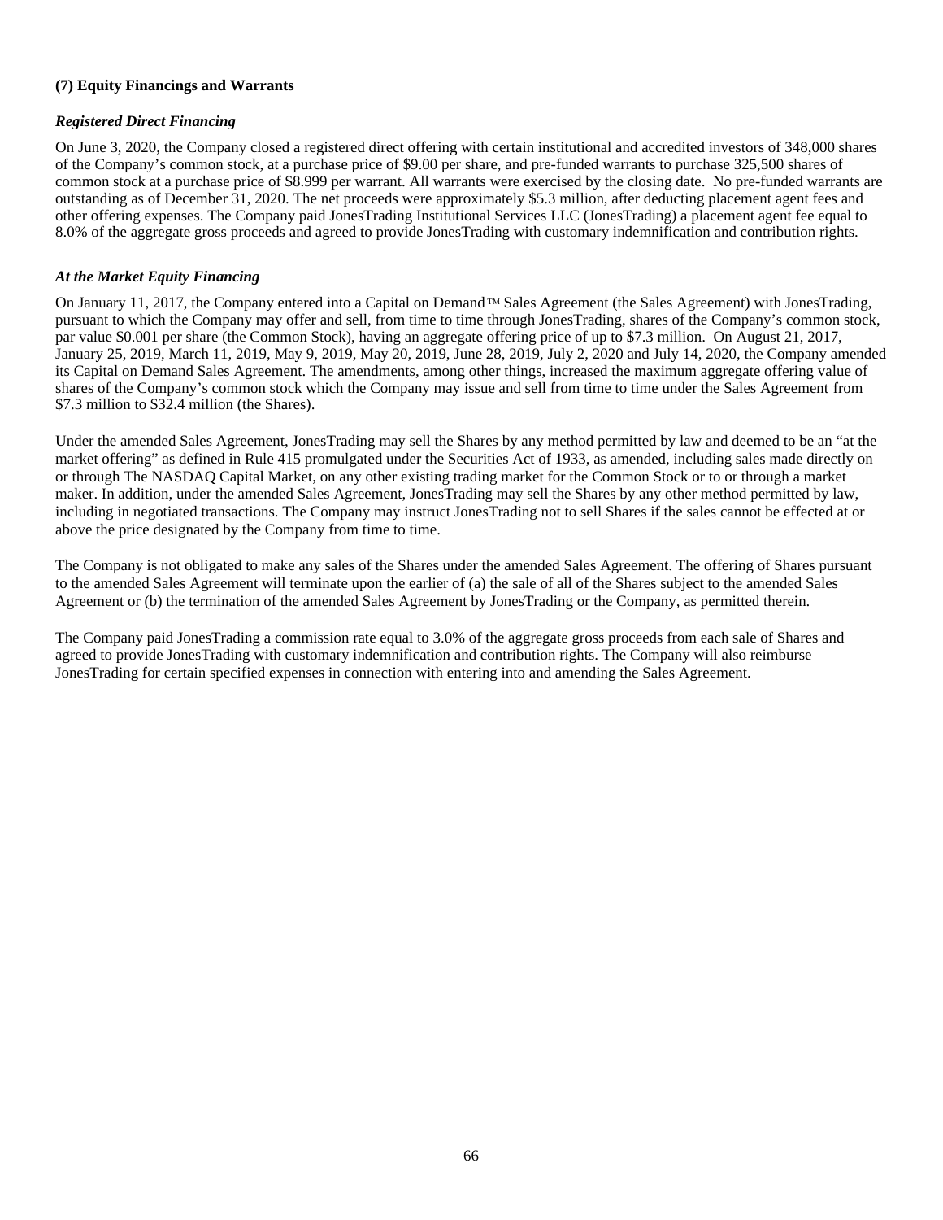**(7) Equity Financings and Warrants**

***Registered Direct Financing***

On June 3, 2020, the Company closed a registered direct offering with certain institutional and accredited investors of 348,000 shares of the Company's common stock, at a purchase price of $9.00 per share, and pre-funded warrants to purchase 325,500 shares of common stock at a purchase price of $8.999 per warrant. All warrants were exercised by the closing date. No pre-funded warrants are outstanding as of December 31, 2020. The net proceeds were approximately $5.3 million, after deducting placement agent fees and other offering expenses. The Company paid JonesTrading Institutional Services LLC (JonesTrading) a placement agent fee equal to 8.0% of the aggregate gross proceeds and agreed to provide JonesTrading with customary indemnification and contribution rights.

***At the Market Equity Financing***

On January 11, 2017, the Company entered into a Capital on Demand ™ Sales Agreement (the Sales Agreement) with JonesTrading, pursuant to which the Company may offer and sell, from time to time through JonesTrading, shares of the Company's common stock, par value $0.001 per share (the Common Stock), having an aggregate offering price of up to $7.3 million. On August 21, 2017, January 25, 2019, March 11, 2019, May 9, 2019, May 20, 2019, June 28, 2019, July 2, 2020 and July 14, 2020, the Company amended its Capital on Demand Sales Agreement. The amendments, among other things, increased the maximum aggregate offering value of shares of the Company's common stock which the Company may issue and sell from time to time under the Sales Agreement from $7.3 million to $32.4 million (the Shares).

Under the amended Sales Agreement, JonesTrading may sell the Shares by any method permitted by law and deemed to be an "at the market offering" as defined in Rule 415 promulgated under the Securities Act of 1933, as amended, including sales made directly on or through The NASDAQ Capital Market, on any other existing trading market for the Common Stock or to or through a market maker. In addition, under the amended Sales Agreement, JonesTrading may sell the Shares by any other method permitted by law, including in negotiated transactions. The Company may instruct JonesTrading not to sell Shares if the sales cannot be effected at or above the price designated by the Company from time to time.

The Company is not obligated to make any sales of the Shares under the amended Sales Agreement. The offering of Shares pursuant to the amended Sales Agreement will terminate upon the earlier of (a) the sale of all of the Shares subject to the amended Sales Agreement or (b) the termination of the amended Sales Agreement by JonesTrading or the Company, as permitted therein.

The Company paid JonesTrading a commission rate equal to 3.0% of the aggregate gross proceeds from each sale of Shares and agreed to provide JonesTrading with customary indemnification and contribution rights. The Company will also reimburse JonesTrading for certain specified expenses in connection with entering into and amending the Sales Agreement.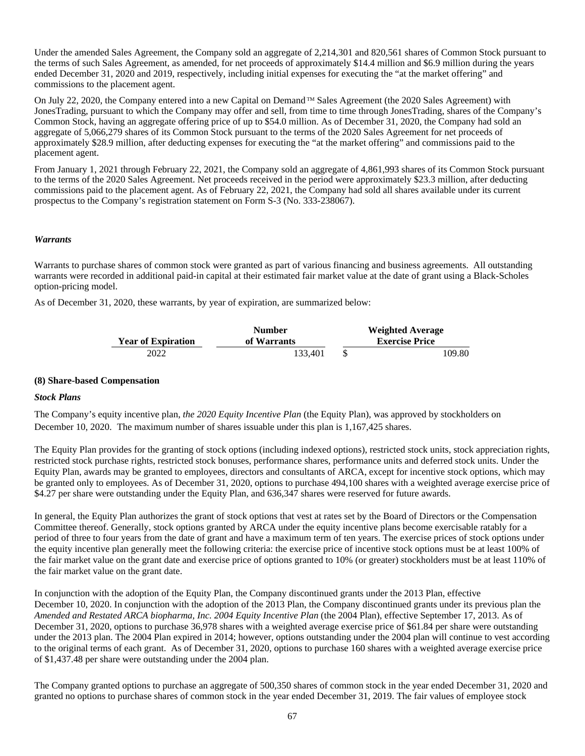Under the amended Sales Agreement, the Company sold an aggregate of 2,214,301 and 820,561 shares of Common Stock pursuant to the terms of such Sales Agreement, as amended, for net proceeds of approximately $14.4 million and $6.9 million during the years ended December 31, 2020 and 2019, respectively, including initial expenses for executing the “at the market offering” and commissions to the placement agent.

On July 22, 2020, the Company entered into a new Capital on Demand™ Sales Agreement (the 2020 Sales Agreement) with JonesTrading, pursuant to which the Company may offer and sell, from time to time through JonesTrading, shares of the Company’s Common Stock, having an aggregate offering price of up to $54.0 million. As of December 31, 2020, the Company had sold an aggregate of 5,066,279 shares of its Common Stock pursuant to the terms of the 2020 Sales Agreement for net proceeds of approximately $28.9 million, after deducting expenses for executing the “at the market offering” and commissions paid to the placement agent.

From January 1, 2021 through February 22, 2021, the Company sold an aggregate of 4,861,993 shares of its Common Stock pursuant to the terms of the 2020 Sales Agreement. Net proceeds received in the period were approximately $23.3 million, after deducting commissions paid to the placement agent. As of February 22, 2021, the Company had sold all shares available under its current prospectus to the Company’s registration statement on Form S-3 (No. 333-238067).

***Warrants***

Warrants to purchase shares of common stock were granted as part of various financing and business agreements. All outstanding warrants were recorded in additional paid-in capital at their estimated fair market value at the date of grant using a Black-Scholes option-pricing model.

As of December 31, 2020, these warrants, by year of expiration, are summarized below:

| Year of Expiration | Number of Warrants | Weighted Average Exercise Price |
|---|---|---|
| 2022 | 133,401 | $ 109.80 |

### (8) Share-based Compensation

***Stock Plans***

The Company’s equity incentive plan, *the 2020 Equity Incentive Plan* (the Equity Plan), was approved by stockholders on December 10, 2020. The maximum number of shares issuable under this plan is 1,167,425 shares.

The Equity Plan provides for the granting of stock options (including indexed options), restricted stock units, stock appreciation rights, restricted stock purchase rights, restricted stock bonuses, performance shares, performance units and deferred stock units. Under the Equity Plan, awards may be granted to employees, directors and consultants of ARCA, except for incentive stock options, which may be granted only to employees. As of December 31, 2020, options to purchase 494,100 shares with a weighted average exercise price of $4.27 per share were outstanding under the Equity Plan, and 636,347 shares were reserved for future awards.

In general, the Equity Plan authorizes the grant of stock options that vest at rates set by the Board of Directors or the Compensation Committee thereof. Generally, stock options granted by ARCA under the equity incentive plans become exercisable ratably for a period of three to four years from the date of grant and have a maximum term of ten years. The exercise prices of stock options under the equity incentive plan generally meet the following criteria: the exercise price of incentive stock options must be at least 100% of the fair market value on the grant date and exercise price of options granted to 10% (or greater) stockholders must be at least 110% of the fair market value on the grant date.

In conjunction with the adoption of the Equity Plan, the Company discontinued grants under the 2013 Plan, effective December 10, 2020. In conjunction with the adoption of the 2013 Plan, the Company discontinued grants under its previous plan the *Amended and Restated ARCA biopharma, Inc. 2004 Equity Incentive Plan* (the 2004 Plan), effective September 17, 2013. As of December 31, 2020, options to purchase 36,978 shares with a weighted average exercise price of $61.84 per share were outstanding under the 2013 plan. The 2004 Plan expired in 2014; however, options outstanding under the 2004 plan will continue to vest according to the original terms of each grant. As of December 31, 2020, options to purchase 160 shares with a weighted average exercise price of $1,437.48 per share were outstanding under the 2004 plan.

The Company granted options to purchase an aggregate of 500,350 shares of common stock in the year ended December 31, 2020 and granted no options to purchase shares of common stock in the year ended December 31, 2019. The fair values of employee stock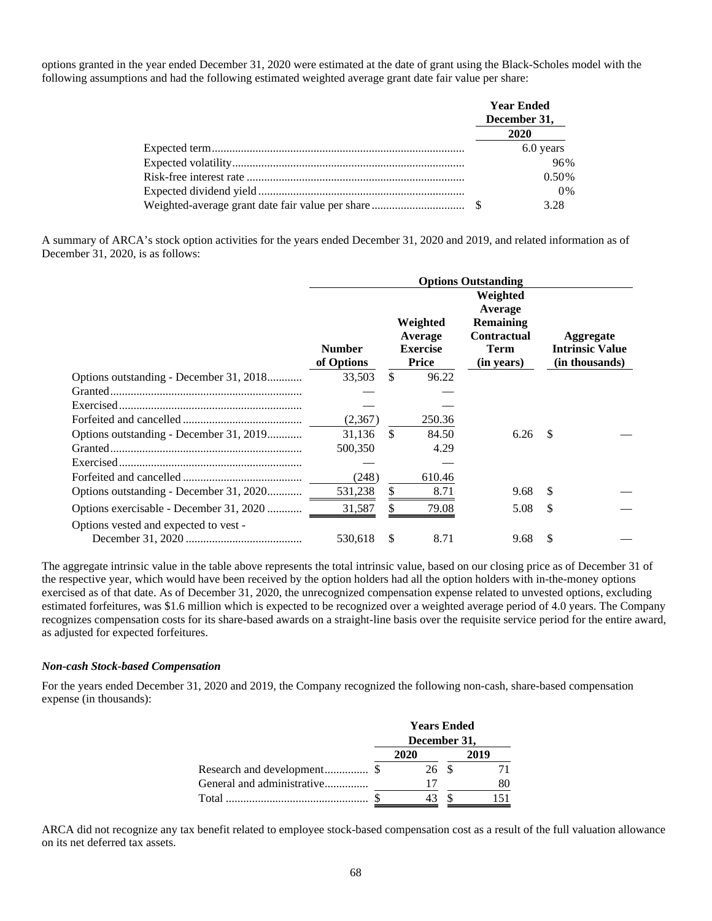options granted in the year ended December 31, 2020 were estimated at the date of grant using the Black-Scholes model with the following assumptions and had the following estimated weighted average grant date fair value per share:

| | Year Ended December 31, 2020 |
|---|---|
| Expected term | 6.0 years |
| Expected volatility | 96% |
| Risk-free interest rate | 0.50% |
| Expected dividend yield | 0% |
| Weighted-average grant date fair value per share | $ 3.28 |

A summary of ARCA's stock option activities for the years ended December 31, 2020 and 2019, and related information as of December 31, 2020, is as follows:

| | Options Outstanding | | | |
|---|---|---|---|---|
| | Number of Options | Weighted Average Exercise Price | Weighted Average Remaining Contractual Term (in years) | Aggregate Intrinsic Value (in thousands) |
| Options outstanding - December 31, 2018 | 33,503 | $ 96.22 | | |
| Granted | — | — | | |
| Exercised | — | — | | |
| Forfeited and cancelled | (2,367) | 250.36 | | |
| Options outstanding - December 31, 2019 | 31,136 | $ 84.50 | 6.26 | $ — |
| Granted | 500,350 | 4.29 | | |
| Exercised | — | — | | |
| Forfeited and cancelled | (248) | 610.46 | | |
| Options outstanding - December 31, 2020 | 531,238 | $ 8.71 | 9.68 | $ — |
| Options exercisable - December 31, 2020 | 31,587 | $ 79.08 | 5.08 | $ — |
| Options vested and expected to vest - December 31, 2020 | 530,618 | $ 8.71 | 9.68 | $ — |

The aggregate intrinsic value in the table above represents the total intrinsic value, based on our closing price as of December 31 of the respective year, which would have been received by the option holders had all the option holders with in-the-money options exercised as of that date. As of December 31, 2020, the unrecognized compensation expense related to unvested options, excluding estimated forfeitures, was $1.6 million which is expected to be recognized over a weighted average period of 4.0 years. The Company recognizes compensation costs for its share-based awards on a straight-line basis over the requisite service period for the entire award, as adjusted for expected forfeitures.

***Non-cash Stock-based Compensation***

For the years ended December 31, 2020 and 2019, the Company recognized the following non-cash, share-based compensation expense (in thousands):

| | Years Ended December 31, | |
|---|---|---|
| | 2020 | 2019 |
| Research and development | $ 26 | $ 71 |
| General and administrative | 17 | 80 |
| Total | $ 43 | $ 151 |

ARCA did not recognize any tax benefit related to employee stock-based compensation cost as a result of the full valuation allowance on its net deferred tax assets.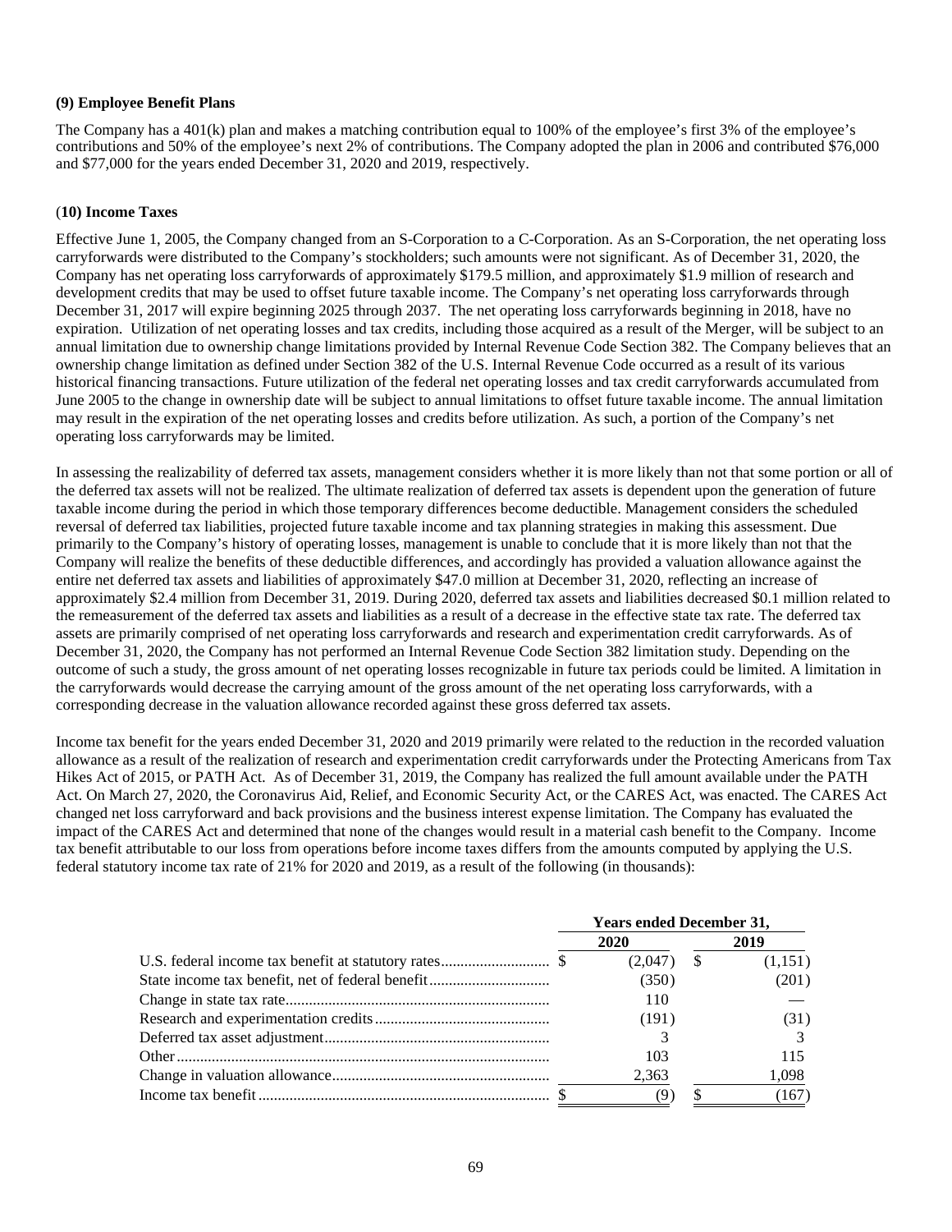### (9) Employee Benefit Plans

The Company has a 401(k) plan and makes a matching contribution equal to 100% of the employee's first 3% of the employee's contributions and 50% of the employee's next 2% of contributions. The Company adopted the plan in 2006 and contributed $76,000 and $77,000 for the years ended December 31, 2020 and 2019, respectively.

### (10) Income Taxes

Effective June 1, 2005, the Company changed from an S-Corporation to a C-Corporation. As an S-Corporation, the net operating loss carryforwards were distributed to the Company's stockholders; such amounts were not significant. As of December 31, 2020, the Company has net operating loss carryforwards of approximately $179.5 million, and approximately $1.9 million of research and development credits that may be used to offset future taxable income. The Company's net operating loss carryforwards through December 31, 2017 will expire beginning 2025 through 2037. The net operating loss carryforwards beginning in 2018, have no expiration. Utilization of net operating losses and tax credits, including those acquired as a result of the Merger, will be subject to an annual limitation due to ownership change limitations provided by Internal Revenue Code Section 382. The Company believes that an ownership change limitation as defined under Section 382 of the U.S. Internal Revenue Code occurred as a result of its various historical financing transactions. Future utilization of the federal net operating losses and tax credit carryforwards accumulated from June 2005 to the change in ownership date will be subject to annual limitations to offset future taxable income. The annual limitation may result in the expiration of the net operating losses and credits before utilization. As such, a portion of the Company's net operating loss carryforwards may be limited.

In assessing the realizability of deferred tax assets, management considers whether it is more likely than not that some portion or all of the deferred tax assets will not be realized. The ultimate realization of deferred tax assets is dependent upon the generation of future taxable income during the period in which those temporary differences become deductible. Management considers the scheduled reversal of deferred tax liabilities, projected future taxable income and tax planning strategies in making this assessment. Due primarily to the Company's history of operating losses, management is unable to conclude that it is more likely than not that the Company will realize the benefits of these deductible differences, and accordingly has provided a valuation allowance against the entire net deferred tax assets and liabilities of approximately $47.0 million at December 31, 2020, reflecting an increase of approximately $2.4 million from December 31, 2019. During 2020, deferred tax assets and liabilities decreased $0.1 million related to the remeasurement of the deferred tax assets and liabilities as a result of a decrease in the effective state tax rate. The deferred tax assets are primarily comprised of net operating loss carryforwards and research and experimentation credit carryforwards. As of December 31, 2020, the Company has not performed an Internal Revenue Code Section 382 limitation study. Depending on the outcome of such a study, the gross amount of net operating losses recognizable in future tax periods could be limited. A limitation in the carryforwards would decrease the carrying amount of the gross amount of the net operating loss carryforwards, with a corresponding decrease in the valuation allowance recorded against these gross deferred tax assets.

Income tax benefit for the years ended December 31, 2020 and 2019 primarily were related to the reduction in the recorded valuation allowance as a result of the realization of research and experimentation credit carryforwards under the Protecting Americans from Tax Hikes Act of 2015, or PATH Act. As of December 31, 2019, the Company has realized the full amount available under the PATH Act. On March 27, 2020, the Coronavirus Aid, Relief, and Economic Security Act, or the CARES Act, was enacted. The CARES Act changed net loss carryforward and back provisions and the business interest expense limitation. The Company has evaluated the impact of the CARES Act and determined that none of the changes would result in a material cash benefit to the Company. Income tax benefit attributable to our loss from operations before income taxes differs from the amounts computed by applying the U.S. federal statutory income tax rate of 21% for 2020 and 2019, as a result of the following (in thousands):

| | Years ended December 31, | |
|---|---|---|
| | 2020 | 2019 |
| U.S. federal income tax benefit at statutory rates | $ (2,047) | $ (1,151) |
| State income tax benefit, net of federal benefit | (350) | (201) |
| Change in state tax rate | 110 | — |
| Research and experimentation credits | (191) | (31) |
| Deferred tax asset adjustment | 3 | 3 |
| Other | 103 | 115 |
| Change in valuation allowance | 2,363 | 1,098 |
| Income tax benefit | $ (9) | $ (167) |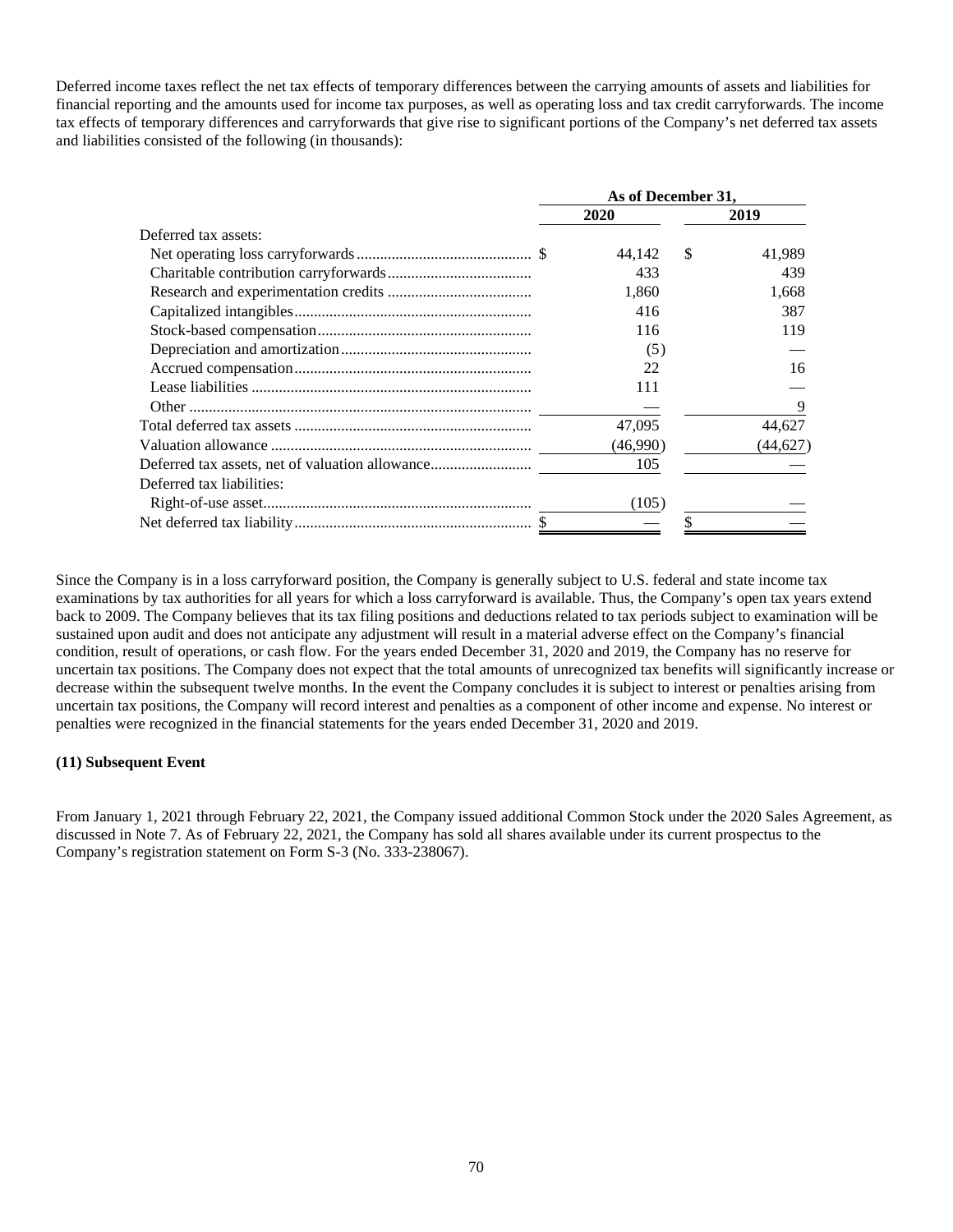Deferred income taxes reflect the net tax effects of temporary differences between the carrying amounts of assets and liabilities for financial reporting and the amounts used for income tax purposes, as well as operating loss and tax credit carryforwards. The income tax effects of temporary differences and carryforwards that give rise to significant portions of the Company's net deferred tax assets and liabilities consisted of the following (in thousands):

| | As of December 31, | |
|---|---|---|
| | 2020 | 2019 |
| Deferred tax assets: | | |
| Net operating loss carryforwards | $ 44,142 | $ 41,989 |
| Charitable contribution carryforwards | 433 | 439 |
| Research and experimentation credits | 1,860 | 1,668 |
| Capitalized intangibles | 416 | 387 |
| Stock-based compensation | 116 | 119 |
| Depreciation and amortization | (5) | — |
| Accrued compensation | 22 | 16 |
| Lease liabilities | 111 | — |
| Other | — | 9 |
| Total deferred tax assets | 47,095 | 44,627 |
| Valuation allowance | (46,990) | (44,627) |
| Deferred tax assets, net of valuation allowance | 105 | — |
| Deferred tax liabilities: | | |
| Right-of-use asset | (105) | — |
| Net deferred tax liability | $ — | $ — |

Since the Company is in a loss carryforward position, the Company is generally subject to U.S. federal and state income tax examinations by tax authorities for all years for which a loss carryforward is available. Thus, the Company's open tax years extend back to 2009. The Company believes that its tax filing positions and deductions related to tax periods subject to examination will be sustained upon audit and does not anticipate any adjustment will result in a material adverse effect on the Company's financial condition, result of operations, or cash flow. For the years ended December 31, 2020 and 2019, the Company has no reserve for uncertain tax positions. The Company does not expect that the total amounts of unrecognized tax benefits will significantly increase or decrease within the subsequent twelve months. In the event the Company concludes it is subject to interest or penalties arising from uncertain tax positions, the Company will record interest and penalties as a component of other income and expense. No interest or penalties were recognized in the financial statements for the years ended December 31, 2020 and 2019.

**(11) Subsequent Event**

From January 1, 2021 through February 22, 2021, the Company issued additional Common Stock under the 2020 Sales Agreement, as discussed in Note 7. As of February 22, 2021, the Company has sold all shares available under its current prospectus to the Company's registration statement on Form S-3 (No. 333-238067).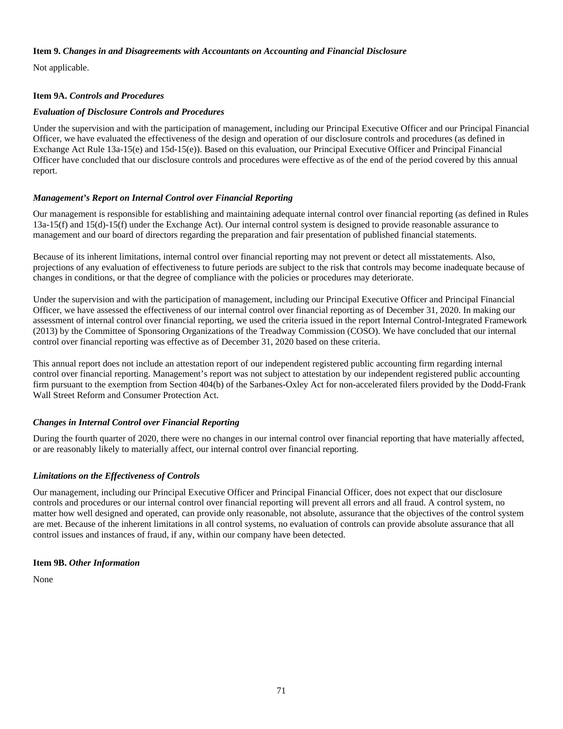**Item 9.** ***Changes in and Disagreements with Accountants on Accounting and Financial Disclosure***

Not applicable.

**Item 9A.** ***Controls and Procedures***

***Evaluation of Disclosure Controls and Procedures***

Under the supervision and with the participation of management, including our Principal Executive Officer and our Principal Financial Officer, we have evaluated the effectiveness of the design and operation of our disclosure controls and procedures (as defined in Exchange Act Rule 13a-15(e) and 15d-15(e)). Based on this evaluation, our Principal Executive Officer and Principal Financial Officer have concluded that our disclosure controls and procedures were effective as of the end of the period covered by this annual report.

***Management's Report on Internal Control over Financial Reporting***

Our management is responsible for establishing and maintaining adequate internal control over financial reporting (as defined in Rules 13a-15(f) and 15(d)-15(f) under the Exchange Act). Our internal control system is designed to provide reasonable assurance to management and our board of directors regarding the preparation and fair presentation of published financial statements.

Because of its inherent limitations, internal control over financial reporting may not prevent or detect all misstatements. Also, projections of any evaluation of effectiveness to future periods are subject to the risk that controls may become inadequate because of changes in conditions, or that the degree of compliance with the policies or procedures may deteriorate.

Under the supervision and with the participation of management, including our Principal Executive Officer and Principal Financial Officer, we have assessed the effectiveness of our internal control over financial reporting as of December 31, 2020. In making our assessment of internal control over financial reporting, we used the criteria issued in the report Internal Control-Integrated Framework (2013) by the Committee of Sponsoring Organizations of the Treadway Commission (COSO). We have concluded that our internal control over financial reporting was effective as of December 31, 2020 based on these criteria.

This annual report does not include an attestation report of our independent registered public accounting firm regarding internal control over financial reporting. Management's report was not subject to attestation by our independent registered public accounting firm pursuant to the exemption from Section 404(b) of the Sarbanes-Oxley Act for non-accelerated filers provided by the Dodd-Frank Wall Street Reform and Consumer Protection Act.

***Changes in Internal Control over Financial Reporting***

During the fourth quarter of 2020, there were no changes in our internal control over financial reporting that have materially affected, or are reasonably likely to materially affect, our internal control over financial reporting.

***Limitations on the Effectiveness of Controls***

Our management, including our Principal Executive Officer and Principal Financial Officer, does not expect that our disclosure controls and procedures or our internal control over financial reporting will prevent all errors and all fraud. A control system, no matter how well designed and operated, can provide only reasonable, not absolute, assurance that the objectives of the control system are met. Because of the inherent limitations in all control systems, no evaluation of controls can provide absolute assurance that all control issues and instances of fraud, if any, within our company have been detected.

**Item 9B.** ***Other Information***

None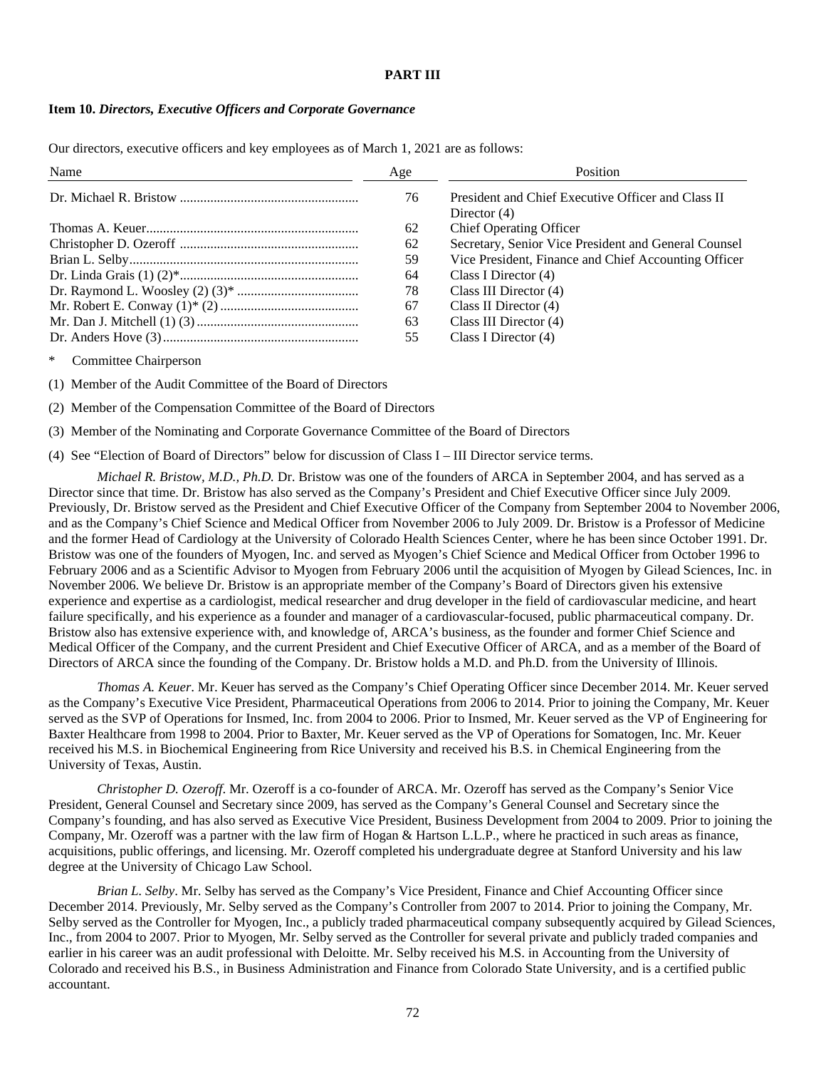## PART III

### Item 10. *Directors, Executive Officers and Corporate Governance*

Our directors, executive officers and key employees as of March 1, 2021 are as follows:

| Name | Age | Position |
|---|---|---|
| Dr. Michael R. Bristow | 76 | President and Chief Executive Officer and Class II Director (4) |
| Thomas A. Keuer | 62 | Chief Operating Officer |
| Christopher D. Ozeroff | 62 | Secretary, Senior Vice President and General Counsel |
| Brian L. Selby | 59 | Vice President, Finance and Chief Accounting Officer |
| Dr. Linda Grais (1) (2)* | 64 | Class I Director (4) |
| Dr. Raymond L. Woosley (2) (3)* | 78 | Class III Director (4) |
| Mr. Robert E. Conway (1)* (2) | 67 | Class II Director (4) |
| Mr. Dan J. Mitchell (1) (3) | 63 | Class III Director (4) |
| Dr. Anders Hove (3) | 55 | Class I Director (4) |

\* Committee Chairperson

(1) Member of the Audit Committee of the Board of Directors

(2) Member of the Compensation Committee of the Board of Directors

(3) Member of the Nominating and Corporate Governance Committee of the Board of Directors

(4) See "Election of Board of Directors" below for discussion of Class I – III Director service terms.

*Michael R. Bristow, M.D., Ph.D.* Dr. Bristow was one of the founders of ARCA in September 2004, and has served as a Director since that time. Dr. Bristow has also served as the Company's President and Chief Executive Officer since July 2009. Previously, Dr. Bristow served as the President and Chief Executive Officer of the Company from September 2004 to November 2006, and as the Company's Chief Science and Medical Officer from November 2006 to July 2009. Dr. Bristow is a Professor of Medicine and the former Head of Cardiology at the University of Colorado Health Sciences Center, where he has been since October 1991. Dr. Bristow was one of the founders of Myogen, Inc. and served as Myogen's Chief Science and Medical Officer from October 1996 to February 2006 and as a Scientific Advisor to Myogen from February 2006 until the acquisition of Myogen by Gilead Sciences, Inc. in November 2006. We believe Dr. Bristow is an appropriate member of the Company's Board of Directors given his extensive experience and expertise as a cardiologist, medical researcher and drug developer in the field of cardiovascular medicine, and heart failure specifically, and his experience as a founder and manager of a cardiovascular-focused, public pharmaceutical company. Dr. Bristow also has extensive experience with, and knowledge of, ARCA's business, as the founder and former Chief Science and Medical Officer of the Company, and the current President and Chief Executive Officer of ARCA, and as a member of the Board of Directors of ARCA since the founding of the Company. Dr. Bristow holds a M.D. and Ph.D. from the University of Illinois.

*Thomas A. Keuer*. Mr. Keuer has served as the Company's Chief Operating Officer since December 2014. Mr. Keuer served as the Company's Executive Vice President, Pharmaceutical Operations from 2006 to 2014. Prior to joining the Company, Mr. Keuer served as the SVP of Operations for Insmed, Inc. from 2004 to 2006. Prior to Insmed, Mr. Keuer served as the VP of Engineering for Baxter Healthcare from 1998 to 2004. Prior to Baxter, Mr. Keuer served as the VP of Operations for Somatogen, Inc. Mr. Keuer received his M.S. in Biochemical Engineering from Rice University and received his B.S. in Chemical Engineering from the University of Texas, Austin.

*Christopher D. Ozeroff*. Mr. Ozeroff is a co-founder of ARCA. Mr. Ozeroff has served as the Company's Senior Vice President, General Counsel and Secretary since 2009, has served as the Company's General Counsel and Secretary since the Company's founding, and has also served as Executive Vice President, Business Development from 2004 to 2009. Prior to joining the Company, Mr. Ozeroff was a partner with the law firm of Hogan & Hartson L.L.P., where he practiced in such areas as finance, acquisitions, public offerings, and licensing. Mr. Ozeroff completed his undergraduate degree at Stanford University and his law degree at the University of Chicago Law School.

*Brian L. Selby*. Mr. Selby has served as the Company's Vice President, Finance and Chief Accounting Officer since December 2014. Previously, Mr. Selby served as the Company's Controller from 2007 to 2014. Prior to joining the Company, Mr. Selby served as the Controller for Myogen, Inc., a publicly traded pharmaceutical company subsequently acquired by Gilead Sciences, Inc., from 2004 to 2007. Prior to Myogen, Mr. Selby served as the Controller for several private and publicly traded companies and earlier in his career was an audit professional with Deloitte. Mr. Selby received his M.S. in Accounting from the University of Colorado and received his B.S., in Business Administration and Finance from Colorado State University, and is a certified public accountant.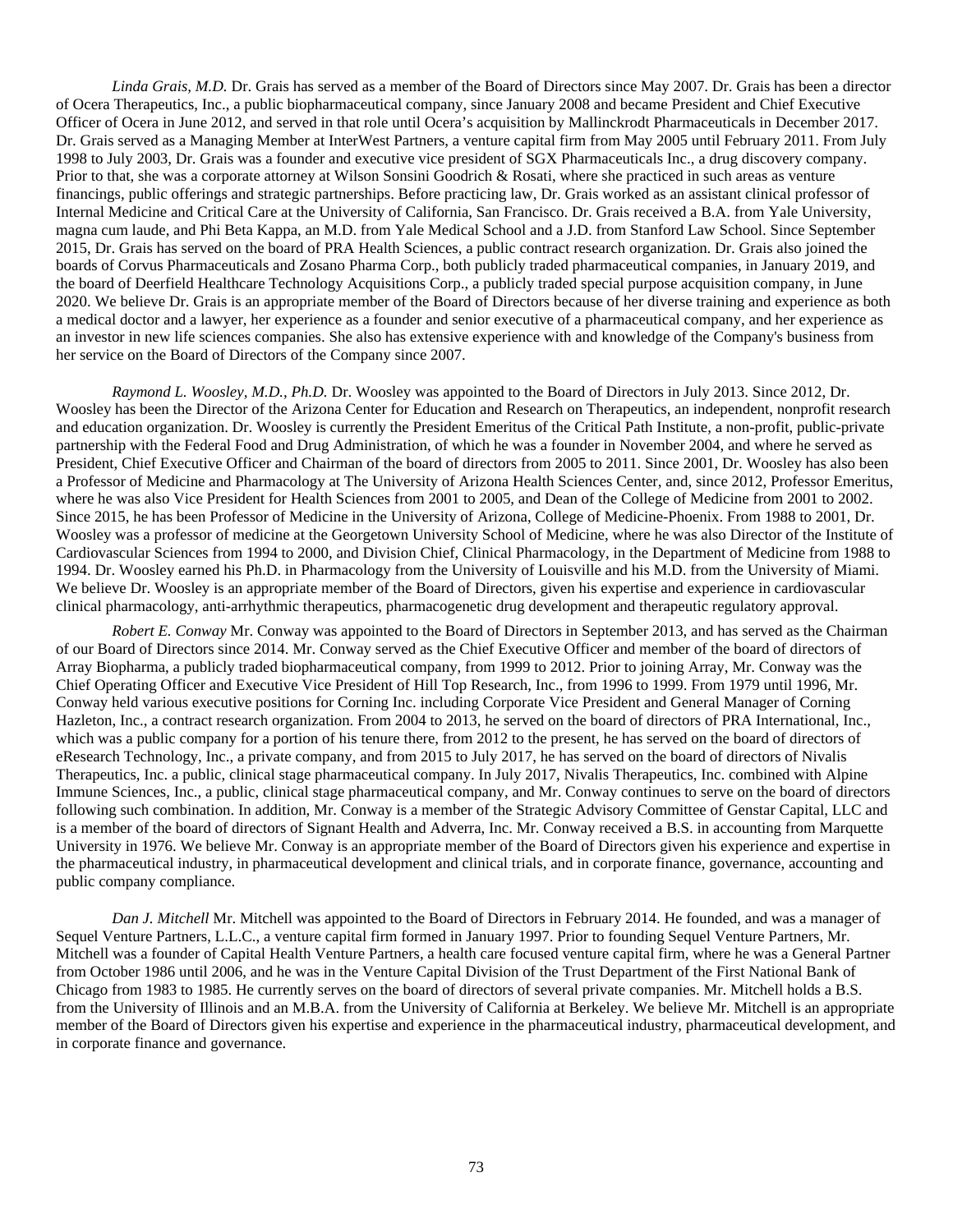*Linda Grais, M.D.* Dr. Grais has served as a member of the Board of Directors since May 2007. Dr. Grais has been a director of Ocera Therapeutics, Inc., a public biopharmaceutical company, since January 2008 and became President and Chief Executive Officer of Ocera in June 2012, and served in that role until Ocera's acquisition by Mallinckrodt Pharmaceuticals in December 2017. Dr. Grais served as a Managing Member at InterWest Partners, a venture capital firm from May 2005 until February 2011. From July 1998 to July 2003, Dr. Grais was a founder and executive vice president of SGX Pharmaceuticals Inc., a drug discovery company. Prior to that, she was a corporate attorney at Wilson Sonsini Goodrich & Rosati, where she practiced in such areas as venture financings, public offerings and strategic partnerships. Before practicing law, Dr. Grais worked as an assistant clinical professor of Internal Medicine and Critical Care at the University of California, San Francisco. Dr. Grais received a B.A. from Yale University, magna cum laude, and Phi Beta Kappa, an M.D. from Yale Medical School and a J.D. from Stanford Law School. Since September 2015, Dr. Grais has served on the board of PRA Health Sciences, a public contract research organization. Dr. Grais also joined the boards of Corvus Pharmaceuticals and Zosano Pharma Corp., both publicly traded pharmaceutical companies, in January 2019, and the board of Deerfield Healthcare Technology Acquisitions Corp., a publicly traded special purpose acquisition company, in June 2020. We believe Dr. Grais is an appropriate member of the Board of Directors because of her diverse training and experience as both a medical doctor and a lawyer, her experience as a founder and senior executive of a pharmaceutical company, and her experience as an investor in new life sciences companies. She also has extensive experience with and knowledge of the Company's business from her service on the Board of Directors of the Company since 2007.

*Raymond L. Woosley, M.D., Ph.D.* Dr. Woosley was appointed to the Board of Directors in July 2013. Since 2012, Dr. Woosley has been the Director of the Arizona Center for Education and Research on Therapeutics, an independent, nonprofit research and education organization. Dr. Woosley is currently the President Emeritus of the Critical Path Institute, a non-profit, public-private partnership with the Federal Food and Drug Administration, of which he was a founder in November 2004, and where he served as President, Chief Executive Officer and Chairman of the board of directors from 2005 to 2011. Since 2001, Dr. Woosley has also been a Professor of Medicine and Pharmacology at The University of Arizona Health Sciences Center, and, since 2012, Professor Emeritus, where he was also Vice President for Health Sciences from 2001 to 2005, and Dean of the College of Medicine from 2001 to 2002. Since 2015, he has been Professor of Medicine in the University of Arizona, College of Medicine-Phoenix. From 1988 to 2001, Dr. Woosley was a professor of medicine at the Georgetown University School of Medicine, where he was also Director of the Institute of Cardiovascular Sciences from 1994 to 2000, and Division Chief, Clinical Pharmacology, in the Department of Medicine from 1988 to 1994. Dr. Woosley earned his Ph.D. in Pharmacology from the University of Louisville and his M.D. from the University of Miami. We believe Dr. Woosley is an appropriate member of the Board of Directors, given his expertise and experience in cardiovascular clinical pharmacology, anti-arrhythmic therapeutics, pharmacogenetic drug development and therapeutic regulatory approval.

*Robert E. Conway* Mr. Conway was appointed to the Board of Directors in September 2013, and has served as the Chairman of our Board of Directors since 2014. Mr. Conway served as the Chief Executive Officer and member of the board of directors of Array Biopharma, a publicly traded biopharmaceutical company, from 1999 to 2012. Prior to joining Array, Mr. Conway was the Chief Operating Officer and Executive Vice President of Hill Top Research, Inc., from 1996 to 1999. From 1979 until 1996, Mr. Conway held various executive positions for Corning Inc. including Corporate Vice President and General Manager of Corning Hazleton, Inc., a contract research organization. From 2004 to 2013, he served on the board of directors of PRA International, Inc., which was a public company for a portion of his tenure there, from 2012 to the present, he has served on the board of directors of eResearch Technology, Inc., a private company, and from 2015 to July 2017, he has served on the board of directors of Nivalis Therapeutics, Inc. a public, clinical stage pharmaceutical company. In July 2017, Nivalis Therapeutics, Inc. combined with Alpine Immune Sciences, Inc., a public, clinical stage pharmaceutical company, and Mr. Conway continues to serve on the board of directors following such combination. In addition, Mr. Conway is a member of the Strategic Advisory Committee of Genstar Capital, LLC and is a member of the board of directors of Signant Health and Adverra, Inc. Mr. Conway received a B.S. in accounting from Marquette University in 1976. We believe Mr. Conway is an appropriate member of the Board of Directors given his experience and expertise in the pharmaceutical industry, in pharmaceutical development and clinical trials, and in corporate finance, governance, accounting and public company compliance.

*Dan J. Mitchell* Mr. Mitchell was appointed to the Board of Directors in February 2014. He founded, and was a manager of Sequel Venture Partners, L.L.C., a venture capital firm formed in January 1997. Prior to founding Sequel Venture Partners, Mr. Mitchell was a founder of Capital Health Venture Partners, a health care focused venture capital firm, where he was a General Partner from October 1986 until 2006, and he was in the Venture Capital Division of the Trust Department of the First National Bank of Chicago from 1983 to 1985. He currently serves on the board of directors of several private companies. Mr. Mitchell holds a B.S. from the University of Illinois and an M.B.A. from the University of California at Berkeley. We believe Mr. Mitchell is an appropriate member of the Board of Directors given his expertise and experience in the pharmaceutical industry, pharmaceutical development, and in corporate finance and governance.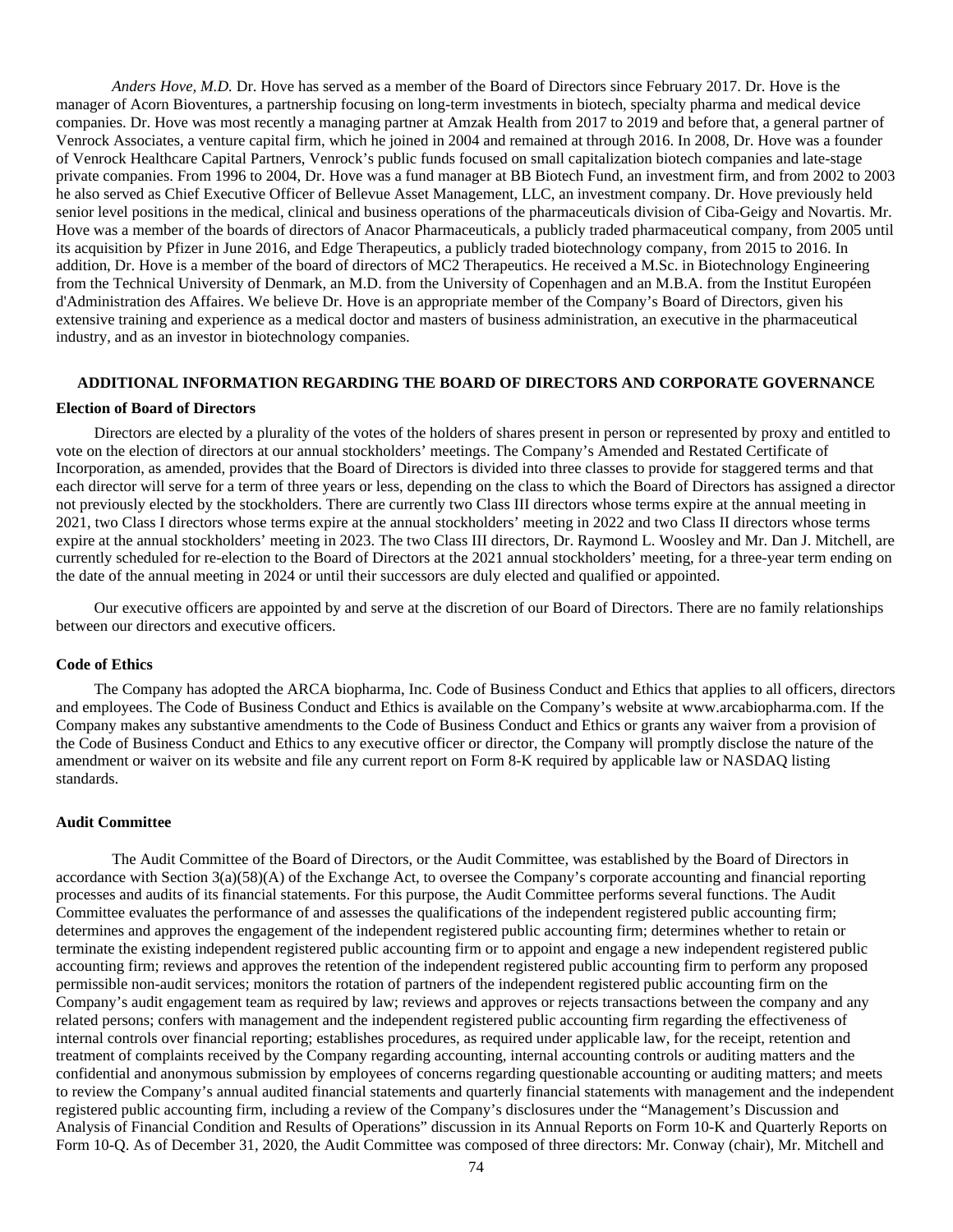*Anders Hove, M.D.* Dr. Hove has served as a member of the Board of Directors since February 2017. Dr. Hove is the manager of Acorn Bioventures, a partnership focusing on long-term investments in biotech, specialty pharma and medical device companies. Dr. Hove was most recently a managing partner at Amzak Health from 2017 to 2019 and before that, a general partner of Venrock Associates, a venture capital firm, which he joined in 2004 and remained at through 2016. In 2008, Dr. Hove was a founder of Venrock Healthcare Capital Partners, Venrock's public funds focused on small capitalization biotech companies and late-stage private companies. From 1996 to 2004, Dr. Hove was a fund manager at BB Biotech Fund, an investment firm, and from 2002 to 2003 he also served as Chief Executive Officer of Bellevue Asset Management, LLC, an investment company. Dr. Hove previously held senior level positions in the medical, clinical and business operations of the pharmaceuticals division of Ciba-Geigy and Novartis. Mr. Hove was a member of the boards of directors of Anacor Pharmaceuticals, a publicly traded pharmaceutical company, from 2005 until its acquisition by Pfizer in June 2016, and Edge Therapeutics, a publicly traded biotechnology company, from 2015 to 2016. In addition, Dr. Hove is a member of the board of directors of MC2 Therapeutics. He received a M.Sc. in Biotechnology Engineering from the Technical University of Denmark, an M.D. from the University of Copenhagen and an M.B.A. from the Institut Européen d'Administration des Affaires. We believe Dr. Hove is an appropriate member of the Company's Board of Directors, given his extensive training and experience as a medical doctor and masters of business administration, an executive in the pharmaceutical industry, and as an investor in biotechnology companies.

## ADDITIONAL INFORMATION REGARDING THE BOARD OF DIRECTORS AND CORPORATE GOVERNANCE

### Election of Board of Directors

Directors are elected by a plurality of the votes of the holders of shares present in person or represented by proxy and entitled to vote on the election of directors at our annual stockholders' meetings. The Company's Amended and Restated Certificate of Incorporation, as amended, provides that the Board of Directors is divided into three classes to provide for staggered terms and that each director will serve for a term of three years or less, depending on the class to which the Board of Directors has assigned a director not previously elected by the stockholders. There are currently two Class III directors whose terms expire at the annual meeting in 2021, two Class I directors whose terms expire at the annual stockholders' meeting in 2022 and two Class II directors whose terms expire at the annual stockholders' meeting in 2023. The two Class III directors, Dr. Raymond L. Woosley and Mr. Dan J. Mitchell, are currently scheduled for re-election to the Board of Directors at the 2021 annual stockholders' meeting, for a three-year term ending on the date of the annual meeting in 2024 or until their successors are duly elected and qualified or appointed.

Our executive officers are appointed by and serve at the discretion of our Board of Directors. There are no family relationships between our directors and executive officers.

### Code of Ethics

The Company has adopted the ARCA biopharma, Inc. Code of Business Conduct and Ethics that applies to all officers, directors and employees. The Code of Business Conduct and Ethics is available on the Company's website at www.arcabiopharma.com. If the Company makes any substantive amendments to the Code of Business Conduct and Ethics or grants any waiver from a provision of the Code of Business Conduct and Ethics to any executive officer or director, the Company will promptly disclose the nature of the amendment or waiver on its website and file any current report on Form 8-K required by applicable law or NASDAQ listing standards.

### Audit Committee

The Audit Committee of the Board of Directors, or the Audit Committee, was established by the Board of Directors in accordance with Section 3(a)(58)(A) of the Exchange Act, to oversee the Company's corporate accounting and financial reporting processes and audits of its financial statements. For this purpose, the Audit Committee performs several functions. The Audit Committee evaluates the performance of and assesses the qualifications of the independent registered public accounting firm; determines and approves the engagement of the independent registered public accounting firm; determines whether to retain or terminate the existing independent registered public accounting firm or to appoint and engage a new independent registered public accounting firm; reviews and approves the retention of the independent registered public accounting firm to perform any proposed permissible non-audit services; monitors the rotation of partners of the independent registered public accounting firm on the Company's audit engagement team as required by law; reviews and approves or rejects transactions between the company and any related persons; confers with management and the independent registered public accounting firm regarding the effectiveness of internal controls over financial reporting; establishes procedures, as required under applicable law, for the receipt, retention and treatment of complaints received by the Company regarding accounting, internal accounting controls or auditing matters and the confidential and anonymous submission by employees of concerns regarding questionable accounting or auditing matters; and meets to review the Company's annual audited financial statements and quarterly financial statements with management and the independent registered public accounting firm, including a review of the Company's disclosures under the "Management's Discussion and Analysis of Financial Condition and Results of Operations" discussion in its Annual Reports on Form 10-K and Quarterly Reports on Form 10-Q. As of December 31, 2020, the Audit Committee was composed of three directors: Mr. Conway (chair), Mr. Mitchell and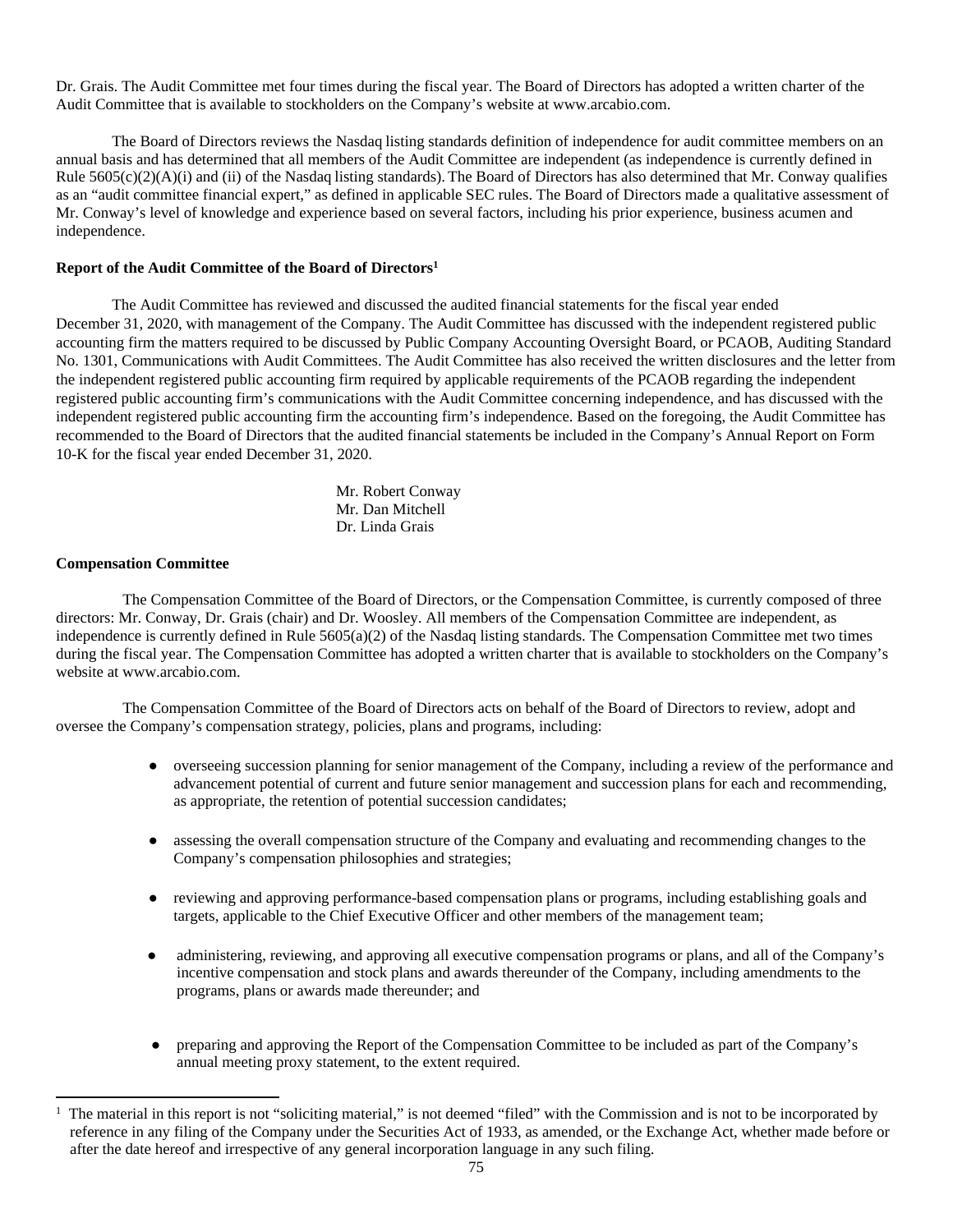Dr. Grais. The Audit Committee met four times during the fiscal year. The Board of Directors has adopted a written charter of the Audit Committee that is available to stockholders on the Company's website at www.arcabio.com.

The Board of Directors reviews the Nasdaq listing standards definition of independence for audit committee members on an annual basis and has determined that all members of the Audit Committee are independent (as independence is currently defined in Rule 5605(c)(2)(A)(i) and (ii) of the Nasdaq listing standards). The Board of Directors has also determined that Mr. Conway qualifies as an "audit committee financial expert," as defined in applicable SEC rules. The Board of Directors made a qualitative assessment of Mr. Conway's level of knowledge and experience based on several factors, including his prior experience, business acumen and independence.

**Report of the Audit Committee of the Board of Directors[1]**

The Audit Committee has reviewed and discussed the audited financial statements for the fiscal year ended December 31, 2020, with management of the Company. The Audit Committee has discussed with the independent registered public accounting firm the matters required to be discussed by Public Company Accounting Oversight Board, or PCAOB, Auditing Standard No. 1301, Communications with Audit Committees. The Audit Committee has also received the written disclosures and the letter from the independent registered public accounting firm required by applicable requirements of the PCAOB regarding the independent registered public accounting firm's communications with the Audit Committee concerning independence, and has discussed with the independent registered public accounting firm the accounting firm's independence. Based on the foregoing, the Audit Committee has recommended to the Board of Directors that the audited financial statements be included in the Company's Annual Report on Form 10-K for the fiscal year ended December 31, 2020.

Mr. Robert Conway
Mr. Dan Mitchell
Dr. Linda Grais

**Compensation Committee**

The Compensation Committee of the Board of Directors, or the Compensation Committee, is currently composed of three directors: Mr. Conway, Dr. Grais (chair) and Dr. Woosley. All members of the Compensation Committee are independent, as independence is currently defined in Rule 5605(a)(2) of the Nasdaq listing standards. The Compensation Committee met two times during the fiscal year. The Compensation Committee has adopted a written charter that is available to stockholders on the Company's website at www.arcabio.com.

The Compensation Committee of the Board of Directors acts on behalf of the Board of Directors to review, adopt and oversee the Company's compensation strategy, policies, plans and programs, including:

- overseeing succession planning for senior management of the Company, including a review of the performance and advancement potential of current and future senior management and succession plans for each and recommending, as appropriate, the retention of potential succession candidates;
- assessing the overall compensation structure of the Company and evaluating and recommending changes to the Company's compensation philosophies and strategies;
- reviewing and approving performance-based compensation plans or programs, including establishing goals and targets, applicable to the Chief Executive Officer and other members of the management team;
- administering, reviewing, and approving all executive compensation programs or plans, and all of the Company's incentive compensation and stock plans and awards thereunder of the Company, including amendments to the programs, plans or awards made thereunder; and
- preparing and approving the Report of the Compensation Committee to be included as part of the Company's annual meeting proxy statement, to the extent required.

---

[1] The material in this report is not "soliciting material," is not deemed "filed" with the Commission and is not to be incorporated by reference in any filing of the Company under the Securities Act of 1933, as amended, or the Exchange Act, whether made before or after the date hereof and irrespective of any general incorporation language in any such filing.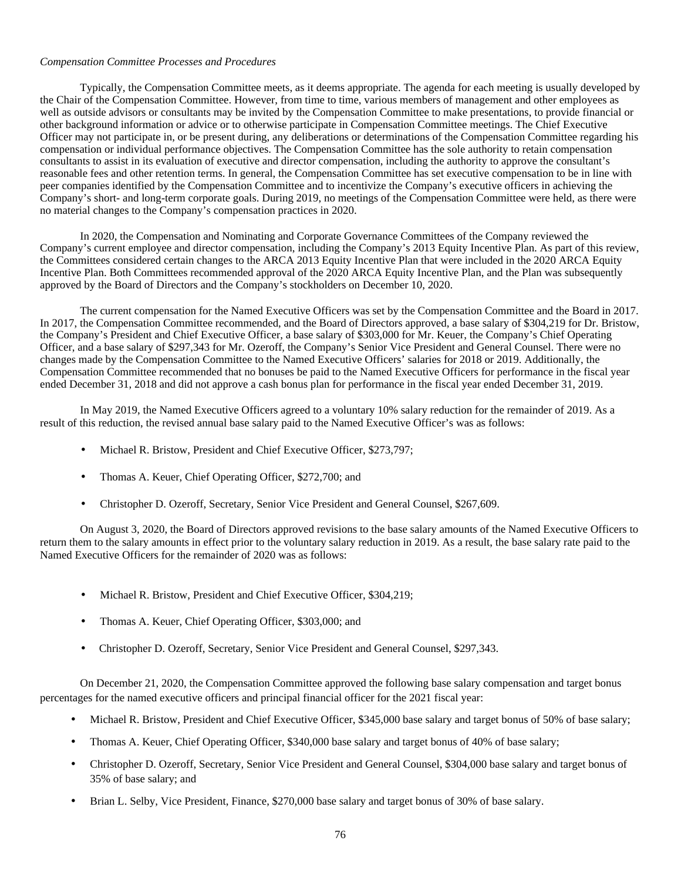*Compensation Committee Processes and Procedures*

Typically, the Compensation Committee meets, as it deems appropriate. The agenda for each meeting is usually developed by the Chair of the Compensation Committee. However, from time to time, various members of management and other employees as well as outside advisors or consultants may be invited by the Compensation Committee to make presentations, to provide financial or other background information or advice or to otherwise participate in Compensation Committee meetings. The Chief Executive Officer may not participate in, or be present during, any deliberations or determinations of the Compensation Committee regarding his compensation or individual performance objectives. The Compensation Committee has the sole authority to retain compensation consultants to assist in its evaluation of executive and director compensation, including the authority to approve the consultant's reasonable fees and other retention terms. In general, the Compensation Committee has set executive compensation to be in line with peer companies identified by the Compensation Committee and to incentivize the Company's executive officers in achieving the Company's short- and long-term corporate goals. During 2019, no meetings of the Compensation Committee were held, as there were no material changes to the Company's compensation practices in 2020.

In 2020, the Compensation and Nominating and Corporate Governance Committees of the Company reviewed the Company's current employee and director compensation, including the Company's 2013 Equity Incentive Plan. As part of this review, the Committees considered certain changes to the ARCA 2013 Equity Incentive Plan that were included in the 2020 ARCA Equity Incentive Plan. Both Committees recommended approval of the 2020 ARCA Equity Incentive Plan, and the Plan was subsequently approved by the Board of Directors and the Company's stockholders on December 10, 2020.

The current compensation for the Named Executive Officers was set by the Compensation Committee and the Board in 2017. In 2017, the Compensation Committee recommended, and the Board of Directors approved, a base salary of $304,219 for Dr. Bristow, the Company's President and Chief Executive Officer, a base salary of $303,000 for Mr. Keuer, the Company's Chief Operating Officer, and a base salary of $297,343 for Mr. Ozeroff, the Company's Senior Vice President and General Counsel. There were no changes made by the Compensation Committee to the Named Executive Officers' salaries for 2018 or 2019. Additionally, the Compensation Committee recommended that no bonuses be paid to the Named Executive Officers for performance in the fiscal year ended December 31, 2018 and did not approve a cash bonus plan for performance in the fiscal year ended December 31, 2019.

In May 2019, the Named Executive Officers agreed to a voluntary 10% salary reduction for the remainder of 2019. As a result of this reduction, the revised annual base salary paid to the Named Executive Officer's was as follows:

- Michael R. Bristow, President and Chief Executive Officer, $273,797;
- Thomas A. Keuer, Chief Operating Officer, $272,700; and
- Christopher D. Ozeroff, Secretary, Senior Vice President and General Counsel, $267,609.

On August 3, 2020, the Board of Directors approved revisions to the base salary amounts of the Named Executive Officers to return them to the salary amounts in effect prior to the voluntary salary reduction in 2019. As a result, the base salary rate paid to the Named Executive Officers for the remainder of 2020 was as follows:

- Michael R. Bristow, President and Chief Executive Officer, $304,219;
- Thomas A. Keuer, Chief Operating Officer, $303,000; and
- Christopher D. Ozeroff, Secretary, Senior Vice President and General Counsel, $297,343.

On December 21, 2020, the Compensation Committee approved the following base salary compensation and target bonus percentages for the named executive officers and principal financial officer for the 2021 fiscal year:

- Michael R. Bristow, President and Chief Executive Officer, $345,000 base salary and target bonus of 50% of base salary;
- Thomas A. Keuer, Chief Operating Officer, $340,000 base salary and target bonus of 40% of base salary;
- Christopher D. Ozeroff, Secretary, Senior Vice President and General Counsel, $304,000 base salary and target bonus of 35% of base salary; and
- Brian L. Selby, Vice President, Finance, $270,000 base salary and target bonus of 30% of base salary.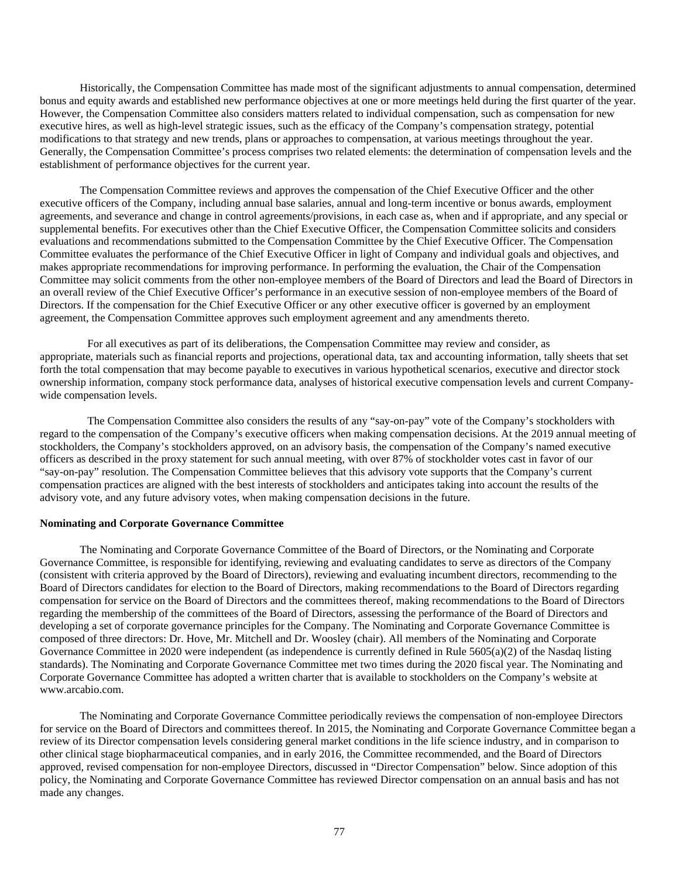Historically, the Compensation Committee has made most of the significant adjustments to annual compensation, determined bonus and equity awards and established new performance objectives at one or more meetings held during the first quarter of the year. However, the Compensation Committee also considers matters related to individual compensation, such as compensation for new executive hires, as well as high-level strategic issues, such as the efficacy of the Company's compensation strategy, potential modifications to that strategy and new trends, plans or approaches to compensation, at various meetings throughout the year. Generally, the Compensation Committee's process comprises two related elements: the determination of compensation levels and the establishment of performance objectives for the current year.

The Compensation Committee reviews and approves the compensation of the Chief Executive Officer and the other executive officers of the Company, including annual base salaries, annual and long-term incentive or bonus awards, employment agreements, and severance and change in control agreements/provisions, in each case as, when and if appropriate, and any special or supplemental benefits. For executives other than the Chief Executive Officer, the Compensation Committee solicits and considers evaluations and recommendations submitted to the Compensation Committee by the Chief Executive Officer. The Compensation Committee evaluates the performance of the Chief Executive Officer in light of Company and individual goals and objectives, and makes appropriate recommendations for improving performance. In performing the evaluation, the Chair of the Compensation Committee may solicit comments from the other non-employee members of the Board of Directors and lead the Board of Directors in an overall review of the Chief Executive Officer's performance in an executive session of non-employee members of the Board of Directors. If the compensation for the Chief Executive Officer or any other executive officer is governed by an employment agreement, the Compensation Committee approves such employment agreement and any amendments thereto.

For all executives as part of its deliberations, the Compensation Committee may review and consider, as appropriate, materials such as financial reports and projections, operational data, tax and accounting information, tally sheets that set forth the total compensation that may become payable to executives in various hypothetical scenarios, executive and director stock ownership information, company stock performance data, analyses of historical executive compensation levels and current Company-wide compensation levels.

The Compensation Committee also considers the results of any "say-on-pay" vote of the Company's stockholders with regard to the compensation of the Company's executive officers when making compensation decisions. At the 2019 annual meeting of stockholders, the Company's stockholders approved, on an advisory basis, the compensation of the Company's named executive officers as described in the proxy statement for such annual meeting, with over 87% of stockholder votes cast in favor of our "say-on-pay" resolution. The Compensation Committee believes that this advisory vote supports that the Company's current compensation practices are aligned with the best interests of stockholders and anticipates taking into account the results of the advisory vote, and any future advisory votes, when making compensation decisions in the future.

**Nominating and Corporate Governance Committee**

The Nominating and Corporate Governance Committee of the Board of Directors, or the Nominating and Corporate Governance Committee, is responsible for identifying, reviewing and evaluating candidates to serve as directors of the Company (consistent with criteria approved by the Board of Directors), reviewing and evaluating incumbent directors, recommending to the Board of Directors candidates for election to the Board of Directors, making recommendations to the Board of Directors regarding compensation for service on the Board of Directors and the committees thereof, making recommendations to the Board of Directors regarding the membership of the committees of the Board of Directors, assessing the performance of the Board of Directors and developing a set of corporate governance principles for the Company. The Nominating and Corporate Governance Committee is composed of three directors: Dr. Hove, Mr. Mitchell and Dr. Woosley (chair). All members of the Nominating and Corporate Governance Committee in 2020 were independent (as independence is currently defined in Rule 5605(a)(2) of the Nasdaq listing standards). The Nominating and Corporate Governance Committee met two times during the 2020 fiscal year. The Nominating and Corporate Governance Committee has adopted a written charter that is available to stockholders on the Company's website at www.arcabio.com.

The Nominating and Corporate Governance Committee periodically reviews the compensation of non-employee Directors for service on the Board of Directors and committees thereof. In 2015, the Nominating and Corporate Governance Committee began a review of its Director compensation levels considering general market conditions in the life science industry, and in comparison to other clinical stage biopharmaceutical companies, and in early 2016, the Committee recommended, and the Board of Directors approved, revised compensation for non-employee Directors, discussed in "Director Compensation" below. Since adoption of this policy, the Nominating and Corporate Governance Committee has reviewed Director compensation on an annual basis and has not made any changes.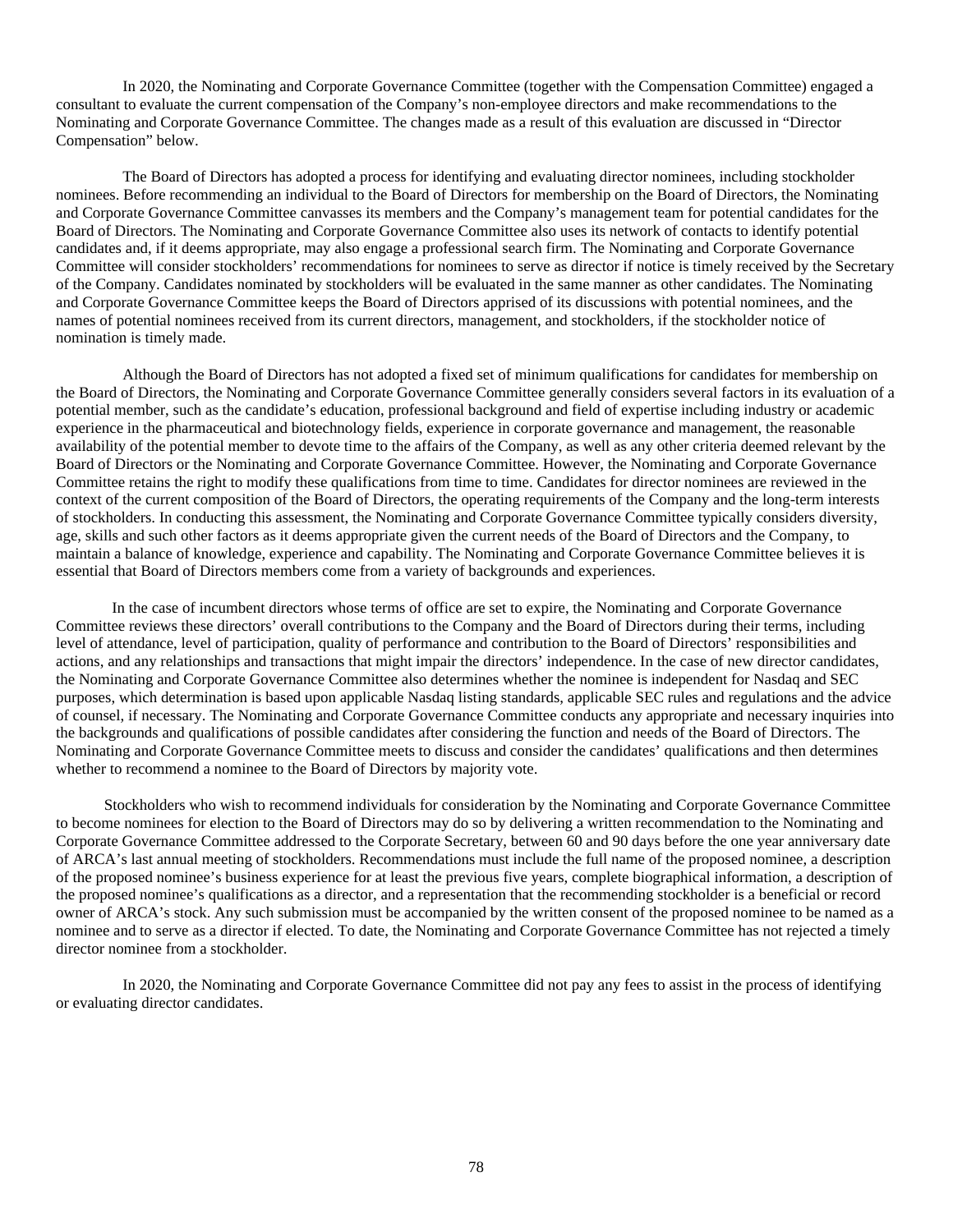In 2020, the Nominating and Corporate Governance Committee (together with the Compensation Committee) engaged a consultant to evaluate the current compensation of the Company's non-employee directors and make recommendations to the Nominating and Corporate Governance Committee. The changes made as a result of this evaluation are discussed in "Director Compensation" below.

The Board of Directors has adopted a process for identifying and evaluating director nominees, including stockholder nominees. Before recommending an individual to the Board of Directors for membership on the Board of Directors, the Nominating and Corporate Governance Committee canvasses its members and the Company's management team for potential candidates for the Board of Directors. The Nominating and Corporate Governance Committee also uses its network of contacts to identify potential candidates and, if it deems appropriate, may also engage a professional search firm. The Nominating and Corporate Governance Committee will consider stockholders' recommendations for nominees to serve as director if notice is timely received by the Secretary of the Company. Candidates nominated by stockholders will be evaluated in the same manner as other candidates. The Nominating and Corporate Governance Committee keeps the Board of Directors apprised of its discussions with potential nominees, and the names of potential nominees received from its current directors, management, and stockholders, if the stockholder notice of nomination is timely made.

Although the Board of Directors has not adopted a fixed set of minimum qualifications for candidates for membership on the Board of Directors, the Nominating and Corporate Governance Committee generally considers several factors in its evaluation of a potential member, such as the candidate's education, professional background and field of expertise including industry or academic experience in the pharmaceutical and biotechnology fields, experience in corporate governance and management, the reasonable availability of the potential member to devote time to the affairs of the Company, as well as any other criteria deemed relevant by the Board of Directors or the Nominating and Corporate Governance Committee. However, the Nominating and Corporate Governance Committee retains the right to modify these qualifications from time to time. Candidates for director nominees are reviewed in the context of the current composition of the Board of Directors, the operating requirements of the Company and the long-term interests of stockholders. In conducting this assessment, the Nominating and Corporate Governance Committee typically considers diversity, age, skills and such other factors as it deems appropriate given the current needs of the Board of Directors and the Company, to maintain a balance of knowledge, experience and capability. The Nominating and Corporate Governance Committee believes it is essential that Board of Directors members come from a variety of backgrounds and experiences.

In the case of incumbent directors whose terms of office are set to expire, the Nominating and Corporate Governance Committee reviews these directors' overall contributions to the Company and the Board of Directors during their terms, including level of attendance, level of participation, quality of performance and contribution to the Board of Directors' responsibilities and actions, and any relationships and transactions that might impair the directors' independence. In the case of new director candidates, the Nominating and Corporate Governance Committee also determines whether the nominee is independent for Nasdaq and SEC purposes, which determination is based upon applicable Nasdaq listing standards, applicable SEC rules and regulations and the advice of counsel, if necessary. The Nominating and Corporate Governance Committee conducts any appropriate and necessary inquiries into the backgrounds and qualifications of possible candidates after considering the function and needs of the Board of Directors. The Nominating and Corporate Governance Committee meets to discuss and consider the candidates' qualifications and then determines whether to recommend a nominee to the Board of Directors by majority vote.

Stockholders who wish to recommend individuals for consideration by the Nominating and Corporate Governance Committee to become nominees for election to the Board of Directors may do so by delivering a written recommendation to the Nominating and Corporate Governance Committee addressed to the Corporate Secretary, between 60 and 90 days before the one year anniversary date of ARCA's last annual meeting of stockholders. Recommendations must include the full name of the proposed nominee, a description of the proposed nominee's business experience for at least the previous five years, complete biographical information, a description of the proposed nominee's qualifications as a director, and a representation that the recommending stockholder is a beneficial or record owner of ARCA's stock. Any such submission must be accompanied by the written consent of the proposed nominee to be named as a nominee and to serve as a director if elected. To date, the Nominating and Corporate Governance Committee has not rejected a timely director nominee from a stockholder.

In 2020, the Nominating and Corporate Governance Committee did not pay any fees to assist in the process of identifying or evaluating director candidates.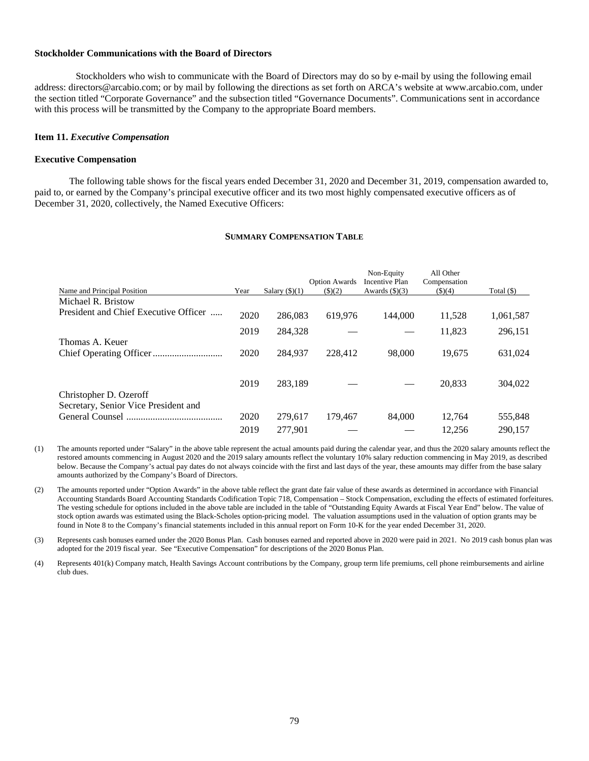**Stockholder Communications with the Board of Directors**

Stockholders who wish to communicate with the Board of Directors may do so by e-mail by using the following email address: directors@arcabio.com; or by mail by following the directions as set forth on ARCA's website at www.arcabio.com, under the section titled "Corporate Governance" and the subsection titled "Governance Documents". Communications sent in accordance with this process will be transmitted by the Company to the appropriate Board members.

**Item 11.** ***Executive Compensation***

**Executive Compensation**

The following table shows for the fiscal years ended December 31, 2020 and December 31, 2019, compensation awarded to, paid to, or earned by the Company's principal executive officer and its two most highly compensated executive officers as of December 31, 2020, collectively, the Named Executive Officers:

**SUMMARY COMPENSATION TABLE**

| Name and Principal Position | Year | Salary ($)(1) | Option Awards ($)(2) | Non-Equity Incentive Plan Awards ($)(3) | All Other Compensation ($)(4) | Total ($) |
|---|---|---|---|---|---|---|
| Michael R. Bristow<br>President and Chief Executive Officer | 2020 | 286,083 | 619,976 | 144,000 | 11,528 | 1,061,587 |
| | 2019 | 284,328 | — | — | 11,823 | 296,151 |
| Thomas A. Keuer<br>Chief Operating Officer | 2020 | 284,937 | 228,412 | 98,000 | 19,675 | 631,024 |
| | 2019 | 283,189 | — | — | 20,833 | 304,022 |
| Christopher D. Ozeroff<br>Secretary, Senior Vice President and General Counsel | 2020 | 279,617 | 179,467 | 84,000 | 12,764 | 555,848 |
| | 2019 | 277,901 | — | — | 12,256 | 290,157 |

(1) The amounts reported under "Salary" in the above table represent the actual amounts paid during the calendar year, and thus the 2020 salary amounts reflect the restored amounts commencing in August 2020 and the 2019 salary amounts reflect the voluntary 10% salary reduction commencing in May 2019, as described below. Because the Company's actual pay dates do not always coincide with the first and last days of the year, these amounts may differ from the base salary amounts authorized by the Company's Board of Directors.

(2) The amounts reported under "Option Awards" in the above table reflect the grant date fair value of these awards as determined in accordance with Financial Accounting Standards Board Accounting Standards Codification Topic 718, Compensation – Stock Compensation, excluding the effects of estimated forfeitures. The vesting schedule for options included in the above table are included in the table of "Outstanding Equity Awards at Fiscal Year End" below. The value of stock option awards was estimated using the Black-Scholes option-pricing model. The valuation assumptions used in the valuation of option grants may be found in Note 8 to the Company's financial statements included in this annual report on Form 10-K for the year ended December 31, 2020.

(3) Represents cash bonuses earned under the 2020 Bonus Plan. Cash bonuses earned and reported above in 2020 were paid in 2021. No 2019 cash bonus plan was adopted for the 2019 fiscal year. See "Executive Compensation" for descriptions of the 2020 Bonus Plan.

(4) Represents 401(k) Company match, Health Savings Account contributions by the Company, group term life premiums, cell phone reimbursements and airline club dues.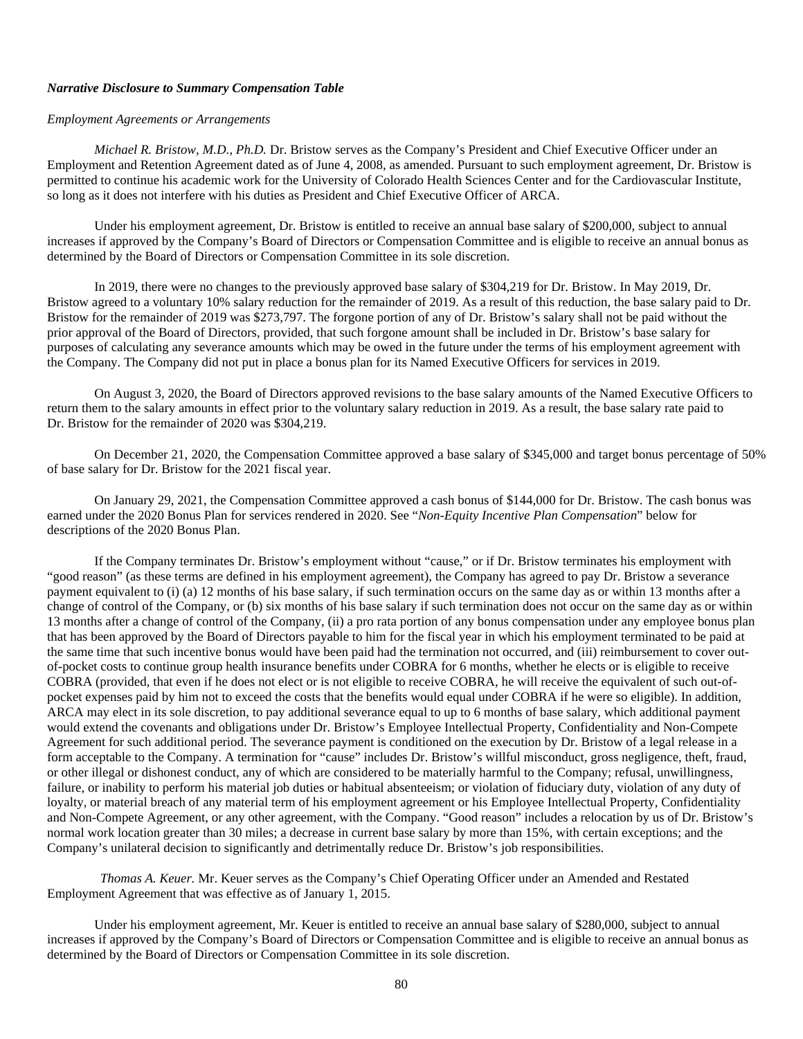***Narrative Disclosure to Summary Compensation Table***

*Employment Agreements or Arrangements*

*Michael R. Bristow, M.D., Ph.D.* Dr. Bristow serves as the Company's President and Chief Executive Officer under an Employment and Retention Agreement dated as of June 4, 2008, as amended. Pursuant to such employment agreement, Dr. Bristow is permitted to continue his academic work for the University of Colorado Health Sciences Center and for the Cardiovascular Institute, so long as it does not interfere with his duties as President and Chief Executive Officer of ARCA.

Under his employment agreement, Dr. Bristow is entitled to receive an annual base salary of $200,000, subject to annual increases if approved by the Company's Board of Directors or Compensation Committee and is eligible to receive an annual bonus as determined by the Board of Directors or Compensation Committee in its sole discretion.

In 2019, there were no changes to the previously approved base salary of $304,219 for Dr. Bristow. In May 2019, Dr. Bristow agreed to a voluntary 10% salary reduction for the remainder of 2019. As a result of this reduction, the base salary paid to Dr. Bristow for the remainder of 2019 was $273,797. The forgone portion of any of Dr. Bristow's salary shall not be paid without the prior approval of the Board of Directors, provided, that such forgone amount shall be included in Dr. Bristow's base salary for purposes of calculating any severance amounts which may be owed in the future under the terms of his employment agreement with the Company. The Company did not put in place a bonus plan for its Named Executive Officers for services in 2019.

On August 3, 2020, the Board of Directors approved revisions to the base salary amounts of the Named Executive Officers to return them to the salary amounts in effect prior to the voluntary salary reduction in 2019. As a result, the base salary rate paid to Dr. Bristow for the remainder of 2020 was $304,219.

On December 21, 2020, the Compensation Committee approved a base salary of $345,000 and target bonus percentage of 50% of base salary for Dr. Bristow for the 2021 fiscal year.

On January 29, 2021, the Compensation Committee approved a cash bonus of $144,000 for Dr. Bristow. The cash bonus was earned under the 2020 Bonus Plan for services rendered in 2020. See "*Non-Equity Incentive Plan Compensation*" below for descriptions of the 2020 Bonus Plan.

If the Company terminates Dr. Bristow's employment without "cause," or if Dr. Bristow terminates his employment with "good reason" (as these terms are defined in his employment agreement), the Company has agreed to pay Dr. Bristow a severance payment equivalent to (i) (a) 12 months of his base salary, if such termination occurs on the same day as or within 13 months after a change of control of the Company, or (b) six months of his base salary if such termination does not occur on the same day as or within 13 months after a change of control of the Company, (ii) a pro rata portion of any bonus compensation under any employee bonus plan that has been approved by the Board of Directors payable to him for the fiscal year in which his employment terminated to be paid at the same time that such incentive bonus would have been paid had the termination not occurred, and (iii) reimbursement to cover out-of-pocket costs to continue group health insurance benefits under COBRA for 6 months, whether he elects or is eligible to receive COBRA (provided, that even if he does not elect or is not eligible to receive COBRA, he will receive the equivalent of such out-of-pocket expenses paid by him not to exceed the costs that the benefits would equal under COBRA if he were so eligible). In addition, ARCA may elect in its sole discretion, to pay additional severance equal to up to 6 months of base salary, which additional payment would extend the covenants and obligations under Dr. Bristow's Employee Intellectual Property, Confidentiality and Non-Compete Agreement for such additional period. The severance payment is conditioned on the execution by Dr. Bristow of a legal release in a form acceptable to the Company. A termination for "cause" includes Dr. Bristow's willful misconduct, gross negligence, theft, fraud, or other illegal or dishonest conduct, any of which are considered to be materially harmful to the Company; refusal, unwillingness, failure, or inability to perform his material job duties or habitual absenteeism; or violation of fiduciary duty, violation of any duty of loyalty, or material breach of any material term of his employment agreement or his Employee Intellectual Property, Confidentiality and Non-Compete Agreement, or any other agreement, with the Company. "Good reason" includes a relocation by us of Dr. Bristow's normal work location greater than 30 miles; a decrease in current base salary by more than 15%, with certain exceptions; and the Company's unilateral decision to significantly and detrimentally reduce Dr. Bristow's job responsibilities.

*Thomas A. Keuer.* Mr. Keuer serves as the Company's Chief Operating Officer under an Amended and Restated Employment Agreement that was effective as of January 1, 2015.

Under his employment agreement, Mr. Keuer is entitled to receive an annual base salary of $280,000, subject to annual increases if approved by the Company's Board of Directors or Compensation Committee and is eligible to receive an annual bonus as determined by the Board of Directors or Compensation Committee in its sole discretion.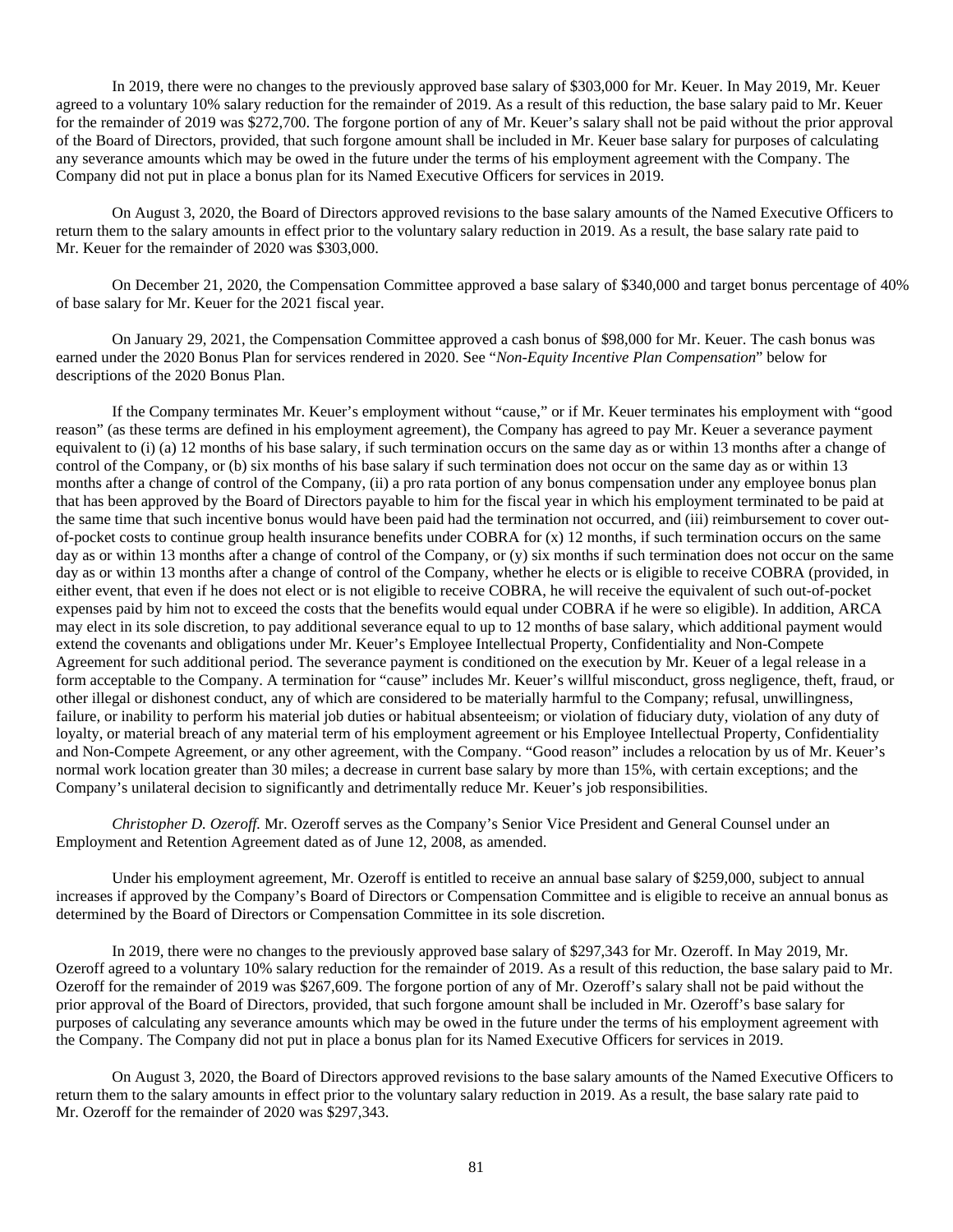In 2019, there were no changes to the previously approved base salary of $303,000 for Mr. Keuer. In May 2019, Mr. Keuer agreed to a voluntary 10% salary reduction for the remainder of 2019. As a result of this reduction, the base salary paid to Mr. Keuer for the remainder of 2019 was $272,700. The forgone portion of any of Mr. Keuer's salary shall not be paid without the prior approval of the Board of Directors, provided, that such forgone amount shall be included in Mr. Keuer base salary for purposes of calculating any severance amounts which may be owed in the future under the terms of his employment agreement with the Company. The Company did not put in place a bonus plan for its Named Executive Officers for services in 2019.

On August 3, 2020, the Board of Directors approved revisions to the base salary amounts of the Named Executive Officers to return them to the salary amounts in effect prior to the voluntary salary reduction in 2019. As a result, the base salary rate paid to Mr. Keuer for the remainder of 2020 was $303,000.

On December 21, 2020, the Compensation Committee approved a base salary of $340,000 and target bonus percentage of 40% of base salary for Mr. Keuer for the 2021 fiscal year.

On January 29, 2021, the Compensation Committee approved a cash bonus of $98,000 for Mr. Keuer. The cash bonus was earned under the 2020 Bonus Plan for services rendered in 2020. See "*Non-Equity Incentive Plan Compensation*" below for descriptions of the 2020 Bonus Plan.

If the Company terminates Mr. Keuer's employment without "cause," or if Mr. Keuer terminates his employment with "good reason" (as these terms are defined in his employment agreement), the Company has agreed to pay Mr. Keuer a severance payment equivalent to (i) (a) 12 months of his base salary, if such termination occurs on the same day as or within 13 months after a change of control of the Company, or (b) six months of his base salary if such termination does not occur on the same day as or within 13 months after a change of control of the Company, (ii) a pro rata portion of any bonus compensation under any employee bonus plan that has been approved by the Board of Directors payable to him for the fiscal year in which his employment terminated to be paid at the same time that such incentive bonus would have been paid had the termination not occurred, and (iii) reimbursement to cover out-of-pocket costs to continue group health insurance benefits under COBRA for (x) 12 months, if such termination occurs on the same day as or within 13 months after a change of control of the Company, or (y) six months if such termination does not occur on the same day as or within 13 months after a change of control of the Company, whether he elects or is eligible to receive COBRA (provided, in either event, that even if he does not elect or is not eligible to receive COBRA, he will receive the equivalent of such out-of-pocket expenses paid by him not to exceed the costs that the benefits would equal under COBRA if he were so eligible). In addition, ARCA may elect in its sole discretion, to pay additional severance equal to up to 12 months of base salary, which additional payment would extend the covenants and obligations under Mr. Keuer's Employee Intellectual Property, Confidentiality and Non-Compete Agreement for such additional period. The severance payment is conditioned on the execution by Mr. Keuer of a legal release in a form acceptable to the Company. A termination for "cause" includes Mr. Keuer's willful misconduct, gross negligence, theft, fraud, or other illegal or dishonest conduct, any of which are considered to be materially harmful to the Company; refusal, unwillingness, failure, or inability to perform his material job duties or habitual absenteeism; or violation of fiduciary duty, violation of any duty of loyalty, or material breach of any material term of his employment agreement or his Employee Intellectual Property, Confidentiality and Non-Compete Agreement, or any other agreement, with the Company. "Good reason" includes a relocation by us of Mr. Keuer's normal work location greater than 30 miles; a decrease in current base salary by more than 15%, with certain exceptions; and the Company's unilateral decision to significantly and detrimentally reduce Mr. Keuer's job responsibilities.

*Christopher D. Ozeroff.* Mr. Ozeroff serves as the Company's Senior Vice President and General Counsel under an Employment and Retention Agreement dated as of June 12, 2008, as amended.

Under his employment agreement, Mr. Ozeroff is entitled to receive an annual base salary of $259,000, subject to annual increases if approved by the Company's Board of Directors or Compensation Committee and is eligible to receive an annual bonus as determined by the Board of Directors or Compensation Committee in its sole discretion.

In 2019, there were no changes to the previously approved base salary of $297,343 for Mr. Ozeroff. In May 2019, Mr. Ozeroff agreed to a voluntary 10% salary reduction for the remainder of 2019. As a result of this reduction, the base salary paid to Mr. Ozeroff for the remainder of 2019 was $267,609. The forgone portion of any of Mr. Ozeroff's salary shall not be paid without the prior approval of the Board of Directors, provided, that such forgone amount shall be included in Mr. Ozeroff's base salary for purposes of calculating any severance amounts which may be owed in the future under the terms of his employment agreement with the Company. The Company did not put in place a bonus plan for its Named Executive Officers for services in 2019.

On August 3, 2020, the Board of Directors approved revisions to the base salary amounts of the Named Executive Officers to return them to the salary amounts in effect prior to the voluntary salary reduction in 2019. As a result, the base salary rate paid to Mr. Ozeroff for the remainder of 2020 was $297,343.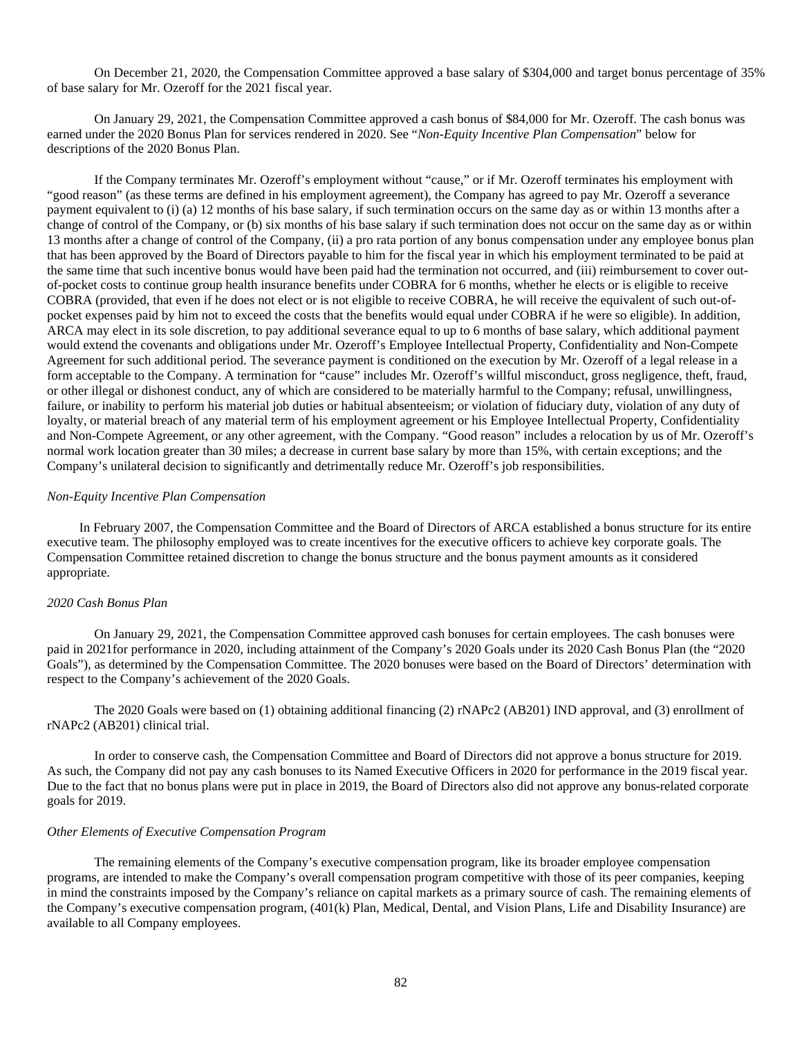On December 21, 2020, the Compensation Committee approved a base salary of $304,000 and target bonus percentage of 35% of base salary for Mr. Ozeroff for the 2021 fiscal year.

On January 29, 2021, the Compensation Committee approved a cash bonus of $84,000 for Mr. Ozeroff. The cash bonus was earned under the 2020 Bonus Plan for services rendered in 2020. See "*Non-Equity Incentive Plan Compensation*" below for descriptions of the 2020 Bonus Plan.

If the Company terminates Mr. Ozeroff's employment without "cause," or if Mr. Ozeroff terminates his employment with "good reason" (as these terms are defined in his employment agreement), the Company has agreed to pay Mr. Ozeroff a severance payment equivalent to (i) (a) 12 months of his base salary, if such termination occurs on the same day as or within 13 months after a change of control of the Company, or (b) six months of his base salary if such termination does not occur on the same day as or within 13 months after a change of control of the Company, (ii) a pro rata portion of any bonus compensation under any employee bonus plan that has been approved by the Board of Directors payable to him for the fiscal year in which his employment terminated to be paid at the same time that such incentive bonus would have been paid had the termination not occurred, and (iii) reimbursement to cover out-of-pocket costs to continue group health insurance benefits under COBRA for 6 months, whether he elects or is eligible to receive COBRA (provided, that even if he does not elect or is not eligible to receive COBRA, he will receive the equivalent of such out-of-pocket expenses paid by him not to exceed the costs that the benefits would equal under COBRA if he were so eligible). In addition, ARCA may elect in its sole discretion, to pay additional severance equal to up to 6 months of base salary, which additional payment would extend the covenants and obligations under Mr. Ozeroff's Employee Intellectual Property, Confidentiality and Non-Compete Agreement for such additional period. The severance payment is conditioned on the execution by Mr. Ozeroff of a legal release in a form acceptable to the Company. A termination for "cause" includes Mr. Ozeroff's willful misconduct, gross negligence, theft, fraud, or other illegal or dishonest conduct, any of which are considered to be materially harmful to the Company; refusal, unwillingness, failure, or inability to perform his material job duties or habitual absenteeism; or violation of fiduciary duty, violation of any duty of loyalty, or material breach of any material term of his employment agreement or his Employee Intellectual Property, Confidentiality and Non-Compete Agreement, or any other agreement, with the Company. "Good reason" includes a relocation by us of Mr. Ozeroff's normal work location greater than 30 miles; a decrease in current base salary by more than 15%, with certain exceptions; and the Company's unilateral decision to significantly and detrimentally reduce Mr. Ozeroff's job responsibilities.

*Non-Equity Incentive Plan Compensation*

In February 2007, the Compensation Committee and the Board of Directors of ARCA established a bonus structure for its entire executive team. The philosophy employed was to create incentives for the executive officers to achieve key corporate goals. The Compensation Committee retained discretion to change the bonus structure and the bonus payment amounts as it considered appropriate.

*2020 Cash Bonus Plan*

On January 29, 2021, the Compensation Committee approved cash bonuses for certain employees. The cash bonuses were paid in 2021for performance in 2020, including attainment of the Company's 2020 Goals under its 2020 Cash Bonus Plan (the "2020 Goals"), as determined by the Compensation Committee. The 2020 bonuses were based on the Board of Directors' determination with respect to the Company's achievement of the 2020 Goals.

The 2020 Goals were based on (1) obtaining additional financing (2) rNAPc2 (AB201) IND approval, and (3) enrollment of rNAPc2 (AB201) clinical trial.

In order to conserve cash, the Compensation Committee and Board of Directors did not approve a bonus structure for 2019. As such, the Company did not pay any cash bonuses to its Named Executive Officers in 2020 for performance in the 2019 fiscal year. Due to the fact that no bonus plans were put in place in 2019, the Board of Directors also did not approve any bonus-related corporate goals for 2019.

*Other Elements of Executive Compensation Program*

The remaining elements of the Company's executive compensation program, like its broader employee compensation programs, are intended to make the Company's overall compensation program competitive with those of its peer companies, keeping in mind the constraints imposed by the Company's reliance on capital markets as a primary source of cash. The remaining elements of the Company's executive compensation program, (401(k) Plan, Medical, Dental, and Vision Plans, Life and Disability Insurance) are available to all Company employees.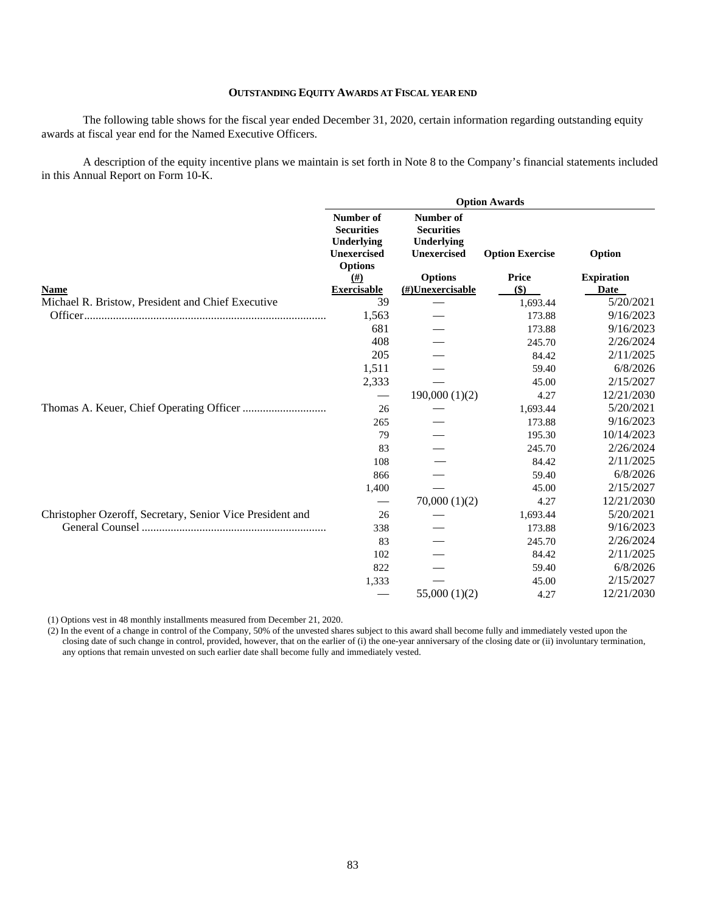## OUTSTANDING EQUITY AWARDS AT FISCAL YEAR END

The following table shows for the fiscal year ended December 31, 2020, certain information regarding outstanding equity awards at fiscal year end for the Named Executive Officers.

A description of the equity incentive plans we maintain is set forth in Note 8 to the Company's financial statements included in this Annual Report on Form 10-K.

| | Option Awards | | | |
|---|---|---|---|---|
| **Name** | **Number of Securities Underlying Unexercised Options (#) Exercisable** | **Number of Securities Underlying Unexercised Options (#)Unexercisable** | **Option Exercise Price ($)** | **Option Expiration Date** |
| Michael R. Bristow, President and Chief Executive Officer | 39 | — | 1,693.44 | 5/20/2021 |
| | 1,563 | — | 173.88 | 9/16/2023 |
| | 681 | — | 173.88 | 9/16/2023 |
| | 408 | — | 245.70 | 2/26/2024 |
| | 205 | — | 84.42 | 2/11/2025 |
| | 1,511 | — | 59.40 | 6/8/2026 |
| | 2,333 | — | 45.00 | 2/15/2027 |
| | — | 190,000 (1)(2) | 4.27 | 12/21/2030 |
| Thomas A. Keuer, Chief Operating Officer | 26 | — | 1,693.44 | 5/20/2021 |
| | 265 | — | 173.88 | 9/16/2023 |
| | 79 | — | 195.30 | 10/14/2023 |
| | 83 | — | 245.70 | 2/26/2024 |
| | 108 | — | 84.42 | 2/11/2025 |
| | 866 | — | 59.40 | 6/8/2026 |
| | 1,400 | — | 45.00 | 2/15/2027 |
| | — | 70,000 (1)(2) | 4.27 | 12/21/2030 |
| Christopher Ozeroff, Secretary, Senior Vice President and General Counsel | 26 | — | 1,693.44 | 5/20/2021 |
| | 338 | — | 173.88 | 9/16/2023 |
| | 83 | — | 245.70 | 2/26/2024 |
| | 102 | — | 84.42 | 2/11/2025 |
| | 822 | — | 59.40 | 6/8/2026 |
| | 1,333 | — | 45.00 | 2/15/2027 |
| | — | 55,000 (1)(2) | 4.27 | 12/21/2030 |

(1) Options vest in 48 monthly installments measured from December 21, 2020.

(2) In the event of a change in control of the Company, 50% of the unvested shares subject to this award shall become fully and immediately vested upon the closing date of such change in control, provided, however, that on the earlier of (i) the one-year anniversary of the closing date or (ii) involuntary termination, any options that remain unvested on such earlier date shall become fully and immediately vested.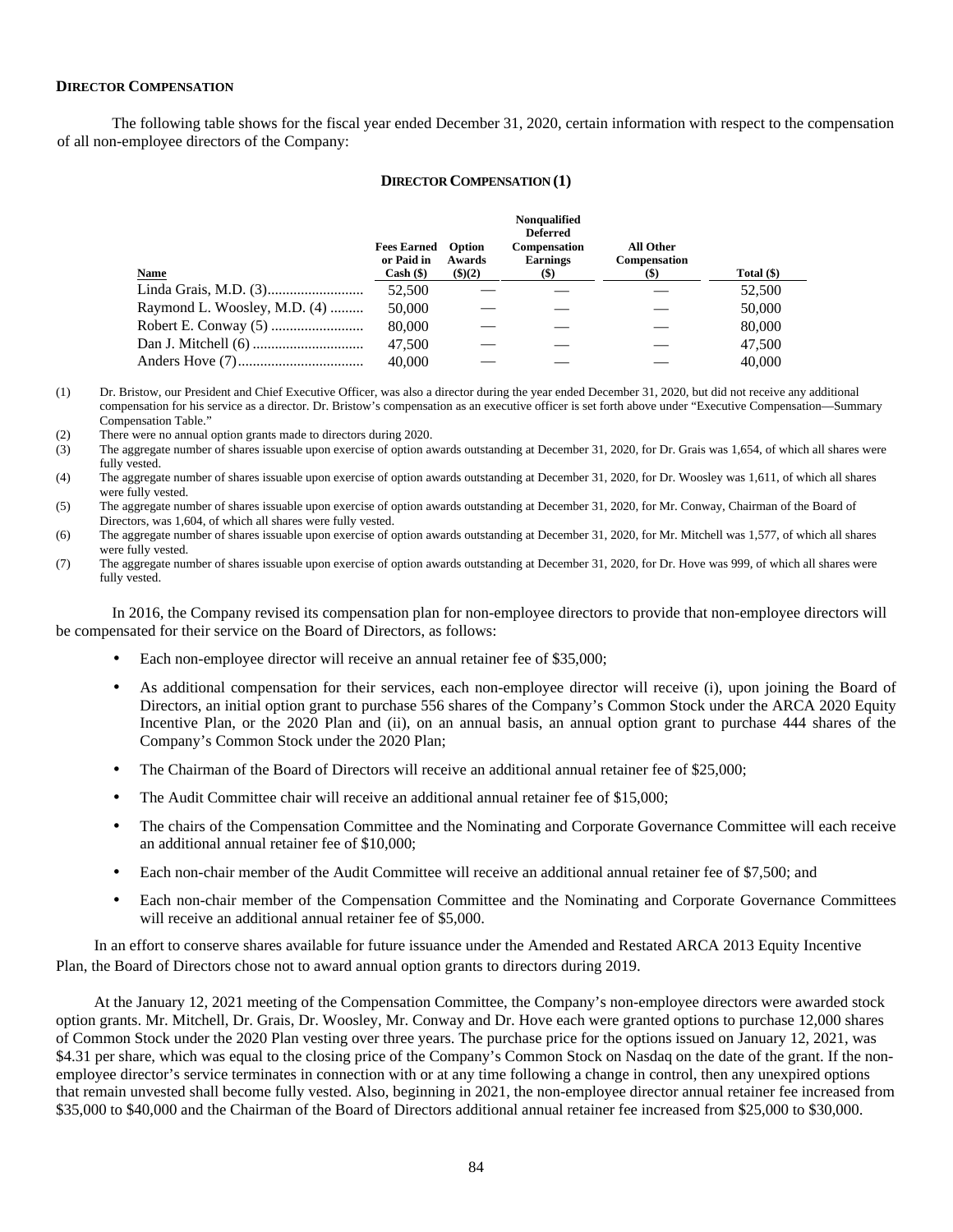## DIRECTOR COMPENSATION

The following table shows for the fiscal year ended December 31, 2020, certain information with respect to the compensation of all non-employee directors of the Company:

**DIRECTOR COMPENSATION (1)**

| Name | Fees Earned or Paid in Cash ($) | Option Awards ($)(2) | Nonqualified Deferred Compensation Earnings ($) | All Other Compensation ($) | Total ($) |
|---|---|---|---|---|---|
| Linda Grais, M.D. (3) | 52,500 | — | — | — | 52,500 |
| Raymond L. Woosley, M.D. (4) | 50,000 | — | — | — | 50,000 |
| Robert E. Conway (5) | 80,000 | — | — | — | 80,000 |
| Dan J. Mitchell (6) | 47,500 | — | — | — | 47,500 |
| Anders Hove (7) | 40,000 | — | — | — | 40,000 |

(1) Dr. Bristow, our President and Chief Executive Officer, was also a director during the year ended December 31, 2020, but did not receive any additional compensation for his service as a director. Dr. Bristow's compensation as an executive officer is set forth above under "Executive Compensation—Summary Compensation Table."

(2) There were no annual option grants made to directors during 2020.

(3) The aggregate number of shares issuable upon exercise of option awards outstanding at December 31, 2020, for Dr. Grais was 1,654, of which all shares were fully vested.

(4) The aggregate number of shares issuable upon exercise of option awards outstanding at December 31, 2020, for Dr. Woosley was 1,611, of which all shares were fully vested.

(5) The aggregate number of shares issuable upon exercise of option awards outstanding at December 31, 2020, for Mr. Conway, Chairman of the Board of Directors, was 1,604, of which all shares were fully vested.

(6) The aggregate number of shares issuable upon exercise of option awards outstanding at December 31, 2020, for Mr. Mitchell was 1,577, of which all shares were fully vested.

(7) The aggregate number of shares issuable upon exercise of option awards outstanding at December 31, 2020, for Dr. Hove was 999, of which all shares were fully vested.

In 2016, the Company revised its compensation plan for non-employee directors to provide that non-employee directors will be compensated for their service on the Board of Directors, as follows:

- Each non-employee director will receive an annual retainer fee of $35,000;
- As additional compensation for their services, each non-employee director will receive (i), upon joining the Board of Directors, an initial option grant to purchase 556 shares of the Company's Common Stock under the ARCA 2020 Equity Incentive Plan, or the 2020 Plan and (ii), on an annual basis, an annual option grant to purchase 444 shares of the Company's Common Stock under the 2020 Plan;
- The Chairman of the Board of Directors will receive an additional annual retainer fee of $25,000;
- The Audit Committee chair will receive an additional annual retainer fee of $15,000;
- The chairs of the Compensation Committee and the Nominating and Corporate Governance Committee will each receive an additional annual retainer fee of $10,000;
- Each non-chair member of the Audit Committee will receive an additional annual retainer fee of $7,500; and
- Each non-chair member of the Compensation Committee and the Nominating and Corporate Governance Committees will receive an additional annual retainer fee of $5,000.

In an effort to conserve shares available for future issuance under the Amended and Restated ARCA 2013 Equity Incentive Plan, the Board of Directors chose not to award annual option grants to directors during 2019.

At the January 12, 2021 meeting of the Compensation Committee, the Company's non-employee directors were awarded stock option grants. Mr. Mitchell, Dr. Grais, Dr. Woosley, Mr. Conway and Dr. Hove each were granted options to purchase 12,000 shares of Common Stock under the 2020 Plan vesting over three years. The purchase price for the options issued on January 12, 2021, was $4.31 per share, which was equal to the closing price of the Company's Common Stock on Nasdaq on the date of the grant. If the non-employee director's service terminates in connection with or at any time following a change in control, then any unexpired options that remain unvested shall become fully vested. Also, beginning in 2021, the non-employee director annual retainer fee increased from $35,000 to $40,000 and the Chairman of the Board of Directors additional annual retainer fee increased from $25,000 to $30,000.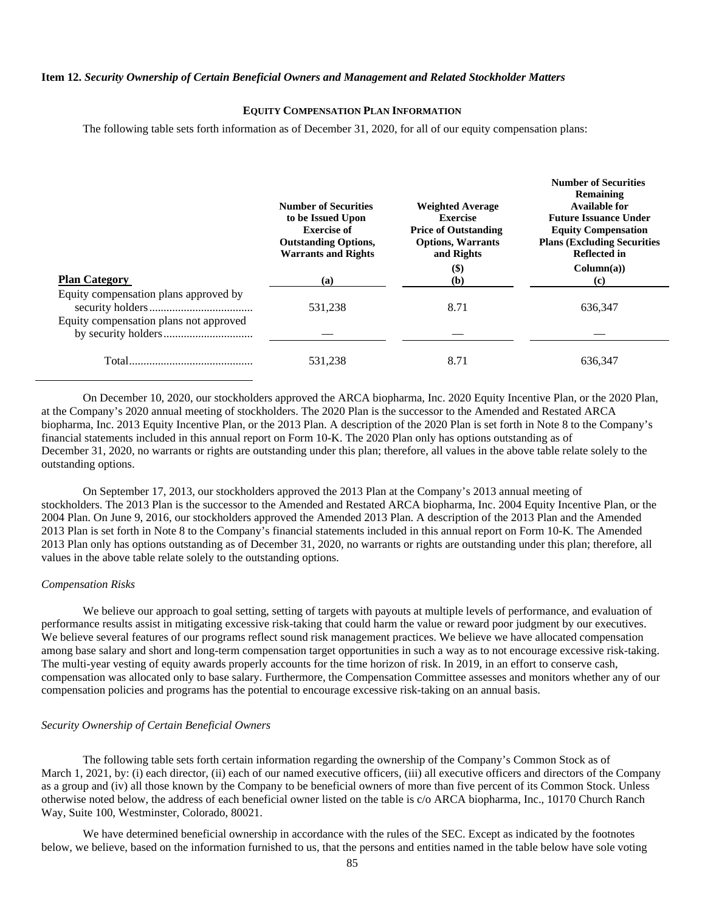**Item 12.** ***Security Ownership of Certain Beneficial Owners and Management and Related Stockholder Matters***

**EQUITY COMPENSATION PLAN INFORMATION**

The following table sets forth information as of December 31, 2020, for all of our equity compensation plans:

| Plan Category | Number of Securities to be Issued Upon Exercise of Outstanding Options, Warrants and Rights (a) | Weighted Average Exercise Price of Outstanding Options, Warrants and Rights ($) (b) | Number of Securities Remaining Available for Future Issuance Under Equity Compensation Plans (Excluding Securities Reflected in Column(a)) (c) |
|---|---|---|---|
| Equity compensation plans approved by security holders | 531,238 | 8.71 | 636,347 |
| Equity compensation plans not approved by security holders | — | — | — |
| Total | 531,238 | 8.71 | 636,347 |

On December 10, 2020, our stockholders approved the ARCA biopharma, Inc. 2020 Equity Incentive Plan, or the 2020 Plan, at the Company's 2020 annual meeting of stockholders. The 2020 Plan is the successor to the Amended and Restated ARCA biopharma, Inc. 2013 Equity Incentive Plan, or the 2013 Plan. A description of the 2020 Plan is set forth in Note 8 to the Company's financial statements included in this annual report on Form 10-K. The 2020 Plan only has options outstanding as of December 31, 2020, no warrants or rights are outstanding under this plan; therefore, all values in the above table relate solely to the outstanding options.

On September 17, 2013, our stockholders approved the 2013 Plan at the Company's 2013 annual meeting of stockholders. The 2013 Plan is the successor to the Amended and Restated ARCA biopharma, Inc. 2004 Equity Incentive Plan, or the 2004 Plan. On June 9, 2016, our stockholders approved the Amended 2013 Plan. A description of the 2013 Plan and the Amended 2013 Plan is set forth in Note 8 to the Company's financial statements included in this annual report on Form 10-K. The Amended 2013 Plan only has options outstanding as of December 31, 2020, no warrants or rights are outstanding under this plan; therefore, all values in the above table relate solely to the outstanding options.

*Compensation Risks*

We believe our approach to goal setting, setting of targets with payouts at multiple levels of performance, and evaluation of performance results assist in mitigating excessive risk-taking that could harm the value or reward poor judgment by our executives. We believe several features of our programs reflect sound risk management practices. We believe we have allocated compensation among base salary and short and long-term compensation target opportunities in such a way as to not encourage excessive risk-taking. The multi-year vesting of equity awards properly accounts for the time horizon of risk. In 2019, in an effort to conserve cash, compensation was allocated only to base salary. Furthermore, the Compensation Committee assesses and monitors whether any of our compensation policies and programs has the potential to encourage excessive risk-taking on an annual basis.

*Security Ownership of Certain Beneficial Owners*

The following table sets forth certain information regarding the ownership of the Company's Common Stock as of March 1, 2021, by: (i) each director, (ii) each of our named executive officers, (iii) all executive officers and directors of the Company as a group and (iv) all those known by the Company to be beneficial owners of more than five percent of its Common Stock. Unless otherwise noted below, the address of each beneficial owner listed on the table is c/o ARCA biopharma, Inc., 10170 Church Ranch Way, Suite 100, Westminster, Colorado, 80021.

We have determined beneficial ownership in accordance with the rules of the SEC. Except as indicated by the footnotes below, we believe, based on the information furnished to us, that the persons and entities named in the table below have sole voting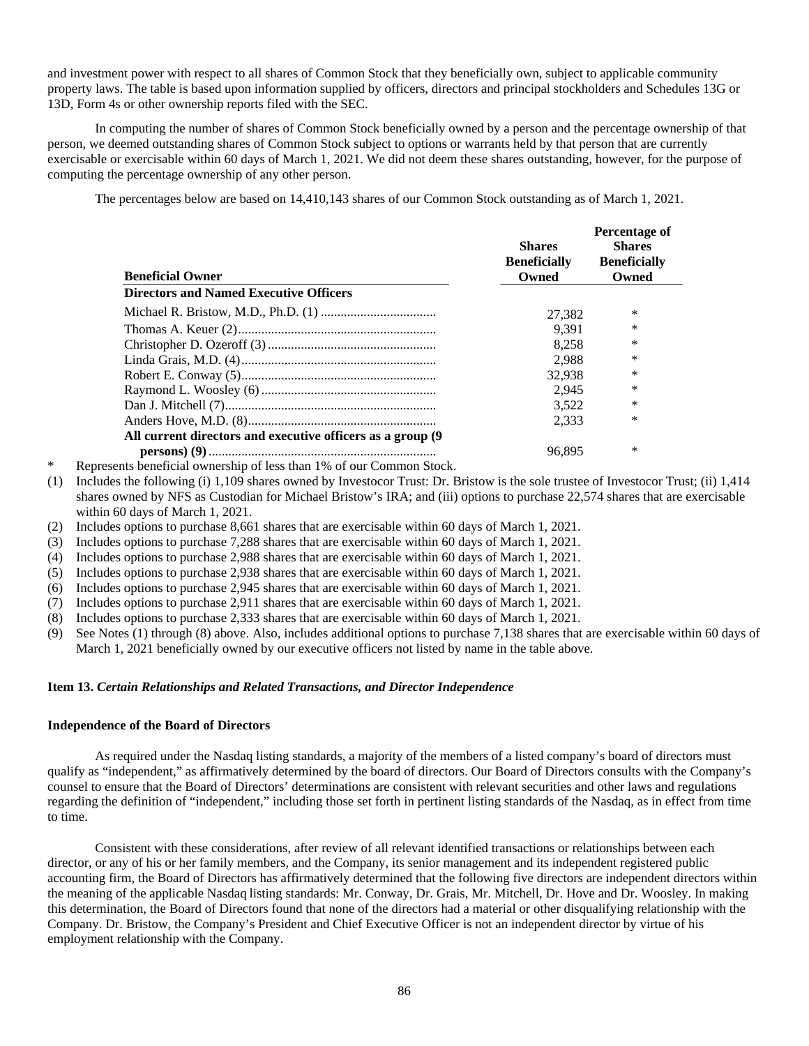and investment power with respect to all shares of Common Stock that they beneficially own, subject to applicable community property laws. The table is based upon information supplied by officers, directors and principal stockholders and Schedules 13G or 13D, Form 4s or other ownership reports filed with the SEC.

In computing the number of shares of Common Stock beneficially owned by a person and the percentage ownership of that person, we deemed outstanding shares of Common Stock subject to options or warrants held by that person that are currently exercisable or exercisable within 60 days of March 1, 2021. We did not deem these shares outstanding, however, for the purpose of computing the percentage ownership of any other person.

The percentages below are based on 14,410,143 shares of our Common Stock outstanding as of March 1, 2021.

| Beneficial Owner | Shares Beneficially Owned | Percentage of Shares Beneficially Owned |
|---|---|---|
| **Directors and Named Executive Officers** | | |
| Michael R. Bristow, M.D., Ph.D. (1) | 27,382 | * |
| Thomas A. Keuer (2) | 9,391 | * |
| Christopher D. Ozeroff (3) | 8,258 | * |
| Linda Grais, M.D. (4) | 2,988 | * |
| Robert E. Conway (5) | 32,938 | * |
| Raymond L. Woosley (6) | 2,945 | * |
| Dan J. Mitchell (7) | 3,522 | * |
| Anders Hove, M.D. (8) | 2,333 | * |
| **All current directors and executive officers as a group (9 persons) (9)** | 96,895 | * |

\* Represents beneficial ownership of less than 1% of our Common Stock.

(1) Includes the following (i) 1,109 shares owned by Investocor Trust: Dr. Bristow is the sole trustee of Investocor Trust; (ii) 1,414 shares owned by NFS as Custodian for Michael Bristow's IRA; and (iii) options to purchase 22,574 shares that are exercisable within 60 days of March 1, 2021.

(2) Includes options to purchase 8,661 shares that are exercisable within 60 days of March 1, 2021.

(3) Includes options to purchase 7,288 shares that are exercisable within 60 days of March 1, 2021.

(4) Includes options to purchase 2,988 shares that are exercisable within 60 days of March 1, 2021.

(5) Includes options to purchase 2,938 shares that are exercisable within 60 days of March 1, 2021.

(6) Includes options to purchase 2,945 shares that are exercisable within 60 days of March 1, 2021.

(7) Includes options to purchase 2,911 shares that are exercisable within 60 days of March 1, 2021.

(8) Includes options to purchase 2,333 shares that are exercisable within 60 days of March 1, 2021.

(9) See Notes (1) through (8) above. Also, includes additional options to purchase 7,138 shares that are exercisable within 60 days of March 1, 2021 beneficially owned by our executive officers not listed by name in the table above.

### Item 13. *Certain Relationships and Related Transactions, and Director Independence*

#### Independence of the Board of Directors

As required under the Nasdaq listing standards, a majority of the members of a listed company's board of directors must qualify as "independent," as affirmatively determined by the board of directors. Our Board of Directors consults with the Company's counsel to ensure that the Board of Directors' determinations are consistent with relevant securities and other laws and regulations regarding the definition of "independent," including those set forth in pertinent listing standards of the Nasdaq, as in effect from time to time.

Consistent with these considerations, after review of all relevant identified transactions or relationships between each director, or any of his or her family members, and the Company, its senior management and its independent registered public accounting firm, the Board of Directors has affirmatively determined that the following five directors are independent directors within the meaning of the applicable Nasdaq listing standards: Mr. Conway, Dr. Grais, Mr. Mitchell, Dr. Hove and Dr. Woosley. In making this determination, the Board of Directors found that none of the directors had a material or other disqualifying relationship with the Company. Dr. Bristow, the Company's President and Chief Executive Officer is not an independent director by virtue of his employment relationship with the Company.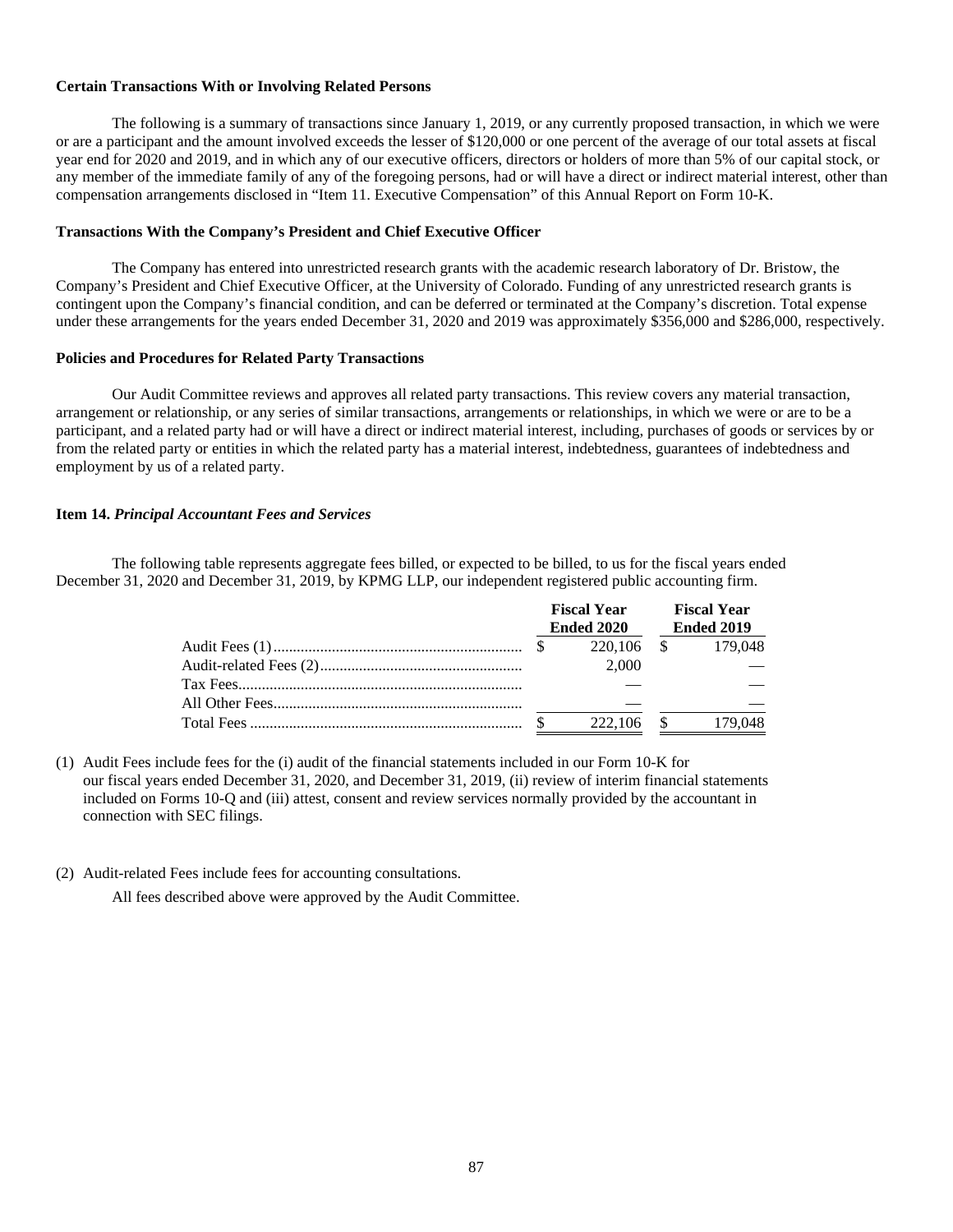**Certain Transactions With or Involving Related Persons**

The following is a summary of transactions since January 1, 2019, or any currently proposed transaction, in which we were or are a participant and the amount involved exceeds the lesser of $120,000 or one percent of the average of our total assets at fiscal year end for 2020 and 2019, and in which any of our executive officers, directors or holders of more than 5% of our capital stock, or any member of the immediate family of any of the foregoing persons, had or will have a direct or indirect material interest, other than compensation arrangements disclosed in "Item 11. Executive Compensation" of this Annual Report on Form 10-K.

**Transactions With the Company's President and Chief Executive Officer**

The Company has entered into unrestricted research grants with the academic research laboratory of Dr. Bristow, the Company's President and Chief Executive Officer, at the University of Colorado. Funding of any unrestricted research grants is contingent upon the Company's financial condition, and can be deferred or terminated at the Company's discretion. Total expense under these arrangements for the years ended December 31, 2020 and 2019 was approximately $356,000 and $286,000, respectively.

**Policies and Procedures for Related Party Transactions**

Our Audit Committee reviews and approves all related party transactions. This review covers any material transaction, arrangement or relationship, or any series of similar transactions, arrangements or relationships, in which we were or are to be a participant, and a related party had or will have a direct or indirect material interest, including, purchases of goods or services by or from the related party or entities in which the related party has a material interest, indebtedness, guarantees of indebtedness and employment by us of a related party.

**Item 14.** ***Principal Accountant Fees and Services***

The following table represents aggregate fees billed, or expected to be billed, to us for the fiscal years ended December 31, 2020 and December 31, 2019, by KPMG LLP, our independent registered public accounting firm.

| | Fiscal Year Ended 2020 | Fiscal Year Ended 2019 |
|---|---|---|
| Audit Fees (1) | $ 220,106 | $ 179,048 |
| Audit-related Fees (2) | 2,000 | — |
| Tax Fees | — | — |
| All Other Fees | — | — |
| Total Fees | $ 222,106 | $ 179,048 |

(1) Audit Fees include fees for the (i) audit of the financial statements included in our Form 10-K for our fiscal years ended December 31, 2020, and December 31, 2019, (ii) review of interim financial statements included on Forms 10-Q and (iii) attest, consent and review services normally provided by the accountant in connection with SEC filings.

(2) Audit-related Fees include fees for accounting consultations.

All fees described above were approved by the Audit Committee.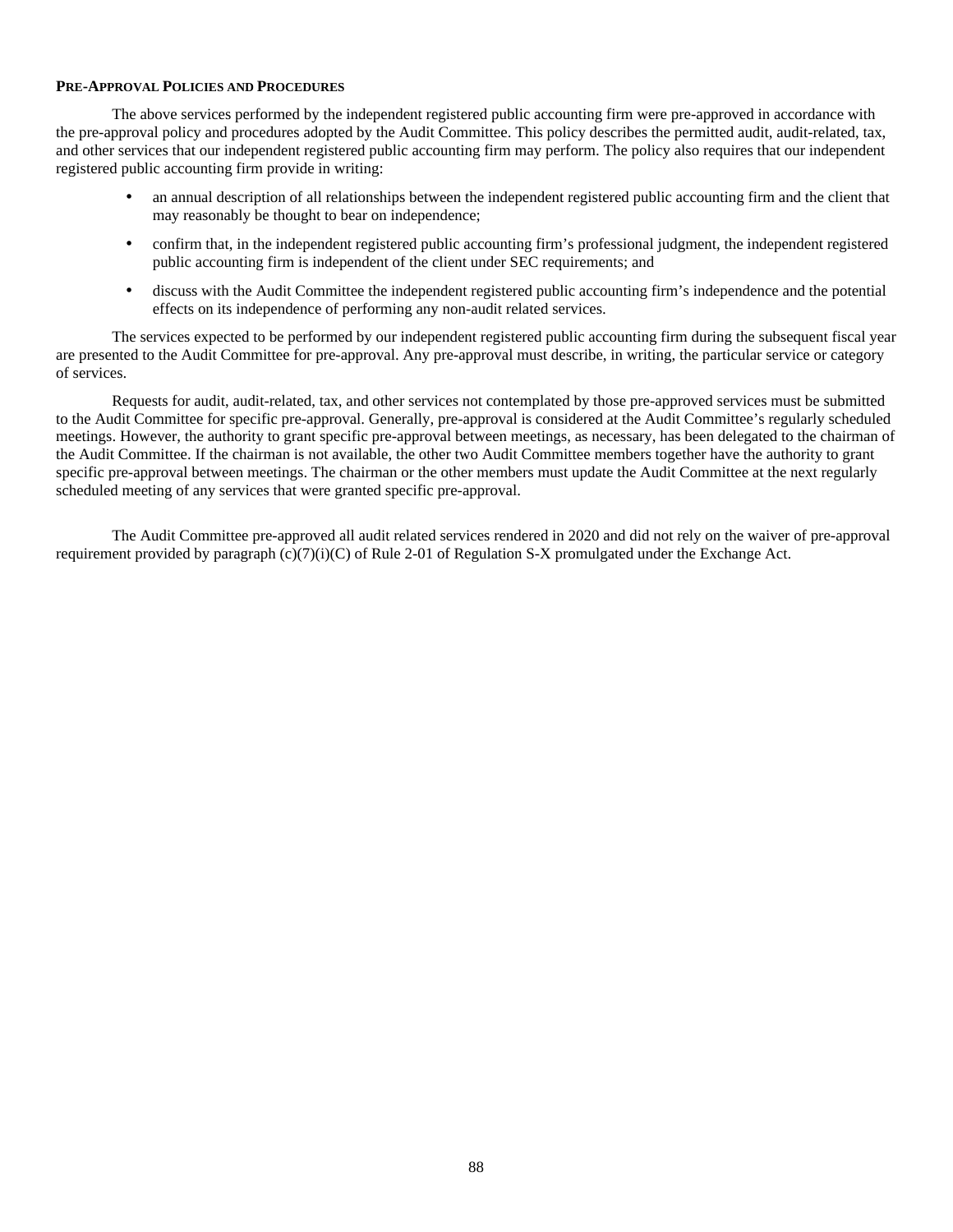**PRE-APPROVAL POLICIES AND PROCEDURES**

The above services performed by the independent registered public accounting firm were pre-approved in accordance with the pre-approval policy and procedures adopted by the Audit Committee. This policy describes the permitted audit, audit-related, tax, and other services that our independent registered public accounting firm may perform. The policy also requires that our independent registered public accounting firm provide in writing:

- an annual description of all relationships between the independent registered public accounting firm and the client that may reasonably be thought to bear on independence;
- confirm that, in the independent registered public accounting firm's professional judgment, the independent registered public accounting firm is independent of the client under SEC requirements; and
- discuss with the Audit Committee the independent registered public accounting firm's independence and the potential effects on its independence of performing any non-audit related services.

The services expected to be performed by our independent registered public accounting firm during the subsequent fiscal year are presented to the Audit Committee for pre-approval. Any pre-approval must describe, in writing, the particular service or category of services.

Requests for audit, audit-related, tax, and other services not contemplated by those pre-approved services must be submitted to the Audit Committee for specific pre-approval. Generally, pre-approval is considered at the Audit Committee's regularly scheduled meetings. However, the authority to grant specific pre-approval between meetings, as necessary, has been delegated to the chairman of the Audit Committee. If the chairman is not available, the other two Audit Committee members together have the authority to grant specific pre-approval between meetings. The chairman or the other members must update the Audit Committee at the next regularly scheduled meeting of any services that were granted specific pre-approval.

The Audit Committee pre-approved all audit related services rendered in 2020 and did not rely on the waiver of pre-approval requirement provided by paragraph (c)(7)(i)(C) of Rule 2-01 of Regulation S-X promulgated under the Exchange Act.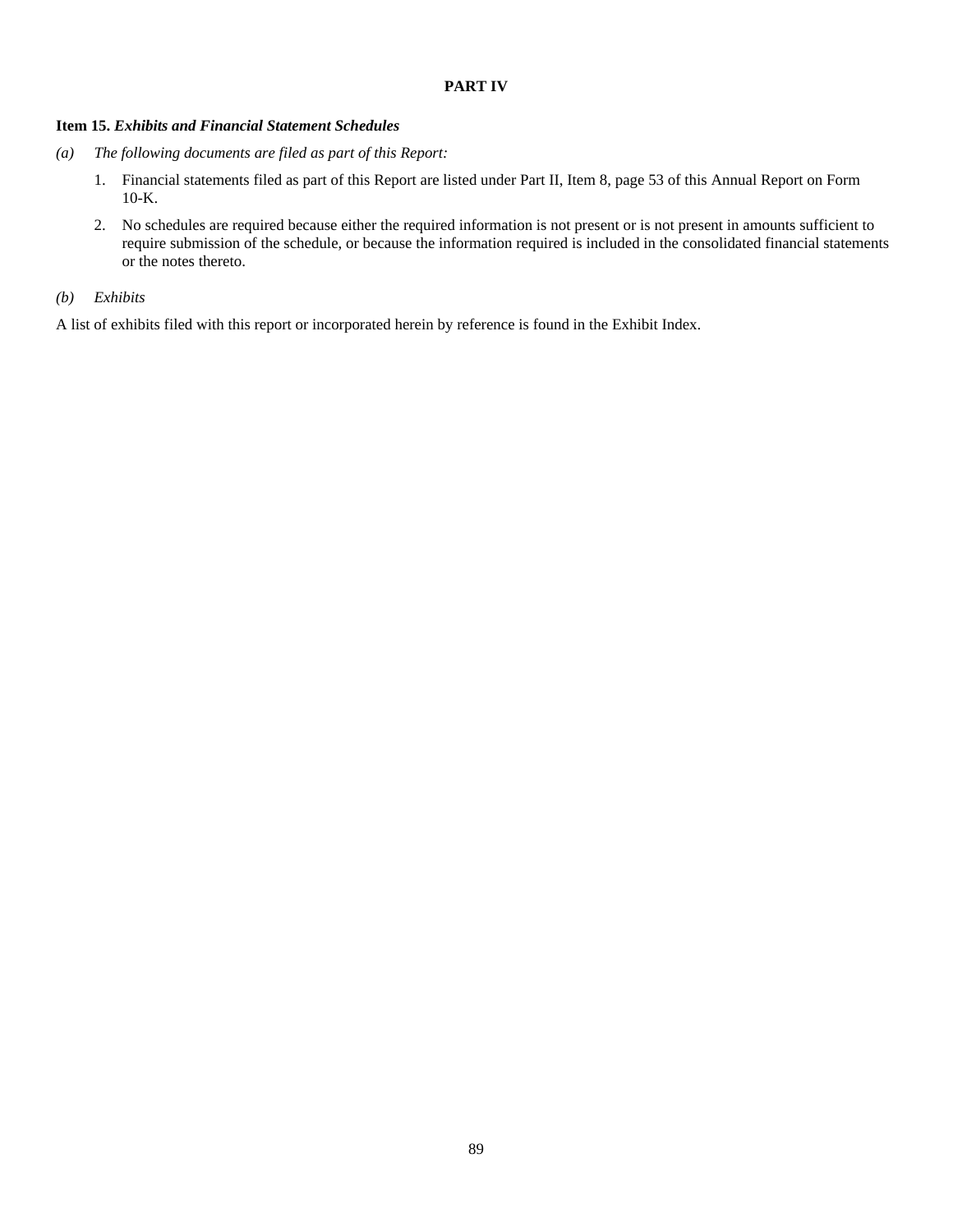## PART IV

**Item 15.** ***Exhibits and Financial Statement Schedules***

*(a) The following documents are filed as part of this Report:*

1. Financial statements filed as part of this Report are listed under Part II, Item 8, page 53 of this Annual Report on Form 10-K.
2. No schedules are required because either the required information is not present or is not present in amounts sufficient to require submission of the schedule, or because the information required is included in the consolidated financial statements or the notes thereto.

*(b) Exhibits*

A list of exhibits filed with this report or incorporated herein by reference is found in the Exhibit Index.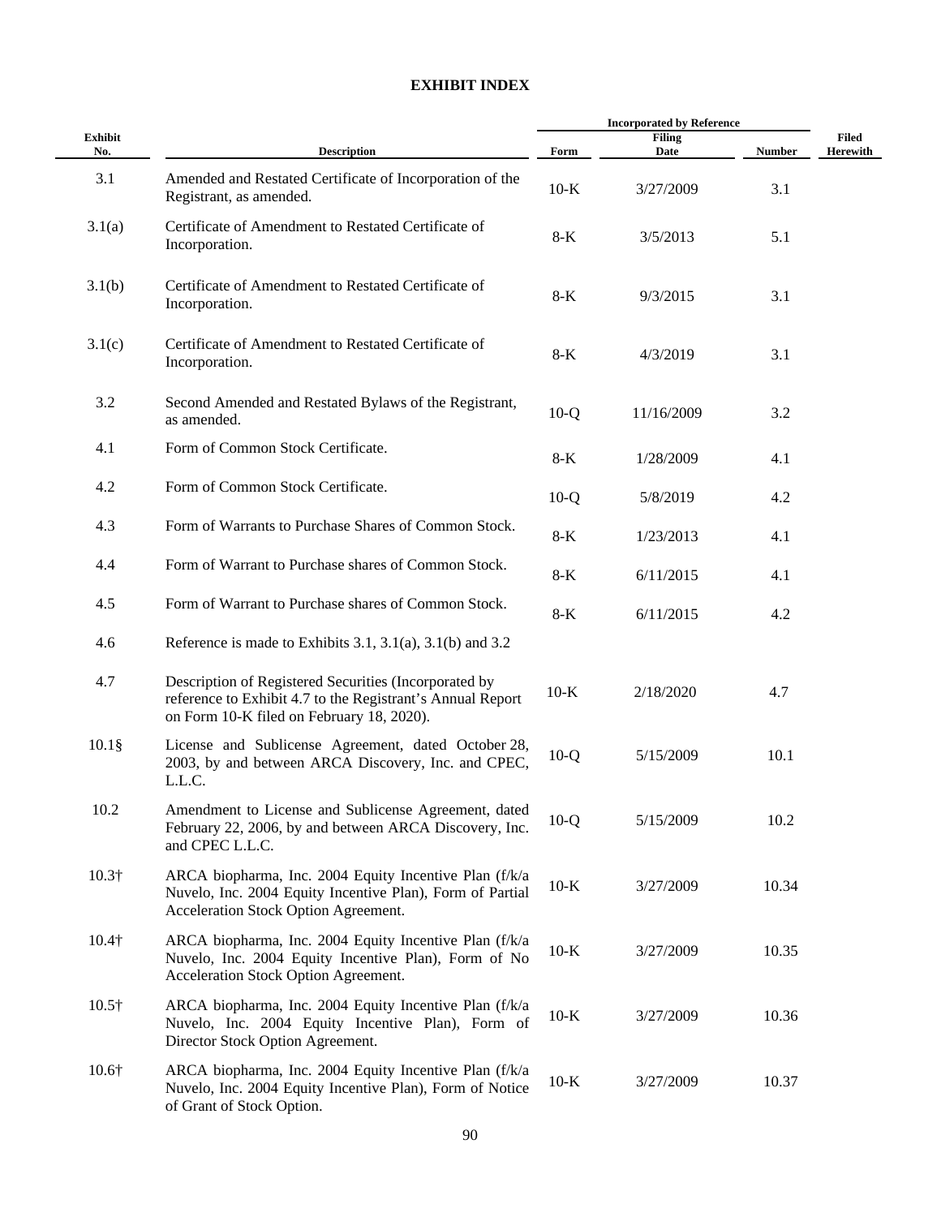## EXHIBIT INDEX

| Exhibit No. | Description | Incorporated by Reference | | | Filed Herewith |
|---|---|---|---|---|---|
| | | Form | Filing Date | Number | |
| 3.1 | Amended and Restated Certificate of Incorporation of the Registrant, as amended. | 10-K | 3/27/2009 | 3.1 | |
| 3.1(a) | Certificate of Amendment to Restated Certificate of Incorporation. | 8-K | 3/5/2013 | 5.1 | |
| 3.1(b) | Certificate of Amendment to Restated Certificate of Incorporation. | 8-K | 9/3/2015 | 3.1 | |
| 3.1(c) | Certificate of Amendment to Restated Certificate of Incorporation. | 8-K | 4/3/2019 | 3.1 | |
| 3.2 | Second Amended and Restated Bylaws of the Registrant, as amended. | 10-Q | 11/16/2009 | 3.2 | |
| 4.1 | Form of Common Stock Certificate. | 8-K | 1/28/2009 | 4.1 | |
| 4.2 | Form of Common Stock Certificate. | 10-Q | 5/8/2019 | 4.2 | |
| 4.3 | Form of Warrants to Purchase Shares of Common Stock. | 8-K | 1/23/2013 | 4.1 | |
| 4.4 | Form of Warrant to Purchase shares of Common Stock. | 8-K | 6/11/2015 | 4.1 | |
| 4.5 | Form of Warrant to Purchase shares of Common Stock. | 8-K | 6/11/2015 | 4.2 | |
| 4.6 | Reference is made to Exhibits 3.1, 3.1(a), 3.1(b) and 3.2 | | | | |
| 4.7 | Description of Registered Securities (Incorporated by reference to Exhibit 4.7 to the Registrant's Annual Report on Form 10-K filed on February 18, 2020). | 10-K | 2/18/2020 | 4.7 | |
| 10.1§ | License and Sublicense Agreement, dated October 28, 2003, by and between ARCA Discovery, Inc. and CPEC, L.L.C. | 10-Q | 5/15/2009 | 10.1 | |
| 10.2 | Amendment to License and Sublicense Agreement, dated February 22, 2006, by and between ARCA Discovery, Inc. and CPEC L.L.C. | 10-Q | 5/15/2009 | 10.2 | |
| 10.3† | ARCA biopharma, Inc. 2004 Equity Incentive Plan (f/k/a Nuvelo, Inc. 2004 Equity Incentive Plan), Form of Partial Acceleration Stock Option Agreement. | 10-K | 3/27/2009 | 10.34 | |
| 10.4† | ARCA biopharma, Inc. 2004 Equity Incentive Plan (f/k/a Nuvelo, Inc. 2004 Equity Incentive Plan), Form of No Acceleration Stock Option Agreement. | 10-K | 3/27/2009 | 10.35 | |
| 10.5† | ARCA biopharma, Inc. 2004 Equity Incentive Plan (f/k/a Nuvelo, Inc. 2004 Equity Incentive Plan), Form of Director Stock Option Agreement. | 10-K | 3/27/2009 | 10.36 | |
| 10.6† | ARCA biopharma, Inc. 2004 Equity Incentive Plan (f/k/a Nuvelo, Inc. 2004 Equity Incentive Plan), Form of Notice of Grant of Stock Option. | 10-K | 3/27/2009 | 10.37 | |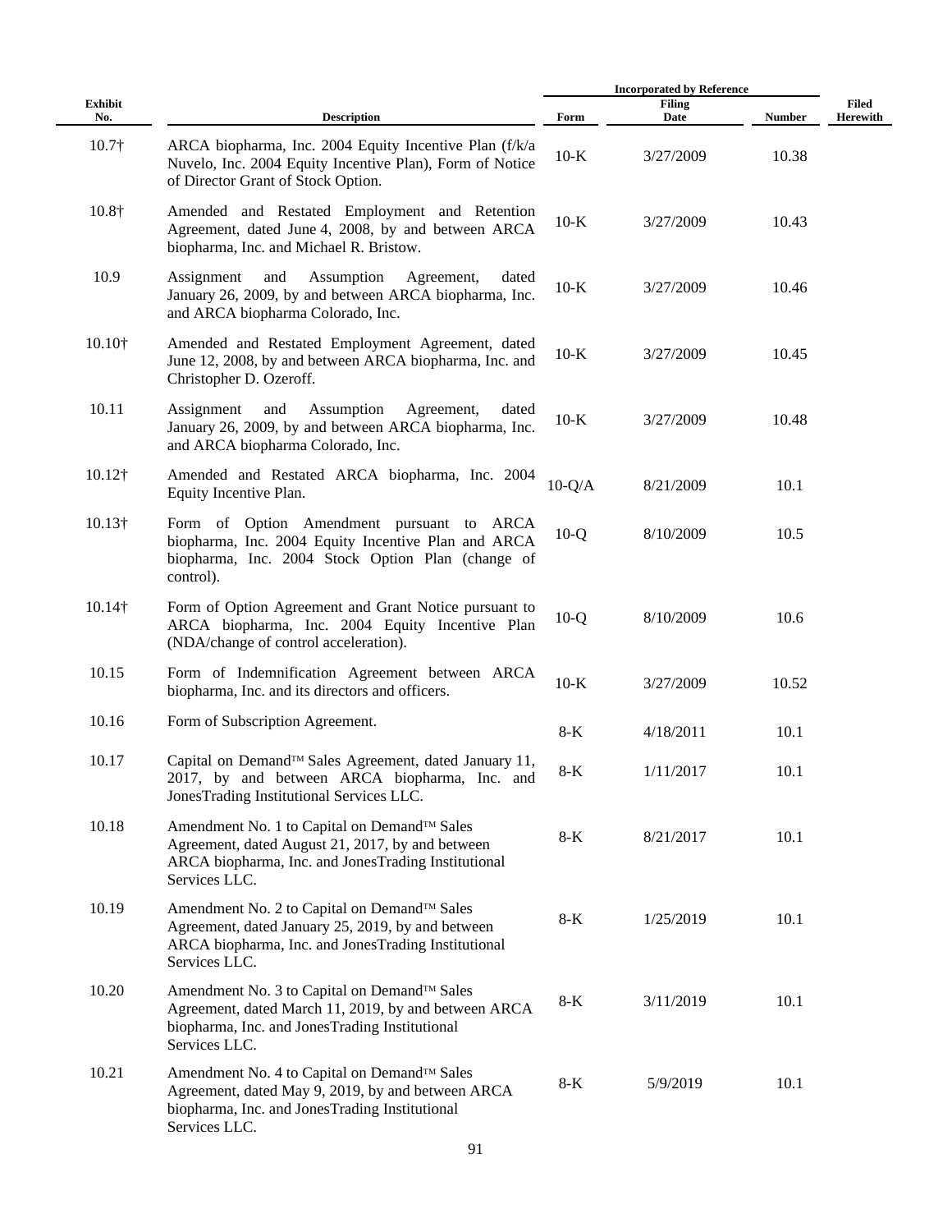| Exhibit No. | Description | Incorporated by Reference | | | Filed Herewith |
|---|---|---|---|---|---|
| | | Form | Filing Date | Number | |
| 10.7† | ARCA biopharma, Inc. 2004 Equity Incentive Plan (f/k/a Nuvelo, Inc. 2004 Equity Incentive Plan), Form of Notice of Director Grant of Stock Option. | 10-K | 3/27/2009 | 10.38 | |
| 10.8† | Amended and Restated Employment and Retention Agreement, dated June 4, 2008, by and between ARCA biopharma, Inc. and Michael R. Bristow. | 10-K | 3/27/2009 | 10.43 | |
| 10.9 | Assignment and Assumption Agreement, dated January 26, 2009, by and between ARCA biopharma, Inc. and ARCA biopharma Colorado, Inc. | 10-K | 3/27/2009 | 10.46 | |
| 10.10† | Amended and Restated Employment Agreement, dated June 12, 2008, by and between ARCA biopharma, Inc. and Christopher D. Ozeroff. | 10-K | 3/27/2009 | 10.45 | |
| 10.11 | Assignment and Assumption Agreement, dated January 26, 2009, by and between ARCA biopharma, Inc. and ARCA biopharma Colorado, Inc. | 10-K | 3/27/2009 | 10.48 | |
| 10.12† | Amended and Restated ARCA biopharma, Inc. 2004 Equity Incentive Plan. | 10-Q/A | 8/21/2009 | 10.1 | |
| 10.13† | Form of Option Amendment pursuant to ARCA biopharma, Inc. 2004 Equity Incentive Plan and ARCA biopharma, Inc. 2004 Stock Option Plan (change of control). | 10-Q | 8/10/2009 | 10.5 | |
| 10.14† | Form of Option Agreement and Grant Notice pursuant to ARCA biopharma, Inc. 2004 Equity Incentive Plan (NDA/change of control acceleration). | 10-Q | 8/10/2009 | 10.6 | |
| 10.15 | Form of Indemnification Agreement between ARCA biopharma, Inc. and its directors and officers. | 10-K | 3/27/2009 | 10.52 | |
| 10.16 | Form of Subscription Agreement. | 8-K | 4/18/2011 | 10.1 | |
| 10.17 | Capital on Demand™ Sales Agreement, dated January 11, 2017, by and between ARCA biopharma, Inc. and JonesTrading Institutional Services LLC. | 8-K | 1/11/2017 | 10.1 | |
| 10.18 | Amendment No. 1 to Capital on Demand™ Sales Agreement, dated August 21, 2017, by and between ARCA biopharma, Inc. and JonesTrading Institutional Services LLC. | 8-K | 8/21/2017 | 10.1 | |
| 10.19 | Amendment No. 2 to Capital on Demand™ Sales Agreement, dated January 25, 2019, by and between ARCA biopharma, Inc. and JonesTrading Institutional Services LLC. | 8-K | 1/25/2019 | 10.1 | |
| 10.20 | Amendment No. 3 to Capital on Demand™ Sales Agreement, dated March 11, 2019, by and between ARCA biopharma, Inc. and JonesTrading Institutional Services LLC. | 8-K | 3/11/2019 | 10.1 | |
| 10.21 | Amendment No. 4 to Capital on Demand™ Sales Agreement, dated May 9, 2019, by and between ARCA biopharma, Inc. and JonesTrading Institutional Services LLC. | 8-K | 5/9/2019 | 10.1 | |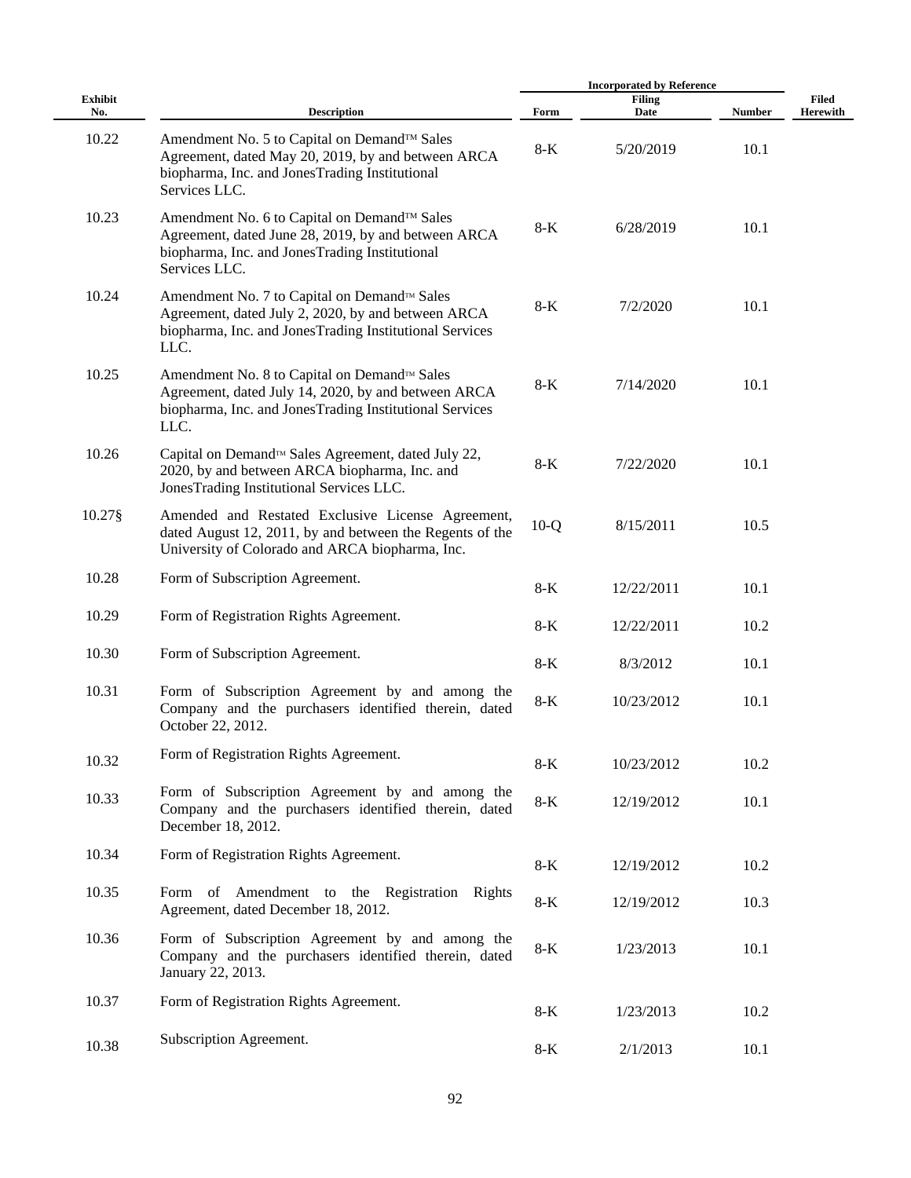| Exhibit No. | Description | Incorporated by Reference | | | Filed Herewith |
|---|---|---|---|---|---|
| | | Form | Filing Date | Number | |
| 10.22 | Amendment No. 5 to Capital on Demand™ Sales Agreement, dated May 20, 2019, by and between ARCA biopharma, Inc. and JonesTrading Institutional Services LLC. | 8-K | 5/20/2019 | 10.1 | |
| 10.23 | Amendment No. 6 to Capital on Demand™ Sales Agreement, dated June 28, 2019, by and between ARCA biopharma, Inc. and JonesTrading Institutional Services LLC. | 8-K | 6/28/2019 | 10.1 | |
| 10.24 | Amendment No. 7 to Capital on Demand™ Sales Agreement, dated July 2, 2020, by and between ARCA biopharma, Inc. and JonesTrading Institutional Services LLC. | 8-K | 7/2/2020 | 10.1 | |
| 10.25 | Amendment No. 8 to Capital on Demand™ Sales Agreement, dated July 14, 2020, by and between ARCA biopharma, Inc. and JonesTrading Institutional Services LLC. | 8-K | 7/14/2020 | 10.1 | |
| 10.26 | Capital on Demand™ Sales Agreement, dated July 22, 2020, by and between ARCA biopharma, Inc. and JonesTrading Institutional Services LLC. | 8-K | 7/22/2020 | 10.1 | |
| 10.27§ | Amended and Restated Exclusive License Agreement, dated August 12, 2011, by and between the Regents of the University of Colorado and ARCA biopharma, Inc. | 10-Q | 8/15/2011 | 10.5 | |
| 10.28 | Form of Subscription Agreement. | 8-K | 12/22/2011 | 10.1 | |
| 10.29 | Form of Registration Rights Agreement. | 8-K | 12/22/2011 | 10.2 | |
| 10.30 | Form of Subscription Agreement. | 8-K | 8/3/2012 | 10.1 | |
| 10.31 | Form of Subscription Agreement by and among the Company and the purchasers identified therein, dated October 22, 2012. | 8-K | 10/23/2012 | 10.1 | |
| 10.32 | Form of Registration Rights Agreement. | 8-K | 10/23/2012 | 10.2 | |
| 10.33 | Form of Subscription Agreement by and among the Company and the purchasers identified therein, dated December 18, 2012. | 8-K | 12/19/2012 | 10.1 | |
| 10.34 | Form of Registration Rights Agreement. | 8-K | 12/19/2012 | 10.2 | |
| 10.35 | Form of Amendment to the Registration Rights Agreement, dated December 18, 2012. | 8-K | 12/19/2012 | 10.3 | |
| 10.36 | Form of Subscription Agreement by and among the Company and the purchasers identified therein, dated January 22, 2013. | 8-K | 1/23/2013 | 10.1 | |
| 10.37 | Form of Registration Rights Agreement. | 8-K | 1/23/2013 | 10.2 | |
| 10.38 | Subscription Agreement. | 8-K | 2/1/2013 | 10.1 | |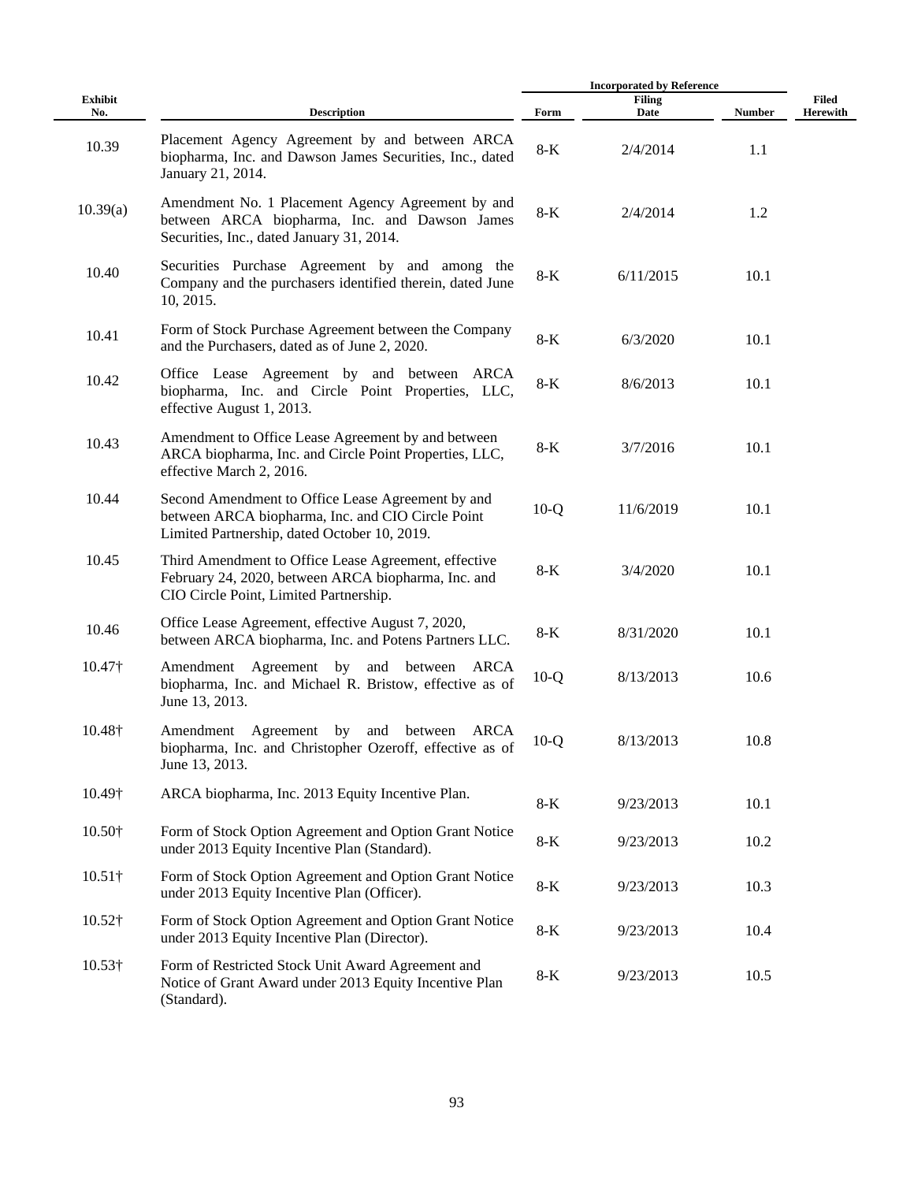| Exhibit No. | Description | Incorporated by Reference | | | Filed Herewith |
|---|---|---|---|---|---|
| | | Form | Filing Date | Number | |
| 10.39 | Placement Agency Agreement by and between ARCA biopharma, Inc. and Dawson James Securities, Inc., dated January 21, 2014. | 8-K | 2/4/2014 | 1.1 | |
| 10.39(a) | Amendment No. 1 Placement Agency Agreement by and between ARCA biopharma, Inc. and Dawson James Securities, Inc., dated January 31, 2014. | 8-K | 2/4/2014 | 1.2 | |
| 10.40 | Securities Purchase Agreement by and among the Company and the purchasers identified therein, dated June 10, 2015. | 8-K | 6/11/2015 | 10.1 | |
| 10.41 | Form of Stock Purchase Agreement between the Company and the Purchasers, dated as of June 2, 2020. | 8-K | 6/3/2020 | 10.1 | |
| 10.42 | Office Lease Agreement by and between ARCA biopharma, Inc. and Circle Point Properties, LLC, effective August 1, 2013. | 8-K | 8/6/2013 | 10.1 | |
| 10.43 | Amendment to Office Lease Agreement by and between ARCA biopharma, Inc. and Circle Point Properties, LLC, effective March 2, 2016. | 8-K | 3/7/2016 | 10.1 | |
| 10.44 | Second Amendment to Office Lease Agreement by and between ARCA biopharma, Inc. and CIO Circle Point Limited Partnership, dated October 10, 2019. | 10-Q | 11/6/2019 | 10.1 | |
| 10.45 | Third Amendment to Office Lease Agreement, effective February 24, 2020, between ARCA biopharma, Inc. and CIO Circle Point, Limited Partnership. | 8-K | 3/4/2020 | 10.1 | |
| 10.46 | Office Lease Agreement, effective August 7, 2020, between ARCA biopharma, Inc. and Potens Partners LLC. | 8-K | 8/31/2020 | 10.1 | |
| 10.47† | Amendment Agreement by and between ARCA biopharma, Inc. and Michael R. Bristow, effective as of June 13, 2013. | 10-Q | 8/13/2013 | 10.6 | |
| 10.48† | Amendment Agreement by and between ARCA biopharma, Inc. and Christopher Ozeroff, effective as of June 13, 2013. | 10-Q | 8/13/2013 | 10.8 | |
| 10.49† | ARCA biopharma, Inc. 2013 Equity Incentive Plan. | 8-K | 9/23/2013 | 10.1 | |
| 10.50† | Form of Stock Option Agreement and Option Grant Notice under 2013 Equity Incentive Plan (Standard). | 8-K | 9/23/2013 | 10.2 | |
| 10.51† | Form of Stock Option Agreement and Option Grant Notice under 2013 Equity Incentive Plan (Officer). | 8-K | 9/23/2013 | 10.3 | |
| 10.52† | Form of Stock Option Agreement and Option Grant Notice under 2013 Equity Incentive Plan (Director). | 8-K | 9/23/2013 | 10.4 | |
| 10.53† | Form of Restricted Stock Unit Award Agreement and Notice of Grant Award under 2013 Equity Incentive Plan (Standard). | 8-K | 9/23/2013 | 10.5 | |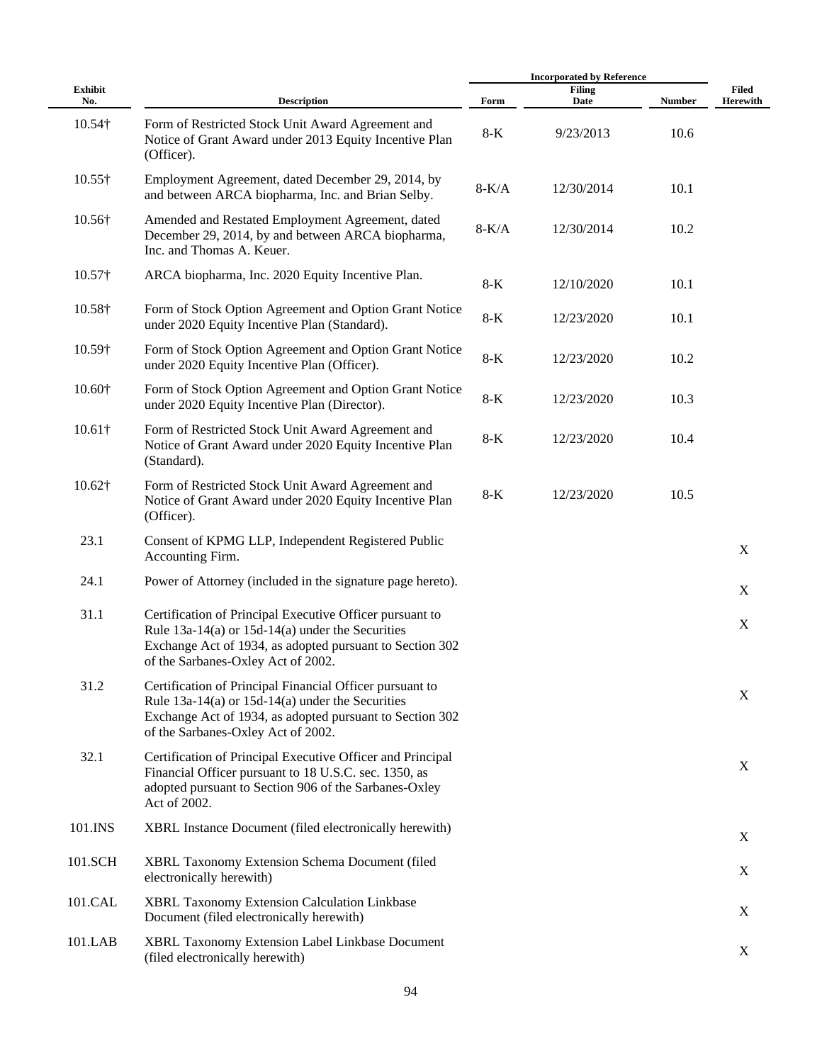| Exhibit No. | Description | Incorporated by Reference | | | Filed Herewith |
|---|---|---|---|---|---|
| | | Form | Filing Date | Number | |
| 10.54† | Form of Restricted Stock Unit Award Agreement and Notice of Grant Award under 2013 Equity Incentive Plan (Officer). | 8-K | 9/23/2013 | 10.6 | |
| 10.55† | Employment Agreement, dated December 29, 2014, by and between ARCA biopharma, Inc. and Brian Selby. | 8-K/A | 12/30/2014 | 10.1 | |
| 10.56† | Amended and Restated Employment Agreement, dated December 29, 2014, by and between ARCA biopharma, Inc. and Thomas A. Keuer. | 8-K/A | 12/30/2014 | 10.2 | |
| 10.57† | ARCA biopharma, Inc. 2020 Equity Incentive Plan. | 8-K | 12/10/2020 | 10.1 | |
| 10.58† | Form of Stock Option Agreement and Option Grant Notice under 2020 Equity Incentive Plan (Standard). | 8-K | 12/23/2020 | 10.1 | |
| 10.59† | Form of Stock Option Agreement and Option Grant Notice under 2020 Equity Incentive Plan (Officer). | 8-K | 12/23/2020 | 10.2 | |
| 10.60† | Form of Stock Option Agreement and Option Grant Notice under 2020 Equity Incentive Plan (Director). | 8-K | 12/23/2020 | 10.3 | |
| 10.61† | Form of Restricted Stock Unit Award Agreement and Notice of Grant Award under 2020 Equity Incentive Plan (Standard). | 8-K | 12/23/2020 | 10.4 | |
| 10.62† | Form of Restricted Stock Unit Award Agreement and Notice of Grant Award under 2020 Equity Incentive Plan (Officer). | 8-K | 12/23/2020 | 10.5 | |
| 23.1 | Consent of KPMG LLP, Independent Registered Public Accounting Firm. | | | | X |
| 24.1 | Power of Attorney (included in the signature page hereto). | | | | X |
| 31.1 | Certification of Principal Executive Officer pursuant to Rule 13a-14(a) or 15d-14(a) under the Securities Exchange Act of 1934, as adopted pursuant to Section 302 of the Sarbanes-Oxley Act of 2002. | | | | X |
| 31.2 | Certification of Principal Financial Officer pursuant to Rule 13a-14(a) or 15d-14(a) under the Securities Exchange Act of 1934, as adopted pursuant to Section 302 of the Sarbanes-Oxley Act of 2002. | | | | X |
| 32.1 | Certification of Principal Executive Officer and Principal Financial Officer pursuant to 18 U.S.C. sec. 1350, as adopted pursuant to Section 906 of the Sarbanes-Oxley Act of 2002. | | | | X |
| 101.INS | XBRL Instance Document (filed electronically herewith) | | | | X |
| 101.SCH | XBRL Taxonomy Extension Schema Document (filed electronically herewith) | | | | X |
| 101.CAL | XBRL Taxonomy Extension Calculation Linkbase Document (filed electronically herewith) | | | | X |
| 101.LAB | XBRL Taxonomy Extension Label Linkbase Document (filed electronically herewith) | | | | X |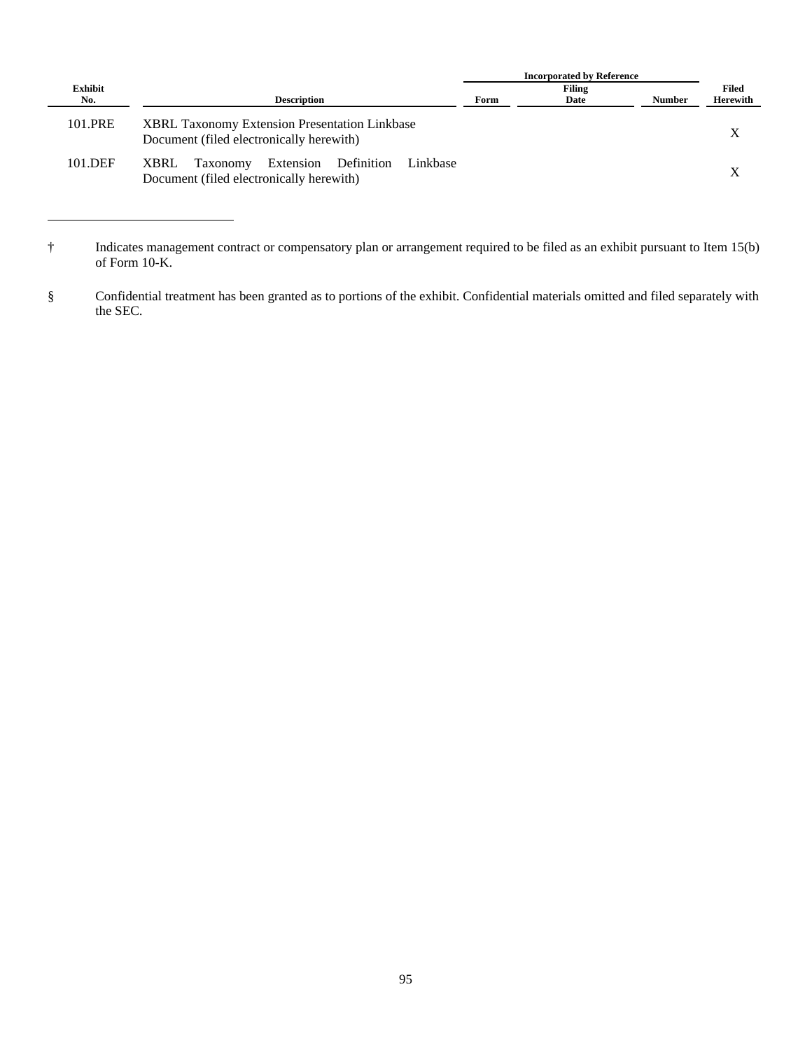| Exhibit No. | Description | Incorporated by Reference | | | Filed Herewith |
| --- | --- | --- | --- | --- | --- |
| | | Form | Filing Date | Number | |
| 101.PRE | XBRL Taxonomy Extension Presentation Linkbase Document (filed electronically herewith) | | | | X |
| 101.DEF | XBRL Taxonomy Extension Definition Linkbase Document (filed electronically herewith) | | | | X |

---

† Indicates management contract or compensatory plan or arrangement required to be filed as an exhibit pursuant to Item 15(b) of Form 10-K.

§ Confidential treatment has been granted as to portions of the exhibit. Confidential materials omitted and filed separately with the SEC.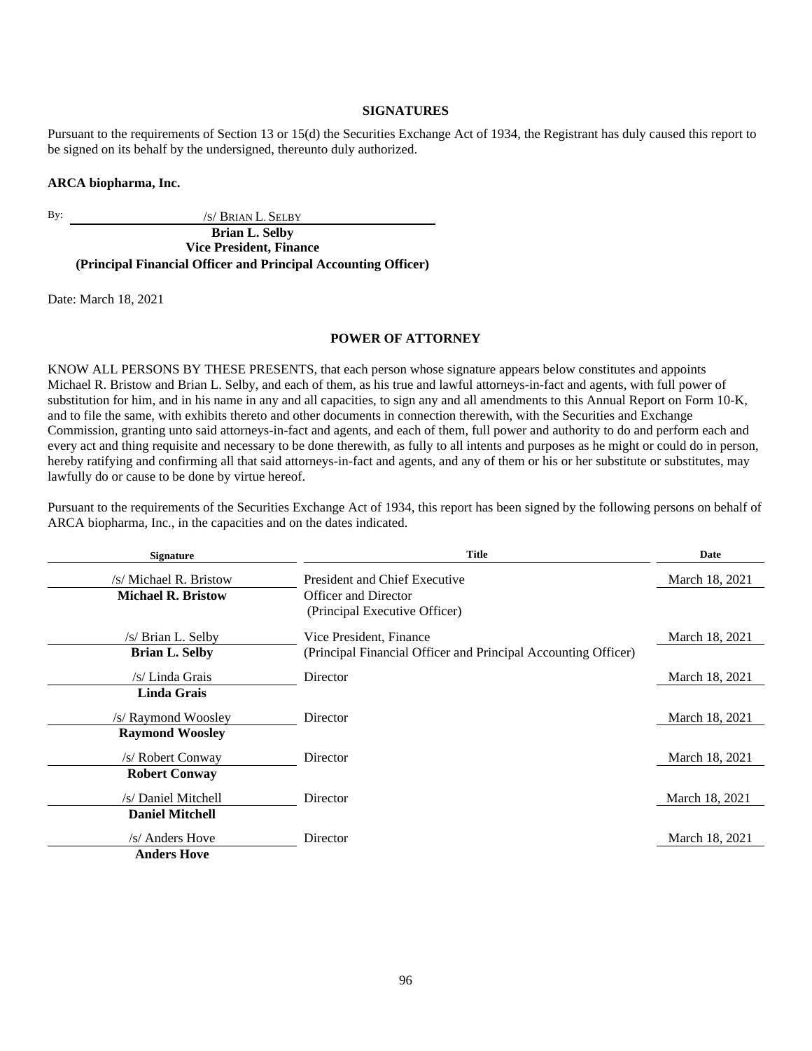## SIGNATURES

Pursuant to the requirements of Section 13 or 15(d) the Securities Exchange Act of 1934, the Registrant has duly caused this report to be signed on its behalf by the undersigned, thereunto duly authorized.

**ARCA biopharma, Inc.**

By: /s/ BRIAN L. SELBY
**Brian L. Selby**
**Vice President, Finance**
**(Principal Financial Officer and Principal Accounting Officer)**

Date: March 18, 2021

## POWER OF ATTORNEY

KNOW ALL PERSONS BY THESE PRESENTS, that each person whose signature appears below constitutes and appoints Michael R. Bristow and Brian L. Selby, and each of them, as his true and lawful attorneys-in-fact and agents, with full power of substitution for him, and in his name in any and all capacities, to sign any and all amendments to this Annual Report on Form 10-K, and to file the same, with exhibits thereto and other documents in connection therewith, with the Securities and Exchange Commission, granting unto said attorneys-in-fact and agents, and each of them, full power and authority to do and perform each and every act and thing requisite and necessary to be done therewith, as fully to all intents and purposes as he might or could do in person, hereby ratifying and confirming all that said attorneys-in-fact and agents, and any of them or his or her substitute or substitutes, may lawfully do or cause to be done by virtue hereof.

Pursuant to the requirements of the Securities Exchange Act of 1934, this report has been signed by the following persons on behalf of ARCA biopharma, Inc., in the capacities and on the dates indicated.

| Signature | Title | Date |
|---|---|---|
| /s/ Michael R. Bristow<br>**Michael R. Bristow** | President and Chief Executive Officer and Director<br>(Principal Executive Officer) | March 18, 2021 |
| /s/ Brian L. Selby<br>**Brian L. Selby** | Vice President, Finance<br>(Principal Financial Officer and Principal Accounting Officer) | March 18, 2021 |
| /s/ Linda Grais<br>**Linda Grais** | Director | March 18, 2021 |
| /s/ Raymond Woosley<br>**Raymond Woosley** | Director | March 18, 2021 |
| /s/ Robert Conway<br>**Robert Conway** | Director | March 18, 2021 |
| /s/ Daniel Mitchell<br>**Daniel Mitchell** | Director | March 18, 2021 |
| /s/ Anders Hove<br>**Anders Hove** | Director | March 18, 2021 |